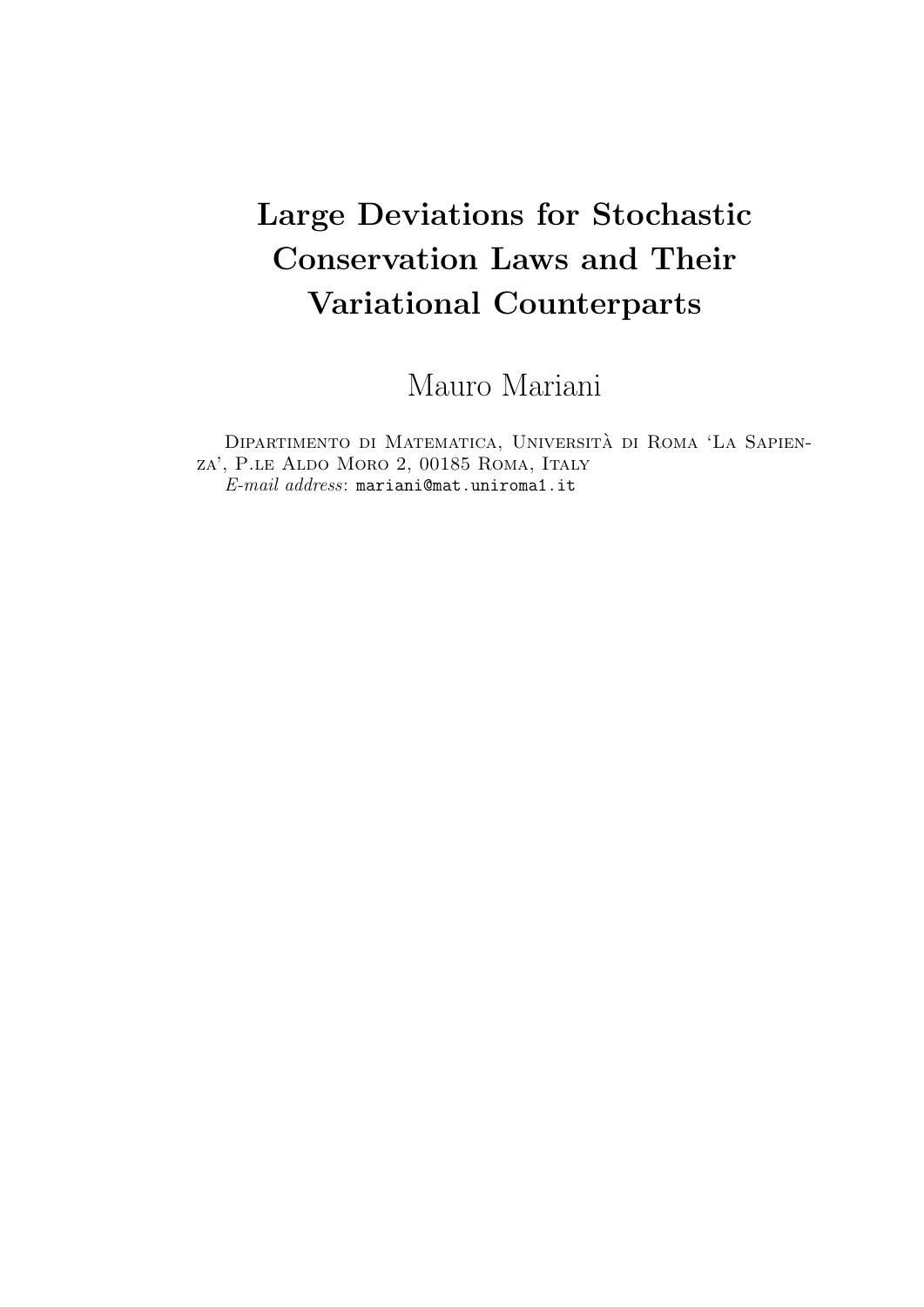# Large Deviations for Stochastic Conservation Laws and Their Variational Counterparts

Mauro Mariani

Dipartimento di Matematica, Università di Roma 'La Sapienza', P.le Aldo Moro 2, 00185 Roma, Italy

*E-mail address*: `mariani@mat.uniroma1.it`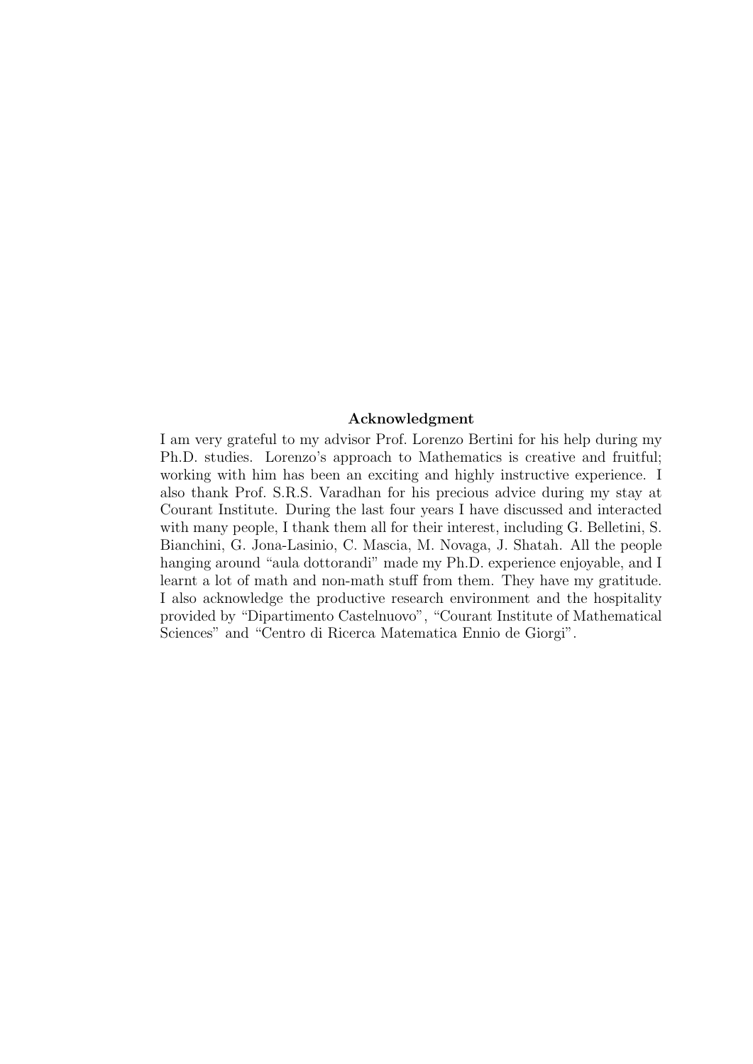**Acknowledgment**

I am very grateful to my advisor Prof. Lorenzo Bertini for his help during my Ph.D. studies. Lorenzo's approach to Mathematics is creative and fruitful; working with him has been an exciting and highly instructive experience. I also thank Prof. S.R.S. Varadhan for his precious advice during my stay at Courant Institute. During the last four years I have discussed and interacted with many people, I thank them all for their interest, including G. Belletini, S. Bianchini, G. Jona-Lasinio, C. Mascia, M. Novaga, J. Shatah. All the people hanging around "aula dottorandi" made my Ph.D. experience enjoyable, and I learnt a lot of math and non-math stuff from them. They have my gratitude. I also acknowledge the productive research environment and the hospitality provided by "Dipartimento Castelnuovo", "Courant Institute of Mathematical Sciences" and "Centro di Ricerca Matematica Ennio de Giorgi".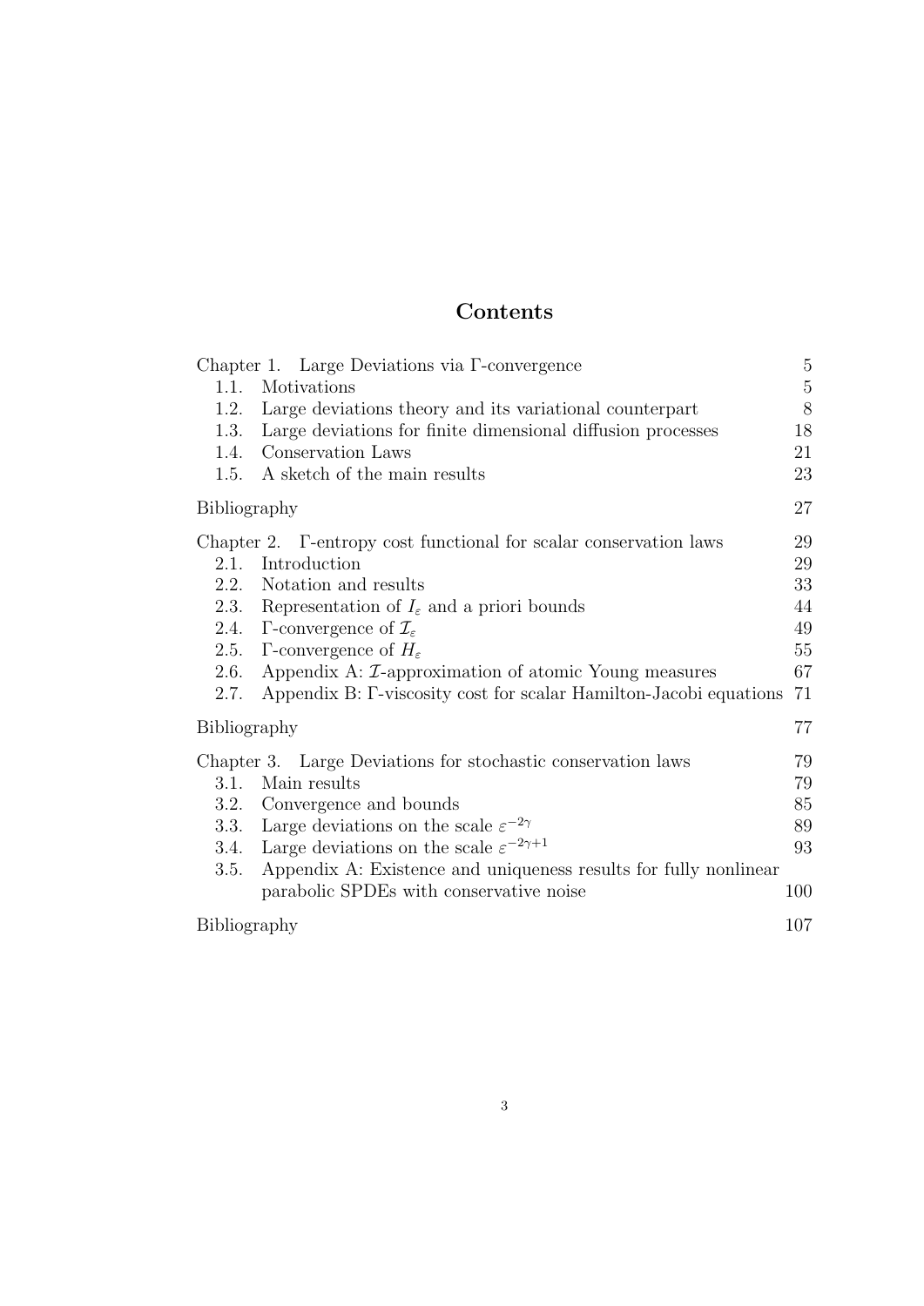# Contents

Chapter 1. Large Deviations via Γ-convergence 5
- 1.1. Motivations 5
- 1.2. Large deviations theory and its variational counterpart 8
- 1.3. Large deviations for finite dimensional diffusion processes 18
- 1.4. Conservation Laws 21
- 1.5. A sketch of the main results 23

Bibliography 27

Chapter 2. Γ-entropy cost functional for scalar conservation laws 29
- 2.1. Introduction 29
- 2.2. Notation and results 33
- 2.3. Representation of $I_\varepsilon$ and a priori bounds 44
- 2.4. Γ-convergence of $\mathcal{I}_\varepsilon$ 49
- 2.5. Γ-convergence of $H_\varepsilon$ 55
- 2.6. Appendix A: $\mathcal{I}$-approximation of atomic Young measures 67
- 2.7. Appendix B: Γ-viscosity cost for scalar Hamilton-Jacobi equations 71

Bibliography 77

Chapter 3. Large Deviations for stochastic conservation laws 79
- 3.1. Main results 79
- 3.2. Convergence and bounds 85
- 3.3. Large deviations on the scale $\varepsilon^{-2\gamma}$ 89
- 3.4. Large deviations on the scale $\varepsilon^{-2\gamma+1}$ 93
- 3.5. Appendix A: Existence and uniqueness results for fully nonlinear parabolic SPDEs with conservative noise 100

Bibliography 107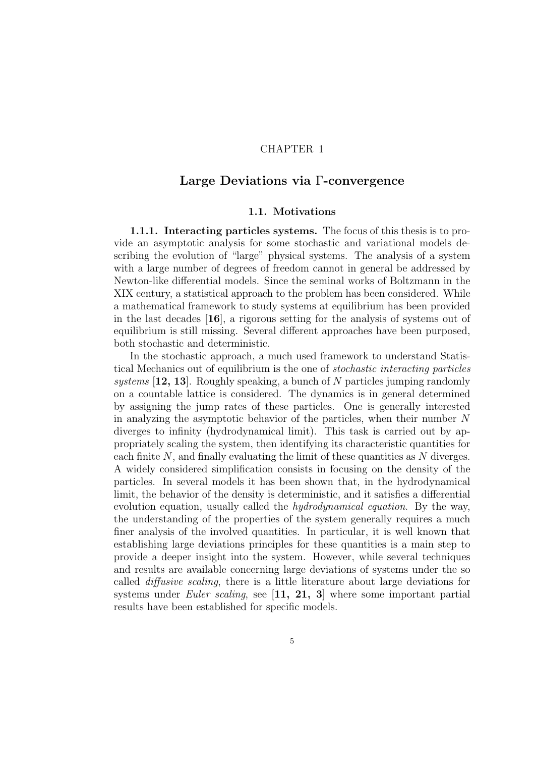# CHAPTER 1

# Large Deviations via $\Gamma$-convergence

## 1.1. Motivations

**1.1.1. Interacting particles systems.** The focus of this thesis is to provide an asymptotic analysis for some stochastic and variational models describing the evolution of "large" physical systems. The analysis of a system with a large number of degrees of freedom cannot in general be addressed by Newton-like differential models. Since the seminal works of Boltzmann in the XIX century, a statistical approach to the problem has been considered. While a mathematical framework to study systems at equilibrium has been provided in the last decades [**16**], a rigorous setting for the analysis of systems out of equilibrium is still missing. Several different approaches have been purposed, both stochastic and deterministic.

In the stochastic approach, a much used framework to understand Statistical Mechanics out of equilibrium is the one of *stochastic interacting particles systems* [**12, 13**]. Roughly speaking, a bunch of $N$ particles jumping randomly on a countable lattice is considered. The dynamics is in general determined by assigning the jump rates of these particles. One is generally interested in analyzing the asymptotic behavior of the particles, when their number $N$ diverges to infinity (hydrodynamical limit). This task is carried out by appropriately scaling the system, then identifying its characteristic quantities for each finite $N$, and finally evaluating the limit of these quantities as $N$ diverges. A widely considered simplification consists in focusing on the density of the particles. In several models it has been shown that, in the hydrodynamical limit, the behavior of the density is deterministic, and it satisfies a differential evolution equation, usually called the *hydrodynamical equation*. By the way, the understanding of the properties of the system generally requires a much finer analysis of the involved quantities. In particular, it is well known that establishing large deviations principles for these quantities is a main step to provide a deeper insight into the system. However, while several techniques and results are available concerning large deviations of systems under the so called *diffusive scaling*, there is a little literature about large deviations for systems under *Euler scaling*, see [**11, 21, 3**] where some important partial results have been established for specific models.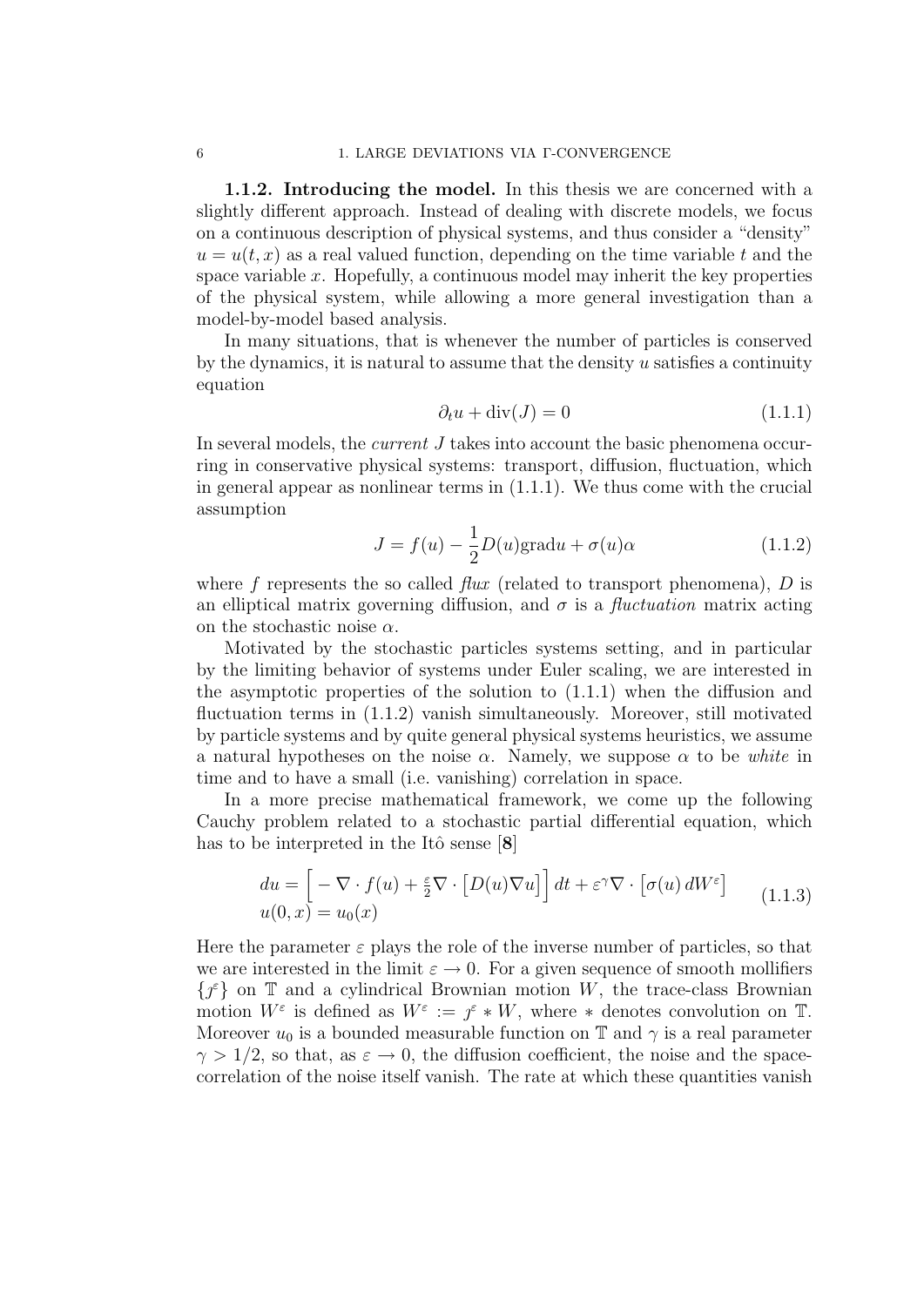**1.1.2. Introducing the model.** In this thesis we are concerned with a slightly different approach. Instead of dealing with discrete models, we focus on a continuous description of physical systems, and thus consider a "density" $u = u(t, x)$ as a real valued function, depending on the time variable $t$ and the space variable $x$. Hopefully, a continuous model may inherit the key properties of the physical system, while allowing a more general investigation than a model-by-model based analysis.

In many situations, that is whenever the number of particles is conserved by the dynamics, it is natural to assume that the density $u$ satisfies a continuity equation

$$\partial_t u + \operatorname{div}(J) = 0 \tag{1.1.1}$$

In several models, the *current* $J$ takes into account the basic phenomena occurring in conservative physical systems: transport, diffusion, fluctuation, which in general appear as nonlinear terms in (1.1.1). We thus come with the crucial assumption

$$J = f(u) - \frac{1}{2} D(u) \operatorname{grad} u + \sigma(u) \alpha \tag{1.1.2}$$

where $f$ represents the so called *flux* (related to transport phenomena), $D$ is an elliptical matrix governing diffusion, and $\sigma$ is a *fluctuation* matrix acting on the stochastic noise $\alpha$.

Motivated by the stochastic particles systems setting, and in particular by the limiting behavior of systems under Euler scaling, we are interested in the asymptotic properties of the solution to (1.1.1) when the diffusion and fluctuation terms in (1.1.2) vanish simultaneously. Moreover, still motivated by particle systems and by quite general physical systems heuristics, we assume a natural hypotheses on the noise $\alpha$. Namely, we suppose $\alpha$ to be *white* in time and to have a small (i.e. vanishing) correlation in space.

In a more precise mathematical framework, we come up the following Cauchy problem related to a stochastic partial differential equation, which has to be interpreted in the Itô sense [**8**]

$$\begin{aligned} du &= \Big[ -\nabla \cdot f(u) + \tfrac{\varepsilon}{2} \nabla \cdot \big[ D(u) \nabla u \big] \Big] \, dt + \varepsilon^{\gamma} \nabla \cdot \big[ \sigma(u) \, dW^{\varepsilon} \big] \\ u(0, x) &= u_0(x) \end{aligned} \tag{1.1.3}$$

Here the parameter $\varepsilon$ plays the role of the inverse number of particles, so that we are interested in the limit $\varepsilon \to 0$. For a given sequence of smooth mollifiers $\{\jmath^{\varepsilon}\}$ on $\mathbb{T}$ and a cylindrical Brownian motion $W$, the trace-class Brownian motion $W^{\varepsilon}$ is defined as $W^{\varepsilon} := \jmath^{\varepsilon} * W$, where $*$ denotes convolution on $\mathbb{T}$. Moreover $u_0$ is a bounded measurable function on $\mathbb{T}$ and $\gamma$ is a real parameter $\gamma > 1/2$, so that, as $\varepsilon \to 0$, the diffusion coefficient, the noise and the space-correlation of the noise itself vanish. The rate at which these quantities vanish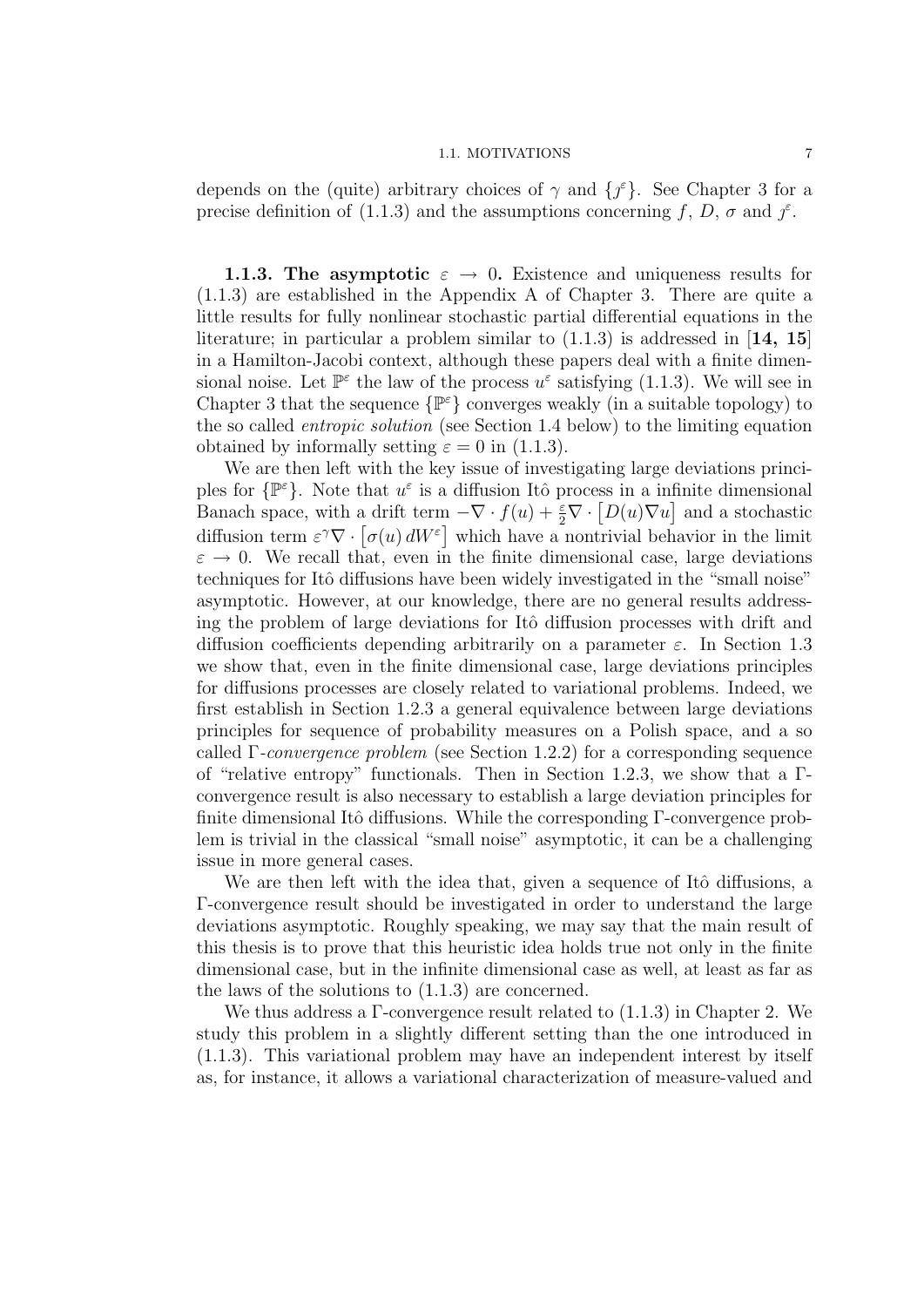depends on the (quite) arbitrary choices of $\gamma$ and $\{\jmath^\varepsilon\}$. See Chapter 3 for a precise definition of (1.1.3) and the assumptions concerning $f$, $D$, $\sigma$ and $\jmath^\varepsilon$.

**1.1.3. The asymptotic $\varepsilon \to 0$.** Existence and uniqueness results for (1.1.3) are established in the Appendix A of Chapter 3. There are quite a little results for fully nonlinear stochastic partial differential equations in the literature; in particular a problem similar to (1.1.3) is addressed in [**14, 15**] in a Hamilton-Jacobi context, although these papers deal with a finite dimensional noise. Let $\mathbb{P}^\varepsilon$ the law of the process $u^\varepsilon$ satisfying (1.1.3). We will see in Chapter 3 that the sequence $\{\mathbb{P}^\varepsilon\}$ converges weakly (in a suitable topology) to the so called *entropic solution* (see Section 1.4 below) to the limiting equation obtained by informally setting $\varepsilon = 0$ in (1.1.3).

We are then left with the key issue of investigating large deviations principles for $\{\mathbb{P}^\varepsilon\}$. Note that $u^\varepsilon$ is a diffusion Itô process in a infinite dimensional Banach space, with a drift term $-\nabla \cdot f(u) + \frac{\varepsilon}{2}\nabla \cdot \left[D(u)\nabla u\right]$ and a stochastic diffusion term $\varepsilon^\gamma \nabla \cdot \left[\sigma(u)\, dW^\varepsilon\right]$ which have a nontrivial behavior in the limit $\varepsilon \to 0$. We recall that, even in the finite dimensional case, large deviations techniques for Itô diffusions have been widely investigated in the "small noise" asymptotic. However, at our knowledge, there are no general results addressing the problem of large deviations for Itô diffusion processes with drift and diffusion coefficients depending arbitrarily on a parameter $\varepsilon$. In Section 1.3 we show that, even in the finite dimensional case, large deviations principles for diffusions processes are closely related to variational problems. Indeed, we first establish in Section 1.2.3 a general equivalence between large deviations principles for sequence of probability measures on a Polish space, and a so called $\Gamma$-*convergence problem* (see Section 1.2.2) for a corresponding sequence of "relative entropy" functionals. Then in Section 1.2.3, we show that a $\Gamma$-convergence result is also necessary to establish a large deviation principles for finite dimensional Itô diffusions. While the corresponding $\Gamma$-convergence problem is trivial in the classical "small noise" asymptotic, it can be a challenging issue in more general cases.

We are then left with the idea that, given a sequence of Itô diffusions, a $\Gamma$-convergence result should be investigated in order to understand the large deviations asymptotic. Roughly speaking, we may say that the main result of this thesis is to prove that this heuristic idea holds true not only in the finite dimensional case, but in the infinite dimensional case as well, at least as far as the laws of the solutions to (1.1.3) are concerned.

We thus address a $\Gamma$-convergence result related to (1.1.3) in Chapter 2. We study this problem in a slightly different setting than the one introduced in (1.1.3). This variational problem may have an independent interest by itself as, for instance, it allows a variational characterization of measure-valued and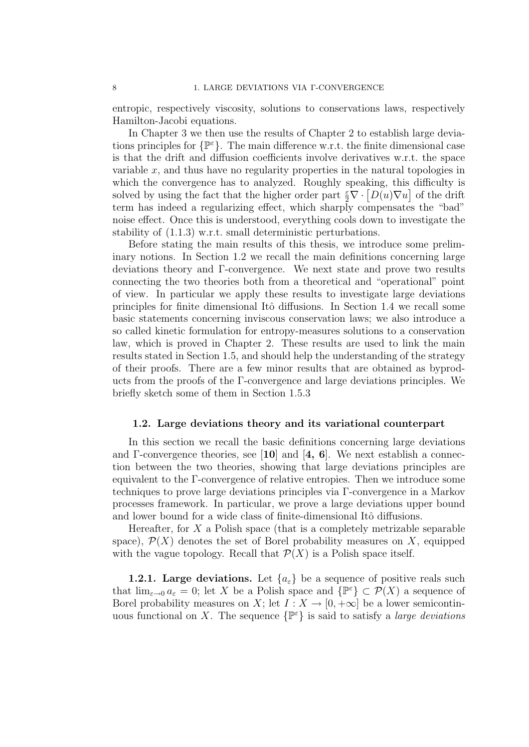entropic, respectively viscosity, solutions to conservations laws, respectively Hamilton-Jacobi equations.

In Chapter 3 we then use the results of Chapter 2 to establish large deviations principles for $\{\mathbb{P}^\varepsilon\}$. The main difference w.r.t. the finite dimensional case is that the drift and diffusion coefficients involve derivatives w.r.t. the space variable $x$, and thus have no regularity properties in the natural topologies in which the convergence has to analyzed. Roughly speaking, this difficulty is solved by using the fact that the higher order part $\frac{\varepsilon}{2}\nabla \cdot \big[D(u)\nabla u\big]$ of the drift term has indeed a regularizing effect, which sharply compensates the "bad" noise effect. Once this is understood, everything cools down to investigate the stability of (1.1.3) w.r.t. small deterministic perturbations.

Before stating the main results of this thesis, we introduce some preliminary notions. In Section 1.2 we recall the main definitions concerning large deviations theory and Γ-convergence. We next state and prove two results connecting the two theories both from a theoretical and "operational" point of view. In particular we apply these results to investigate large deviations principles for finite dimensional Itô diffusions. In Section 1.4 we recall some basic statements concerning inviscous conservation laws; we also introduce a so called kinetic formulation for entropy-measures solutions to a conservation law, which is proved in Chapter 2. These results are used to link the main results stated in Section 1.5, and should help the understanding of the strategy of their proofs. There are a few minor results that are obtained as byproducts from the proofs of the Γ-convergence and large deviations principles. We briefly sketch some of them in Section 1.5.3

## 1.2. Large deviations theory and its variational counterpart

In this section we recall the basic definitions concerning large deviations and Γ-convergence theories, see [**10**] and [**4, 6**]. We next establish a connection between the two theories, showing that large deviations principles are equivalent to the Γ-convergence of relative entropies. Then we introduce some techniques to prove large deviations principles via Γ-convergence in a Markov processes framework. In particular, we prove a large deviations upper bound and lower bound for a wide class of finite-dimensional Itô diffusions.

Hereafter, for $X$ a Polish space (that is a completely metrizable separable space), $\mathcal{P}(X)$ denotes the set of Borel probability measures on $X$, equipped with the vague topology. Recall that $\mathcal{P}(X)$ is a Polish space itself.

**1.2.1. Large deviations.** Let $\{a_\varepsilon\}$ be a sequence of positive reals such that $\lim_{\varepsilon\to 0} a_\varepsilon = 0$; let $X$ be a Polish space and $\{\mathbb{P}^\varepsilon\} \subset \mathcal{P}(X)$ a sequence of Borel probability measures on $X$; let $I : X \to [0, +\infty]$ be a lower semicontinuous functional on $X$. The sequence $\{\mathbb{P}^\varepsilon\}$ is said to satisfy a *large deviations*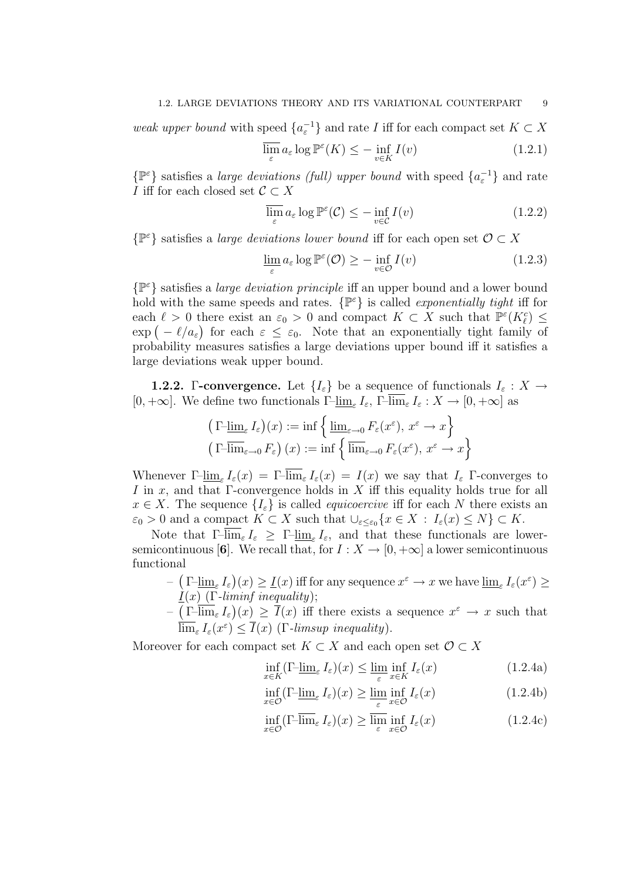*weak upper bound* with speed $\{a_\varepsilon^{-1}\}$ and rate $I$ iff for each compact set $K \subset X$

$$\overline{\lim_{\varepsilon}}\, a_\varepsilon \log \mathbb{P}^\varepsilon(K) \le -\inf_{v\in K} I(v) \tag{1.2.1}$$

$\{\mathbb{P}^\varepsilon\}$ satisfies a *large deviations (full) upper bound* with speed $\{a_\varepsilon^{-1}\}$ and rate $I$ iff for each closed set $\mathcal{C} \subset X$

$$\overline{\lim_{\varepsilon}}\, a_\varepsilon \log \mathbb{P}^\varepsilon(\mathcal{C}) \le -\inf_{v\in \mathcal{C}} I(v) \tag{1.2.2}$$

$\{\mathbb{P}^\varepsilon\}$ satisfies a *large deviations lower bound* iff for each open set $\mathcal{O} \subset X$

$$\underline{\lim_{\varepsilon}}\, a_\varepsilon \log \mathbb{P}^\varepsilon(\mathcal{O}) \ge -\inf_{v\in \mathcal{O}} I(v) \tag{1.2.3}$$

$\{\mathbb{P}^\varepsilon\}$ satisfies a *large deviation principle* iff an upper bound and a lower bound hold with the same speeds and rates. $\{\mathbb{P}^\varepsilon\}$ is called *exponentially tight* iff for each $\ell > 0$ there exist an $\varepsilon_0 > 0$ and compact $K \subset X$ such that $\mathbb{P}^\varepsilon(K_\ell^c) \le \exp\big(-\ell/a_\varepsilon\big)$ for each $\varepsilon \le \varepsilon_0$. Note that an exponentially tight family of probability measures satisfies a large deviations upper bound iff it satisfies a large deviations weak upper bound.

**1.2.2. Γ-convergence.** Let $\{I_\varepsilon\}$ be a sequence of functionals $I_\varepsilon : X \to [0,+\infty]$. We define two functionals $\Gamma\text{-}\underline{\lim}_\varepsilon I_\varepsilon$, $\Gamma\text{-}\overline{\lim}_\varepsilon I_\varepsilon : X \to [0,+\infty]$ as

$$\begin{aligned}
\big(\Gamma\text{-}\underline{\lim}_\varepsilon I_\varepsilon\big)(x) &:= \inf\Big\{\underline{\lim}_{\varepsilon\to 0} F_\varepsilon(x^\varepsilon),\ x^\varepsilon \to x\Big\}\\
\big(\Gamma\text{-}\overline{\lim}_{\varepsilon\to 0} F_\varepsilon\big)(x) &:= \inf\Big\{\overline{\lim}_{\varepsilon\to 0} F_\varepsilon(x^\varepsilon),\ x^\varepsilon \to x\Big\}
\end{aligned}$$

Whenever $\Gamma\text{-}\underline{\lim}_\varepsilon I_\varepsilon(x) = \Gamma\text{-}\overline{\lim}_\varepsilon I_\varepsilon(x) = I(x)$ we say that $I_\varepsilon$ Γ-converges to $I$ in $x$, and that Γ-convergence holds in $X$ iff this equality holds true for all $x \in X$. The sequence $\{I_\varepsilon\}$ is called *equicoercive* iff for each $N$ there exists an $\varepsilon_0 > 0$ and a compact $K \subset X$ such that $\cup_{\varepsilon\le\varepsilon_0}\{x \in X \,:\, I_\varepsilon(x) \le N\} \subset K$.

Note that $\Gamma\text{-}\overline{\lim}_\varepsilon I_\varepsilon \ge \Gamma\text{-}\underline{\lim}_\varepsilon I_\varepsilon$, and that these functionals are lower-semicontinuous [**6**]. We recall that, for $I : X \to [0,+\infty]$ a lower semicontinuous functional

- $\big(\Gamma\text{-}\underline{\lim}_\varepsilon I_\varepsilon\big)(x) \ge \underline{I}(x)$ iff for any sequence $x^\varepsilon \to x$ we have $\underline{\lim}_\varepsilon I_\varepsilon(x^\varepsilon) \ge \underline{I}(x)$ (*Γ-liminf inequality*);
- $\big(\Gamma\text{-}\overline{\lim}_\varepsilon I_\varepsilon\big)(x) \ge \overline{I}(x)$ iff there exists a sequence $x^\varepsilon \to x$ such that $\overline{\lim}_\varepsilon I_\varepsilon(x^\varepsilon) \le \overline{I}(x)$ (*Γ-limsup inequality*).

Moreover for each compact set $K \subset X$ and each open set $\mathcal{O} \subset X$

$$\inf_{x\in K}(\Gamma\text{-}\underline{\lim}_\varepsilon I_\varepsilon)(x) \le \underline{\lim_{\varepsilon}}\, \inf_{x\in K} I_\varepsilon(x) \tag{1.2.4a}$$

$$\inf_{x\in \mathcal{O}}(\Gamma\text{-}\underline{\lim}_\varepsilon I_\varepsilon)(x) \ge \underline{\lim_{\varepsilon}}\, \inf_{x\in \mathcal{O}} I_\varepsilon(x) \tag{1.2.4b}$$

$$\inf_{x\in \mathcal{O}}(\Gamma\text{-}\overline{\lim}_\varepsilon I_\varepsilon)(x) \ge \overline{\lim_{\varepsilon}}\, \inf_{x\in \mathcal{O}} I_\varepsilon(x) \tag{1.2.4c}$$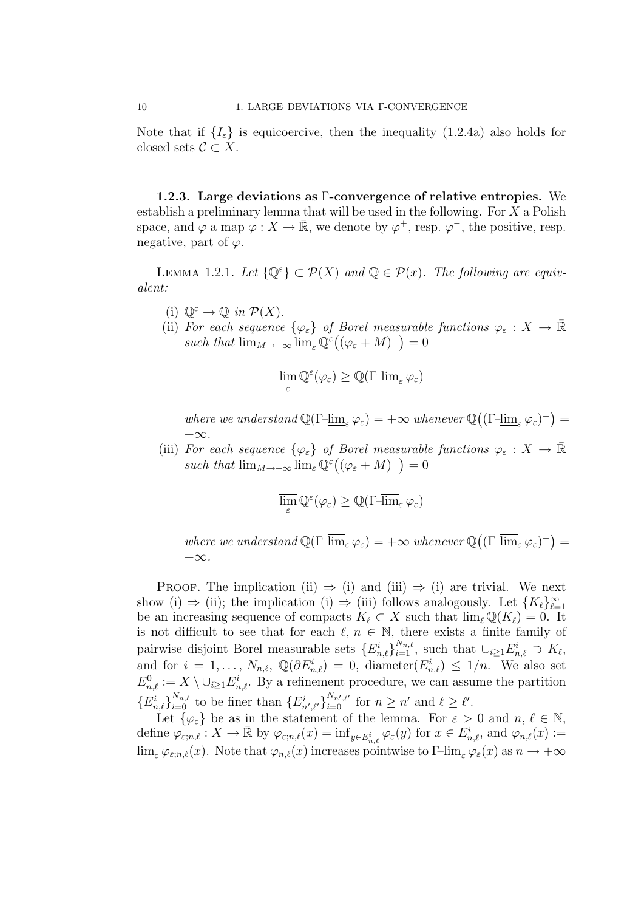Note that if $\{I_\varepsilon\}$ is equicoercive, then the inequality (1.2.4a) also holds for closed sets $\mathcal{C} \subset X$.

**1.2.3. Large deviations as Γ-convergence of relative entropies.** We establish a preliminary lemma that will be used in the following. For $X$ a Polish space, and $\varphi$ a map $\varphi : X \to \bar{\mathbb{R}}$, we denote by $\varphi^+$, resp. $\varphi^-$, the positive, resp. negative, part of $\varphi$.

LEMMA 1.2.1. *Let $\{\mathbb{Q}^\varepsilon\} \subset \mathcal{P}(X)$ and $\mathbb{Q} \in \mathcal{P}(x)$. The following are equivalent:*

(i) *$\mathbb{Q}^\varepsilon \to \mathbb{Q}$ in $\mathcal{P}(X)$.*

(ii) *For each sequence $\{\varphi_\varepsilon\}$ of Borel measurable functions $\varphi_\varepsilon : X \to \bar{\mathbb{R}}$ such that $\lim_{M \to +\infty} \underline{\lim}_\varepsilon \mathbb{Q}^\varepsilon\big((\varphi_\varepsilon + M)^-\big) = 0$*

$$\underline{\lim_{\varepsilon}}\, \mathbb{Q}^\varepsilon(\varphi_\varepsilon) \geq \mathbb{Q}(\Gamma\text{–}\underline{\lim}_\varepsilon\, \varphi_\varepsilon)$$

*where we understand $\mathbb{Q}(\Gamma\text{–}\underline{\lim}_\varepsilon\, \varphi_\varepsilon) = +\infty$ whenever $\mathbb{Q}\big((\Gamma\text{–}\underline{\lim}_\varepsilon\, \varphi_\varepsilon)^+\big) = +\infty$.*

(iii) *For each sequence $\{\varphi_\varepsilon\}$ of Borel measurable functions $\varphi_\varepsilon : X \to \bar{\mathbb{R}}$ such that $\lim_{M \to +\infty} \overline{\lim}_\varepsilon \mathbb{Q}^\varepsilon\big((\varphi_\varepsilon + M)^-\big) = 0$*

$$\overline{\lim_{\varepsilon}}\, \mathbb{Q}^\varepsilon(\varphi_\varepsilon) \geq \mathbb{Q}(\Gamma\text{–}\overline{\lim}_\varepsilon\, \varphi_\varepsilon)$$

*where we understand $\mathbb{Q}(\Gamma\text{–}\overline{\lim}_\varepsilon\, \varphi_\varepsilon) = +\infty$ whenever $\mathbb{Q}\big((\Gamma\text{–}\overline{\lim}_\varepsilon\, \varphi_\varepsilon)^+\big) = +\infty$.*

PROOF. The implication (ii) $\Rightarrow$ (i) and (iii) $\Rightarrow$ (i) are trivial. We next show (i) $\Rightarrow$ (ii); the implication (i) $\Rightarrow$ (iii) follows analogously. Let $\{K_\ell\}_{\ell=1}^\infty$ be an increasing sequence of compacts $K_\ell \subset X$ such that $\lim_\ell \mathbb{Q}(K_\ell) = 0$. It is not difficult to see that for each $\ell$, $n \in \mathbb{N}$, there exists a finite family of pairwise disjoint Borel measurable sets $\{E^i_{n,\ell}\}_{i=1}^{N_{n,\ell}}$, such that $\cup_{i \geq 1} E^i_{n,\ell} \supset K_\ell$, and for $i = 1, \ldots, N_{n,\ell}$, $\mathbb{Q}(\partial E^i_{n,\ell}) = 0$, diameter$(E^i_{n,\ell}) \leq 1/n$. We also set $E^0_{n,\ell} := X \setminus \cup_{i \geq 1} E^i_{n,\ell}$. By a refinement procedure, we can assume the partition $\{E^i_{n,\ell}\}_{i=0}^{N_{n,\ell}}$ to be finer than $\{E^i_{n',\ell'}\}_{i=0}^{N_{n',\ell'}}$ for $n \geq n'$ and $\ell \geq \ell'$.

Let $\{\varphi_\varepsilon\}$ be as in the statement of the lemma. For $\varepsilon > 0$ and $n, \ell \in \mathbb{N}$, define $\varphi_{\varepsilon;n,\ell} : X \to \bar{\mathbb{R}}$ by $\varphi_{\varepsilon;n,\ell}(x) = \inf_{y \in E^i_{n,\ell}} \varphi_\varepsilon(y)$ for $x \in E^i_{n,\ell}$, and $\varphi_{n,\ell}(x) := \underline{\lim}_\varepsilon\, \varphi_{\varepsilon;n,\ell}(x)$. Note that $\varphi_{n,\ell}(x)$ increases pointwise to $\Gamma\text{–}\underline{\lim}_\varepsilon\, \varphi_\varepsilon(x)$ as $n \to +\infty$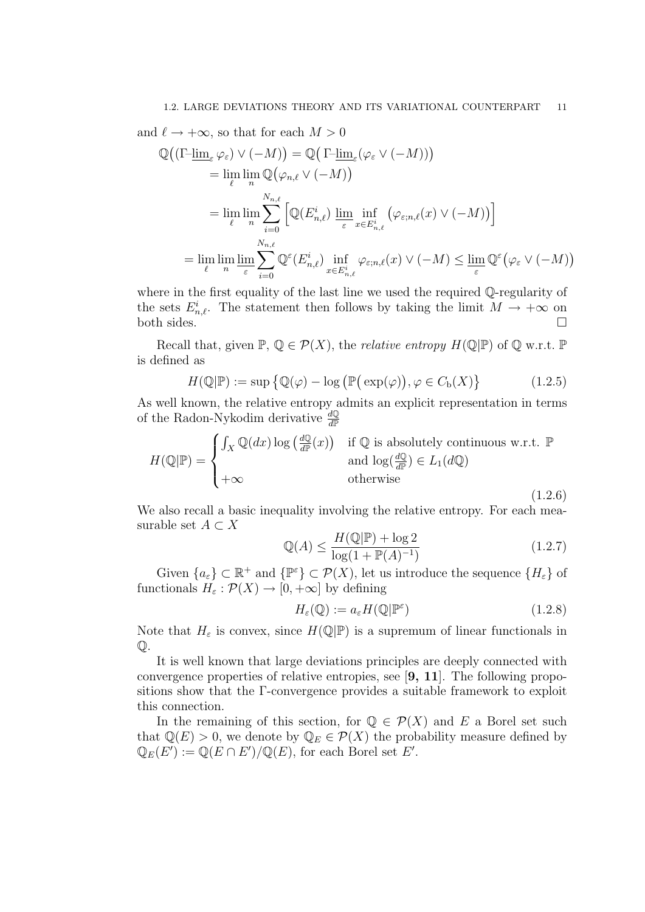and $\ell \to +\infty$, so that for each $M > 0$

$$
\begin{aligned}
\mathbb{Q}\big((\Gamma\text{-}\underline{\lim}_\varepsilon \, \varphi_\varepsilon) \vee (-M)\big) &= \mathbb{Q}\big(\, \Gamma\text{-}\underline{\lim}_\varepsilon (\varphi_\varepsilon \vee (-M))\big) \\
&= \lim_\ell \lim_n \mathbb{Q}\big(\varphi_{n,\ell} \vee (-M)\big) \\
&= \lim_\ell \lim_n \sum_{i=0}^{N_{n,\ell}} \Big[ \mathbb{Q}(E^i_{n,\ell}) \, \underline{\lim}_\varepsilon \inf_{x \in E^i_{n,\ell}} \big(\varphi_{\varepsilon;n,\ell}(x) \vee (-M)\big)\Big] \\
= \lim_\ell \lim_n \underline{\lim}_\varepsilon \sum_{i=0}^{N_{n,\ell}} \mathbb{Q}^\varepsilon(E^i_{n,\ell}) & \inf_{x \in E^i_{n,\ell}} \varphi_{\varepsilon;n,\ell}(x) \vee (-M) \le \underline{\lim}_\varepsilon \, \mathbb{Q}^\varepsilon\big(\varphi_\varepsilon \vee (-M)\big)
\end{aligned}
$$

where in the first equality of the last line we used the required $\mathbb{Q}$-regularity of the sets $E^i_{n,\ell}$. The statement then follows by taking the limit $M \to +\infty$ on both sides. $\square$

Recall that, given $\mathbb{P}$, $\mathbb{Q} \in \mathcal{P}(X)$, the *relative entropy* $H(\mathbb{Q}|\mathbb{P})$ of $\mathbb{Q}$ w.r.t. $\mathbb{P}$ is defined as

$$
H(\mathbb{Q}|\mathbb{P}) := \sup \big\{ \mathbb{Q}(\varphi) - \log \big(\mathbb{P}\big(\exp(\varphi)\big), \varphi \in C_{\mathrm{b}}(X) \big\} \tag{1.2.5}
$$

As well known, the relative entropy admits an explicit representation in terms of the Radon-Nykodim derivative $\frac{d\mathbb{Q}}{d\mathbb{P}}$

$$
H(\mathbb{Q}|\mathbb{P}) = \begin{cases} \int_X \mathbb{Q}(dx) \log \big(\frac{d\mathbb{Q}}{d\mathbb{P}}(x)\big) & \text{if } \mathbb{Q} \text{ is absolutely continuous w.r.t. } \mathbb{P} \\ & \text{and } \log(\frac{d\mathbb{Q}}{d\mathbb{P}}) \in L_1(d\mathbb{Q}) \\ +\infty & \text{otherwise} \end{cases} \tag{1.2.6}
$$

We also recall a basic inequality involving the relative entropy. For each measurable set $A \subset X$

$$
\mathbb{Q}(A) \le \frac{H(\mathbb{Q}|\mathbb{P}) + \log 2}{\log(1 + \mathbb{P}(A)^{-1})} \tag{1.2.7}
$$

Given $\{a_\varepsilon\} \subset \mathbb{R}^+$ and $\{\mathbb{P}^\varepsilon\} \subset \mathcal{P}(X)$, let us introduce the sequence $\{H_\varepsilon\}$ of functionals $H_\varepsilon : \mathcal{P}(X) \to [0, +\infty]$ by defining

$$
H_\varepsilon(\mathbb{Q}) := a_\varepsilon H(\mathbb{Q}|\mathbb{P}^\varepsilon) \tag{1.2.8}
$$

Note that $H_\varepsilon$ is convex, since $H(\mathbb{Q}|\mathbb{P})$ is a supremum of linear functionals in $\mathbb{Q}$.

It is well known that large deviations principles are deeply connected with convergence properties of relative entropies, see [**9, 11**]. The following propositions show that the $\Gamma$-convergence provides a suitable framework to exploit this connection.

In the remaining of this section, for $\mathbb{Q} \in \mathcal{P}(X)$ and $E$ a Borel set such that $\mathbb{Q}(E) > 0$, we denote by $\mathbb{Q}_E \in \mathcal{P}(X)$ the probability measure defined by $\mathbb{Q}_E(E') := \mathbb{Q}(E \cap E')/\mathbb{Q}(E)$, for each Borel set $E'$.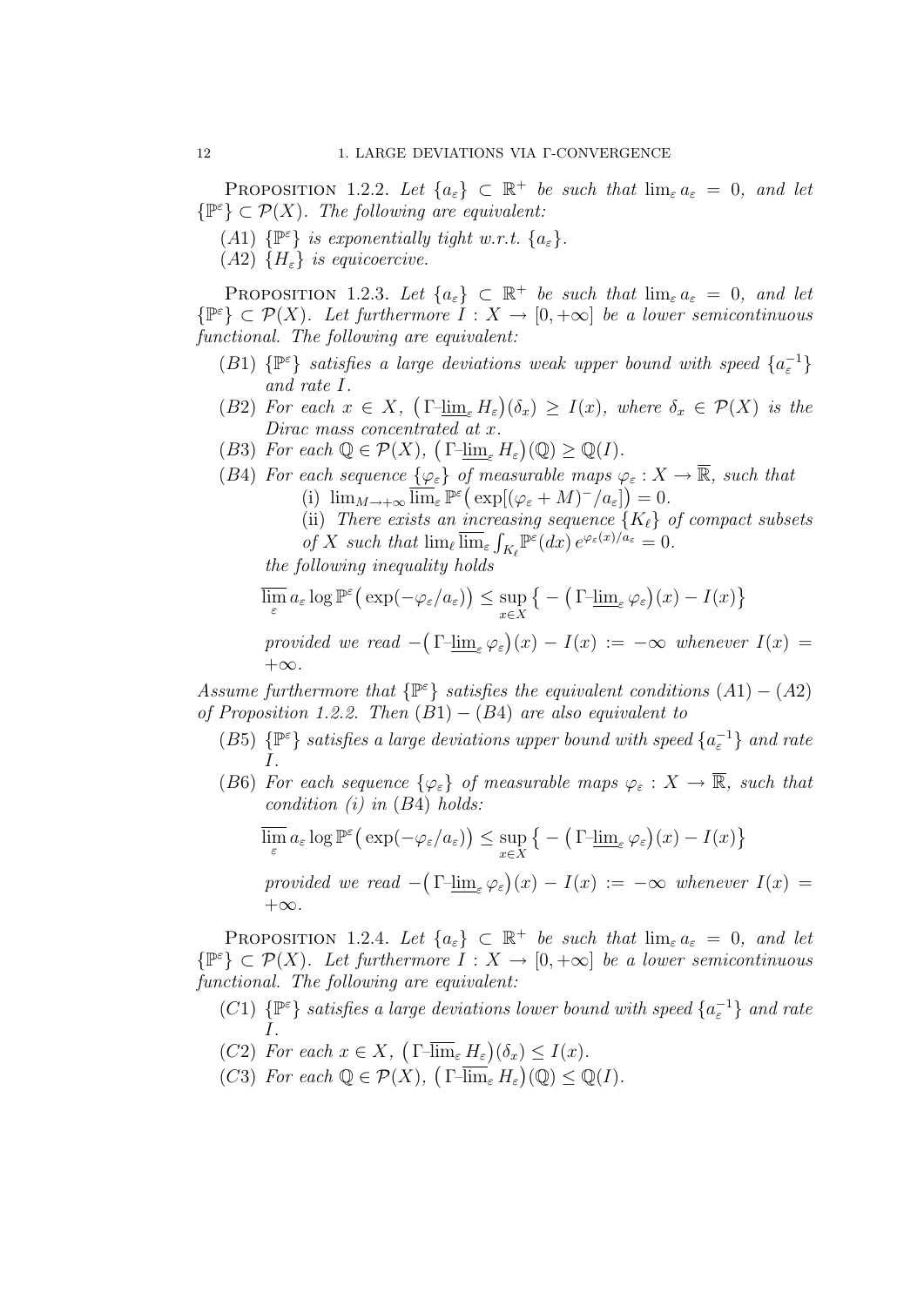**Proposition 1.2.2.** *Let $\{a_\varepsilon\} \subset \mathbb{R}^+$ be such that $\lim_\varepsilon a_\varepsilon = 0$, and let $\{\mathbb{P}^\varepsilon\} \subset \mathcal{P}(X)$. The following are equivalent:*

- $(A1)$ *$\{\mathbb{P}^\varepsilon\}$ is exponentially tight w.r.t. $\{a_\varepsilon\}$.*
- $(A2)$ *$\{H_\varepsilon\}$ is equicoercive.*

**Proposition 1.2.3.** *Let $\{a_\varepsilon\} \subset \mathbb{R}^+$ be such that $\lim_\varepsilon a_\varepsilon = 0$, and let $\{\mathbb{P}^\varepsilon\} \subset \mathcal{P}(X)$. Let furthermore $I : X \to [0, +\infty]$ be a lower semicontinuous functional. The following are equivalent:*

- $(B1)$ *$\{\mathbb{P}^\varepsilon\}$ satisfies a large deviations weak upper bound with speed $\{a_\varepsilon^{-1}\}$ and rate $I$.*
- $(B2)$ *For each $x \in X$, $\big(\Gamma\text{-}\underline{\lim}_\varepsilon H_\varepsilon\big)(\delta_x) \geq I(x)$, where $\delta_x \in \mathcal{P}(X)$ is the Dirac mass concentrated at $x$.*
- $(B3)$ *For each $\mathbb{Q} \in \mathcal{P}(X)$, $\big(\Gamma\text{-}\underline{\lim}_\varepsilon H_\varepsilon\big)(\mathbb{Q}) \geq \mathbb{Q}(I)$.*
- $(B4)$ *For each sequence $\{\varphi_\varepsilon\}$ of measurable maps $\varphi_\varepsilon : X \to \overline{\mathbb{R}}$, such that*
  - (i) *$\lim_{M \to +\infty} \overline{\lim}_\varepsilon \mathbb{P}^\varepsilon\big(\exp[(\varphi_\varepsilon + M)^-/a_\varepsilon]\big) = 0$.*
  - (ii) *There exists an increasing sequence $\{K_\ell\}$ of compact subsets of $X$ such that $\lim_\ell \overline{\lim}_\varepsilon \int_{K_\ell} \mathbb{P}^\varepsilon(dx)\, e^{\varphi_\varepsilon(x)/a_\varepsilon} = 0$.*

  *the following inequality holds*
  $$\overline{\lim_{\varepsilon}}\, a_\varepsilon \log \mathbb{P}^\varepsilon\big(\exp(-\varphi_\varepsilon/a_\varepsilon)\big) \leq \sup_{x \in X} \big\{ -\big(\Gamma\text{-}\underline{\lim}_\varepsilon \varphi_\varepsilon\big)(x) - I(x)\big\}$$
  *provided we read $-\big(\Gamma\text{-}\underline{\lim}_\varepsilon \varphi_\varepsilon\big)(x) - I(x) := -\infty$ whenever $I(x) = +\infty$.*

*Assume furthermore that $\{\mathbb{P}^\varepsilon\}$ satisfies the equivalent conditions $(A1) - (A2)$ of Proposition 1.2.2. Then $(B1) - (B4)$ are also equivalent to*

- $(B5)$ *$\{\mathbb{P}^\varepsilon\}$ satisfies a large deviations upper bound with speed $\{a_\varepsilon^{-1}\}$ and rate $I$.*
- $(B6)$ *For each sequence $\{\varphi_\varepsilon\}$ of measurable maps $\varphi_\varepsilon : X \to \overline{\mathbb{R}}$, such that condition (i) in $(B4)$ holds:*
  $$\overline{\lim_{\varepsilon}}\, a_\varepsilon \log \mathbb{P}^\varepsilon\big(\exp(-\varphi_\varepsilon/a_\varepsilon)\big) \leq \sup_{x \in X} \big\{ -\big(\Gamma\text{-}\underline{\lim}_\varepsilon \varphi_\varepsilon\big)(x) - I(x)\big\}$$
  *provided we read $-\big(\Gamma\text{-}\underline{\lim}_\varepsilon \varphi_\varepsilon\big)(x) - I(x) := -\infty$ whenever $I(x) = +\infty$.*

**Proposition 1.2.4.** *Let $\{a_\varepsilon\} \subset \mathbb{R}^+$ be such that $\lim_\varepsilon a_\varepsilon = 0$, and let $\{\mathbb{P}^\varepsilon\} \subset \mathcal{P}(X)$. Let furthermore $I : X \to [0, +\infty]$ be a lower semicontinuous functional. The following are equivalent:*

- $(C1)$ *$\{\mathbb{P}^\varepsilon\}$ satisfies a large deviations lower bound with speed $\{a_\varepsilon^{-1}\}$ and rate $I$.*
- $(C2)$ *For each $x \in X$, $\big(\Gamma\text{-}\overline{\lim}_\varepsilon H_\varepsilon\big)(\delta_x) \leq I(x)$.*
- $(C3)$ *For each $\mathbb{Q} \in \mathcal{P}(X)$, $\big(\Gamma\text{-}\overline{\lim}_\varepsilon H_\varepsilon\big)(\mathbb{Q}) \leq \mathbb{Q}(I)$.*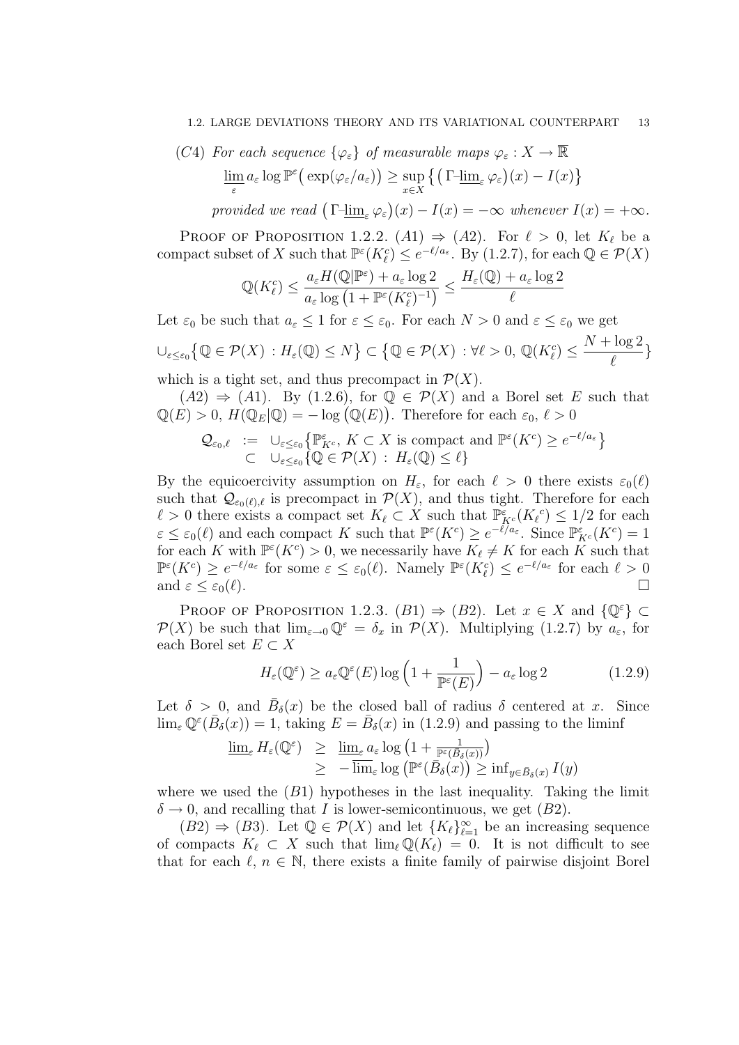(C4) *For each sequence* $\{\varphi_\varepsilon\}$ *of measurable maps* $\varphi_\varepsilon : X \to \overline{\mathbb{R}}$

$$\varliminf_{\varepsilon} a_\varepsilon \log \mathbb{P}^\varepsilon\big(\exp(\varphi_\varepsilon/a_\varepsilon)\big) \geq \sup_{x\in X} \big\{ \big(\Gamma\text{-}\varliminf_\varepsilon \varphi_\varepsilon\big)(x) - I(x) \big\}$$

*provided we read* $\big(\Gamma\text{-}\varliminf_\varepsilon \varphi_\varepsilon\big)(x) - I(x) = -\infty$ *whenever* $I(x) = +\infty$.

Proof of Proposition 1.2.2. $(A1) \Rightarrow (A2)$. For $\ell > 0$, let $K_\ell$ be a compact subset of $X$ such that $\mathbb{P}^\varepsilon(K_\ell^c) \leq e^{-\ell/a_\varepsilon}$. By (1.2.7), for each $\mathbb{Q} \in \mathcal{P}(X)$

$$\mathbb{Q}(K_\ell^c) \leq \frac{a_\varepsilon H(\mathbb{Q}|\mathbb{P}^\varepsilon) + a_\varepsilon \log 2}{a_\varepsilon \log\big(1 + \mathbb{P}^\varepsilon(K_\ell^c)^{-1}\big)} \leq \frac{H_\varepsilon(\mathbb{Q}) + a_\varepsilon \log 2}{\ell}$$

Let $\varepsilon_0$ be such that $a_\varepsilon \leq 1$ for $\varepsilon \leq \varepsilon_0$. For each $N > 0$ and $\varepsilon \leq \varepsilon_0$ we get

$$\cup_{\varepsilon\leq\varepsilon_0}\big\{\mathbb{Q} \in \mathcal{P}(X) \,:\, H_\varepsilon(\mathbb{Q}) \leq N\big\} \subset \big\{\mathbb{Q} \in \mathcal{P}(X) \,:\, \forall \ell > 0,\, \mathbb{Q}(K_\ell^c) \leq \frac{N + \log 2}{\ell}\big\}$$

which is a tight set, and thus precompact in $\mathcal{P}(X)$.

$(A2) \Rightarrow (A1)$. By (1.2.6), for $\mathbb{Q} \in \mathcal{P}(X)$ and a Borel set $E$ such that $\mathbb{Q}(E) > 0$, $H(\mathbb{Q}_E|\mathbb{Q}) = -\log\big(\mathbb{Q}(E)\big)$. Therefore for each $\varepsilon_0$, $\ell > 0$

$$\begin{aligned}
\mathcal{Q}_{\varepsilon_0,\ell} \;&:=\; \cup_{\varepsilon\leq\varepsilon_0}\big\{\mathbb{P}^\varepsilon_{K^c},\, K \subset X \text{ is compact and } \mathbb{P}^\varepsilon(K^c) \geq e^{-\ell/a_\varepsilon}\big\} \\
&\subset\; \cup_{\varepsilon\leq\varepsilon_0}\big\{\mathbb{Q} \in \mathcal{P}(X) \,:\, H_\varepsilon(\mathbb{Q}) \leq \ell\big\}
\end{aligned}$$

By the equicoercivity assumption on $H_\varepsilon$, for each $\ell > 0$ there exists $\varepsilon_0(\ell)$ such that $\mathcal{Q}_{\varepsilon_0(\ell),\ell}$ is precompact in $\mathcal{P}(X)$, and thus tight. Therefore for each $\ell > 0$ there exists a compact set $K_\ell \subset X$ such that $\mathbb{P}^\varepsilon_{K^c}({K_\ell}^c) \leq 1/2$ for each $\varepsilon \leq \varepsilon_0(\ell)$ and each compact $K$ such that $\mathbb{P}^\varepsilon(K^c) \geq e^{-\ell/a_\varepsilon}$. Since $\mathbb{P}^\varepsilon_{K^c}(K^c) = 1$ for each $K$ with $\mathbb{P}^\varepsilon(K^c) > 0$, we necessarily have $K_\ell \neq K$ for each $K$ such that $\mathbb{P}^\varepsilon(K^c) \geq e^{-\ell/a_\varepsilon}$ for some $\varepsilon \leq \varepsilon_0(\ell)$. Namely $\mathbb{P}^\varepsilon(K_\ell^c) \leq e^{-\ell/a_\varepsilon}$ for each $\ell > 0$ and $\varepsilon \leq \varepsilon_0(\ell)$. $\square$

Proof of Proposition 1.2.3. $(B1) \Rightarrow (B2)$. Let $x \in X$ and $\{\mathbb{Q}^\varepsilon\} \subset \mathcal{P}(X)$ be such that $\lim_{\varepsilon\to 0} \mathbb{Q}^\varepsilon = \delta_x$ in $\mathcal{P}(X)$. Multiplying (1.2.7) by $a_\varepsilon$, for each Borel set $E \subset X$

$$H_\varepsilon(\mathbb{Q}^\varepsilon) \geq a_\varepsilon \mathbb{Q}^\varepsilon(E) \log\Big(1 + \frac{1}{\mathbb{P}^\varepsilon(E)}\Big) - a_\varepsilon \log 2 \tag{1.2.9}$$

Let $\delta > 0$, and $\bar{B}_\delta(x)$ be the closed ball of radius $\delta$ centered at $x$. Since $\lim_\varepsilon \mathbb{Q}^\varepsilon(\bar{B}_\delta(x)) = 1$, taking $E = \bar{B}_\delta(x)$ in (1.2.9) and passing to the liminf

$$\begin{aligned}
\varliminf_\varepsilon H_\varepsilon(\mathbb{Q}^\varepsilon) \;&\geq\; \varliminf_\varepsilon a_\varepsilon \log\big(1 + \tfrac{1}{\mathbb{P}^\varepsilon(\bar{B}_\delta(x))}\big) \\
&\geq\; -\varlimsup_\varepsilon \log\big(\mathbb{P}^\varepsilon(\bar{B}_\delta(x)\big) \geq \inf_{y\in\bar{B}_\delta(x)} I(y)
\end{aligned}$$

where we used the $(B1)$ hypotheses in the last inequality. Taking the limit $\delta \to 0$, and recalling that $I$ is lower-semicontinuous, we get $(B2)$.

$(B2) \Rightarrow (B3)$. Let $\mathbb{Q} \in \mathcal{P}(X)$ and let $\{K_\ell\}_{\ell=1}^\infty$ be an increasing sequence of compacts $K_\ell \subset X$ such that $\lim_\ell \mathbb{Q}(K_\ell) = 0$. It is not difficult to see that for each $\ell$, $n \in \mathbb{N}$, there exists a finite family of pairwise disjoint Borel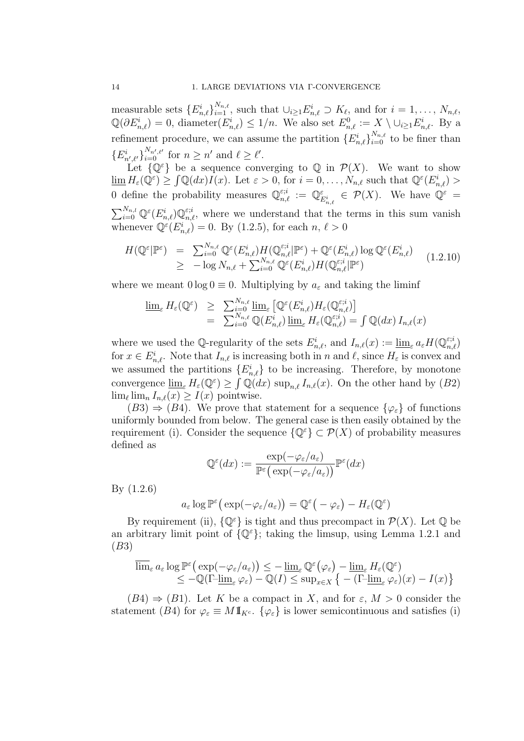measurable sets $\{E^i_{n,\ell}\}_{i=1}^{N_{n,\ell}}$, such that $\cup_{i\geq 1} E^i_{n,\ell} \supset K_\ell$, and for $i = 1, \dots, N_{n,\ell}$, $\mathbb{Q}(\partial E^i_{n,\ell}) = 0$, diameter$(E^i_{n,\ell}) \leq 1/n$. We also set $E^0_{n,\ell} := X \setminus \cup_{i\geq 1} E^i_{n,\ell}$. By a refinement procedure, we can assume the partition $\{E^i_{n,\ell}\}_{i=0}^{N_{n,\ell}}$ to be finer than $\{E^i_{n',\ell'}\}_{i=0}^{N_{n',\ell'}}$ for $n \geq n'$ and $\ell \geq \ell'$.

Let $\{\mathbb{Q}^\varepsilon\}$ be a sequence converging to $\mathbb{Q}$ in $\mathcal{P}(X)$. We want to show $\underline{\lim}\, H_\varepsilon(\mathbb{Q}^\varepsilon) \geq \int \mathbb{Q}(dx) I(x)$. Let $\varepsilon > 0$, for $i = 0, \dots, N_{n,\ell}$ such that $\mathbb{Q}^\varepsilon(E^i_{n,\ell}) > 0$ define the probability measures $\mathbb{Q}^{\varepsilon;i}_{n,\ell} := \mathbb{Q}^\varepsilon_{E^i_{n,\ell}} \in \mathcal{P}(X)$. We have $\mathbb{Q}^\varepsilon = \sum_{i=0}^{N_{n,l}} \mathbb{Q}^\varepsilon(E^i_{n,\ell}) \mathbb{Q}^{\varepsilon;i}_{n,\ell}$, where we understand that the terms in this sum vanish whenever $\mathbb{Q}^\varepsilon(E^i_{n,\ell}) = 0$. By (1.2.5), for each $n$, $\ell > 0$

$$
\begin{aligned}
H(\mathbb{Q}^\varepsilon|\mathbb{P}^\varepsilon) &= \textstyle\sum_{i=0}^{N_{n,\ell}} \mathbb{Q}^\varepsilon(E^i_{n,\ell}) H(\mathbb{Q}^{\varepsilon;i}_{n,\ell}|\mathbb{P}^\varepsilon) + \mathbb{Q}^\varepsilon(E^i_{n,\ell}) \log \mathbb{Q}^\varepsilon(E^i_{n,\ell}) \\
&\geq -\log N_{n,\ell} + \textstyle\sum_{i=0}^{N_{n,\ell}} \mathbb{Q}^\varepsilon(E^i_{n,\ell}) H(\mathbb{Q}^{\varepsilon;i}_{n,\ell}|\mathbb{P}^\varepsilon)
\end{aligned}
\tag{1.2.10}
$$

where we meant $0 \log 0 \equiv 0$. Multiplying by $a_\varepsilon$ and taking the liminf

$$
\begin{aligned}
\underline{\lim}_\varepsilon\, H_\varepsilon(\mathbb{Q}^\varepsilon) &\geq \textstyle\sum_{i=0}^{N_{n,\ell}} \underline{\lim}_\varepsilon \left[\mathbb{Q}^\varepsilon(E^i_{n,\ell}) H_\varepsilon(\mathbb{Q}^{\varepsilon;i}_{n,\ell})\right] \\
&= \textstyle\sum_{i=0}^{N_{n,\ell}} \mathbb{Q}(E^i_{n,\ell})\, \underline{\lim}_\varepsilon\, H_\varepsilon(\mathbb{Q}^{\varepsilon;i}_{n,\ell}) = \int \mathbb{Q}(dx)\, I_{n,\ell}(x)
\end{aligned}
$$

where we used the $\mathbb{Q}$-regularity of the sets $E^i_{n,\ell}$, and $I_{n,\ell}(x) := \underline{\lim}_\varepsilon\, a_\varepsilon H(\mathbb{Q}^{\varepsilon;i}_{n,\ell})$ for $x \in E^i_{n,\ell}$. Note that $I_{n,\ell}$ is increasing both in $n$ and $\ell$, since $H_\varepsilon$ is convex and we assumed the partitions $\{E^i_{n,\ell}\}$ to be increasing. Therefore, by monotone convergence $\underline{\lim}_\varepsilon\, H_\varepsilon(\mathbb{Q}^\varepsilon) \geq \int \mathbb{Q}(dx) \sup_{n,\ell} I_{n,\ell}(x)$. On the other hand by $(B2)$ $\lim_\ell \lim_n I_{n,\ell}(x) \geq I(x)$ pointwise.

$(B3) \Rightarrow (B4)$. We prove that statement for a sequence $\{\varphi_\varepsilon\}$ of functions uniformly bounded from below. The general case is then easily obtained by the requirement (i). Consider the sequence $\{\mathbb{Q}^\varepsilon\} \subset \mathcal{P}(X)$ of probability measures defined as

$$
\mathbb{Q}^\varepsilon(dx) := \frac{\exp(-\varphi_\varepsilon/a_\varepsilon)}{\mathbb{P}^\varepsilon\big(\exp(-\varphi_\varepsilon/a_\varepsilon)\big)} \mathbb{P}^\varepsilon(dx)
$$

By (1.2.6)

$$
a_\varepsilon \log \mathbb{P}^\varepsilon\big(\exp(-\varphi_\varepsilon/a_\varepsilon)\big) = \mathbb{Q}^\varepsilon\big(-\varphi_\varepsilon\big) - H_\varepsilon(\mathbb{Q}^\varepsilon)
$$

By requirement (ii), $\{\mathbb{Q}^\varepsilon\}$ is tight and thus precompact in $\mathcal{P}(X)$. Let $\mathbb{Q}$ be an arbitrary limit point of $\{\mathbb{Q}^\varepsilon\}$; taking the limsup, using Lemma 1.2.1 and $(B3)$

$$
\begin{aligned}
&\overline{\lim}_\varepsilon\, a_\varepsilon \log \mathbb{P}^\varepsilon\big(\exp(-\varphi_\varepsilon/a_\varepsilon)\big) \leq -\underline{\lim}_\varepsilon\, \mathbb{Q}^\varepsilon\big(\varphi_\varepsilon\big) - \underline{\lim}_\varepsilon\, H_\varepsilon(\mathbb{Q}^\varepsilon) \\
&\qquad \leq -\mathbb{Q}(\Gamma\text{-}\underline{\lim}_\varepsilon\, \varphi_\varepsilon) - \mathbb{Q}(I) \leq \sup_{x\in X} \big\{ -(\Gamma\text{-}\underline{\lim}_\varepsilon\, \varphi_\varepsilon)(x) - I(x) \big\}
\end{aligned}
$$

$(B4) \Rightarrow (B1)$. Let $K$ be a compact in $X$, and for $\varepsilon$, $M > 0$ consider the statement $(B4)$ for $\varphi_\varepsilon \equiv M 1\!\!1_{K^c}$. $\{\varphi_\varepsilon\}$ is lower semicontinuous and satisfies (i)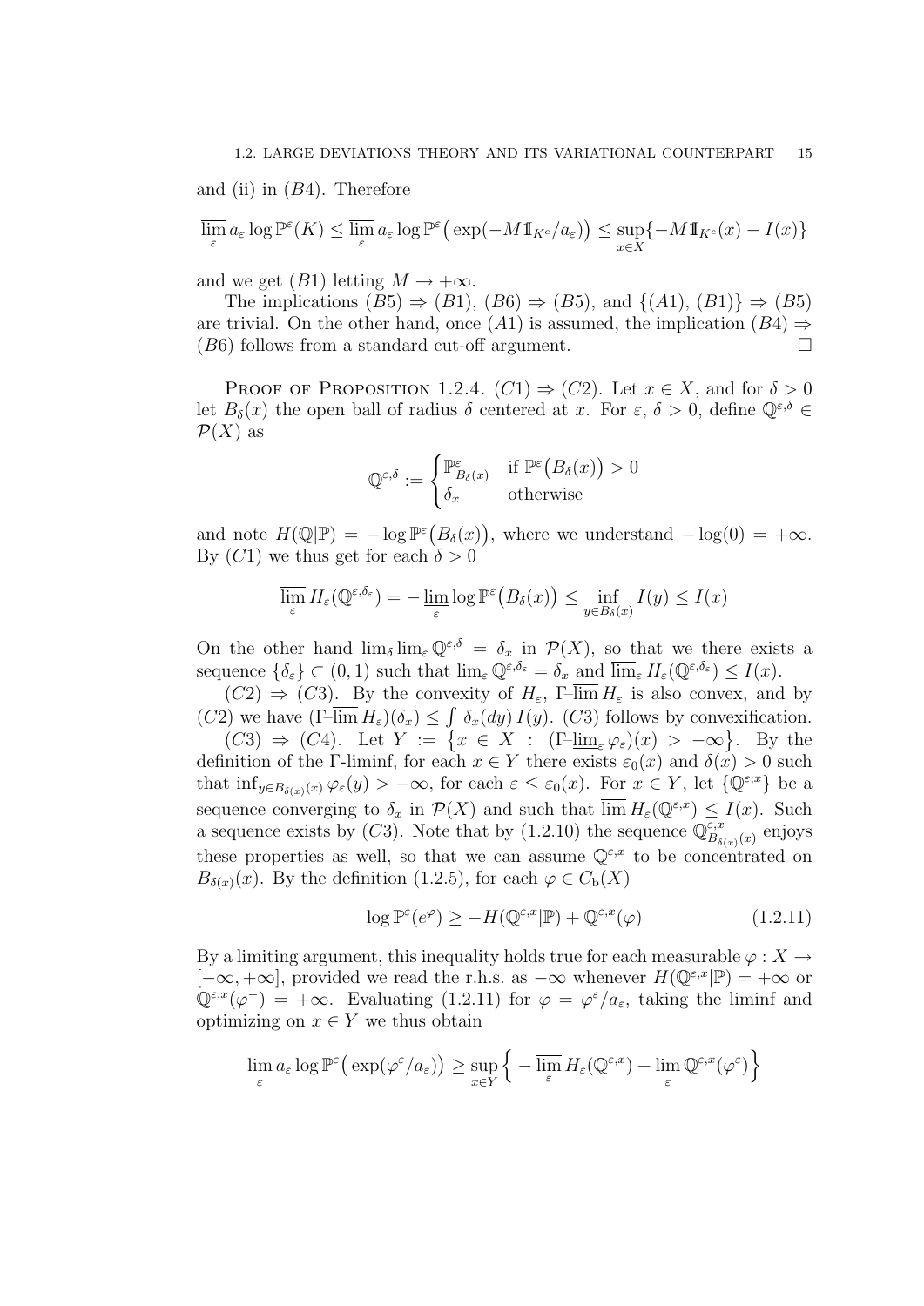and (ii) in $(B4)$. Therefore

$$\overline{\lim_{\varepsilon}}\, a_\varepsilon \log \mathbb{P}^\varepsilon(K) \le \overline{\lim_{\varepsilon}}\, a_\varepsilon \log \mathbb{P}^\varepsilon\big(\exp(-M 1\!\!1_{K^c}/a_\varepsilon)\big) \le \sup_{x\in X}\{-M 1\!\!1_{K^c}(x) - I(x)\}$$

and we get $(B1)$ letting $M \to +\infty$.

The implications $(B5) \Rightarrow (B1)$, $(B6) \Rightarrow (B5)$, and $\{(A1), (B1)\} \Rightarrow (B5)$ are trivial. On the other hand, once $(A1)$ is assumed, the implication $(B4) \Rightarrow (B6)$ follows from a standard cut-off argument. $\square$

Proof of Proposition 1.2.4. $(C1) \Rightarrow (C2)$. Let $x \in X$, and for $\delta > 0$ let $B_\delta(x)$ the open ball of radius $\delta$ centered at $x$. For $\varepsilon$, $\delta > 0$, define $\mathbb{Q}^{\varepsilon,\delta} \in \mathcal{P}(X)$ as

$$\mathbb{Q}^{\varepsilon,\delta} := \begin{cases} \mathbb{P}^\varepsilon_{B_\delta(x)} & \text{if } \mathbb{P}^\varepsilon\big(B_\delta(x)\big) > 0 \\ \delta_x & \text{otherwise} \end{cases}$$

and note $H(\mathbb{Q}|\mathbb{P}) = -\log \mathbb{P}^\varepsilon\big(B_\delta(x)\big)$, where we understand $-\log(0) = +\infty$. By $(C1)$ we thus get for each $\delta > 0$

$$\overline{\lim_{\varepsilon}}\, H_\varepsilon(\mathbb{Q}^{\varepsilon,\delta_\varepsilon}) = -\underline{\lim_{\varepsilon}} \log \mathbb{P}^\varepsilon\big(B_\delta(x)\big) \le \inf_{y\in B_\delta(x)} I(y) \le I(x)$$

On the other hand $\lim_\delta \lim_\varepsilon \mathbb{Q}^{\varepsilon,\delta} = \delta_x$ in $\mathcal{P}(X)$, so that we there exists a sequence $\{\delta_\varepsilon\} \subset (0,1)$ such that $\lim_\varepsilon \mathbb{Q}^{\varepsilon,\delta_\varepsilon} = \delta_x$ and $\overline{\lim}_\varepsilon H_\varepsilon(\mathbb{Q}^{\varepsilon,\delta_\varepsilon}) \le I(x)$.

$(C2) \Rightarrow (C3)$. By the convexity of $H_\varepsilon$, $\Gamma\text{–}\overline{\lim}\, H_\varepsilon$ is also convex, and by $(C2)$ we have $(\Gamma\text{–}\overline{\lim}\, H_\varepsilon)(\delta_x) \le \int \delta_x(dy)\, I(y)$. $(C3)$ follows by convexification.

$(C3) \Rightarrow (C4)$. Let $Y := \big\{x \in X \;:\; (\Gamma\text{–}\underline{\lim}_\varepsilon\, \varphi_\varepsilon)(x) > -\infty\big\}$. By the definition of the $\Gamma$-liminf, for each $x \in Y$ there exists $\varepsilon_0(x)$ and $\delta(x) > 0$ such that $\inf_{y\in B_{\delta(x)}(x)} \varphi_\varepsilon(y) > -\infty$, for each $\varepsilon \le \varepsilon_0(x)$. For $x \in Y$, let $\{\mathbb{Q}^{\varepsilon;x}\}$ be a sequence converging to $\delta_x$ in $\mathcal{P}(X)$ and such that $\overline{\lim}\, H_\varepsilon(\mathbb{Q}^{\varepsilon,x}) \le I(x)$. Such a sequence exists by $(C3)$. Note that by (1.2.10) the sequence $\mathbb{Q}^{\varepsilon,x}_{B_{\delta(x)}(x)}$ enjoys these properties as well, so that we can assume $\mathbb{Q}^{\varepsilon,x}$ to be concentrated on $B_{\delta(x)}(x)$. By the definition (1.2.5), for each $\varphi \in C_b(X)$

$$\log \mathbb{P}^\varepsilon(e^\varphi) \ge -H(\mathbb{Q}^{\varepsilon,x}|\mathbb{P}) + \mathbb{Q}^{\varepsilon,x}(\varphi) \tag{1.2.11}$$

By a limiting argument, this inequality holds true for each measurable $\varphi : X \to [-\infty, +\infty]$, provided we read the r.h.s. as $-\infty$ whenever $H(\mathbb{Q}^{\varepsilon,x}|\mathbb{P}) = +\infty$ or $\mathbb{Q}^{\varepsilon,x}(\varphi^-) = +\infty$. Evaluating (1.2.11) for $\varphi = \varphi^\varepsilon/a_\varepsilon$, taking the liminf and optimizing on $x \in Y$ we thus obtain

$$\underline{\lim_{\varepsilon}}\, a_\varepsilon \log \mathbb{P}^\varepsilon\big(\exp(\varphi^\varepsilon/a_\varepsilon)\big) \ge \sup_{x\in Y}\Big\{-\overline{\lim_{\varepsilon}}\, H_\varepsilon(\mathbb{Q}^{\varepsilon,x}) + \underline{\lim_{\varepsilon}}\, \mathbb{Q}^{\varepsilon,x}(\varphi^\varepsilon)\Big\}$$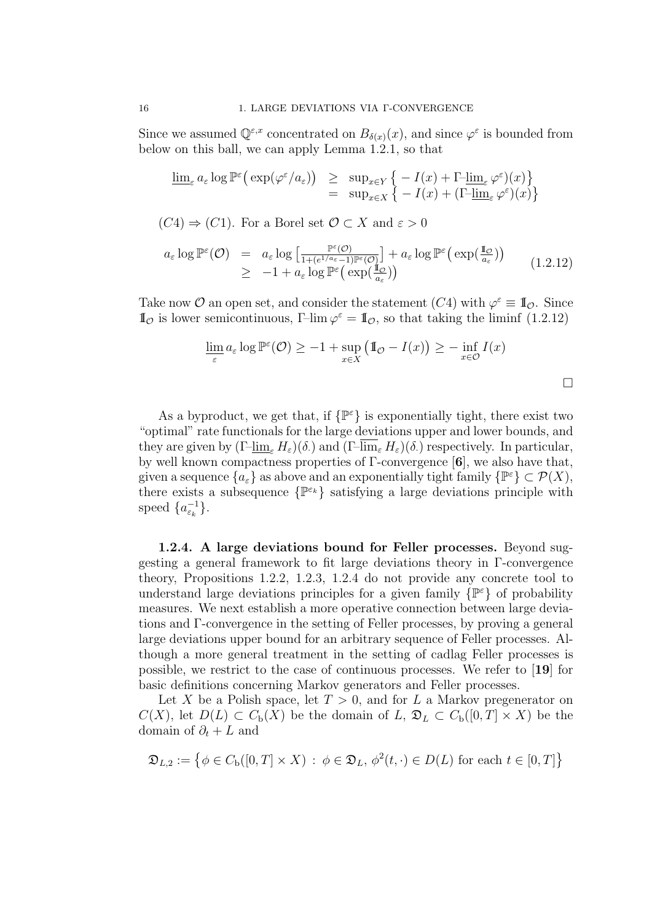Since we assumed $\mathbb{Q}^{\varepsilon,x}$ concentrated on $B_{\delta(x)}(x)$, and since $\varphi^\varepsilon$ is bounded from below on this ball, we can apply Lemma 1.2.1, so that

$$
\begin{aligned}
\underline{\lim}_\varepsilon\, a_\varepsilon \log \mathbb{P}^\varepsilon\big(\exp(\varphi^\varepsilon/a_\varepsilon)\big) &\geq \sup_{x\in Y}\big\{-I(x)+\Gamma\text{-}\underline{\lim}_\varepsilon\,\varphi^\varepsilon)(x)\big\}\\
&= \sup_{x\in X}\big\{-I(x)+(\Gamma\text{-}\underline{\lim}_\varepsilon\,\varphi^\varepsilon)(x)\big\}
\end{aligned}
$$

$(C4) \Rightarrow (C1)$. For a Borel set $\mathcal{O}\subset X$ and $\varepsilon>0$

$$
\begin{aligned}
a_\varepsilon \log \mathbb{P}^\varepsilon(\mathcal{O}) &= a_\varepsilon \log\Big[\tfrac{\mathbb{P}^\varepsilon(\mathcal{O})}{1+(e^{1/a_\varepsilon}-1)\mathbb{P}^\varepsilon(\mathcal{O})}\Big] + a_\varepsilon \log \mathbb{P}^\varepsilon\big(\exp(\tfrac{1\!\!1_{\mathcal{O}}}{a_\varepsilon})\big)\\
&\geq -1 + a_\varepsilon \log \mathbb{P}^\varepsilon\big(\exp(\tfrac{1\!\!1_{\mathcal{O}}}{a_\varepsilon})\big)
\end{aligned}
\tag{1.2.12}
$$

Take now $\mathcal{O}$ an open set, and consider the statement $(C4)$ with $\varphi^\varepsilon \equiv 1\!\!1_{\mathcal{O}}$. Since $1\!\!1_{\mathcal{O}}$ is lower semicontinuous, $\Gamma\text{-}\lim \varphi^\varepsilon = 1\!\!1_{\mathcal{O}}$, so that taking the liminf (1.2.12)

$$
\underline{\lim}_{\varepsilon}\, a_\varepsilon \log \mathbb{P}^\varepsilon(\mathcal{O}) \geq -1 + \sup_{x\in X}\big(1\!\!1_{\mathcal{O}} - I(x)\big) \geq -\inf_{x\in\mathcal{O}} I(x)
$$

□

As a byproduct, we get that, if $\{\mathbb{P}^\varepsilon\}$ is exponentially tight, there exist two "optimal" rate functionals for the large deviations upper and lower bounds, and they are given by $(\Gamma\text{-}\underline{\lim}_\varepsilon\, H_\varepsilon)(\delta.)$ and $(\Gamma\text{-}\overline{\lim}_\varepsilon\, H_\varepsilon)(\delta.)$ respectively. In particular, by well known compactness properties of $\Gamma$-convergence [**6**], we also have that, given a sequence $\{a_\varepsilon\}$ as above and an exponentially tight family $\{\mathbb{P}^\varepsilon\}\subset\mathcal{P}(X)$, there exists a subsequence $\{\mathbb{P}^{\varepsilon_k}\}$ satisfying a large deviations principle with speed $\{a_{\varepsilon_k}^{-1}\}$.

**1.2.4. A large deviations bound for Feller processes.** Beyond suggesting a general framework to fit large deviations theory in $\Gamma$-convergence theory, Propositions 1.2.2, 1.2.3, 1.2.4 do not provide any concrete tool to understand large deviations principles for a given family $\{\mathbb{P}^\varepsilon\}$ of probability measures. We next establish a more operative connection between large deviations and $\Gamma$-convergence in the setting of Feller processes, by proving a general large deviations upper bound for an arbitrary sequence of Feller processes. Although a more general treatment in the setting of cadlag Feller processes is possible, we restrict to the case of continuous processes. We refer to [**19**] for basic definitions concerning Markov generators and Feller processes.

Let $X$ be a Polish space, let $T>0$, and for $L$ a Markov pregenerator on $C(X)$, let $D(L)\subset C_{\mathrm{b}}(X)$ be the domain of $L$, $\mathfrak{D}_L\subset C_{\mathrm{b}}([0,T]\times X)$ be the domain of $\partial_t + L$ and

$$
\mathfrak{D}_{L,2} := \big\{\phi\in C_{\mathrm{b}}([0,T]\times X)\,:\,\phi\in\mathfrak{D}_L,\ \phi^2(t,\cdot)\in D(L) \text{ for each } t\in[0,T]\big\}
$$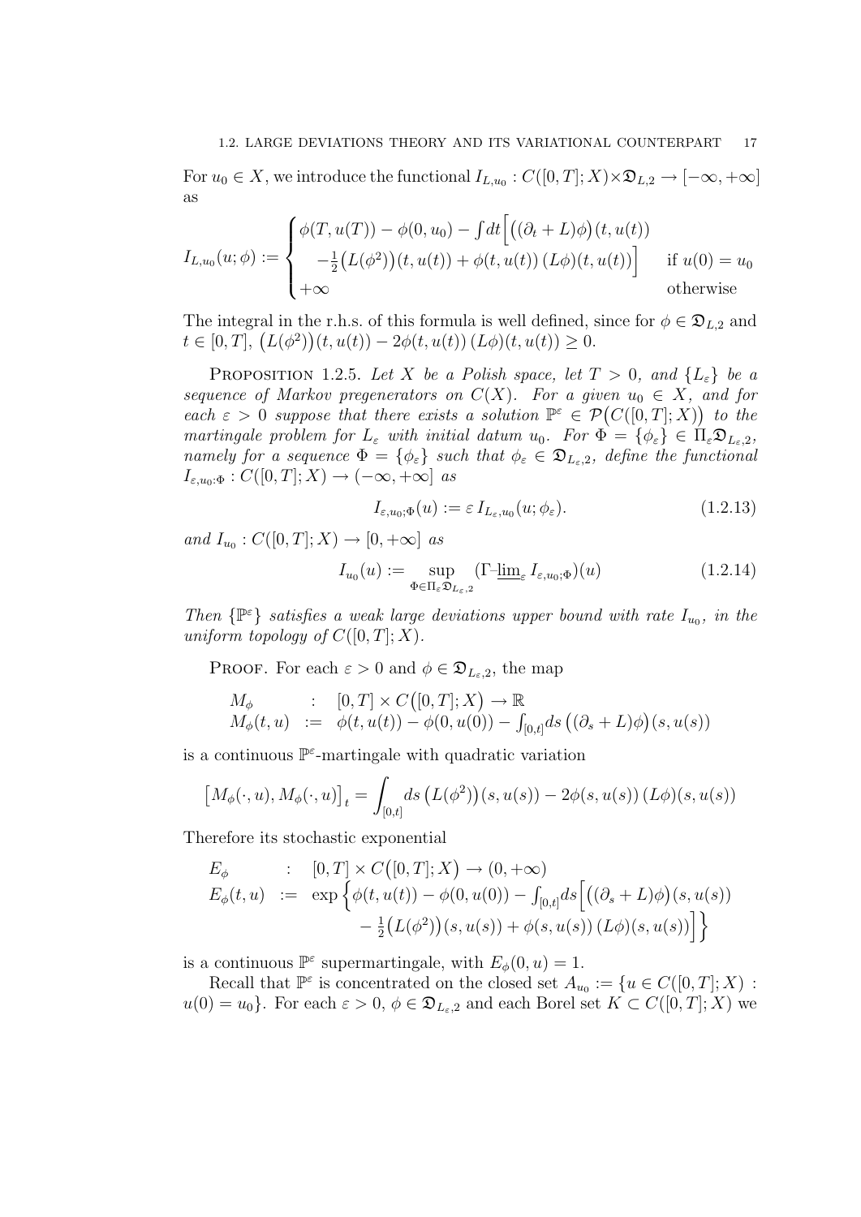For $u_0 \in X$, we introduce the functional $I_{L,u_0} : C([0,T];X)\times\mathfrak{D}_{L,2} \to [-\infty,+\infty]$ as

$$
I_{L,u_0}(u;\phi) := \begin{cases} \phi(T,u(T)) - \phi(0,u_0) - \int dt \Big[ \big((\partial_t + L)\phi\big)(t,u(t)) \\ \quad -\frac{1}{2}\big(L(\phi^2)\big)(t,u(t)) + \phi(t,u(t))\,(L\phi)(t,u(t))\Big] & \text{if } u(0)=u_0 \\ +\infty & \text{otherwise} \end{cases}
$$

The integral in the r.h.s. of this formula is well defined, since for $\phi \in \mathfrak{D}_{L,2}$ and $t \in [0,T]$, $\big(L(\phi^2)\big)(t,u(t)) - 2\phi(t,u(t))\,(L\phi)(t,u(t)) \geq 0$.

Proposition 1.2.5. *Let $X$ be a Polish space, let $T>0$, and $\{L_\varepsilon\}$ be a sequence of Markov pregenerators on $C(X)$. For a given $u_0 \in X$, and for each $\varepsilon > 0$ suppose that there exists a solution $\mathbb{P}^\varepsilon \in \mathcal{P}\big(C([0,T];X)\big)$ to the martingale problem for $L_\varepsilon$ with initial datum $u_0$. For $\Phi = \{\phi_\varepsilon\} \in \Pi_\varepsilon \mathfrak{D}_{L_\varepsilon,2}$, namely for a sequence $\Phi = \{\phi_\varepsilon\}$ such that $\phi_\varepsilon \in \mathfrak{D}_{L_\varepsilon,2}$, define the functional $I_{\varepsilon,u_0;\Phi} : C([0,T];X) \to (-\infty,+\infty]$ as*

$$
I_{\varepsilon,u_0;\Phi}(u) := \varepsilon\, I_{L_\varepsilon,u_0}(u;\phi_\varepsilon). \tag{1.2.13}
$$

*and $I_{u_0} : C([0,T];X) \to [0,+\infty]$ as*

$$
I_{u_0}(u) := \sup_{\Phi \in \Pi_\varepsilon \mathfrak{D}_{L_\varepsilon,2}} (\Gamma\text{-}\underline{\lim}_\varepsilon\, I_{\varepsilon,u_0;\Phi})(u) \tag{1.2.14}
$$

*Then $\{\mathbb{P}^\varepsilon\}$ satisfies a weak large deviations upper bound with rate $I_{u_0}$, in the uniform topology of $C([0,T];X)$.*

Proof. For each $\varepsilon > 0$ and $\phi \in \mathfrak{D}_{L_\varepsilon,2}$, the map

$$
\begin{array}{lll} M_\phi & : & [0,T] \times C\big([0,T];X\big) \to \mathbb{R} \\ M_\phi(t,u) & := & \phi(t,u(t)) - \phi(0,u(0)) - \int_{[0,t]} ds\, \big((\partial_s + L)\phi\big)(s,u(s)) \end{array}
$$

is a continuous $\mathbb{P}^\varepsilon$-martingale with quadratic variation

$$
\big[M_\phi(\cdot,u), M_\phi(\cdot,u)\big]_t = \int_{[0,t]} ds\, \big(L(\phi^2)\big)(s,u(s)) - 2\phi(s,u(s))\,(L\phi)(s,u(s))
$$

Therefore its stochastic exponential

$$
\begin{array}{lll} E_\phi & : & [0,T] \times C\big([0,T];X\big) \to (0,+\infty) \\ E_\phi(t,u) & := & \exp\Big\{ \phi(t,u(t)) - \phi(0,u(0)) - \int_{[0,t]} ds \Big[ \big((\partial_s + L)\phi\big)(s,u(s)) \\ & & \quad - \frac{1}{2}\big(L(\phi^2)\big)(s,u(s)) + \phi(s,u(s))\,(L\phi)(s,u(s))\Big]\Big\} \end{array}
$$

is a continuous $\mathbb{P}^\varepsilon$ supermartingale, with $E_\phi(0,u) = 1$.

Recall that $\mathbb{P}^\varepsilon$ is concentrated on the closed set $A_{u_0} := \{u \in C([0,T];X) : u(0) = u_0\}$. For each $\varepsilon > 0$, $\phi \in \mathfrak{D}_{L_\varepsilon,2}$ and each Borel set $K \subset C([0,T];X)$ we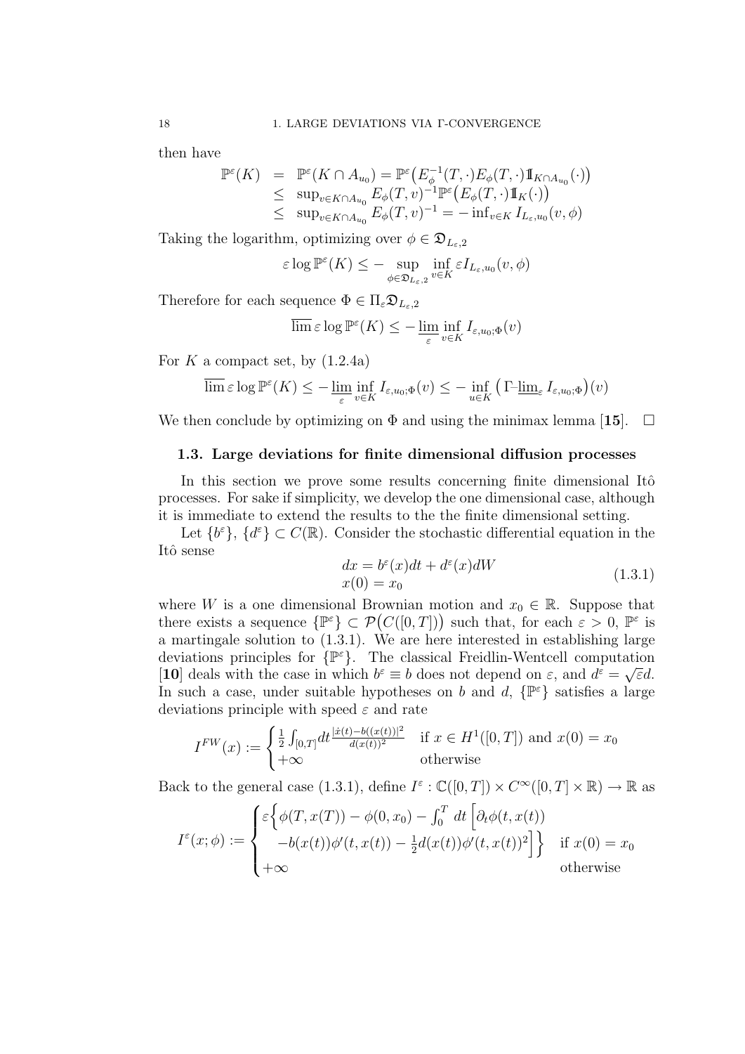then have

$$
\begin{aligned}
\mathbb{P}^\varepsilon(K) &= \mathbb{P}^\varepsilon(K \cap A_{u_0}) = \mathbb{P}^\varepsilon\big(E_\phi^{-1}(T,\cdot)E_\phi(T,\cdot)1\!\!1_{K\cap A_{u_0}}(\cdot)\big) \\
&\leq \sup_{v \in K \cap A_{u_0}} E_\phi(T,v)^{-1}\mathbb{P}^\varepsilon\big(E_\phi(T,\cdot)1\!\!1_K(\cdot)\big) \\
&\leq \sup_{v\in K\cap A_{u_0}} E_\phi(T,v)^{-1} = -\inf_{v\in K} I_{L_\varepsilon,u_0}(v,\phi)
\end{aligned}
$$

Taking the logarithm, optimizing over $\phi \in \mathfrak{D}_{L_\varepsilon,2}$

$$
\varepsilon \log \mathbb{P}^\varepsilon(K) \leq - \sup_{\phi\in\mathfrak{D}_{L_\varepsilon,2}} \inf_{v\in K} \varepsilon I_{L_\varepsilon,u_0}(v,\phi)
$$

Therefore for each sequence $\Phi \in \Pi_\varepsilon \mathfrak{D}_{L_\varepsilon,2}$

$$
\overline{\lim}\, \varepsilon \log \mathbb{P}^\varepsilon(K) \leq -\underline{\lim}_{\varepsilon} \inf_{v\in K} I_{\varepsilon,u_0;\Phi}(v)
$$

For $K$ a compact set, by (1.2.4a)

$$
\overline{\lim}\, \varepsilon \log \mathbb{P}^\varepsilon(K) \leq -\underline{\lim}_{\varepsilon} \inf_{v\in K} I_{\varepsilon,u_0;\Phi}(v) \leq -\inf_{u\in K} \big(\Gamma\text{-}\underline{\lim}_\varepsilon\, I_{\varepsilon,u_0;\Phi}\big)(v)
$$

We then conclude by optimizing on $\Phi$ and using the minimax lemma [**15**]. $\square$

## 1.3. Large deviations for finite dimensional diffusion processes

In this section we prove some results concerning finite dimensional Itô processes. For sake if simplicity, we develop the one dimensional case, although it is immediate to extend the results to the the finite dimensional setting.

Let $\{b^\varepsilon\}$, $\{d^\varepsilon\} \subset C(\mathbb{R})$. Consider the stochastic differential equation in the Itô sense

$$
\begin{aligned}
dx &= b^\varepsilon(x)dt + d^\varepsilon(x)dW \\
x(0) &= x_0
\end{aligned}
\tag{1.3.1}
$$

where $W$ is a one dimensional Brownian motion and $x_0 \in \mathbb{R}$. Suppose that there exists a sequence $\{\mathbb{P}^\varepsilon\} \subset \mathcal{P}\big(C([0,T])\big)$ such that, for each $\varepsilon > 0$, $\mathbb{P}^\varepsilon$ is a martingale solution to (1.3.1). We are here interested in establishing large deviations principles for $\{\mathbb{P}^\varepsilon\}$. The classical Freidlin-Wentcell computation [**10**] deals with the case in which $b^\varepsilon \equiv b$ does not depend on $\varepsilon$, and $d^\varepsilon = \sqrt{\varepsilon}d$. In such a case, under suitable hypotheses on $b$ and $d$, $\{\mathbb{P}^\varepsilon\}$ satisfies a large deviations principle with speed $\varepsilon$ and rate

$$
I^{FW}(x) := \begin{cases} \frac{1}{2}\int_{[0,T]} dt \frac{|\dot{x}(t) - b((x(t))|^2}{d(x(t))^2} & \text{if } x \in H^1([0,T]) \text{ and } x(0) = x_0 \\ +\infty & \text{otherwise} \end{cases}
$$

Back to the general case (1.3.1), define $I^\varepsilon : \mathbb{C}([0,T]) \times C^\infty([0,T]\times\mathbb{R}) \to \mathbb{R}$ as

$$
I^\varepsilon(x;\phi) := \begin{cases} \varepsilon\Big\{\phi(T,x(T)) - \phi(0,x_0) - \int_0^T dt\, \Big[\partial_t\phi(t,x(t)) \\ \quad -b(x(t))\phi'(t,x(t)) - \frac{1}{2}d(x(t))\phi'(t,x(t))^2\Big]\Big\} & \text{if } x(0) = x_0 \\ +\infty & \text{otherwise} \end{cases}
$$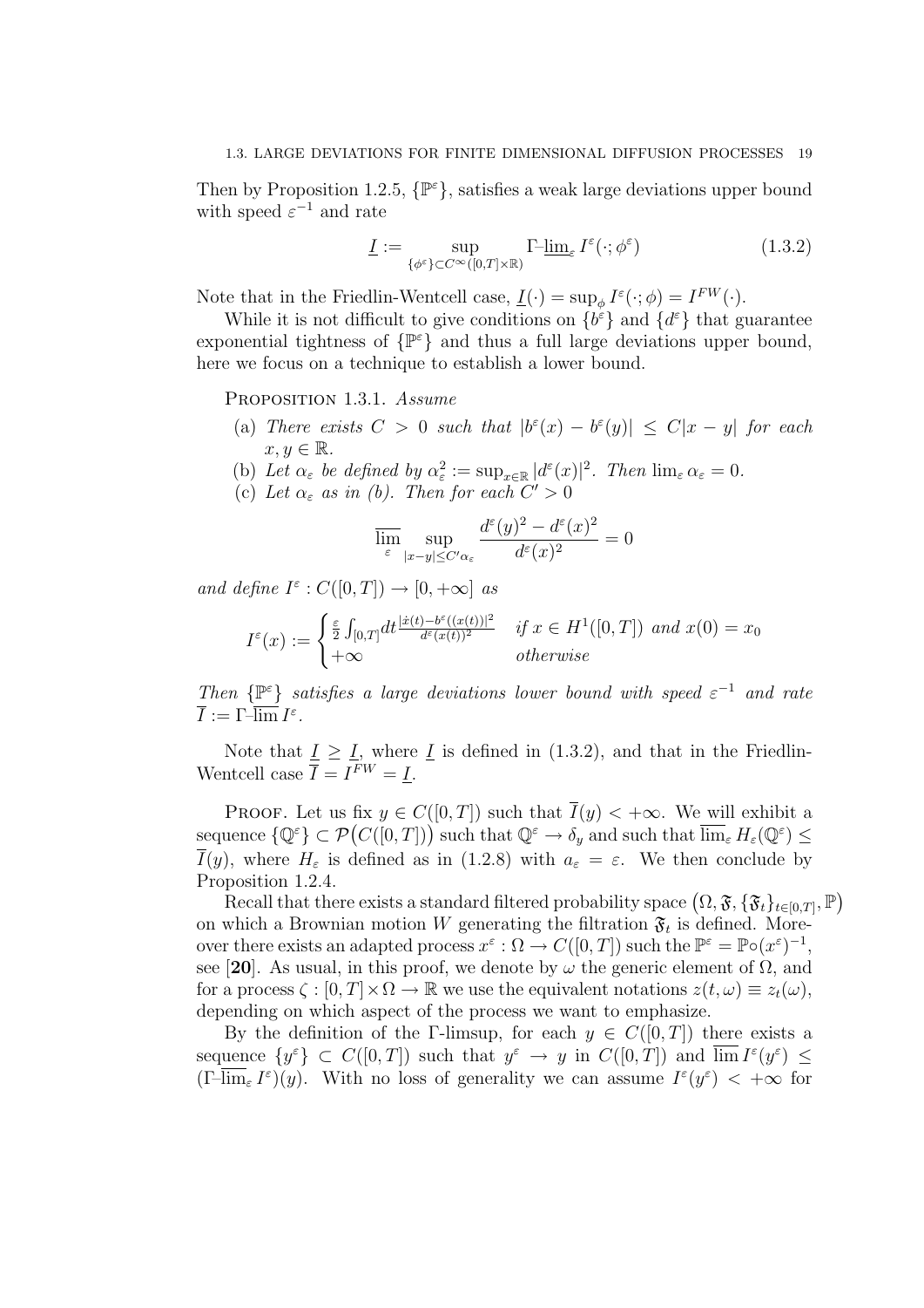Then by Proposition 1.2.5, $\{\mathbb{P}^\varepsilon\}$, satisfies a weak large deviations upper bound with speed $\varepsilon^{-1}$ and rate

$$\underline{I} := \sup_{\{\phi^\varepsilon\} \subset C^\infty([0,T]\times\mathbb{R})} \Gamma\text{-}\underline{\lim}_\varepsilon\, I^\varepsilon(\cdot;\phi^\varepsilon) \tag{1.3.2}$$

Note that in the Friedlin-Wentcell case, $\underline{I}(\cdot) = \sup_\phi I^\varepsilon(\cdot;\phi) = I^{FW}(\cdot)$.

While it is not difficult to give conditions on $\{b^\varepsilon\}$ and $\{d^\varepsilon\}$ that guarantee exponential tightness of $\{\mathbb{P}^\varepsilon\}$ and thus a full large deviations upper bound, here we focus on a technique to establish a lower bound.

Proposition 1.3.1. *Assume*

(a) *There exists $C > 0$ such that $|b^\varepsilon(x) - b^\varepsilon(y)| \le C|x-y|$ for each $x, y \in \mathbb{R}$.*

(b) *Let $\alpha_\varepsilon$ be defined by $\alpha_\varepsilon^2 := \sup_{x\in\mathbb{R}} |d^\varepsilon(x)|^2$. Then $\lim_\varepsilon \alpha_\varepsilon = 0$.*

(c) *Let $\alpha_\varepsilon$ as in (b). Then for each $C' > 0$*

$$\overline{\lim_\varepsilon} \sup_{|x-y|\le C'\alpha_\varepsilon} \frac{d^\varepsilon(y)^2 - d^\varepsilon(x)^2}{d^\varepsilon(x)^2} = 0$$

*and define $I^\varepsilon : C([0,T]) \to [0,+\infty]$ as*

$$I^\varepsilon(x) := \begin{cases} \frac{\varepsilon}{2}\int_{[0,T]} dt \frac{|\dot{x}(t) - b^\varepsilon((x(t))|^2}{d^\varepsilon(x(t))^2} & \text{if } x \in H^1([0,T]) \text{ and } x(0) = x_0 \\ +\infty & \text{otherwise} \end{cases}$$

*Then $\{\mathbb{P}^\varepsilon\}$ satisfies a large deviations lower bound with speed $\varepsilon^{-1}$ and rate $\overline{I} := \Gamma\text{-}\overline{\lim}\, I^\varepsilon$.*

Note that $\overline{I} \ge \underline{I}$, where $\underline{I}$ is defined in (1.3.2), and that in the Friedlin-Wentcell case $\overline{I} = I^{FW} = \underline{I}$.

Proof. Let us fix $y \in C([0,T])$ such that $\overline{I}(y) < +\infty$. We will exhibit a sequence $\{\mathbb{Q}^\varepsilon\} \subset \mathcal{P}\big(C([0,T])\big)$ such that $\mathbb{Q}^\varepsilon \to \delta_y$ and such that $\overline{\lim}_\varepsilon H_\varepsilon(\mathbb{Q}^\varepsilon) \le \overline{I}(y)$, where $H_\varepsilon$ is defined as in (1.2.8) with $a_\varepsilon = \varepsilon$. We then conclude by Proposition 1.2.4.

Recall that there exists a standard filtered probability space $\big(\Omega, \mathfrak{F}, \{\mathfrak{F}_t\}_{t\in[0,T]}, \mathbb{P}\big)$ on which a Brownian motion $W$ generating the filtration $\mathfrak{F}_t$ is defined. Moreover there exists an adapted process $x^\varepsilon : \Omega \to C([0,T])$ such the $\mathbb{P}^\varepsilon = \mathbb{P}\circ(x^\varepsilon)^{-1}$, see [**20**]. As usual, in this proof, we denote by $\omega$ the generic element of $\Omega$, and for a process $\zeta : [0,T]\times\Omega \to \mathbb{R}$ we use the equivalent notations $z(t,\omega) \equiv z_t(\omega)$, depending on which aspect of the process we want to emphasize.

By the definition of the $\Gamma$-limsup, for each $y \in C([0,T])$ there exists a sequence $\{y^\varepsilon\} \subset C([0,T])$ such that $y^\varepsilon \to y$ in $C([0,T])$ and $\overline{\lim}\, I^\varepsilon(y^\varepsilon) \le (\Gamma\text{-}\overline{\lim}_\varepsilon I^\varepsilon)(y)$. With no loss of generality we can assume $I^\varepsilon(y^\varepsilon) < +\infty$ for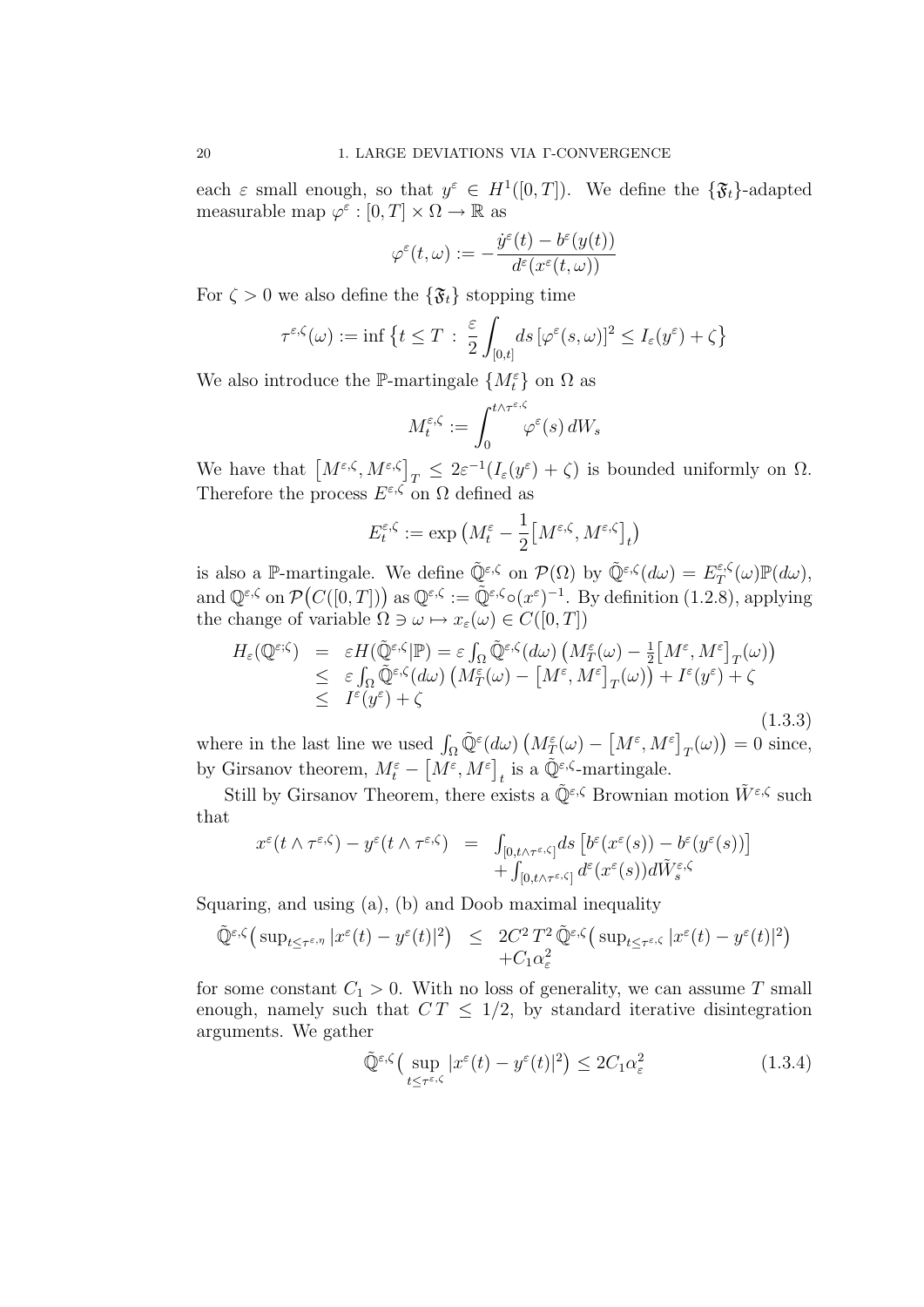each $\varepsilon$ small enough, so that $y^\varepsilon \in H^1([0,T])$. We define the $\{\mathfrak{F}_t\}$-adapted measurable map $\varphi^\varepsilon : [0,T] \times \Omega \to \mathbb{R}$ as

$$
\varphi^\varepsilon(t,\omega) := -\frac{\dot{y}^\varepsilon(t) - b^\varepsilon(y(t))}{d^\varepsilon(x^\varepsilon(t,\omega))}
$$

For $\zeta > 0$ we also define the $\{\mathfrak{F}_t\}$ stopping time

$$
\tau^{\varepsilon,\zeta}(\omega) := \inf \big\{ t \le T \,:\, \frac{\varepsilon}{2} \int_{[0,t]} ds\, [\varphi^\varepsilon(s,\omega)]^2 \le I_\varepsilon(y^\varepsilon) + \zeta \big\}
$$

We also introduce the $\mathbb{P}$-martingale $\{M^\varepsilon_t\}$ on $\Omega$ as

$$
M^{\varepsilon,\zeta}_t := \int_0^{t\wedge\tau^{\varepsilon,\zeta}} \varphi^\varepsilon(s)\, dW_s
$$

We have that $\big[M^{\varepsilon,\zeta}, M^{\varepsilon,\zeta}\big]_T \le 2\varepsilon^{-1}(I_\varepsilon(y^\varepsilon) + \zeta)$ is bounded uniformly on $\Omega$. Therefore the process $E^{\varepsilon,\zeta}$ on $\Omega$ defined as

$$
E^{\varepsilon,\zeta}_t := \exp\big( M^\varepsilon_t - \frac{1}{2}\big[M^{\varepsilon,\zeta}, M^{\varepsilon,\zeta}\big]_t \big)
$$

is also a $\mathbb{P}$-martingale. We define $\tilde{\mathbb{Q}}^{\varepsilon,\zeta}$ on $\mathcal{P}(\Omega)$ by $\tilde{\mathbb{Q}}^{\varepsilon,\zeta}(d\omega) = E^{\varepsilon,\zeta}_T(\omega)\mathbb{P}(d\omega)$, and $\mathbb{Q}^{\varepsilon,\zeta}$ on $\mathcal{P}\big(C([0,T])\big)$ as $\mathbb{Q}^{\varepsilon,\zeta} := \tilde{\mathbb{Q}}^{\varepsilon,\zeta}\circ(x^\varepsilon)^{-1}$. By definition (1.2.8), applying the change of variable $\Omega \ni \omega \mapsto x_\varepsilon(\omega) \in C([0,T])$

$$
\begin{array}{rcl}
H_\varepsilon(\mathbb{Q}^{\varepsilon;\zeta}) & = & \varepsilon H(\tilde{\mathbb{Q}}^{\varepsilon,\zeta}|\mathbb{P}) = \varepsilon \int_\Omega \tilde{\mathbb{Q}}^{\varepsilon,\zeta}(d\omega)\big( M^\varepsilon_T(\omega) - \frac{1}{2}\big[M^\varepsilon, M^\varepsilon\big]_T(\omega)\big) \\
& \le & \varepsilon \int_\Omega \tilde{\mathbb{Q}}^{\varepsilon,\zeta}(d\omega)\big( M^\varepsilon_T(\omega) - \big[M^\varepsilon, M^\varepsilon\big]_T(\omega)\big) + I^\varepsilon(y^\varepsilon) + \zeta \\
& \le & I^\varepsilon(y^\varepsilon) + \zeta
\end{array}
\tag{1.3.3}
$$

where in the last line we used $\int_\Omega \tilde{\mathbb{Q}}^\varepsilon(d\omega)\big(M^\varepsilon_T(\omega) - \big[M^\varepsilon, M^\varepsilon\big]_T(\omega)\big) = 0$ since, by Girsanov theorem, $M^\varepsilon_t - \big[M^\varepsilon, M^\varepsilon\big]_t$ is a $\tilde{\mathbb{Q}}^{\varepsilon,\zeta}$-martingale.

Still by Girsanov Theorem, there exists a $\tilde{\mathbb{Q}}^{\varepsilon,\zeta}$ Brownian motion $\tilde{W}^{\varepsilon,\zeta}$ such that

$$
\begin{array}{rcl}
x^\varepsilon(t\wedge\tau^{\varepsilon,\zeta}) - y^\varepsilon(t\wedge\tau^{\varepsilon,\zeta}) & = & \int_{[0,t\wedge\tau^{\varepsilon,\zeta}]} ds\, \big[b^\varepsilon(x^\varepsilon(s)) - b^\varepsilon(y^\varepsilon(s))\big] \\
& & + \int_{[0,t\wedge\tau^{\varepsilon,\zeta}]} d^\varepsilon(x^\varepsilon(s)) d\tilde{W}^{\varepsilon,\zeta}_s
\end{array}
$$

Squaring, and using (a), (b) and Doob maximal inequality

$$
\begin{array}{rcl}
\tilde{\mathbb{Q}}^{\varepsilon,\zeta}\big(\sup_{t\le\tau^{\varepsilon,\eta}} |x^\varepsilon(t) - y^\varepsilon(t)|^2\big) & \le & 2C^2\, T^2\, \tilde{\mathbb{Q}}^{\varepsilon,\zeta}\big(\sup_{t\le\tau^{\varepsilon,\zeta}} |x^\varepsilon(t) - y^\varepsilon(t)|^2\big) \\
& & + C_1 \alpha_\varepsilon^2
\end{array}
$$

for some constant $C_1 > 0$. With no loss of generality, we can assume $T$ small enough, namely such that $C\,T \le 1/2$, by standard iterative disintegration arguments. We gather

$$
\tilde{\mathbb{Q}}^{\varepsilon,\zeta}\big(\sup_{t\le\tau^{\varepsilon,\zeta}} |x^\varepsilon(t) - y^\varepsilon(t)|^2\big) \le 2C_1\alpha_\varepsilon^2 \tag{1.3.4}
$$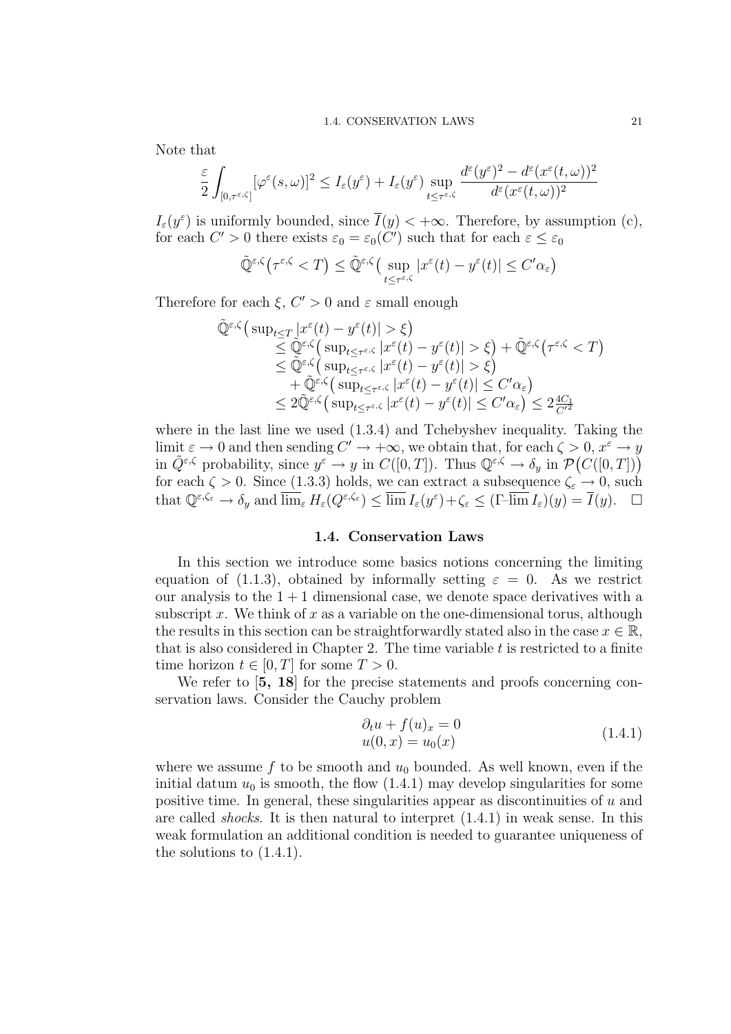Note that

$$\frac{\varepsilon}{2}\int_{[0,\tau^{\varepsilon,\zeta}]} [\varphi^\varepsilon(s,\omega)]^2 \le I_\varepsilon(y^\varepsilon) + I_\varepsilon(y^\varepsilon) \sup_{t\le \tau^{\varepsilon,\zeta}} \frac{d^\varepsilon(y^\varepsilon)^2 - d^\varepsilon(x^\varepsilon(t,\omega))^2}{d^\varepsilon(x^\varepsilon(t,\omega))^2}$$

$I_\varepsilon(y^\varepsilon)$ is uniformly bounded, since $\overline{I}(y) < +\infty$. Therefore, by assumption (c), for each $C' > 0$ there exists $\varepsilon_0 = \varepsilon_0(C')$ such that for each $\varepsilon \le \varepsilon_0$

$$\tilde{\mathbb{Q}}^{\varepsilon,\zeta}\big(\tau^{\varepsilon,\zeta} < T\big) \le \tilde{\mathbb{Q}}^{\varepsilon,\zeta}\big(\sup_{t\le\tau^{\varepsilon,\zeta}} |x^\varepsilon(t) - y^\varepsilon(t)| \le C'\alpha_\varepsilon\big)$$

Therefore for each $\xi$, $C' > 0$ and $\varepsilon$ small enough

$$\begin{aligned}
&\tilde{\mathbb{Q}}^{\varepsilon,\zeta}\big(\sup_{t\le T} |x^\varepsilon(t) - y^\varepsilon(t)| > \xi\big)\\
&\quad\le \tilde{\mathbb{Q}}^{\varepsilon,\zeta}\big(\sup_{t\le\tau^{\varepsilon,\zeta}} |x^\varepsilon(t) - y^\varepsilon(t)| > \xi\big) + \tilde{\mathbb{Q}}^{\varepsilon,\zeta}\big(\tau^{\varepsilon,\zeta} < T\big)\\
&\quad\le \tilde{\mathbb{Q}}^{\varepsilon,\zeta}\big(\sup_{t\le\tau^{\varepsilon,\zeta}} |x^\varepsilon(t) - y^\varepsilon(t)| > \xi\big)\\
&\qquad + \tilde{\mathbb{Q}}^{\varepsilon,\zeta}\big(\sup_{t\le\tau^{\varepsilon,\zeta}} |x^\varepsilon(t) - y^\varepsilon(t)| \le C'\alpha_\varepsilon\big)\\
&\quad\le 2\tilde{\mathbb{Q}}^{\varepsilon,\zeta}\big(\sup_{t\le\tau^{\varepsilon,\zeta}} |x^\varepsilon(t) - y^\varepsilon(t)| \le C'\alpha_\varepsilon\big) \le 2\frac{4C_1}{C'^2}
\end{aligned}$$

where in the last line we used (1.3.4) and Tchebyshev inequality. Taking the limit $\varepsilon \to 0$ and then sending $C' \to +\infty$, we obtain that, for each $\zeta > 0$, $x^\varepsilon \to y$ in $\tilde{Q}^{\varepsilon,\zeta}$ probability, since $y^\varepsilon \to y$ in $C([0,T])$. Thus $\mathbb{Q}^{\varepsilon,\zeta} \to \delta_y$ in $\mathcal{P}\big(C([0,T])\big)$ for each $\zeta > 0$. Since (1.3.3) holds, we can extract a subsequence $\zeta_\varepsilon \to 0$, such that $\mathbb{Q}^{\varepsilon,\zeta_\varepsilon} \to \delta_y$ and $\overline{\lim}_\varepsilon H_\varepsilon(Q^{\varepsilon,\zeta_\varepsilon}) \le \overline{\lim}\, I_\varepsilon(y^\varepsilon) + \zeta_\varepsilon \le (\Gamma\text{-}\overline{\lim}\, I_\varepsilon)(y) = \overline{I}(y)$. $\square$

## 1.4. Conservation Laws

In this section we introduce some basics notions concerning the limiting equation of (1.1.3), obtained by informally setting $\varepsilon = 0$. As we restrict our analysis to the $1+1$ dimensional case, we denote space derivatives with a subscript $x$. We think of $x$ as a variable on the one-dimensional torus, although the results in this section can be straightforwardly stated also in the case $x \in \mathbb{R}$, that is also considered in Chapter 2. The time variable $t$ is restricted to a finite time horizon $t \in [0,T]$ for some $T > 0$.

We refer to [**5, 18**] for the precise statements and proofs concerning conservation laws. Consider the Cauchy problem

$$\begin{aligned}
&\partial_t u + f(u)_x = 0\\
&u(0,x) = u_0(x)
\end{aligned} \tag{1.4.1}$$

where we assume $f$ to be smooth and $u_0$ bounded. As well known, even if the initial datum $u_0$ is smooth, the flow (1.4.1) may develop singularities for some positive time. In general, these singularities appear as discontinuities of $u$ and are called *shocks*. It is then natural to interpret (1.4.1) in weak sense. In this weak formulation an additional condition is needed to guarantee uniqueness of the solutions to (1.4.1).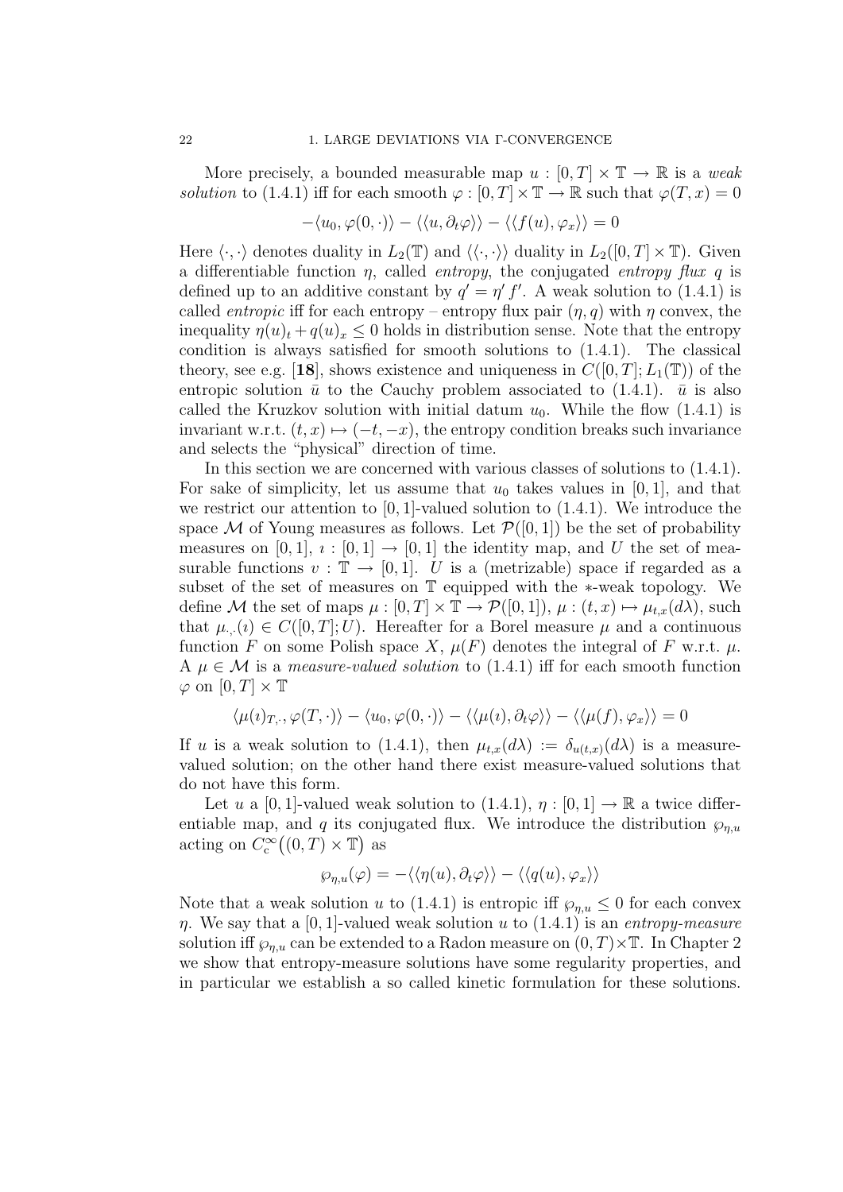More precisely, a bounded measurable map $u : [0,T] \times \mathbb{T} \to \mathbb{R}$ is a *weak solution* to (1.4.1) iff for each smooth $\varphi : [0,T] \times \mathbb{T} \to \mathbb{R}$ such that $\varphi(T,x) = 0$

$$-\langle u_0, \varphi(0,\cdot)\rangle - \langle\langle u, \partial_t \varphi\rangle\rangle - \langle\langle f(u), \varphi_x\rangle\rangle = 0$$

Here $\langle\cdot,\cdot\rangle$ denotes duality in $L_2(\mathbb{T})$ and $\langle\langle\cdot,\cdot\rangle\rangle$ duality in $L_2([0,T]\times\mathbb{T})$. Given a differentiable function $\eta$, called *entropy*, the conjugated *entropy flux* $q$ is defined up to an additive constant by $q' = \eta' f'$. A weak solution to (1.4.1) is called *entropic* iff for each entropy – entropy flux pair $(\eta, q)$ with $\eta$ convex, the inequality $\eta(u)_t + q(u)_x \le 0$ holds in distribution sense. Note that the entropy condition is always satisfied for smooth solutions to (1.4.1). The classical theory, see e.g. [**18**], shows existence and uniqueness in $C([0,T]; L_1(\mathbb{T}))$ of the entropic solution $\bar u$ to the Cauchy problem associated to (1.4.1). $\bar u$ is also called the Kruzkov solution with initial datum $u_0$. While the flow (1.4.1) is invariant w.r.t. $(t,x) \mapsto (-t,-x)$, the entropy condition breaks such invariance and selects the "physical" direction of time.

In this section we are concerned with various classes of solutions to (1.4.1). For sake of simplicity, let us assume that $u_0$ takes values in $[0,1]$, and that we restrict our attention to $[0,1]$-valued solution to (1.4.1). We introduce the space $\mathcal{M}$ of Young measures as follows. Let $\mathcal{P}([0,1])$ be the set of probability measures on $[0,1]$, $\imath : [0,1] \to [0,1]$ the identity map, and $U$ the set of measurable functions $v : \mathbb{T} \to [0,1]$. $U$ is a (metrizable) space if regarded as a subset of the set of measures on $\mathbb{T}$ equipped with the $*$-weak topology. We define $\mathcal{M}$ the set of maps $\mu : [0,T] \times \mathbb{T} \to \mathcal{P}([0,1])$, $\mu : (t,x) \mapsto \mu_{t,x}(d\lambda)$, such that $\mu_{\cdot,\cdot}(\imath) \in C([0,T]; U)$. Hereafter for a Borel measure $\mu$ and a continuous function $F$ on some Polish space $X$, $\mu(F)$ denotes the integral of $F$ w.r.t. $\mu$. A $\mu \in \mathcal{M}$ is a *measure-valued solution* to (1.4.1) iff for each smooth function $\varphi$ on $[0,T]\times\mathbb{T}$

$$\langle \mu(\imath)_{T,\cdot}, \varphi(T,\cdot)\rangle - \langle u_0, \varphi(0,\cdot)\rangle - \langle\langle \mu(\imath), \partial_t\varphi\rangle\rangle - \langle\langle \mu(f), \varphi_x\rangle\rangle = 0$$

If $u$ is a weak solution to (1.4.1), then $\mu_{t,x}(d\lambda) := \delta_{u(t,x)}(d\lambda)$ is a measure-valued solution; on the other hand there exist measure-valued solutions that do not have this form.

Let $u$ a $[0,1]$-valued weak solution to (1.4.1), $\eta : [0,1] \to \mathbb{R}$ a twice differentiable map, and $q$ its conjugated flux. We introduce the distribution $\wp_{\eta,u}$ acting on $C^\infty_c\big((0,T)\times\mathbb{T}\big)$ as

$$\wp_{\eta,u}(\varphi) = -\langle\langle \eta(u), \partial_t\varphi\rangle\rangle - \langle\langle q(u), \varphi_x\rangle\rangle$$

Note that a weak solution $u$ to (1.4.1) is entropic iff $\wp_{\eta,u} \le 0$ for each convex $\eta$. We say that a $[0,1]$-valued weak solution $u$ to (1.4.1) is an *entropy-measure* solution iff $\wp_{\eta,u}$ can be extended to a Radon measure on $(0,T)\times\mathbb{T}$. In Chapter 2 we show that entropy-measure solutions have some regularity properties, and in particular we establish a so called kinetic formulation for these solutions.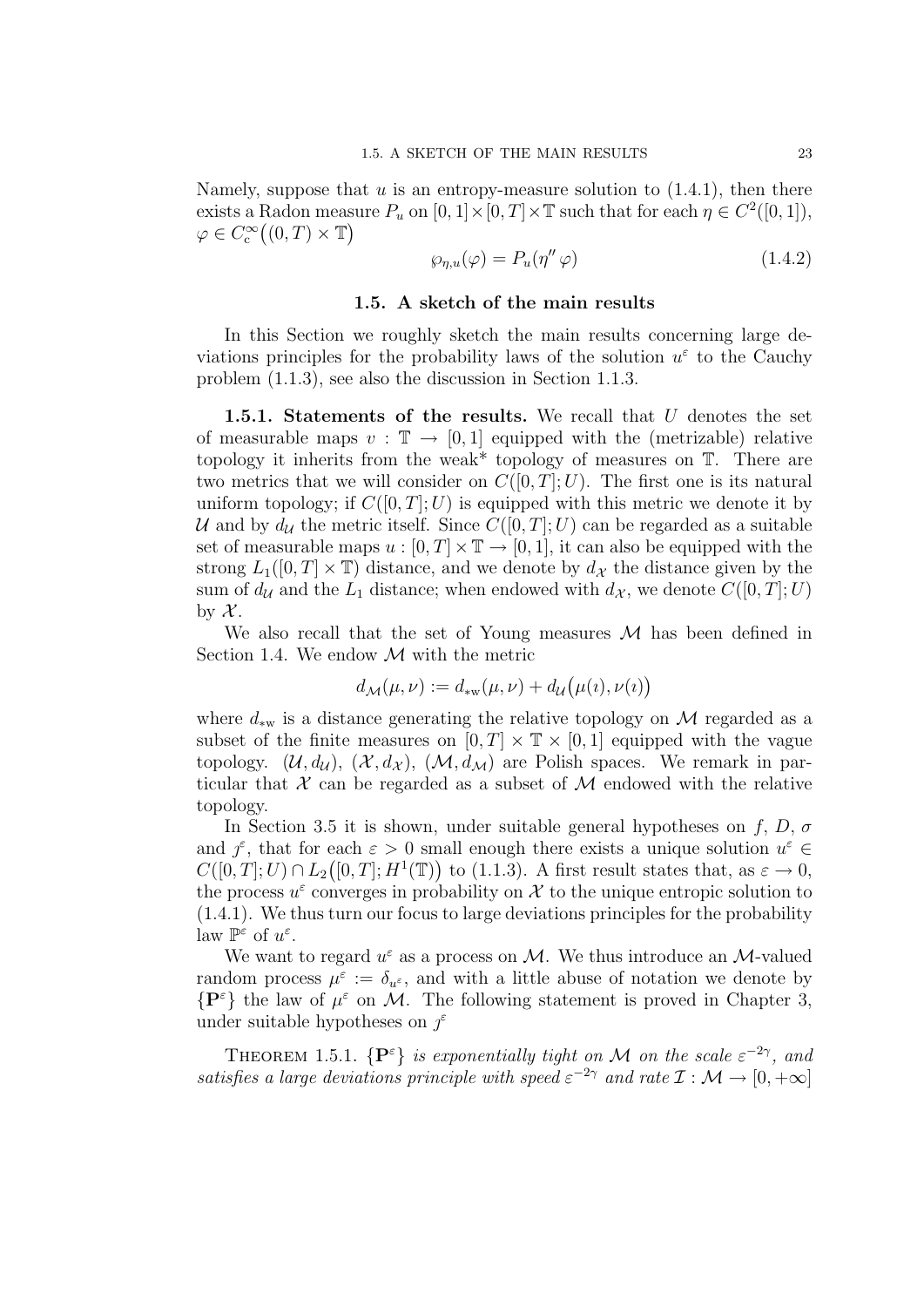Namely, suppose that $u$ is an entropy-measure solution to (1.4.1), then there exists a Radon measure $P_u$ on $[0,1]\times[0,T]\times\mathbb{T}$ such that for each $\eta \in C^2([0,1])$, $\varphi \in C_c^\infty\big((0,T)\times\mathbb{T}\big)$

$$\wp_{\eta,u}(\varphi) = P_u(\eta''\,\varphi) \tag{1.4.2}$$

## 1.5. A sketch of the main results

In this Section we roughly sketch the main results concerning large deviations principles for the probability laws of the solution $u^\varepsilon$ to the Cauchy problem (1.1.3), see also the discussion in Section 1.1.3.

**1.5.1. Statements of the results.** We recall that $U$ denotes the set of measurable maps $v : \mathbb{T} \to [0,1]$ equipped with the (metrizable) relative topology it inherits from the weak* topology of measures on $\mathbb{T}$. There are two metrics that we will consider on $C([0,T];U)$. The first one is its natural uniform topology; if $C([0,T];U)$ is equipped with this metric we denote it by $\mathcal{U}$ and by $d_\mathcal{U}$ the metric itself. Since $C([0,T];U)$ can be regarded as a suitable set of measurable maps $u : [0,T]\times\mathbb{T} \to [0,1]$, it can also be equipped with the strong $L_1([0,T]\times\mathbb{T})$ distance, and we denote by $d_\mathcal{X}$ the distance given by the sum of $d_\mathcal{U}$ and the $L_1$ distance; when endowed with $d_\mathcal{X}$, we denote $C([0,T];U)$ by $\mathcal{X}$.

We also recall that the set of Young measures $\mathcal{M}$ has been defined in Section 1.4. We endow $\mathcal{M}$ with the metric

$$d_\mathcal{M}(\mu,\nu) := d_{*\mathrm{w}}(\mu,\nu) + d_\mathcal{U}\big(\mu(\imath),\nu(\imath)\big)$$

where $d_{*\mathrm{w}}$ is a distance generating the relative topology on $\mathcal{M}$ regarded as a subset of the finite measures on $[0,T]\times\mathbb{T}\times[0,1]$ equipped with the vague topology. $(\mathcal{U},d_\mathcal{U})$, $(\mathcal{X},d_\mathcal{X})$, $(\mathcal{M},d_\mathcal{M})$ are Polish spaces. We remark in particular that $\mathcal{X}$ can be regarded as a subset of $\mathcal{M}$ endowed with the relative topology.

In Section 3.5 it is shown, under suitable general hypotheses on $f$, $D$, $\sigma$ and $\jmath^\varepsilon$, that for each $\varepsilon > 0$ small enough there exists a unique solution $u^\varepsilon \in C([0,T];U) \cap L_2\big([0,T];H^1(\mathbb{T})\big)$ to (1.1.3). A first result states that, as $\varepsilon \to 0$, the process $u^\varepsilon$ converges in probability on $\mathcal{X}$ to the unique entropic solution to (1.4.1). We thus turn our focus to large deviations principles for the probability law $\mathbb{P}^\varepsilon$ of $u^\varepsilon$.

We want to regard $u^\varepsilon$ as a process on $\mathcal{M}$. We thus introduce an $\mathcal{M}$-valued random process $\mu^\varepsilon := \delta_{u^\varepsilon}$, and with a little abuse of notation we denote by $\{\mathbf{P}^\varepsilon\}$ the law of $\mu^\varepsilon$ on $\mathcal{M}$. The following statement is proved in Chapter 3, under suitable hypotheses on $\jmath^\varepsilon$

THEOREM 1.5.1. *$\{\mathbf{P}^\varepsilon\}$ is exponentially tight on $\mathcal{M}$ on the scale $\varepsilon^{-2\gamma}$, and satisfies a large deviations principle with speed $\varepsilon^{-2\gamma}$ and rate $\mathcal{I} : \mathcal{M} \to [0,+\infty]$*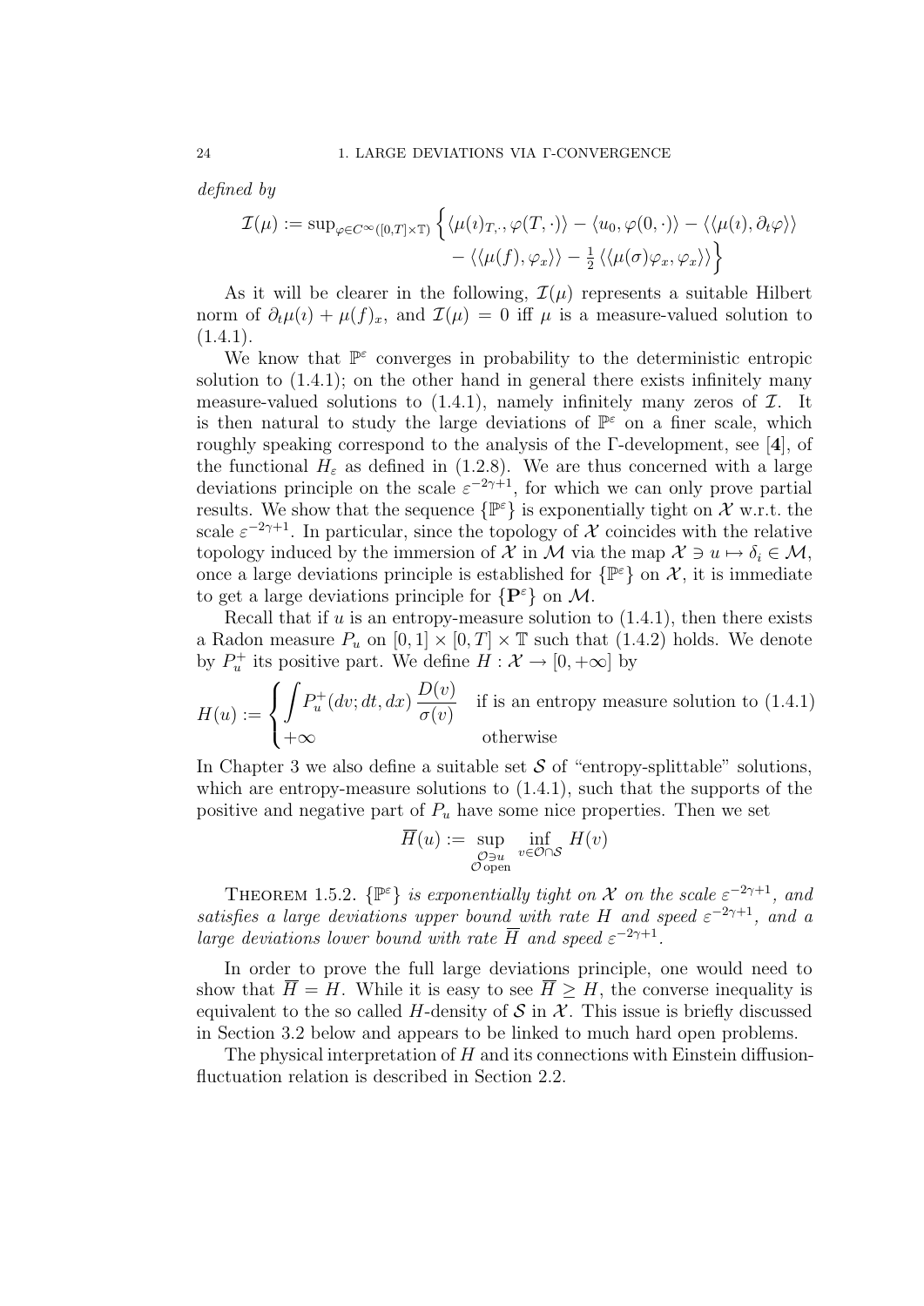*defined by*

$$\mathcal{I}(\mu) := \sup_{\varphi\in C^\infty([0,T]\times\mathbb{T})} \Big\{ \langle \mu(\imath)_{T,\cdot}, \varphi(T,\cdot)\rangle - \langle u_0, \varphi(0,\cdot)\rangle - \langle\langle \mu(\imath), \partial_t\varphi\rangle\rangle \\ - \langle\langle \mu(f), \varphi_x\rangle\rangle - \tfrac{1}{2}\langle\langle \mu(\sigma)\varphi_x, \varphi_x\rangle\rangle \Big\}$$

As it will be clearer in the following, $\mathcal{I}(\mu)$ represents a suitable Hilbert norm of $\partial_t\mu(\imath) + \mu(f)_x$, and $\mathcal{I}(\mu) = 0$ iff $\mu$ is a measure-valued solution to (1.4.1).

We know that $\mathbb{P}^\varepsilon$ converges in probability to the deterministic entropic solution to (1.4.1); on the other hand in general there exists infinitely many measure-valued solutions to (1.4.1), namely infinitely many zeros of $\mathcal{I}$. It is then natural to study the large deviations of $\mathbb{P}^\varepsilon$ on a finer scale, which roughly speaking correspond to the analysis of the Γ-development, see [**4**], of the functional $H_\varepsilon$ as defined in (1.2.8). We are thus concerned with a large deviations principle on the scale $\varepsilon^{-2\gamma+1}$, for which we can only prove partial results. We show that the sequence $\{\mathbb{P}^\varepsilon\}$ is exponentially tight on $\mathcal{X}$ w.r.t. the scale $\varepsilon^{-2\gamma+1}$. In particular, since the topology of $\mathcal{X}$ coincides with the relative topology induced by the immersion of $\mathcal{X}$ in $\mathcal{M}$ via the map $\mathcal{X} \ni u \mapsto \delta_i \in \mathcal{M}$, once a large deviations principle is established for $\{\mathbb{P}^\varepsilon\}$ on $\mathcal{X}$, it is immediate to get a large deviations principle for $\{\mathbf{P}^\varepsilon\}$ on $\mathcal{M}$.

Recall that if $u$ is an entropy-measure solution to (1.4.1), then there exists a Radon measure $P_u$ on $[0,1]\times[0,T]\times\mathbb{T}$ such that (1.4.2) holds. We denote by $P_u^+$ its positive part. We define $H : \mathcal{X} \to [0,+\infty]$ by

$$H(u) := \begin{cases} \displaystyle\int P_u^+(dv;dt,dx)\,\frac{D(v)}{\sigma(v)} & \text{if is an entropy measure solution to (1.4.1)} \\ +\infty & \text{otherwise} \end{cases}$$

In Chapter 3 we also define a suitable set $\mathcal{S}$ of "entropy-splittable" solutions, which are entropy-measure solutions to (1.4.1), such that the supports of the positive and negative part of $P_u$ have some nice properties. Then we set

$$\overline{H}(u) := \sup_{\substack{\mathcal{O}\ni u \\ \mathcal{O}\text{ open}}} \inf_{v\in\mathcal{O}\cap\mathcal{S}} H(v)$$

THEOREM 1.5.2. *$\{\mathbb{P}^\varepsilon\}$ is exponentially tight on $\mathcal{X}$ on the scale $\varepsilon^{-2\gamma+1}$, and satisfies a large deviations upper bound with rate $H$ and speed $\varepsilon^{-2\gamma+1}$, and a large deviations lower bound with rate $\overline{H}$ and speed $\varepsilon^{-2\gamma+1}$.*

In order to prove the full large deviations principle, one would need to show that $\overline{H} = H$. While it is easy to see $\overline{H} \geq H$, the converse inequality is equivalent to the so called $H$-density of $\mathcal{S}$ in $\mathcal{X}$. This issue is briefly discussed in Section 3.2 below and appears to be linked to much hard open problems.

The physical interpretation of $H$ and its connections with Einstein diffusion-fluctuation relation is described in Section 2.2.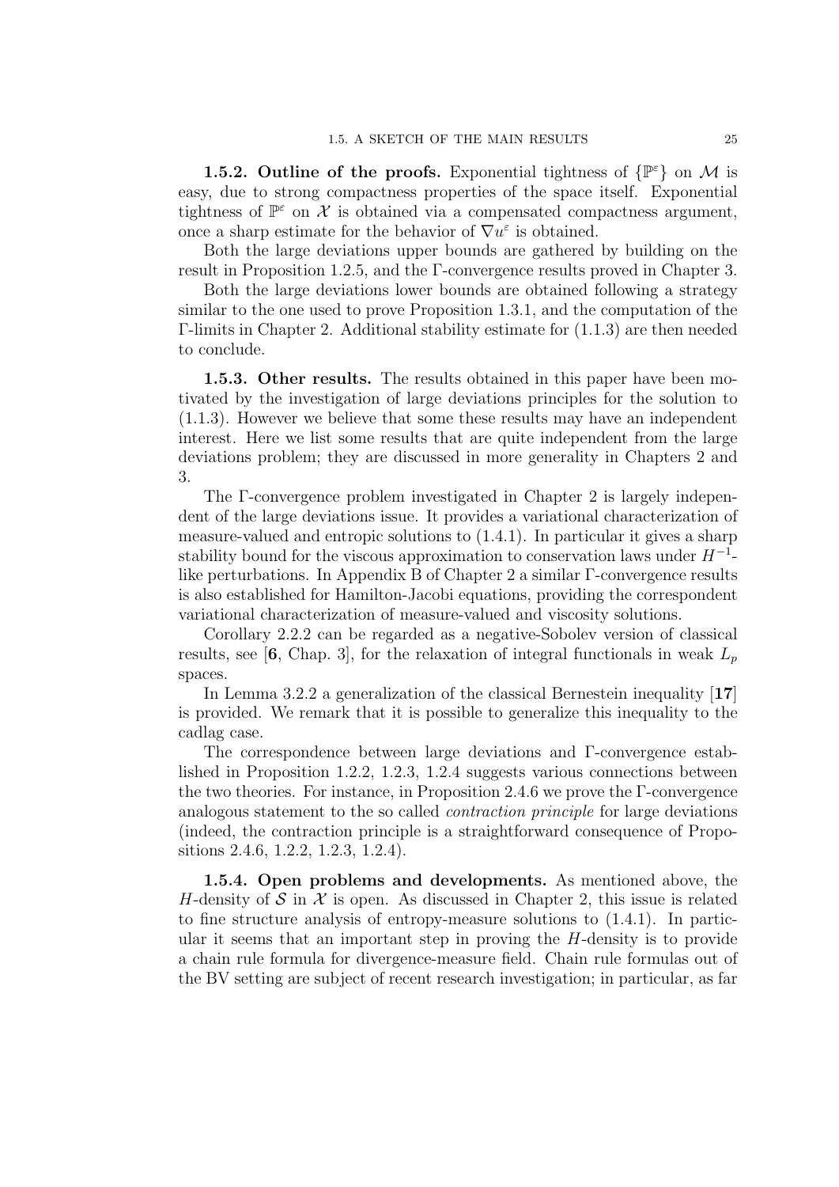**1.5.2. Outline of the proofs.** Exponential tightness of $\{\mathbb{P}^\varepsilon\}$ on $\mathcal{M}$ is easy, due to strong compactness properties of the space itself. Exponential tightness of $\mathbb{P}^\varepsilon$ on $\mathcal{X}$ is obtained via a compensated compactness argument, once a sharp estimate for the behavior of $\nabla u^\varepsilon$ is obtained.

Both the large deviations upper bounds are gathered by building on the result in Proposition 1.2.5, and the Γ-convergence results proved in Chapter 3.

Both the large deviations lower bounds are obtained following a strategy similar to the one used to prove Proposition 1.3.1, and the computation of the Γ-limits in Chapter 2. Additional stability estimate for (1.1.3) are then needed to conclude.

**1.5.3. Other results.** The results obtained in this paper have been motivated by the investigation of large deviations principles for the solution to (1.1.3). However we believe that some these results may have an independent interest. Here we list some results that are quite independent from the large deviations problem; they are discussed in more generality in Chapters 2 and 3.

The Γ-convergence problem investigated in Chapter 2 is largely independent of the large deviations issue. It provides a variational characterization of measure-valued and entropic solutions to (1.4.1). In particular it gives a sharp stability bound for the viscous approximation to conservation laws under $H^{-1}$-like perturbations. In Appendix B of Chapter 2 a similar Γ-convergence results is also established for Hamilton-Jacobi equations, providing the correspondent variational characterization of measure-valued and viscosity solutions.

Corollary 2.2.2 can be regarded as a negative-Sobolev version of classical results, see [**6**, Chap. 3], for the relaxation of integral functionals in weak $L_p$ spaces.

In Lemma 3.2.2 a generalization of the classical Bernestein inequality [**17**] is provided. We remark that it is possible to generalize this inequality to the cadlag case.

The correspondence between large deviations and Γ-convergence established in Proposition 1.2.2, 1.2.3, 1.2.4 suggests various connections between the two theories. For instance, in Proposition 2.4.6 we prove the Γ-convergence analogous statement to the so called *contraction principle* for large deviations (indeed, the contraction principle is a straightforward consequence of Propositions 2.4.6, 1.2.2, 1.2.3, 1.2.4).

**1.5.4. Open problems and developments.** As mentioned above, the $H$-density of $\mathcal{S}$ in $\mathcal{X}$ is open. As discussed in Chapter 2, this issue is related to fine structure analysis of entropy-measure solutions to (1.4.1). In particular it seems that an important step in proving the $H$-density is to provide a chain rule formula for divergence-measure field. Chain rule formulas out of the BV setting are subject of recent research investigation; in particular, as far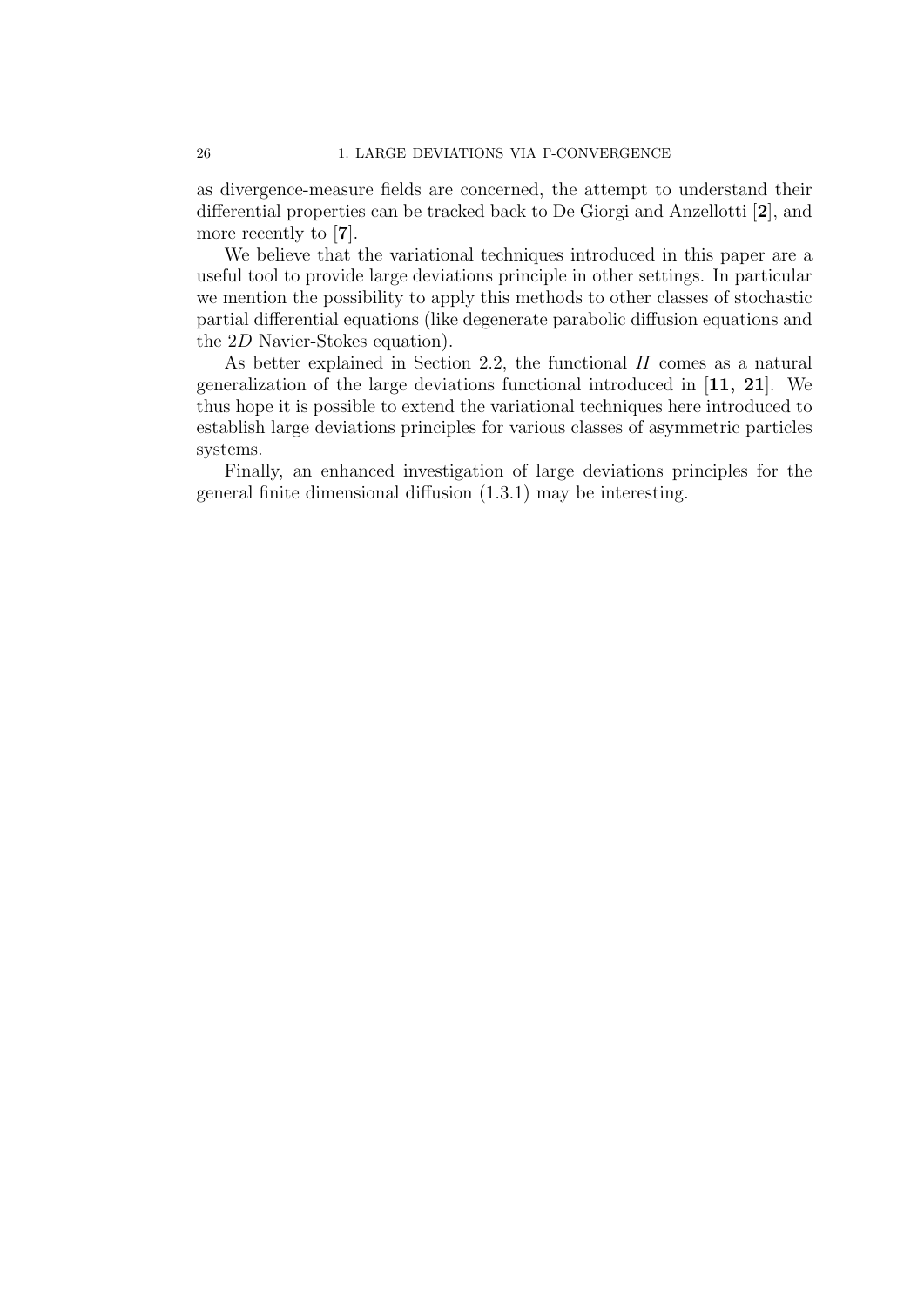as divergence-measure fields are concerned, the attempt to understand their differential properties can be tracked back to De Giorgi and Anzellotti [**2**], and more recently to [**7**].

We believe that the variational techniques introduced in this paper are a useful tool to provide large deviations principle in other settings. In particular we mention the possibility to apply this methods to other classes of stochastic partial differential equations (like degenerate parabolic diffusion equations and the $2D$ Navier-Stokes equation).

As better explained in Section 2.2, the functional $H$ comes as a natural generalization of the large deviations functional introduced in [**11, 21**]. We thus hope it is possible to extend the variational techniques here introduced to establish large deviations principles for various classes of asymmetric particles systems.

Finally, an enhanced investigation of large deviations principles for the general finite dimensional diffusion (1.3.1) may be interesting.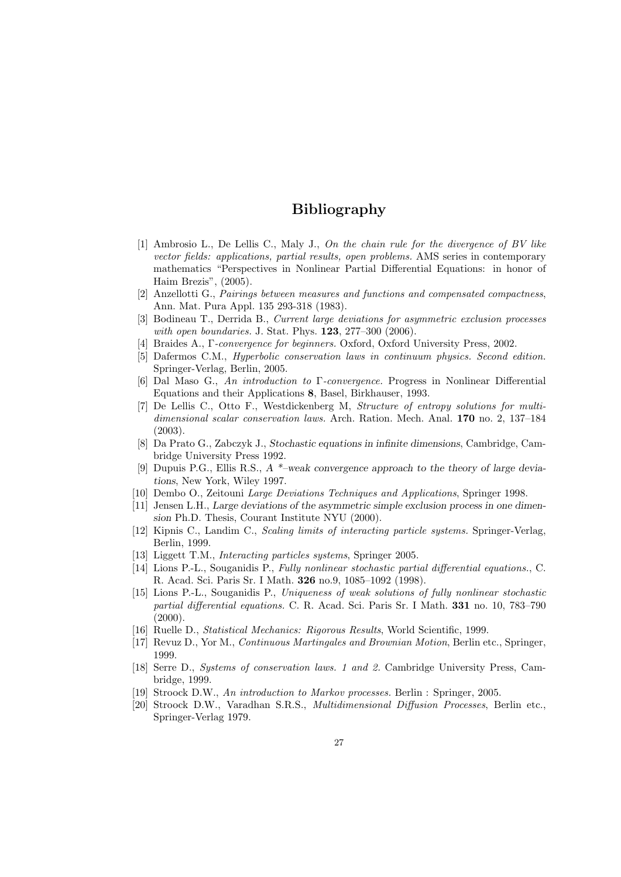# Bibliography

[1] Ambrosio L., De Lellis C., Maly J., *On the chain rule for the divergence of BV like vector fields: applications, partial results, open problems.* AMS series in contemporary mathematics "Perspectives in Nonlinear Partial Differential Equations: in honor of Haim Brezis", (2005).

[2] Anzellotti G., *Pairings between measures and functions and compensated compactness*, Ann. Mat. Pura Appl. 135 293-318 (1983).

[3] Bodineau T., Derrida B., *Current large deviations for asymmetric exclusion processes with open boundaries.* J. Stat. Phys. **123**, 277–300 (2006).

[4] Braides A., *Γ-convergence for beginners.* Oxford, Oxford University Press, 2002.

[5] Dafermos C.M., *Hyperbolic conservation laws in continuum physics. Second edition.* Springer-Verlag, Berlin, 2005.

[6] Dal Maso G., *An introduction to Γ-convergence.* Progress in Nonlinear Differential Equations and their Applications **8**, Basel, Birkhauser, 1993.

[7] De Lellis C., Otto F., Westdickenberg M, *Structure of entropy solutions for multidimensional scalar conservation laws.* Arch. Ration. Mech. Anal. **170** no. 2, 137–184 (2003).

[8] Da Prato G., Zabczyk J., *Stochastic equations in infinite dimensions*, Cambridge, Cambridge University Press 1992.

[9] Dupuis P.G., Ellis R.S., *A *–weak convergence approach to the theory of large deviations*, New York, Wiley 1997.

[10] Dembo O., Zeitouni *Large Deviations Techniques and Applications*, Springer 1998.

[11] Jensen L.H., *Large deviations of the asymmetric simple exclusion process in one dimension* Ph.D. Thesis, Courant Institute NYU (2000).

[12] Kipnis C., Landim C., *Scaling limits of interacting particle systems.* Springer-Verlag, Berlin, 1999.

[13] Liggett T.M., *Interacting particles systems*, Springer 2005.

[14] Lions P.-L., Souganidis P., *Fully nonlinear stochastic partial differential equations.*, C. R. Acad. Sci. Paris Sr. I Math. **326** no.9, 1085–1092 (1998).

[15] Lions P.-L., Souganidis P., *Uniqueness of weak solutions of fully nonlinear stochastic partial differential equations.* C. R. Acad. Sci. Paris Sr. I Math. **331** no. 10, 783–790 (2000).

[16] Ruelle D., *Statistical Mechanics: Rigorous Results*, World Scientific, 1999.

[17] Revuz D., Yor M., *Continuous Martingales and Brownian Motion*, Berlin etc., Springer, 1999.

[18] Serre D., *Systems of conservation laws. 1 and 2.* Cambridge University Press, Cambridge, 1999.

[19] Stroock D.W., *An introduction to Markov processes.* Berlin : Springer, 2005.

[20] Stroock D.W., Varadhan S.R.S., *Multidimensional Diffusion Processes*, Berlin etc., Springer-Verlag 1979.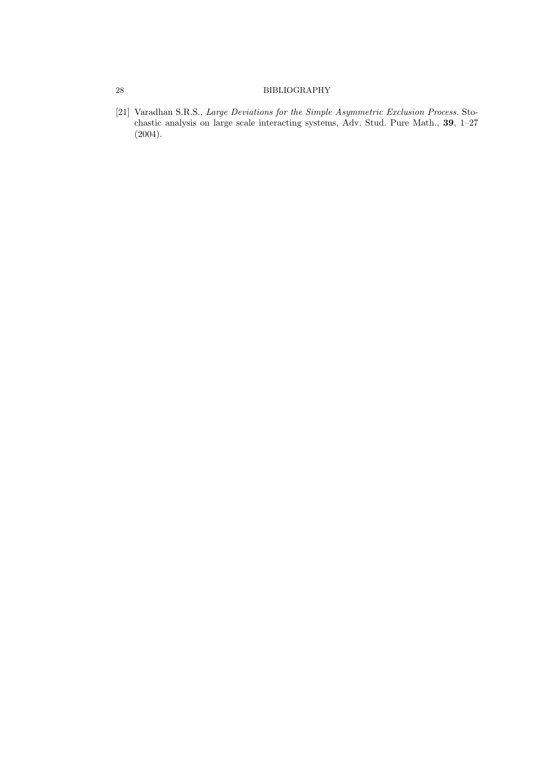[21] Varadhan S.R.S., *Large Deviations for the Simple Asymmetric Exclusion Process.* Stochastic analysis on large scale interacting systems, Adv. Stud. Pure Math., **39**, 1–27 (2004).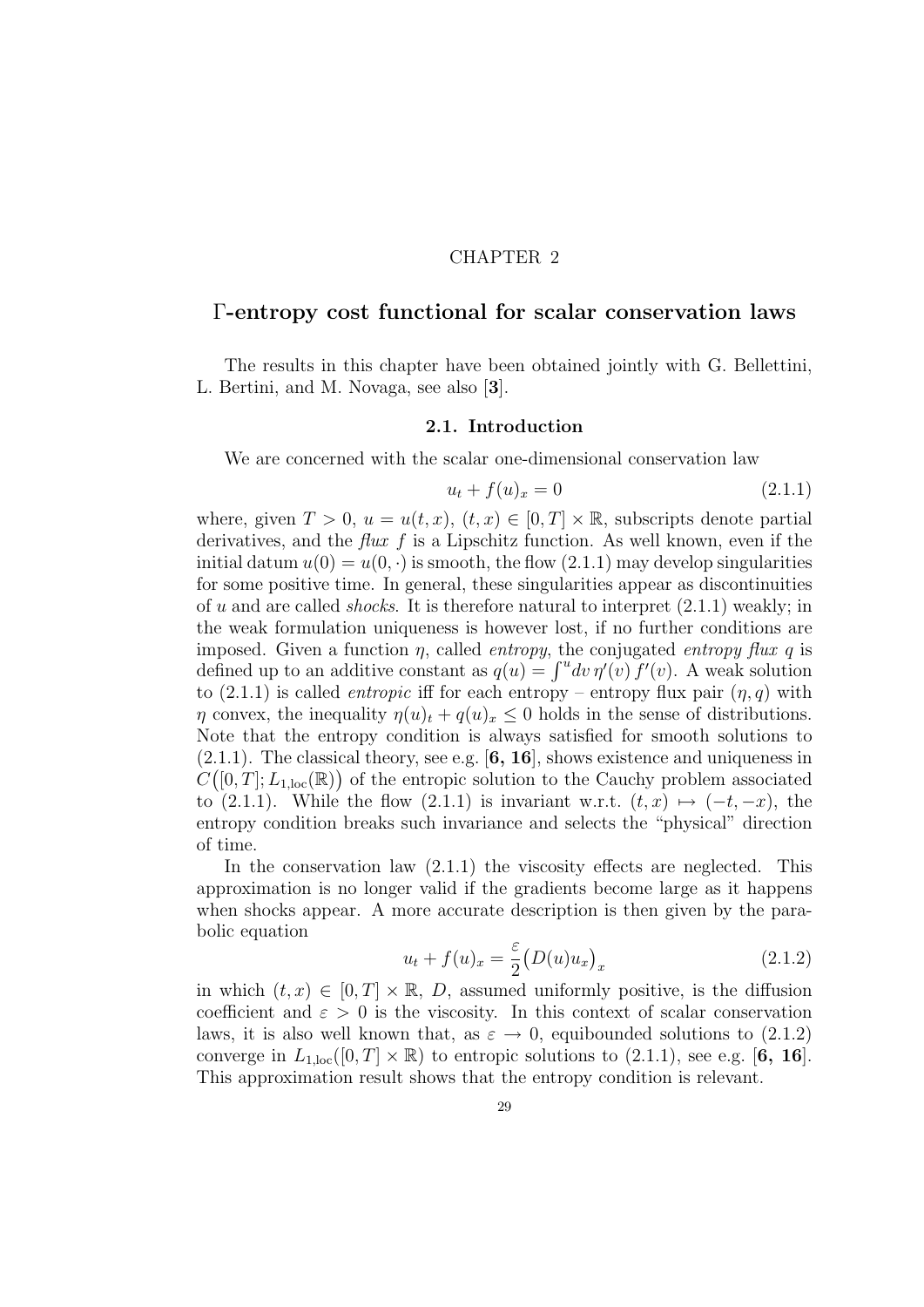# CHAPTER 2

## Γ-entropy cost functional for scalar conservation laws

The results in this chapter have been obtained jointly with G. Bellettini, L. Bertini, and M. Novaga, see also [**3**].

### 2.1. Introduction

We are concerned with the scalar one-dimensional conservation law

$$u_t + f(u)_x = 0 \tag{2.1.1}$$

where, given $T > 0$, $u = u(t,x)$, $(t,x) \in [0,T] \times \mathbb{R}$, subscripts denote partial derivatives, and the *flux* $f$ is a Lipschitz function. As well known, even if the initial datum $u(0) = u(0,\cdot)$ is smooth, the flow (2.1.1) may develop singularities for some positive time. In general, these singularities appear as discontinuities of $u$ and are called *shocks*. It is therefore natural to interpret (2.1.1) weakly; in the weak formulation uniqueness is however lost, if no further conditions are imposed. Given a function $\eta$, called *entropy*, the conjugated *entropy flux* $q$ is defined up to an additive constant as $q(u) = \int^u dv\, \eta'(v)\, f'(v)$. A weak solution to (2.1.1) is called *entropic* iff for each entropy – entropy flux pair $(\eta, q)$ with $\eta$ convex, the inequality $\eta(u)_t + q(u)_x \le 0$ holds in the sense of distributions. Note that the entropy condition is always satisfied for smooth solutions to (2.1.1). The classical theory, see e.g. [**6, 16**], shows existence and uniqueness in $C\big([0,T]; L_{1,\mathrm{loc}}(\mathbb{R})\big)$ of the entropic solution to the Cauchy problem associated to (2.1.1). While the flow (2.1.1) is invariant w.r.t. $(t,x) \mapsto (-t,-x)$, the entropy condition breaks such invariance and selects the "physical" direction of time.

In the conservation law (2.1.1) the viscosity effects are neglected. This approximation is no longer valid if the gradients become large as it happens when shocks appear. A more accurate description is then given by the parabolic equation

$$u_t + f(u)_x = \frac{\varepsilon}{2}\big(D(u)u_x\big)_x \tag{2.1.2}$$

in which $(t,x) \in [0,T] \times \mathbb{R}$, $D$, assumed uniformly positive, is the diffusion coefficient and $\varepsilon > 0$ is the viscosity. In this context of scalar conservation laws, it is also well known that, as $\varepsilon \to 0$, equibounded solutions to (2.1.2) converge in $L_{1,\mathrm{loc}}([0,T] \times \mathbb{R})$ to entropic solutions to (2.1.1), see e.g. [**6, 16**]. This approximation result shows that the entropy condition is relevant.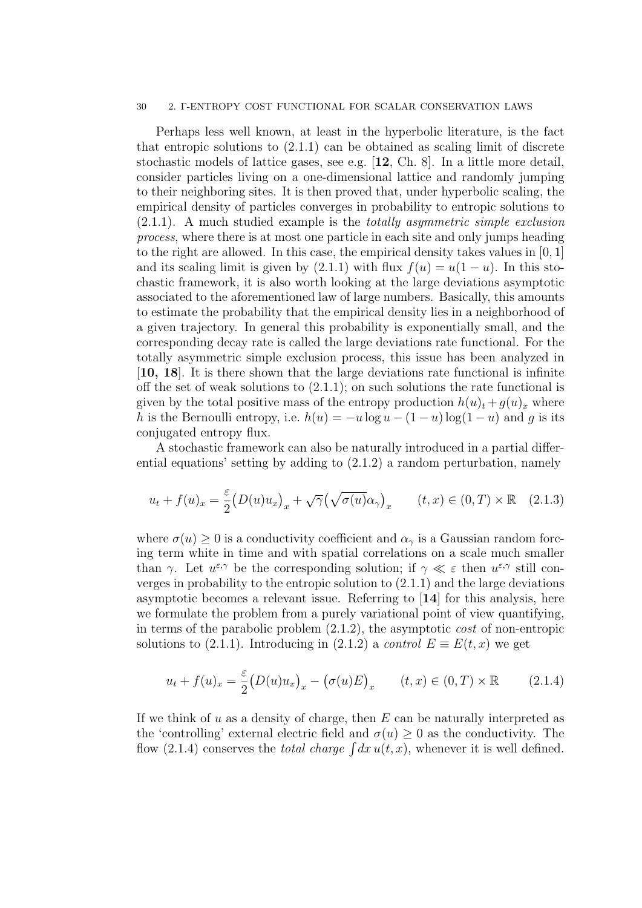Perhaps less well known, at least in the hyperbolic literature, is the fact that entropic solutions to (2.1.1) can be obtained as scaling limit of discrete stochastic models of lattice gases, see e.g. [**12**, Ch. 8]. In a little more detail, consider particles living on a one-dimensional lattice and randomly jumping to their neighboring sites. It is then proved that, under hyperbolic scaling, the empirical density of particles converges in probability to entropic solutions to (2.1.1). A much studied example is the *totally asymmetric simple exclusion process*, where there is at most one particle in each site and only jumps heading to the right are allowed. In this case, the empirical density takes values in $[0, 1]$ and its scaling limit is given by (2.1.1) with flux $f(u) = u(1 - u)$. In this stochastic framework, it is also worth looking at the large deviations asymptotic associated to the aforementioned law of large numbers. Basically, this amounts to estimate the probability that the empirical density lies in a neighborhood of a given trajectory. In general this probability is exponentially small, and the corresponding decay rate is called the large deviations rate functional. For the totally asymmetric simple exclusion process, this issue has been analyzed in [**10, 18**]. It is there shown that the large deviations rate functional is infinite off the set of weak solutions to (2.1.1); on such solutions the rate functional is given by the total positive mass of the entropy production $h(u)_t + g(u)_x$ where $h$ is the Bernoulli entropy, i.e. $h(u) = -u \log u - (1 - u) \log(1 - u)$ and $g$ is its conjugated entropy flux.

A stochastic framework can also be naturally introduced in a partial differential equations' setting by adding to (2.1.2) a random perturbation, namely

$$u_t + f(u)_x = \frac{\varepsilon}{2}\big(D(u)u_x\big)_x + \sqrt{\gamma}\big(\sqrt{\sigma(u)}\alpha_\gamma\big)_x \qquad (t, x) \in (0, T) \times \mathbb{R} \quad (2.1.3)$$

where $\sigma(u) \geq 0$ is a conductivity coefficient and $\alpha_\gamma$ is a Gaussian random forcing term white in time and with spatial correlations on a scale much smaller than $\gamma$. Let $u^{\varepsilon,\gamma}$ be the corresponding solution; if $\gamma \ll \varepsilon$ then $u^{\varepsilon,\gamma}$ still converges in probability to the entropic solution to (2.1.1) and the large deviations asymptotic becomes a relevant issue. Referring to [**14**] for this analysis, here we formulate the problem from a purely variational point of view quantifying, in terms of the parabolic problem (2.1.2), the asymptotic *cost* of non-entropic solutions to (2.1.1). Introducing in (2.1.2) a *control* $E \equiv E(t, x)$ we get

$$u_t + f(u)_x = \frac{\varepsilon}{2}\big(D(u)u_x\big)_x - \big(\sigma(u)E\big)_x \qquad (t, x) \in (0, T) \times \mathbb{R} \qquad (2.1.4)$$

If we think of $u$ as a density of charge, then $E$ can be naturally interpreted as the 'controlling' external electric field and $\sigma(u) \geq 0$ as the conductivity. The flow (2.1.4) conserves the *total charge* $\int dx\, u(t, x)$, whenever it is well defined.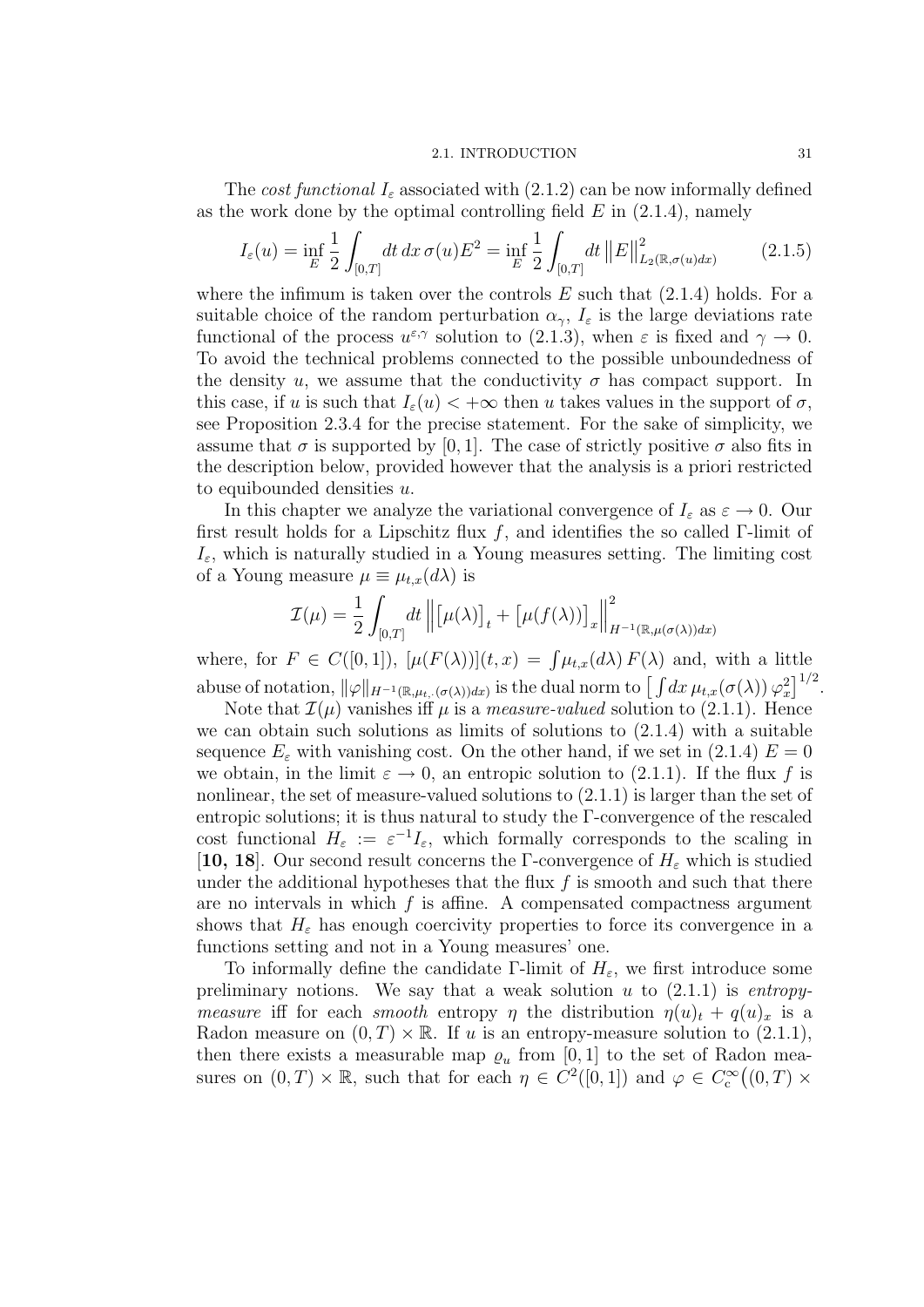The *cost functional* $I_\varepsilon$ associated with (2.1.2) can be now informally defined as the work done by the optimal controlling field $E$ in (2.1.4), namely

$$I_\varepsilon(u) = \inf_E \frac{1}{2} \int_{[0,T]} dt\, dx\, \sigma(u) E^2 = \inf_E \frac{1}{2} \int_{[0,T]} dt\, \big\| E \big\|^2_{L_2(\mathbb{R}, \sigma(u)dx)} \tag{2.1.5}$$

where the infimum is taken over the controls $E$ such that (2.1.4) holds. For a suitable choice of the random perturbation $\alpha_\gamma$, $I_\varepsilon$ is the large deviations rate functional of the process $u^{\varepsilon,\gamma}$ solution to (2.1.3), when $\varepsilon$ is fixed and $\gamma \to 0$. To avoid the technical problems connected to the possible unboundedness of the density $u$, we assume that the conductivity $\sigma$ has compact support. In this case, if $u$ is such that $I_\varepsilon(u) < +\infty$ then $u$ takes values in the support of $\sigma$, see Proposition 2.3.4 for the precise statement. For the sake of simplicity, we assume that $\sigma$ is supported by $[0, 1]$. The case of strictly positive $\sigma$ also fits in the description below, provided however that the analysis is a priori restricted to equibounded densities $u$.

In this chapter we analyze the variational convergence of $I_\varepsilon$ as $\varepsilon \to 0$. Our first result holds for a Lipschitz flux $f$, and identifies the so called $\Gamma$-limit of $I_\varepsilon$, which is naturally studied in a Young measures setting. The limiting cost of a Young measure $\mu \equiv \mu_{t,x}(d\lambda)$ is

$$\mathcal{I}(\mu) = \frac{1}{2} \int_{[0,T]} dt\, \Big\| \big[\mu(\lambda)\big]_t + \big[\mu(f(\lambda))\big]_x \Big\|^2_{H^{-1}(\mathbb{R}, \mu(\sigma(\lambda))dx)}$$

where, for $F \in C([0,1])$, $[\mu(F(\lambda))](t,x) = \int \mu_{t,x}(d\lambda)\, F(\lambda)$ and, with a little abuse of notation, $\|\varphi\|_{H^{-1}(\mathbb{R}, \mu_{t,\cdot}(\sigma(\lambda))dx)}$ is the dual norm to $\big[\int dx\, \mu_{t,x}(\sigma(\lambda))\, \varphi_x^2\big]^{1/2}$.

Note that $\mathcal{I}(\mu)$ vanishes iff $\mu$ is a *measure-valued* solution to (2.1.1). Hence we can obtain such solutions as limits of solutions to (2.1.4) with a suitable sequence $E_\varepsilon$ with vanishing cost. On the other hand, if we set in (2.1.4) $E = 0$ we obtain, in the limit $\varepsilon \to 0$, an entropic solution to (2.1.1). If the flux $f$ is nonlinear, the set of measure-valued solutions to (2.1.1) is larger than the set of entropic solutions; it is thus natural to study the $\Gamma$-convergence of the rescaled cost functional $H_\varepsilon := \varepsilon^{-1} I_\varepsilon$, which formally corresponds to the scaling in [**10, 18**]. Our second result concerns the $\Gamma$-convergence of $H_\varepsilon$ which is studied under the additional hypotheses that the flux $f$ is smooth and such that there are no intervals in which $f$ is affine. A compensated compactness argument shows that $H_\varepsilon$ has enough coercivity properties to force its convergence in a functions setting and not in a Young measures' one.

To informally define the candidate $\Gamma$-limit of $H_\varepsilon$, we first introduce some preliminary notions. We say that a weak solution $u$ to (2.1.1) is *entropy-measure* iff for each *smooth* entropy $\eta$ the distribution $\eta(u)_t + q(u)_x$ is a Radon measure on $(0,T) \times \mathbb{R}$. If $u$ is an entropy-measure solution to (2.1.1), then there exists a measurable map $\varrho_u$ from $[0,1]$ to the set of Radon measures on $(0,T) \times \mathbb{R}$, such that for each $\eta \in C^2([0,1])$ and $\varphi \in C^\infty_c\big((0,T) \times$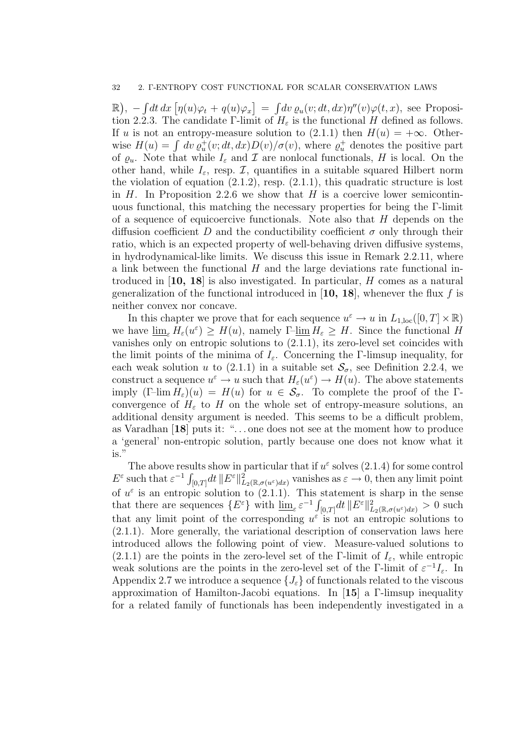$\mathbb{R}\big)$, $-\int dt\, dx \left[\eta(u)\varphi_t + q(u)\varphi_x\right] = \int dv\, \varrho_u(v; dt, dx)\eta''(v)\varphi(t,x)$, see Proposition 2.2.3. The candidate Γ-limit of $H_\varepsilon$ is the functional $H$ defined as follows. If $u$ is not an entropy-measure solution to (2.1.1) then $H(u) = +\infty$. Otherwise $H(u) = \int dv\, \varrho_u^+(v; dt, dx) D(v)/\sigma(v)$, where $\varrho_u^+$ denotes the positive part of $\varrho_u$. Note that while $I_\varepsilon$ and $\mathcal{I}$ are nonlocal functionals, $H$ is local. On the other hand, while $I_\varepsilon$, resp. $\mathcal{I}$, quantifies in a suitable squared Hilbert norm the violation of equation (2.1.2), resp. (2.1.1), this quadratic structure is lost in $H$. In Proposition 2.2.6 we show that $H$ is a coercive lower semicontinuous functional, this matching the necessary properties for being the Γ-limit of a sequence of equicoercive functionals. Note also that $H$ depends on the diffusion coefficient $D$ and the conductibility coefficient $\sigma$ only through their ratio, which is an expected property of well-behaving driven diffusive systems, in hydrodynamical-like limits. We discuss this issue in Remark 2.2.11, where a link between the functional $H$ and the large deviations rate functional introduced in [**10, 18**] is also investigated. In particular, $H$ comes as a natural generalization of the functional introduced in [**10, 18**], whenever the flux $f$ is neither convex nor concave.

In this chapter we prove that for each sequence $u^\varepsilon \to u$ in $L_{1,\mathrm{loc}}([0,T]\times\mathbb{R})$ we have $\varliminf_\varepsilon H_\varepsilon(u^\varepsilon) \geq H(u)$, namely Γ–$\varliminf H_\varepsilon \geq H$. Since the functional $H$ vanishes only on entropic solutions to (2.1.1), its zero-level set coincides with the limit points of the minima of $I_\varepsilon$. Concerning the Γ-limsup inequality, for each weak solution $u$ to (2.1.1) in a suitable set $\mathcal{S}_\sigma$, see Definition 2.2.4, we construct a sequence $u^\varepsilon \to u$ such that $H_\varepsilon(u^\varepsilon) \to H(u)$. The above statements imply $(\Gamma\text{–}\lim H_\varepsilon)(u) = H(u)$ for $u \in \mathcal{S}_\sigma$. To complete the proof of the Γ-convergence of $H_\varepsilon$ to $H$ on the whole set of entropy-measure solutions, an additional density argument is needed. This seems to be a difficult problem, as Varadhan [**18**] puts it: "…one does not see at the moment how to produce a 'general' non-entropic solution, partly because one does not know what it is."

The above results show in particular that if $u^\varepsilon$ solves (2.1.4) for some control $E^\varepsilon$ such that $\varepsilon^{-1}\int_{[0,T]} dt\, \|E^\varepsilon\|^2_{L_2(\mathbb{R},\sigma(u^\varepsilon)dx)}$ vanishes as $\varepsilon \to 0$, then any limit point of $u^\varepsilon$ is an entropic solution to (2.1.1). This statement is sharp in the sense that there are sequences $\{E^\varepsilon\}$ with $\varliminf_\varepsilon \varepsilon^{-1}\int_{[0,T]} dt\, \|E^\varepsilon\|^2_{L_2(\mathbb{R},\sigma(u^\varepsilon)dx)} > 0$ such that any limit point of the corresponding $u^\varepsilon$ is not an entropic solutions to (2.1.1). More generally, the variational description of conservation laws here introduced allows the following point of view. Measure-valued solutions to (2.1.1) are the points in the zero-level set of the Γ-limit of $I_\varepsilon$, while entropic weak solutions are the points in the zero-level set of the Γ-limit of $\varepsilon^{-1}I_\varepsilon$. In Appendix 2.7 we introduce a sequence $\{J_\varepsilon\}$ of functionals related to the viscous approximation of Hamilton-Jacobi equations. In [**15**] a Γ-limsup inequality for a related family of functionals has been independently investigated in a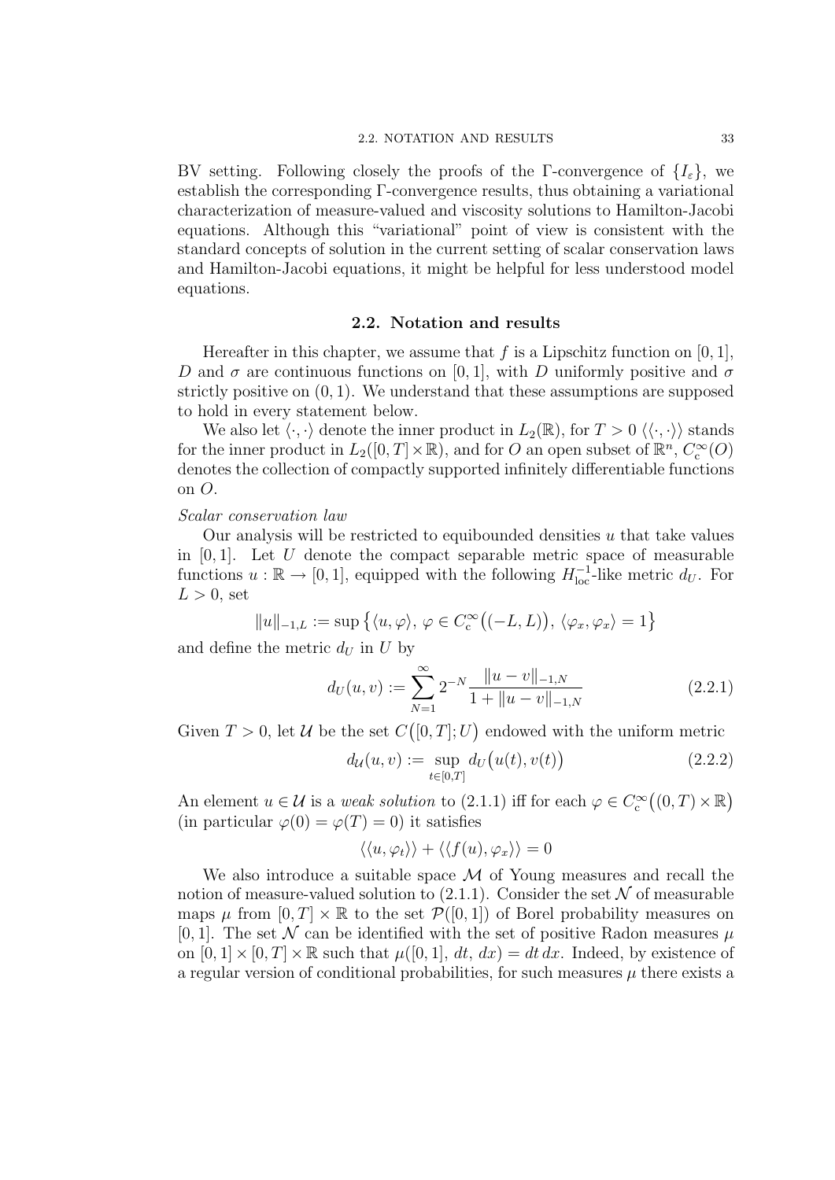BV setting. Following closely the proofs of the Γ-convergence of $\{I_\varepsilon\}$, we establish the corresponding Γ-convergence results, thus obtaining a variational characterization of measure-valued and viscosity solutions to Hamilton-Jacobi equations. Although this "variational" point of view is consistent with the standard concepts of solution in the current setting of scalar conservation laws and Hamilton-Jacobi equations, it might be helpful for less understood model equations.

## 2.2. Notation and results

Hereafter in this chapter, we assume that $f$ is a Lipschitz function on $[0,1]$, $D$ and $\sigma$ are continuous functions on $[0,1]$, with $D$ uniformly positive and $\sigma$ strictly positive on $(0,1)$. We understand that these assumptions are supposed to hold in every statement below.

We also let $\langle \cdot, \cdot \rangle$ denote the inner product in $L_2(\mathbb{R})$, for $T > 0$ $\langle\langle \cdot, \cdot \rangle\rangle$ stands for the inner product in $L_2([0,T] \times \mathbb{R})$, and for $O$ an open subset of $\mathbb{R}^n$, $C_c^\infty(O)$ denotes the collection of compactly supported infinitely differentiable functions on $O$.

*Scalar conservation law*

Our analysis will be restricted to equibounded densities $u$ that take values in $[0,1]$. Let $U$ denote the compact separable metric space of measurable functions $u : \mathbb{R} \to [0,1]$, equipped with the following $H^{-1}_{\mathrm{loc}}$-like metric $d_U$. For $L > 0$, set

$$\|u\|_{-1,L} := \sup \big\{ \langle u, \varphi \rangle,\ \varphi \in C_c^\infty\big((-L,L)\big),\ \langle \varphi_x, \varphi_x \rangle = 1 \big\}$$

and define the metric $d_U$ in $U$ by

$$d_U(u,v) := \sum_{N=1}^{\infty} 2^{-N} \frac{\|u-v\|_{-1,N}}{1 + \|u-v\|_{-1,N}} \tag{2.2.1}$$

Given $T > 0$, let $\mathcal{U}$ be the set $C\big([0,T]; U\big)$ endowed with the uniform metric

$$d_{\mathcal{U}}(u,v) := \sup_{t \in [0,T]} d_U\big(u(t), v(t)\big) \tag{2.2.2}$$

An element $u \in \mathcal{U}$ is a *weak solution* to (2.1.1) iff for each $\varphi \in C_c^\infty\big((0,T) \times \mathbb{R}\big)$ (in particular $\varphi(0) = \varphi(T) = 0$) it satisfies

$$\langle\langle u, \varphi_t \rangle\rangle + \langle\langle f(u), \varphi_x \rangle\rangle = 0$$

We also introduce a suitable space $\mathcal{M}$ of Young measures and recall the notion of measure-valued solution to (2.1.1). Consider the set $\mathcal{N}$ of measurable maps $\mu$ from $[0,T] \times \mathbb{R}$ to the set $\mathcal{P}([0,1])$ of Borel probability measures on $[0,1]$. The set $\mathcal{N}$ can be identified with the set of positive Radon measures $\mu$ on $[0,1] \times [0,T] \times \mathbb{R}$ such that $\mu([0,1],\, dt,\, dx) = dt\, dx$. Indeed, by existence of a regular version of conditional probabilities, for such measures $\mu$ there exists a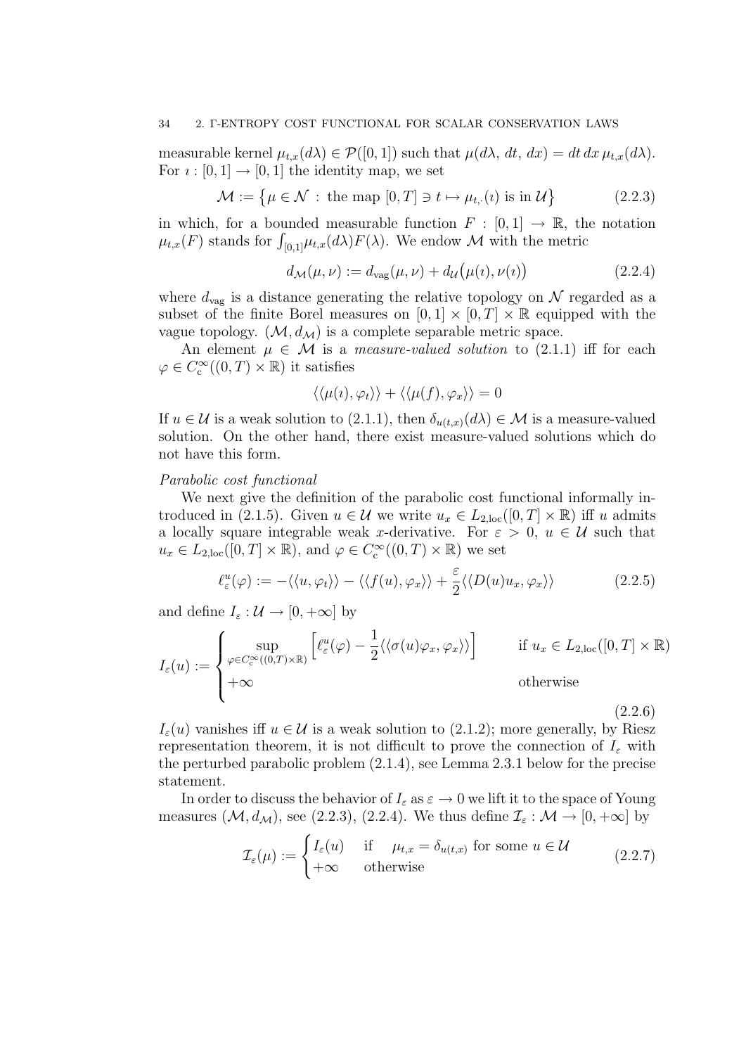measurable kernel $\mu_{t,x}(d\lambda) \in \mathcal{P}([0,1])$ such that $\mu(d\lambda,\, dt,\, dx) = dt\, dx\, \mu_{t,x}(d\lambda)$. For $\imath : [0,1] \to [0,1]$ the identity map, we set

$$\mathcal{M} := \big\{ \mu \in \mathcal{N} \,:\, \text{the map } [0,T] \ni t \mapsto \mu_{t,\cdot}(\imath) \text{ is in } \mathcal{U} \big\} \tag{2.2.3}$$

in which, for a bounded measurable function $F : [0,1] \to \mathbb{R}$, the notation $\mu_{t,x}(F)$ stands for $\int_{[0,1]} \mu_{t,x}(d\lambda) F(\lambda)$. We endow $\mathcal{M}$ with the metric

$$d_{\mathcal{M}}(\mu,\nu) := d_{\mathrm{vag}}(\mu,\nu) + d_{\mathcal{U}}\big(\mu(\imath), \nu(\imath)\big) \tag{2.2.4}$$

where $d_{\mathrm{vag}}$ is a distance generating the relative topology on $\mathcal{N}$ regarded as a subset of the finite Borel measures on $[0,1] \times [0,T] \times \mathbb{R}$ equipped with the vague topology. $(\mathcal{M}, d_{\mathcal{M}})$ is a complete separable metric space.

An element $\mu \in \mathcal{M}$ is a *measure-valued solution* to (2.1.1) iff for each $\varphi \in C_{\mathrm{c}}^{\infty}((0,T) \times \mathbb{R})$ it satisfies

$$\langle\langle \mu(\imath), \varphi_t \rangle\rangle + \langle\langle \mu(f), \varphi_x \rangle\rangle = 0$$

If $u \in \mathcal{U}$ is a weak solution to (2.1.1), then $\delta_{u(t,x)}(d\lambda) \in \mathcal{M}$ is a measure-valued solution. On the other hand, there exist measure-valued solutions which do not have this form.

*Parabolic cost functional*

We next give the definition of the parabolic cost functional informally introduced in (2.1.5). Given $u \in \mathcal{U}$ we write $u_x \in L_{2,\mathrm{loc}}([0,T] \times \mathbb{R})$ iff $u$ admits a locally square integrable weak $x$-derivative. For $\varepsilon > 0$, $u \in \mathcal{U}$ such that $u_x \in L_{2,\mathrm{loc}}([0,T] \times \mathbb{R})$, and $\varphi \in C_{\mathrm{c}}^{\infty}((0,T) \times \mathbb{R})$ we set

$$\ell_{\varepsilon}^{u}(\varphi) := -\langle\langle u, \varphi_t \rangle\rangle - \langle\langle f(u), \varphi_x \rangle\rangle + \frac{\varepsilon}{2} \langle\langle D(u) u_x, \varphi_x \rangle\rangle \tag{2.2.5}$$

and define $I_{\varepsilon} : \mathcal{U} \to [0, +\infty]$ by

$$I_{\varepsilon}(u) := \begin{cases} \displaystyle\sup_{\varphi \in C_{\mathrm{c}}^{\infty}((0,T)\times\mathbb{R})} \Big[ \ell_{\varepsilon}^{u}(\varphi) - \frac{1}{2} \langle\langle \sigma(u) \varphi_x, \varphi_x \rangle\rangle \Big] & \text{if } u_x \in L_{2,\mathrm{loc}}([0,T] \times \mathbb{R}) \\ +\infty & \text{otherwise} \end{cases} \tag{2.2.6}$$

$I_{\varepsilon}(u)$ vanishes iff $u \in \mathcal{U}$ is a weak solution to (2.1.2); more generally, by Riesz representation theorem, it is not difficult to prove the connection of $I_{\varepsilon}$ with the perturbed parabolic problem (2.1.4), see Lemma 2.3.1 below for the precise statement.

In order to discuss the behavior of $I_{\varepsilon}$ as $\varepsilon \to 0$ we lift it to the space of Young measures $(\mathcal{M}, d_{\mathcal{M}})$, see (2.2.3), (2.2.4). We thus define $\mathcal{I}_{\varepsilon} : \mathcal{M} \to [0, +\infty]$ by

$$\mathcal{I}_{\varepsilon}(\mu) := \begin{cases} I_{\varepsilon}(u) & \text{if} \quad \mu_{t,x} = \delta_{u(t,x)} \text{ for some } u \in \mathcal{U} \\ +\infty & \text{otherwise} \end{cases} \tag{2.2.7}$$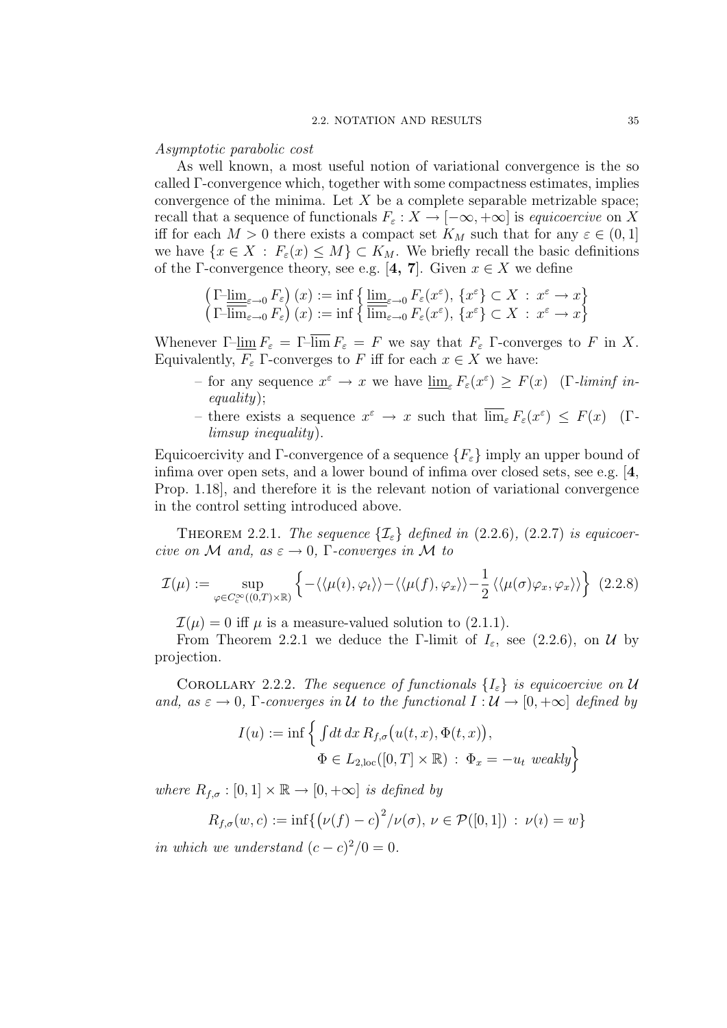*Asymptotic parabolic cost*

As well known, a most useful notion of variational convergence is the so called Γ-convergence which, together with some compactness estimates, implies convergence of the minima. Let $X$ be a complete separable metrizable space; recall that a sequence of functionals $F_\varepsilon : X \to [-\infty, +\infty]$ is *equicoercive* on $X$ iff for each $M > 0$ there exists a compact set $K_M$ such that for any $\varepsilon \in (0, 1]$ we have $\{x \in X \,:\, F_\varepsilon(x) \le M\} \subset K_M$. We briefly recall the basic definitions of the Γ-convergence theory, see e.g. [**4, 7**]. Given $x \in X$ we define

$$
\begin{aligned}
\left(\Gamma\text{-}\underline{\lim}_{\varepsilon\to 0} F_\varepsilon\right)(x) &:= \inf\left\{ \underline{\lim}_{\varepsilon\to 0} F_\varepsilon(x^\varepsilon),\ \{x^\varepsilon\} \subset X \,:\, x^\varepsilon \to x\right\} \\
\left(\Gamma\text{-}\overline{\lim}_{\varepsilon\to 0} F_\varepsilon\right)(x) &:= \inf\left\{ \overline{\lim}_{\varepsilon\to 0} F_\varepsilon(x^\varepsilon),\ \{x^\varepsilon\} \subset X \,:\, x^\varepsilon \to x\right\}
\end{aligned}
$$

Whenever $\Gamma\text{-}\underline{\lim}\, F_\varepsilon = \Gamma\text{-}\overline{\lim}\, F_\varepsilon = F$ we say that $F_\varepsilon$ Γ-converges to $F$ in $X$. Equivalently, $F_\varepsilon$ Γ-converges to $F$ iff for each $x \in X$ we have:

- for any sequence $x^\varepsilon \to x$ we have $\underline{\lim}_\varepsilon F_\varepsilon(x^\varepsilon) \ge F(x)$ (*Γ-liminf inequality*);
- there exists a sequence $x^\varepsilon \to x$ such that $\overline{\lim}_\varepsilon F_\varepsilon(x^\varepsilon) \le F(x)$ (*Γ-limsup inequality*).

Equicoercivity and Γ-convergence of a sequence $\{F_\varepsilon\}$ imply an upper bound of infima over open sets, and a lower bound of infima over closed sets, see e.g. [**4**, Prop. 1.18], and therefore it is the relevant notion of variational convergence in the control setting introduced above.

THEOREM 2.2.1. *The sequence $\{\mathcal{I}_\varepsilon\}$ defined in* (2.2.6), (2.2.7) *is equicoercive on $\mathcal{M}$ and, as $\varepsilon \to 0$, Γ-converges in $\mathcal{M}$ to*

$$
\mathcal{I}(\mu) := \sup_{\varphi \in C_c^\infty((0,T)\times\mathbb{R})} \left\{ -\langle\langle \mu(\imath), \varphi_t \rangle\rangle - \langle\langle \mu(f), \varphi_x \rangle\rangle - \frac{1}{2} \langle\langle \mu(\sigma)\varphi_x, \varphi_x \rangle\rangle \right\} \tag{2.2.8}
$$

$\mathcal{I}(\mu) = 0$ iff $\mu$ is a measure-valued solution to (2.1.1).

From Theorem 2.2.1 we deduce the Γ-limit of $I_\varepsilon$, see (2.2.6), on $\mathcal{U}$ by projection.

COROLLARY 2.2.2. *The sequence of functionals $\{I_\varepsilon\}$ is equicoercive on $\mathcal{U}$ and, as $\varepsilon \to 0$, Γ-converges in $\mathcal{U}$ to the functional $I : \mathcal{U} \to [0, +\infty]$ defined by*

$$
\begin{aligned}
I(u) := \inf\Big\{ &\textstyle\int dt\, dx\, R_{f,\sigma}\big(u(t,x), \Phi(t,x)\big), \\
&\Phi \in L_{2,\mathrm{loc}}([0,T]\times\mathbb{R}) \,:\, \Phi_x = -u_t \ \textit{weakly}\Big\}
\end{aligned}
$$

*where $R_{f,\sigma} : [0,1] \times \mathbb{R} \to [0, +\infty]$ is defined by*

$$
R_{f,\sigma}(w, c) := \inf\{\big(\nu(f) - c\big)^2/\nu(\sigma),\ \nu \in \mathcal{P}([0,1]) \,:\, \nu(\imath) = w\}
$$

*in which we understand $(c-c)^2/0 = 0$.*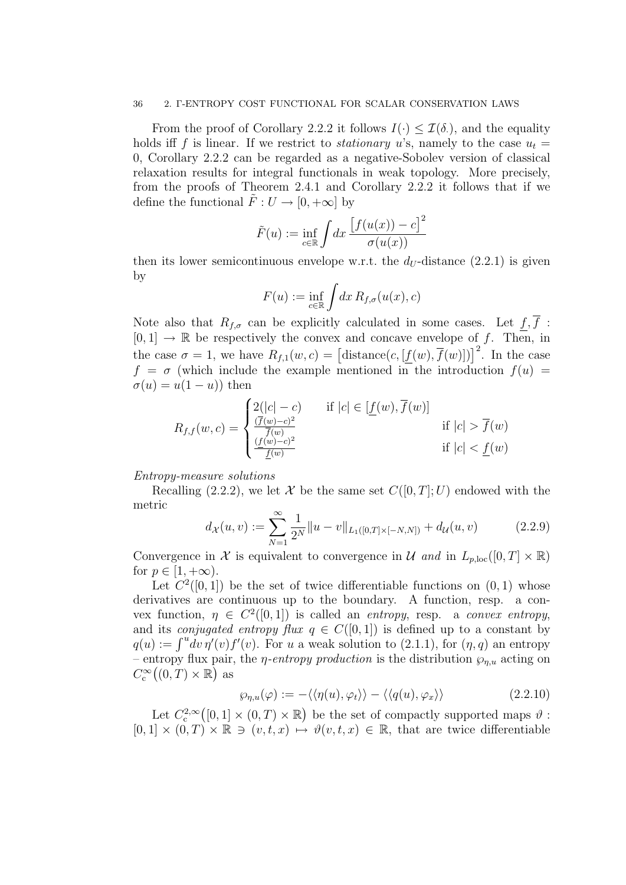From the proof of Corollary 2.2.2 it follows $I(\cdot) \le \mathcal{I}(\delta.)$, and the equality holds iff $f$ is linear. If we restrict to *stationary* $u$'s, namely to the case $u_t = 0$, Corollary 2.2.2 can be regarded as a negative-Sobolev version of classical relaxation results for integral functionals in weak topology. More precisely, from the proofs of Theorem 2.4.1 and Corollary 2.2.2 it follows that if we define the functional $\tilde{F} : U \to [0, +\infty]$ by

$$\tilde{F}(u) := \inf_{c \in \mathbb{R}} \int dx \, \frac{\big[f(u(x)) - c\big]^2}{\sigma(u(x))}$$

then its lower semicontinuous envelope w.r.t. the $d_U$-distance (2.2.1) is given by

$$F(u) := \inf_{c \in \mathbb{R}} \int dx \, R_{f,\sigma}(u(x), c)$$

Note also that $R_{f,\sigma}$ can be explicitly calculated in some cases. Let $\underline{f}, \overline{f} : [0,1] \to \mathbb{R}$ be respectively the convex and concave envelope of $f$. Then, in the case $\sigma = 1$, we have $R_{f,1}(w, c) = \big[\text{distance}(c, [\underline{f}(w), \overline{f}(w)])\big]^2$. In the case $f = \sigma$ (which include the example mentioned in the introduction $f(u) = \sigma(u) = u(1-u)$) then

$$R_{f,f}(w, c) = \begin{cases} 2(|c| - c) & \text{if } |c| \in [\underline{f}(w), \overline{f}(w)] \\ \frac{(\overline{f}(w) - c)^2}{\overline{f}(w)} & \text{if } |c| > \overline{f}(w) \\ \frac{(\underline{f}(w) - c)^2}{\underline{f}(w)} & \text{if } |c| < \underline{f}(w) \end{cases}$$

*Entropy-measure solutions*

Recalling (2.2.2), we let $\mathcal{X}$ be the same set $C([0,T]; U)$ endowed with the metric

$$d_{\mathcal{X}}(u, v) := \sum_{N=1}^{\infty} \frac{1}{2^N} \|u - v\|_{L_1([0,T] \times [-N,N])} + d_{\mathcal{U}}(u, v) \tag{2.2.9}$$

Convergence in $\mathcal{X}$ is equivalent to convergence in $\mathcal{U}$ *and* in $L_{p,\mathrm{loc}}([0,T] \times \mathbb{R})$ for $p \in [1, +\infty)$.

Let $C^2([0,1])$ be the set of twice differentiable functions on $(0,1)$ whose derivatives are continuous up to the boundary. A function, resp. a convex function, $\eta \in C^2([0,1])$ is called an *entropy*, resp. a *convex entropy*, and its *conjugated entropy flux* $q \in C([0,1])$ is defined up to a constant by $q(u) := \int^u dv \, \eta'(v) f'(v)$. For $u$ a weak solution to (2.1.1), for $(\eta, q)$ an entropy – entropy flux pair, the *$\eta$-entropy production* is the distribution $\wp_{\eta,u}$ acting on $C_c^\infty\big((0,T) \times \mathbb{R}\big)$ as

$$\wp_{\eta,u}(\varphi) := -\langle\langle \eta(u), \varphi_t \rangle\rangle - \langle\langle q(u), \varphi_x \rangle\rangle \tag{2.2.10}$$

Let $C_c^{2,\infty}\big([0,1] \times (0,T) \times \mathbb{R}\big)$ be the set of compactly supported maps $\vartheta : [0,1] \times (0,T) \times \mathbb{R} \ni (v, t, x) \mapsto \vartheta(v, t, x) \in \mathbb{R}$, that are twice differentiable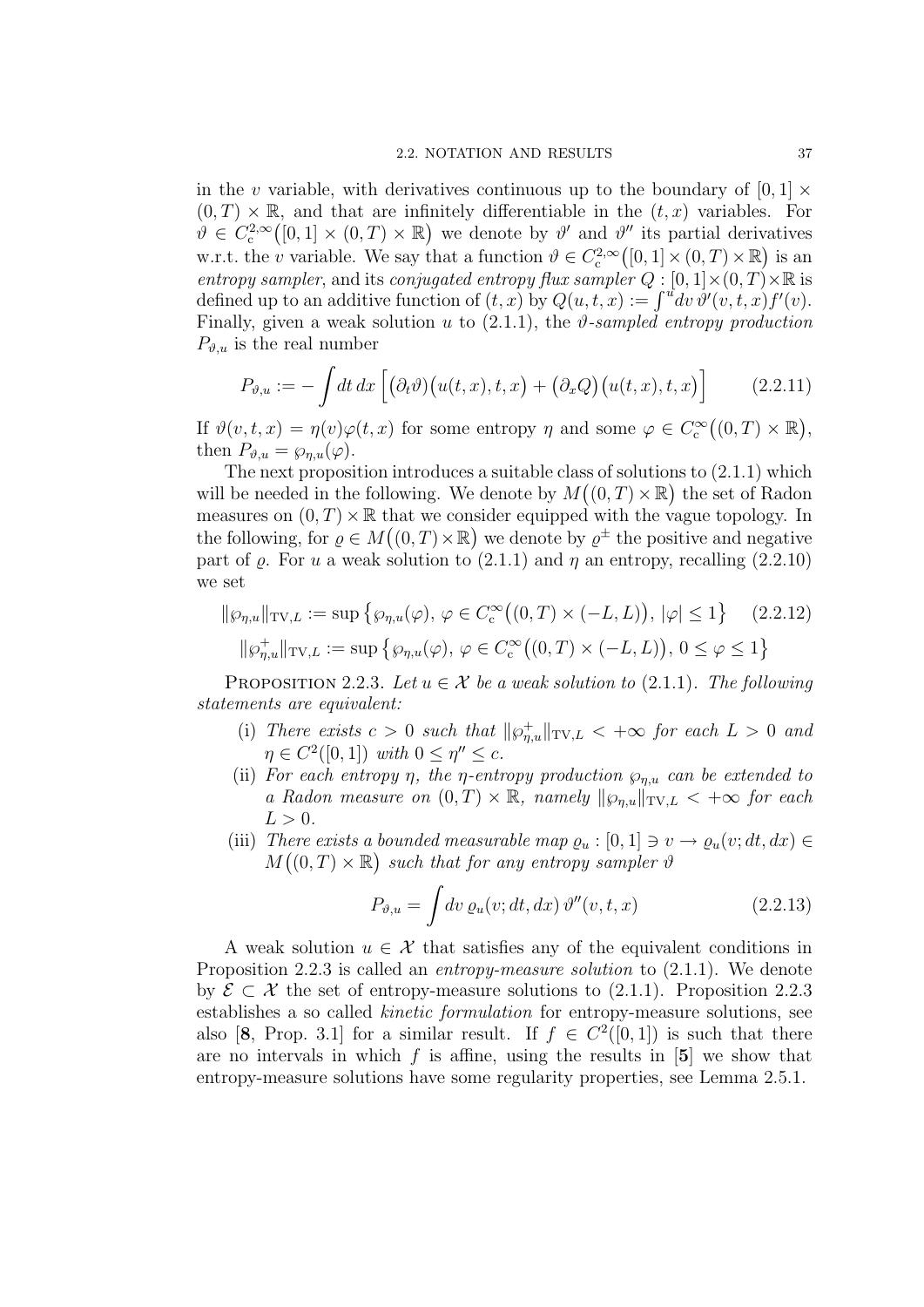in the $v$ variable, with derivatives continuous up to the boundary of $[0,1] \times (0,T) \times \mathbb{R}$, and that are infinitely differentiable in the $(t,x)$ variables. For $\vartheta \in C_{\mathrm{c}}^{2,\infty}\big([0,1] \times (0,T) \times \mathbb{R}\big)$ we denote by $\vartheta'$ and $\vartheta''$ its partial derivatives w.r.t. the $v$ variable. We say that a function $\vartheta \in C_{\mathrm{c}}^{2,\infty}\big([0,1] \times (0,T) \times \mathbb{R}\big)$ is an *entropy sampler*, and its *conjugated entropy flux sampler* $Q : [0,1] \times (0,T) \times \mathbb{R}$ is defined up to an additive function of $(t,x)$ by $Q(u,t,x) := \int^u dv\, \vartheta'(v,t,x) f'(v)$. Finally, given a weak solution $u$ to (2.1.1), the *$\vartheta$-sampled entropy production* $P_{\vartheta,u}$ is the real number

$$P_{\vartheta,u} := -\int dt\, dx\, \Big[\big(\partial_t \vartheta\big)\big(u(t,x),t,x\big) + \big(\partial_x Q\big)\big(u(t,x),t,x\big)\Big] \tag{2.2.11}$$

If $\vartheta(v,t,x) = \eta(v)\varphi(t,x)$ for some entropy $\eta$ and some $\varphi \in C_{\mathrm{c}}^\infty\big((0,T) \times \mathbb{R}\big)$, then $P_{\vartheta,u} = \wp_{\eta,u}(\varphi)$.

The next proposition introduces a suitable class of solutions to (2.1.1) which will be needed in the following. We denote by $M\big((0,T) \times \mathbb{R}\big)$ the set of Radon measures on $(0,T) \times \mathbb{R}$ that we consider equipped with the vague topology. In the following, for $\varrho \in M\big((0,T) \times \mathbb{R}\big)$ we denote by $\varrho^\pm$ the positive and negative part of $\varrho$. For $u$ a weak solution to (2.1.1) and $\eta$ an entropy, recalling (2.2.10) we set

$$\begin{aligned} \|\wp_{\eta,u}\|_{\mathrm{TV},L} &:= \sup\big\{\wp_{\eta,u}(\varphi),\ \varphi \in C_{\mathrm{c}}^\infty\big((0,T) \times (-L,L)\big),\ |\varphi| \le 1\big\} \qquad (2.2.12) \\ \|\wp_{\eta,u}^+\|_{\mathrm{TV},L} &:= \sup\big\{\wp_{\eta,u}(\varphi),\ \varphi \in C_{\mathrm{c}}^\infty\big((0,T) \times (-L,L)\big),\ 0 \le \varphi \le 1\big\} \end{aligned}$$

PROPOSITION 2.2.3. *Let $u \in \mathcal{X}$ be a weak solution to* (2.1.1)*. The following statements are equivalent:*

- (i) *There exists $c > 0$ such that $\|\wp_{\eta,u}^+\|_{\mathrm{TV},L} < +\infty$ for each $L > 0$ and $\eta \in C^2([0,1])$ with $0 \le \eta'' \le c$.*
- (ii) *For each entropy $\eta$, the $\eta$-entropy production $\wp_{\eta,u}$ can be extended to a Radon measure on $(0,T) \times \mathbb{R}$, namely $\|\wp_{\eta,u}\|_{\mathrm{TV},L} < +\infty$ for each $L > 0$.*
- (iii) *There exists a bounded measurable map $\varrho_u : [0,1] \ni v \to \varrho_u(v; dt, dx) \in M\big((0,T) \times \mathbb{R}\big)$ such that for any entropy sampler $\vartheta$*

$$P_{\vartheta,u} = \int dv\, \varrho_u(v; dt, dx)\, \vartheta''(v,t,x) \tag{2.2.13}$$

A weak solution $u \in \mathcal{X}$ that satisfies any of the equivalent conditions in Proposition 2.2.3 is called an *entropy-measure solution* to (2.1.1). We denote by $\mathcal{E} \subset \mathcal{X}$ the set of entropy-measure solutions to (2.1.1). Proposition 2.2.3 establishes a so called *kinetic formulation* for entropy-measure solutions, see also [**8**, Prop. 3.1] for a similar result. If $f \in C^2([0,1])$ is such that there are no intervals in which $f$ is affine, using the results in [**5**] we show that entropy-measure solutions have some regularity properties, see Lemma 2.5.1.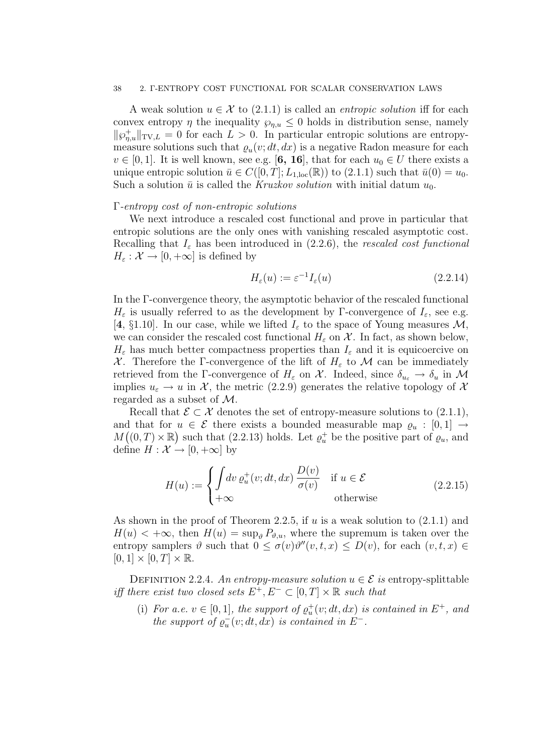A weak solution $u \in \mathcal{X}$ to (2.1.1) is called an *entropic solution* iff for each convex entropy $\eta$ the inequality $\wp_{\eta,u} \le 0$ holds in distribution sense, namely $\|\wp_{\eta,u}^{+}\|_{\mathrm{TV},L} = 0$ for each $L > 0$. In particular entropic solutions are entropy-measure solutions such that $\varrho_u(v; dt, dx)$ is a negative Radon measure for each $v \in [0,1]$. It is well known, see e.g. [**6, 16**], that for each $u_0 \in U$ there exists a unique entropic solution $\bar{u} \in C([0,T]; L_{1,\mathrm{loc}}(\mathbb{R}))$ to (2.1.1) such that $\bar{u}(0) = u_0$. Such a solution $\bar{u}$ is called the *Kruzkov solution* with initial datum $u_0$.

*$\Gamma$-entropy cost of non-entropic solutions*

We next introduce a rescaled cost functional and prove in particular that entropic solutions are the only ones with vanishing rescaled asymptotic cost. Recalling that $I_\varepsilon$ has been introduced in (2.2.6), the *rescaled cost functional* $H_\varepsilon : \mathcal{X} \to [0, +\infty]$ is defined by

$$H_\varepsilon(u) := \varepsilon^{-1} I_\varepsilon(u) \tag{2.2.14}$$

In the $\Gamma$-convergence theory, the asymptotic behavior of the rescaled functional $H_\varepsilon$ is usually referred to as the development by $\Gamma$-convergence of $I_\varepsilon$, see e.g. [**4**, §1.10]. In our case, while we lifted $I_\varepsilon$ to the space of Young measures $\mathcal{M}$, we can consider the rescaled cost functional $H_\varepsilon$ on $\mathcal{X}$. In fact, as shown below, $H_\varepsilon$ has much better compactness properties than $I_\varepsilon$ and it is equicoercive on $\mathcal{X}$. Therefore the $\Gamma$-convergence of the lift of $H_\varepsilon$ to $\mathcal{M}$ can be immediately retrieved from the $\Gamma$-convergence of $H_\varepsilon$ on $\mathcal{X}$. Indeed, since $\delta_{u_\varepsilon} \to \delta_u$ in $\mathcal{M}$ implies $u_\varepsilon \to u$ in $\mathcal{X}$, the metric (2.2.9) generates the relative topology of $\mathcal{X}$ regarded as a subset of $\mathcal{M}$.

Recall that $\mathcal{E} \subset \mathcal{X}$ denotes the set of entropy-measure solutions to (2.1.1), and that for $u \in \mathcal{E}$ there exists a bounded measurable map $\varrho_u : [0,1] \to M\big((0,T) \times \mathbb{R}\big)$ such that (2.2.13) holds. Let $\varrho_u^{+}$ be the positive part of $\varrho_u$, and define $H : \mathcal{X} \to [0, +\infty]$ by

$$H(u) := \begin{cases} \displaystyle\int dv \, \varrho_u^{+}(v; dt, dx) \, \frac{D(v)}{\sigma(v)} & \text{if } u \in \mathcal{E} \\ +\infty & \text{otherwise} \end{cases} \tag{2.2.15}$$

As shown in the proof of Theorem 2.2.5, if $u$ is a weak solution to (2.1.1) and $H(u) < +\infty$, then $H(u) = \sup_\vartheta P_{\vartheta,u}$, where the supremum is taken over the entropy samplers $\vartheta$ such that $0 \le \sigma(v)\vartheta''(v,t,x) \le D(v)$, for each $(v,t,x) \in [0,1] \times [0,T] \times \mathbb{R}$.

Definition 2.2.4. *An entropy-measure solution $u \in \mathcal{E}$ is* entropy-splittable *iff there exist two closed sets $E^{+}, E^{-} \subset [0,T] \times \mathbb{R}$ such that*

(i) *For a.e. $v \in [0,1]$, the support of $\varrho_u^{+}(v; dt, dx)$ is contained in $E^{+}$, and the support of $\varrho_u^{-}(v; dt, dx)$ is contained in $E^{-}$.*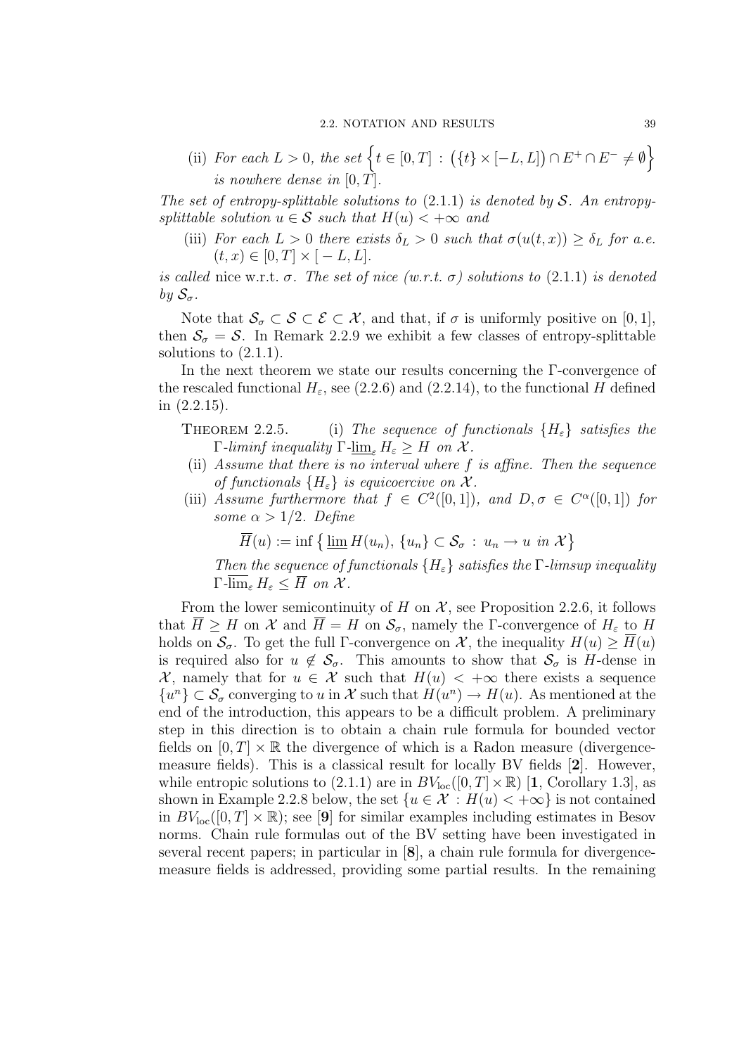(ii) *For each $L > 0$, the set* $\Big\{ t \in [0,T] \,:\, \big(\{t\} \times [-L,L]\big) \cap E^+ \cap E^- \neq \emptyset \Big\}$ *is nowhere dense in* $[0,T]$.

*The set of entropy-splittable solutions to* (2.1.1) *is denoted by* $\mathcal{S}$. *An entropy-splittable solution* $u \in \mathcal{S}$ *such that* $H(u) < +\infty$ *and*

(iii) *For each $L > 0$ there exists $\delta_L > 0$ such that $\sigma(u(t,x)) \geq \delta_L$ for a.e. $(t,x) \in [0,T] \times [\,-L, L]$.*

*is called* nice w.r.t. $\sigma$. *The set of nice (w.r.t. $\sigma$) solutions to* (2.1.1) *is denoted by* $\mathcal{S}_\sigma$.

Note that $\mathcal{S}_\sigma \subset \mathcal{S} \subset \mathcal{E} \subset \mathcal{X}$, and that, if $\sigma$ is uniformly positive on $[0,1]$, then $\mathcal{S}_\sigma = \mathcal{S}$. In Remark 2.2.9 we exhibit a few classes of entropy-splittable solutions to (2.1.1).

In the next theorem we state our results concerning the $\Gamma$-convergence of the rescaled functional $H_\varepsilon$, see (2.2.6) and (2.2.14), to the functional $H$ defined in (2.2.15).

Theorem 2.2.5. (i) *The sequence of functionals $\{H_\varepsilon\}$ satisfies the $\Gamma$-liminf inequality $\Gamma\text{-}\underline{\lim}_\varepsilon H_\varepsilon \geq H$ on $\mathcal{X}$.*

(ii) *Assume that there is no interval where $f$ is affine. Then the sequence of functionals $\{H_\varepsilon\}$ is equicoercive on $\mathcal{X}$.*

(iii) *Assume furthermore that $f \in C^2([0,1])$, and $D, \sigma \in C^\alpha([0,1])$ for some $\alpha > 1/2$. Define*

$$\overline{H}(u) := \inf \big\{ \underline{\lim}\, H(u_n),\, \{u_n\} \subset \mathcal{S}_\sigma \,:\, u_n \to u \text{ in } \mathcal{X} \big\}$$

*Then the sequence of functionals $\{H_\varepsilon\}$ satisfies the $\Gamma$-limsup inequality $\Gamma\text{-}\overline{\lim}_\varepsilon H_\varepsilon \leq \overline{H}$ on $\mathcal{X}$.*

From the lower semicontinuity of $H$ on $\mathcal{X}$, see Proposition 2.2.6, it follows that $\overline{H} \geq H$ on $\mathcal{X}$ and $\overline{H} = H$ on $\mathcal{S}_\sigma$, namely the $\Gamma$-convergence of $H_\varepsilon$ to $H$ holds on $\mathcal{S}_\sigma$. To get the full $\Gamma$-convergence on $\mathcal{X}$, the inequality $H(u) \geq \overline{H}(u)$ is required also for $u \notin \mathcal{S}_\sigma$. This amounts to show that $\mathcal{S}_\sigma$ is $H$-dense in $\mathcal{X}$, namely that for $u \in \mathcal{X}$ such that $H(u) < +\infty$ there exists a sequence $\{u^n\} \subset \mathcal{S}_\sigma$ converging to $u$ in $\mathcal{X}$ such that $H(u^n) \to H(u)$. As mentioned at the end of the introduction, this appears to be a difficult problem. A preliminary step in this direction is to obtain a chain rule formula for bounded vector fields on $[0,T] \times \mathbb{R}$ the divergence of which is a Radon measure (divergence-measure fields). This is a classical result for locally BV fields [**2**]. However, while entropic solutions to (2.1.1) are in $BV_{\mathrm{loc}}([0,T] \times \mathbb{R})$ [**1**, Corollary 1.3], as shown in Example 2.2.8 below, the set $\{u \in \mathcal{X} \,:\, H(u) < +\infty\}$ is not contained in $BV_{\mathrm{loc}}([0,T] \times \mathbb{R})$; see [**9**] for similar examples including estimates in Besov norms. Chain rule formulas out of the BV setting have been investigated in several recent papers; in particular in [**8**], a chain rule formula for divergence-measure fields is addressed, providing some partial results. In the remaining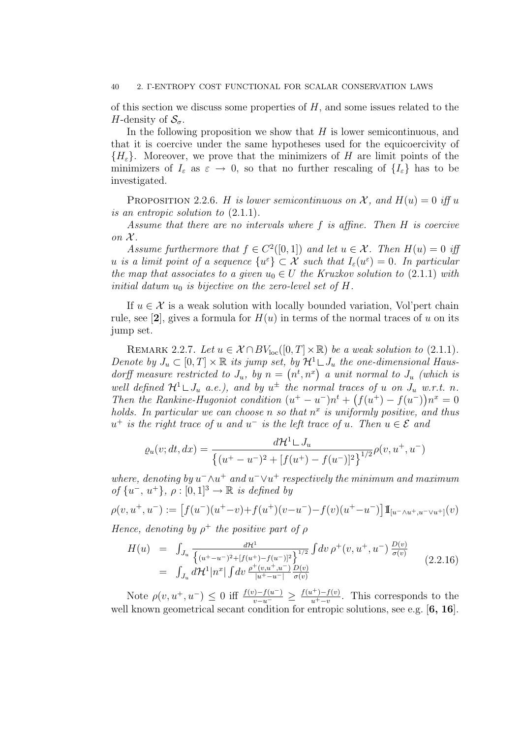of this section we discuss some properties of $H$, and some issues related to the $H$-density of $\mathcal{S}_\sigma$.

In the following proposition we show that $H$ is lower semicontinuous, and that it is coercive under the same hypotheses used for the equicoercivity of $\{H_\varepsilon\}$. Moreover, we prove that the minimizers of $H$ are limit points of the minimizers of $I_\varepsilon$ as $\varepsilon \to 0$, so that no further rescaling of $\{I_\varepsilon\}$ has to be investigated.

PROPOSITION 2.2.6. *$H$ is lower semicontinuous on $\mathcal{X}$, and $H(u) = 0$ iff $u$ is an entropic solution to* (2.1.1).

*Assume that there are no intervals where $f$ is affine. Then $H$ is coercive on $\mathcal{X}$.*

*Assume furthermore that $f \in C^2([0,1])$ and let $u \in \mathcal{X}$. Then $H(u) = 0$ iff $u$ is a limit point of a sequence $\{u^\varepsilon\} \subset \mathcal{X}$ such that $I_\varepsilon(u^\varepsilon) = 0$. In particular the map that associates to a given $u_0 \in U$ the Kruzkov solution to* (2.1.1) *with initial datum $u_0$ is bijective on the zero-level set of $H$.*

If $u \in \mathcal{X}$ is a weak solution with locally bounded variation, Vol'pert chain rule, see [**2**], gives a formula for $H(u)$ in terms of the normal traces of $u$ on its jump set.

REMARK 2.2.7. *Let $u \in \mathcal{X} \cap BV_{\mathrm{loc}}([0,T] \times \mathbb{R})$ be a weak solution to* (2.1.1). *Denote by $J_u \subset [0,T] \times \mathbb{R}$ its jump set, by $\mathcal{H}^1 \llcorner J_u$ the one-dimensional Hausdorff measure restricted to $J_u$, by $n = \big(n^t, n^x\big)$ a unit normal to $J_u$ (which is well defined $\mathcal{H}^1 \llcorner J_u$ a.e.), and by $u^\pm$ the normal traces of $u$ on $J_u$ w.r.t. $n$. Then the Rankine-Hugoniot condition $(u^+ - u^-)n^t + \big(f(u^+) - f(u^-)\big)n^x = 0$ holds. In particular we can choose $n$ so that $n^x$ is uniformly positive, and thus $u^+$ is the right trace of $u$ and $u^-$ is the left trace of $u$. Then $u \in \mathcal{E}$ and*

$$\varrho_u(v; dt, dx) = \frac{d\mathcal{H}^1 \llcorner J_u}{\big\{(u^+ - u^-)^2 + [f(u^+) - f(u^-)]^2\big\}^{1/2}} \rho(v, u^+, u^-)$$

*where, denoting by $u^- \wedge u^+$ and $u^- \vee u^+$ respectively the minimum and maximum of $\{u^-, u^+\}$, $\rho : [0,1]^3 \to \mathbb{R}$ is defined by*

$$\rho(v, u^+, u^-) := \big[f(u^-)(u^+ - v) + f(u^+)(v - u^-) - f(v)(u^+ - u^-)\big] 1\!\!1_{[u^- \wedge u^+, u^- \vee u^+]}(v)$$

*Hence, denoting by $\rho^+$ the positive part of $\rho$*

$$\begin{aligned} H(u) &= \int_{J_u} \frac{d\mathcal{H}^1}{\big\{(u^+ - u^-)^2 + [f(u^+) - f(u^-)]^2\big\}^{1/2}} \int dv\, \rho^+(v, u^+, u^-)\, \frac{D(v)}{\sigma(v)} \\ &= \int_{J_u} d\mathcal{H}^1 |n^x| \int dv\, \frac{\rho^+(v, u^+, u^-)}{|u^+ - u^-|} \frac{D(v)}{\sigma(v)} \end{aligned} \tag{2.2.16}$$

Note $\rho(v, u^+, u^-) \le 0$ iff $\frac{f(v) - f(u^-)}{v - u^-} \ge \frac{f(u^+) - f(v)}{u^+ - v}$. This corresponds to the well known geometrical secant condition for entropic solutions, see e.g. [**6, 16**].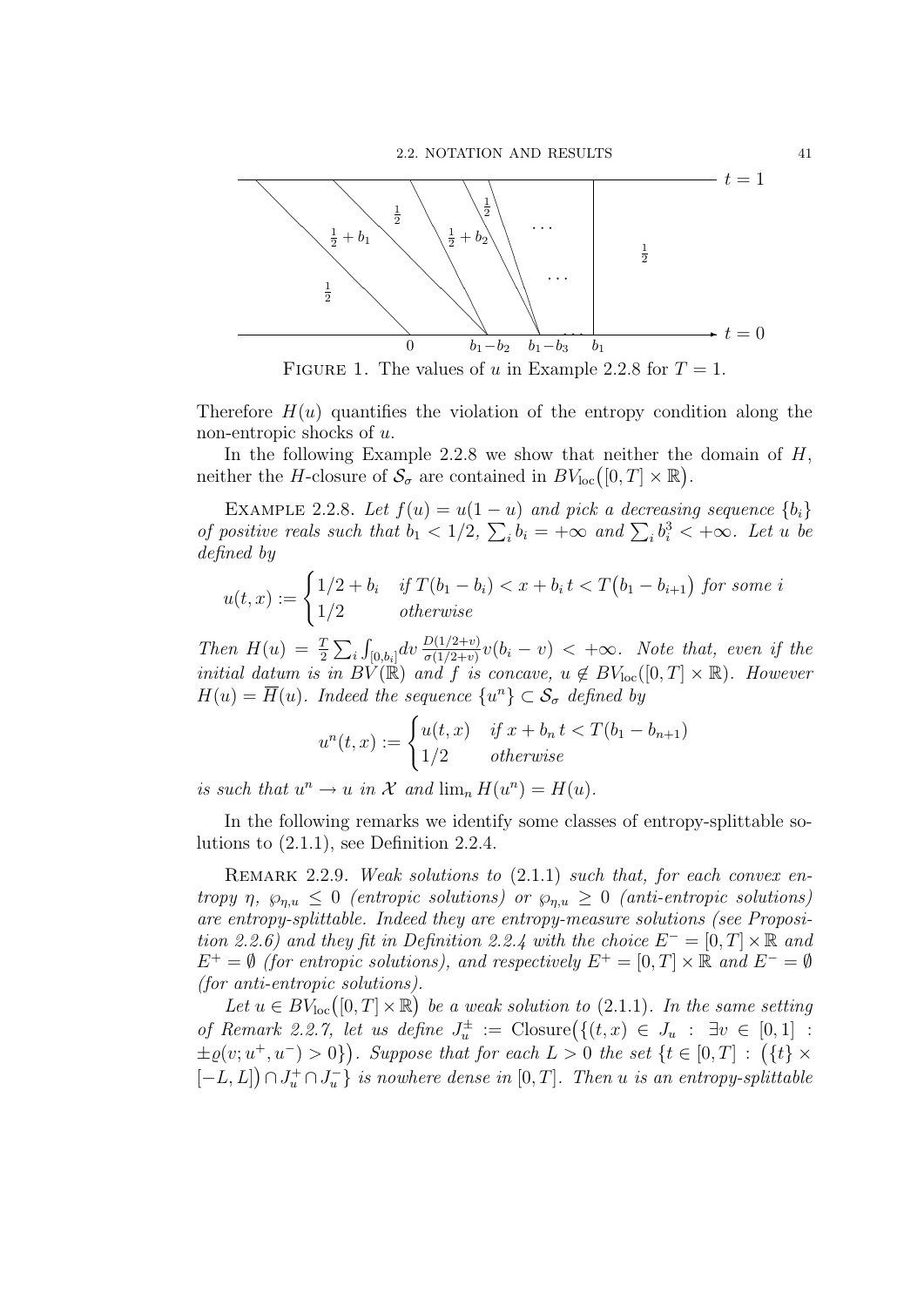FIGURE 1. The values of $u$ in Example 2.2.8 for $T = 1$.

Therefore $H(u)$ quantifies the violation of the entropy condition along the non-entropic shocks of $u$.

In the following Example 2.2.8 we show that neither the domain of $H$, neither the $H$-closure of $\mathcal{S}_\sigma$ are contained in $BV_{\mathrm{loc}}\big([0,T]\times\mathbb{R}\big)$.

EXAMPLE 2.2.8. *Let $f(u) = u(1-u)$ and pick a decreasing sequence $\{b_i\}$ of positive reals such that $b_1 < 1/2$, $\sum_i b_i = +\infty$ and $\sum_i b_i^3 < +\infty$. Let $u$ be defined by*

$$u(t,x) := \begin{cases} 1/2 + b_i & \text{if } T(b_1 - b_i) < x + b_i\, t < T\big(b_1 - b_{i+1}\big) \text{ for some } i \\ 1/2 & \text{otherwise} \end{cases}$$

*Then $H(u) = \frac{T}{2}\sum_i \int_{[0,b_i]} dv\, \frac{D(1/2+v)}{\sigma(1/2+v)} v(b_i - v) < +\infty$. Note that, even if the initial datum is in $BV(\mathbb{R})$ and $f$ is concave, $u \notin BV_{\mathrm{loc}}([0,T]\times\mathbb{R})$. However $H(u) = \overline{H}(u)$. Indeed the sequence $\{u^n\} \subset \mathcal{S}_\sigma$ defined by*

$$u^n(t,x) := \begin{cases} u(t,x) & \text{if } x + b_n\, t < T(b_1 - b_{n+1}) \\ 1/2 & \text{otherwise} \end{cases}$$

*is such that $u^n \to u$ in $\mathcal{X}$ and $\lim_n H(u^n) = H(u)$.*

In the following remarks we identify some classes of entropy-splittable solutions to (2.1.1), see Definition 2.2.4.

REMARK 2.2.9. *Weak solutions to* (2.1.1) *such that, for each convex entropy $\eta$, $\wp_{\eta,u} \le 0$ (entropic solutions) or $\wp_{\eta,u} \ge 0$ (anti-entropic solutions) are entropy-splittable. Indeed they are entropy-measure solutions (see Proposition 2.2.6) and they fit in Definition 2.2.4 with the choice $E^- = [0,T]\times\mathbb{R}$ and $E^+ = \emptyset$ (for entropic solutions), and respectively $E^+ = [0,T]\times\mathbb{R}$ and $E^- = \emptyset$ (for anti-entropic solutions).*

*Let $u \in BV_{\mathrm{loc}}\big([0,T]\times\mathbb{R}\big)$ be a weak solution to* (2.1.1). *In the same setting of Remark 2.2.7, let us define $J_u^\pm := \mathrm{Closure}\big(\{(t,x) \in J_u \,:\, \exists v \in [0,1] \,:\, \pm\varrho(v; u^+, u^-) > 0\}\big)$. Suppose that for each $L > 0$ the set $\{t \in [0,T] \,:\, \big(\{t\}\times[-L,L]\big) \cap J_u^+ \cap J_u^-\}$ is nowhere dense in $[0,T]$. Then $u$ is an entropy-splittable*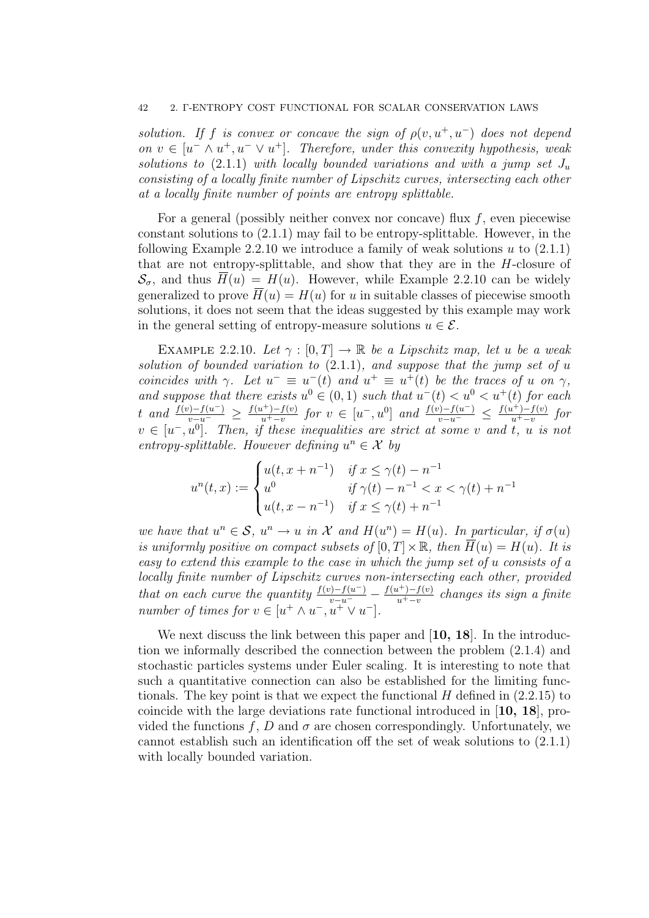*solution. If $f$ is convex or concave the sign of $\rho(v, u^+, u^-)$ does not depend on $v \in [u^- \wedge u^+, u^- \vee u^+]$. Therefore, under this convexity hypothesis, weak solutions to* (2.1.1) *with locally bounded variations and with a jump set $J_u$ consisting of a locally finite number of Lipschitz curves, intersecting each other at a locally finite number of points are entropy splittable.*

For a general (possibly neither convex nor concave) flux $f$, even piecewise constant solutions to (2.1.1) may fail to be entropy-splittable. However, in the following Example 2.2.10 we introduce a family of weak solutions $u$ to (2.1.1) that are not entropy-splittable, and show that they are in the $H$-closure of $\mathcal{S}_\sigma$, and thus $\overline{H}(u) = H(u)$. However, while Example 2.2.10 can be widely generalized to prove $\overline{H}(u) = H(u)$ for $u$ in suitable classes of piecewise smooth solutions, it does not seem that the ideas suggested by this example may work in the general setting of entropy-measure solutions $u \in \mathcal{E}$.

EXAMPLE 2.2.10. *Let $\gamma : [0, T] \to \mathbb{R}$ be a Lipschitz map, let $u$ be a weak solution of bounded variation to* (2.1.1)*, and suppose that the jump set of $u$ coincides with $\gamma$. Let $u^- \equiv u^-(t)$ and $u^+ \equiv u^+(t)$ be the traces of $u$ on $\gamma$, and suppose that there exists $u^0 \in (0, 1)$ such that $u^-(t) < u^0 < u^+(t)$ for each $t$ and $\frac{f(v)-f(u^-)}{v-u^-} \geq \frac{f(u^+)-f(v)}{u^+-v}$ for $v \in [u^-, u^0]$ and $\frac{f(v)-f(u^-)}{v-u^-} \leq \frac{f(u^+)-f(v)}{u^+-v}$ for $v \in [u^-, u^0]$. Then, if these inequalities are strict at some $v$ and $t$, $u$ is not entropy-splittable. However defining $u^n \in \mathcal{X}$ by*

$$
u^n(t, x) := \begin{cases} u(t, x + n^{-1}) & \text{if } x \leq \gamma(t) - n^{-1} \\ u^0 & \text{if } \gamma(t) - n^{-1} < x < \gamma(t) + n^{-1} \\ u(t, x - n^{-1}) & \text{if } x \leq \gamma(t) + n^{-1} \end{cases}
$$

*we have that $u^n \in \mathcal{S}$, $u^n \to u$ in $\mathcal{X}$ and $H(u^n) = H(u)$. In particular, if $\sigma(u)$ is uniformly positive on compact subsets of $[0, T] \times \mathbb{R}$, then $\overline{H}(u) = H(u)$. It is easy to extend this example to the case in which the jump set of $u$ consists of a locally finite number of Lipschitz curves non-intersecting each other, provided that on each curve the quantity $\frac{f(v)-f(u^-)}{v-u^-} - \frac{f(u^+)-f(v)}{u^+-v}$ changes its sign a finite number of times for $v \in [u^+ \wedge u^-, u^+ \vee u^-]$.*

We next discuss the link between this paper and [**10, 18**]. In the introduction we informally described the connection between the problem (2.1.4) and stochastic particles systems under Euler scaling. It is interesting to note that such a quantitative connection can also be established for the limiting functionals. The key point is that we expect the functional $H$ defined in (2.2.15) to coincide with the large deviations rate functional introduced in [**10, 18**], provided the functions $f$, $D$ and $\sigma$ are chosen correspondingly. Unfortunately, we cannot establish such an identification off the set of weak solutions to (2.1.1) with locally bounded variation.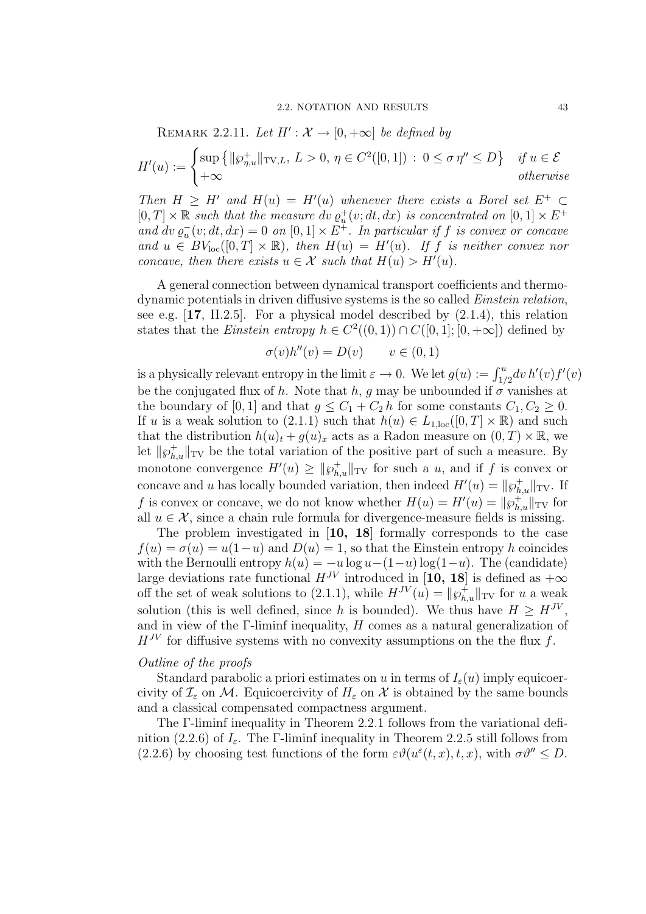REMARK 2.2.11. *Let $H' : \mathcal{X} \to [0,+\infty]$ be defined by*

$$H'(u) := \begin{cases} \sup\left\{ \|\wp^+_{\eta,u}\|_{\mathrm{TV},L},\ L>0,\ \eta \in C^2([0,1])\ :\ 0 \le \sigma\,\eta'' \le D \right\} & \text{if } u \in \mathcal{E} \\ +\infty & \text{otherwise} \end{cases}$$

*Then $H \ge H'$ and $H(u) = H'(u)$ whenever there exists a Borel set $E^+ \subset [0,T]\times\mathbb{R}$ such that the measure $dv\,\varrho^+_u(v;dt,dx)$ is concentrated on $[0,1]\times E^+$ and $dv\,\varrho^-_u(v;dt,dx) = 0$ on $[0,1]\times E^+$. In particular if $f$ is convex or concave and $u \in BV_{\mathrm{loc}}([0,T]\times\mathbb{R})$, then $H(u) = H'(u)$. If $f$ is neither convex nor concave, then there exists $u \in \mathcal{X}$ such that $H(u) > H'(u)$.*

A general connection between dynamical transport coefficients and thermodynamic potentials in driven diffusive systems is the so called *Einstein relation*, see e.g. [**17**, II.2.5]. For a physical model described by (2.1.4), this relation states that the *Einstein entropy* $h \in C^2((0,1)) \cap C([0,1];[0,+\infty])$ defined by

$$\sigma(v)h''(v) = D(v) \qquad v \in (0,1)$$

is a physically relevant entropy in the limit $\varepsilon \to 0$. We let $g(u) := \int_{1/2}^u dv\, h'(v)f'(v)$ be the conjugated flux of $h$. Note that $h$, $g$ may be unbounded if $\sigma$ vanishes at the boundary of $[0,1]$ and that $g \le C_1 + C_2\,h$ for some constants $C_1, C_2 \ge 0$. If $u$ is a weak solution to (2.1.1) such that $h(u) \in L_{1,\mathrm{loc}}([0,T]\times\mathbb{R})$ and such that the distribution $h(u)_t + g(u)_x$ acts as a Radon measure on $(0,T)\times\mathbb{R}$, we let $\|\wp^+_{h,u}\|_{\mathrm{TV}}$ be the total variation of the positive part of such a measure. By monotone convergence $H'(u) \ge \|\wp^+_{h,u}\|_{\mathrm{TV}}$ for such a $u$, and if $f$ is convex or concave and $u$ has locally bounded variation, then indeed $H'(u) = \|\wp^+_{h,u}\|_{\mathrm{TV}}$. If $f$ is convex or concave, we do not know whether $H(u) = H'(u) = \|\wp^+_{h,u}\|_{\mathrm{TV}}$ for all $u \in \mathcal{X}$, since a chain rule formula for divergence-measure fields is missing.

The problem investigated in [**10, 18**] formally corresponds to the case $f(u) = \sigma(u) = u(1-u)$ and $D(u) = 1$, so that the Einstein entropy $h$ coincides with the Bernoulli entropy $h(u) = -u\log u - (1-u)\log(1-u)$. The (candidate) large deviations rate functional $H^{JV}$ introduced in [**10, 18**] is defined as $+\infty$ off the set of weak solutions to (2.1.1), while $H^{JV}(u) = \|\wp^+_{h,u}\|_{\mathrm{TV}}$ for $u$ a weak solution (this is well defined, since $h$ is bounded). We thus have $H \ge H^{JV}$, and in view of the $\Gamma$-liminf inequality, $H$ comes as a natural generalization of $H^{JV}$ for diffusive systems with no convexity assumptions on the the flux $f$.

*Outline of the proofs*

Standard parabolic a priori estimates on $u$ in terms of $I_\varepsilon(u)$ imply equicoercivity of $\mathcal{I}_\varepsilon$ on $\mathcal{M}$. Equicoercivity of $H_\varepsilon$ on $\mathcal{X}$ is obtained by the same bounds and a classical compensated compactness argument.

The $\Gamma$-liminf inequality in Theorem 2.2.1 follows from the variational definition (2.2.6) of $I_\varepsilon$. The $\Gamma$-liminf inequality in Theorem 2.2.5 still follows from (2.2.6) by choosing test functions of the form $\varepsilon\vartheta(u^\varepsilon(t,x),t,x)$, with $\sigma\vartheta'' \le D$.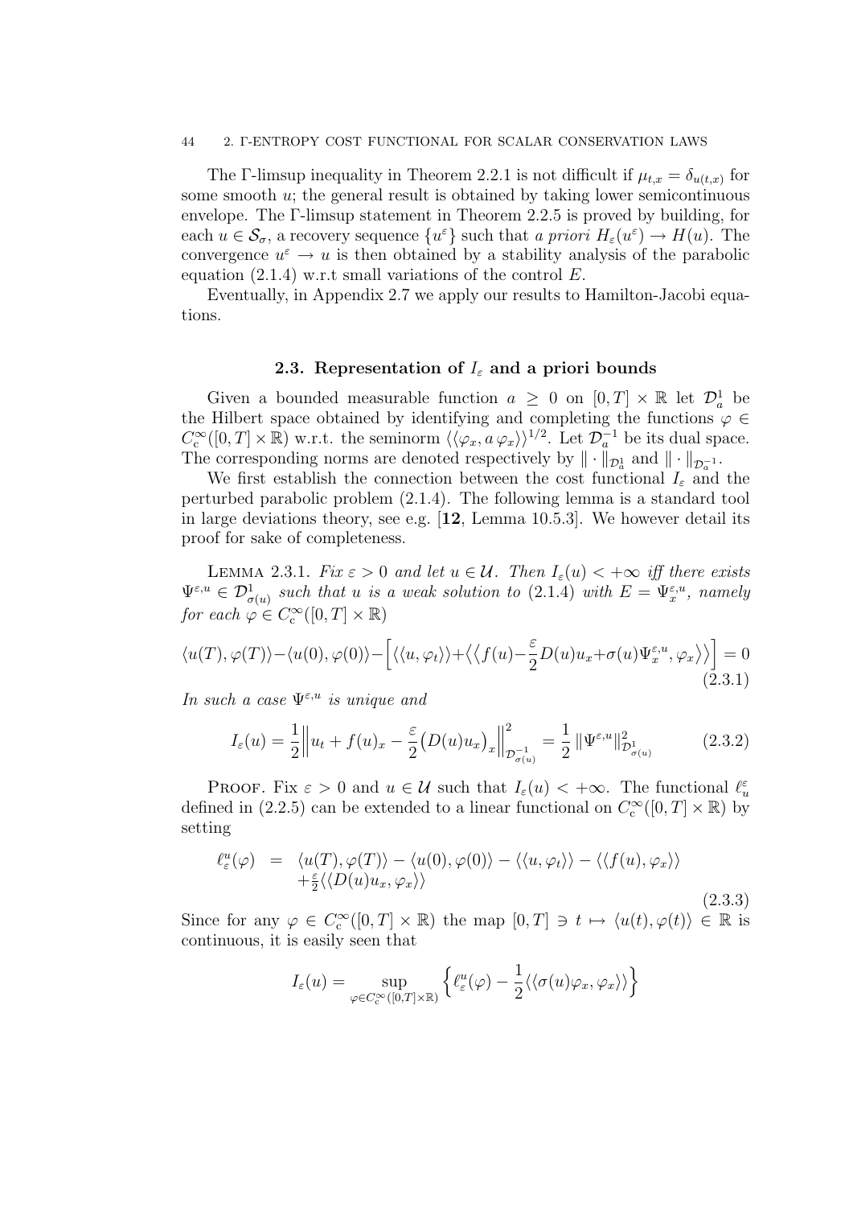The Γ-limsup inequality in Theorem 2.2.1 is not difficult if $\mu_{t,x} = \delta_{u(t,x)}$ for some smooth $u$; the general result is obtained by taking lower semicontinuous envelope. The Γ-limsup statement in Theorem 2.2.5 is proved by building, for each $u \in \mathcal{S}_\sigma$, a recovery sequence $\{u^\varepsilon\}$ such that *a priori* $H_\varepsilon(u^\varepsilon) \to H(u)$. The convergence $u^\varepsilon \to u$ is then obtained by a stability analysis of the parabolic equation (2.1.4) w.r.t small variations of the control $E$.

Eventually, in Appendix 2.7 we apply our results to Hamilton-Jacobi equations.

## 2.3. Representation of $I_\varepsilon$ and a priori bounds

Given a bounded measurable function $a \geq 0$ on $[0,T] \times \mathbb{R}$ let $\mathcal{D}^1_a$ be the Hilbert space obtained by identifying and completing the functions $\varphi \in C^\infty_c([0,T]\times\mathbb{R})$ w.r.t. the seminorm $\langle\langle \varphi_x, a\,\varphi_x\rangle\rangle^{1/2}$. Let $\mathcal{D}^{-1}_a$ be its dual space. The corresponding norms are denoted respectively by $\|\cdot\|_{\mathcal{D}^1_a}$ and $\|\cdot\|_{\mathcal{D}^{-1}_a}$.

We first establish the connection between the cost functional $I_\varepsilon$ and the perturbed parabolic problem (2.1.4). The following lemma is a standard tool in large deviations theory, see e.g. [**12**, Lemma 10.5.3]. We however detail its proof for sake of completeness.

Lemma 2.3.1. *Fix $\varepsilon > 0$ and let $u \in \mathcal{U}$. Then $I_\varepsilon(u) < +\infty$ iff there exists $\Psi^{\varepsilon,u} \in \mathcal{D}^1_{\sigma(u)}$ such that $u$ is a weak solution to (2.1.4) with $E = \Psi^{\varepsilon,u}_x$, namely for each $\varphi \in C^\infty_c([0,T]\times\mathbb{R})$*

$$\langle u(T),\varphi(T)\rangle - \langle u(0),\varphi(0)\rangle - \Big[\langle\langle u,\varphi_t\rangle\rangle + \Big\langle\Big\langle f(u) - \frac{\varepsilon}{2}D(u)u_x + \sigma(u)\Psi^{\varepsilon,u}_x, \varphi_x\Big\rangle\Big\rangle\Big] = 0 \tag{2.3.1}$$

*In such a case $\Psi^{\varepsilon,u}$ is unique and*

$$I_\varepsilon(u) = \frac{1}{2}\Big\| u_t + f(u)_x - \frac{\varepsilon}{2}\big(D(u)u_x\big)_x\Big\|^2_{\mathcal{D}^{-1}_{\sigma(u)}} = \frac{1}{2}\,\|\Psi^{\varepsilon,u}\|^2_{\mathcal{D}^1_{\sigma(u)}} \tag{2.3.2}$$

Proof. Fix $\varepsilon > 0$ and $u \in \mathcal{U}$ such that $I_\varepsilon(u) < +\infty$. The functional $\ell^\varepsilon_u$ defined in (2.2.5) can be extended to a linear functional on $C^\infty_c([0,T]\times\mathbb{R})$ by setting

$$\begin{aligned}\ell^u_\varepsilon(\varphi) \;=\; & \langle u(T),\varphi(T)\rangle - \langle u(0),\varphi(0)\rangle - \langle\langle u,\varphi_t\rangle\rangle - \langle\langle f(u),\varphi_x\rangle\rangle \\ & + \tfrac{\varepsilon}{2}\langle\langle D(u)u_x,\varphi_x\rangle\rangle\end{aligned} \tag{2.3.3}$$

Since for any $\varphi \in C^\infty_c([0,T]\times\mathbb{R})$ the map $[0,T] \ni t \mapsto \langle u(t),\varphi(t)\rangle \in \mathbb{R}$ is continuous, it is easily seen that

$$I_\varepsilon(u) = \sup_{\varphi\in C^\infty_c([0,T]\times\mathbb{R})}\Big\{\ell^u_\varepsilon(\varphi) - \frac{1}{2}\langle\langle \sigma(u)\varphi_x,\varphi_x\rangle\rangle\Big\}$$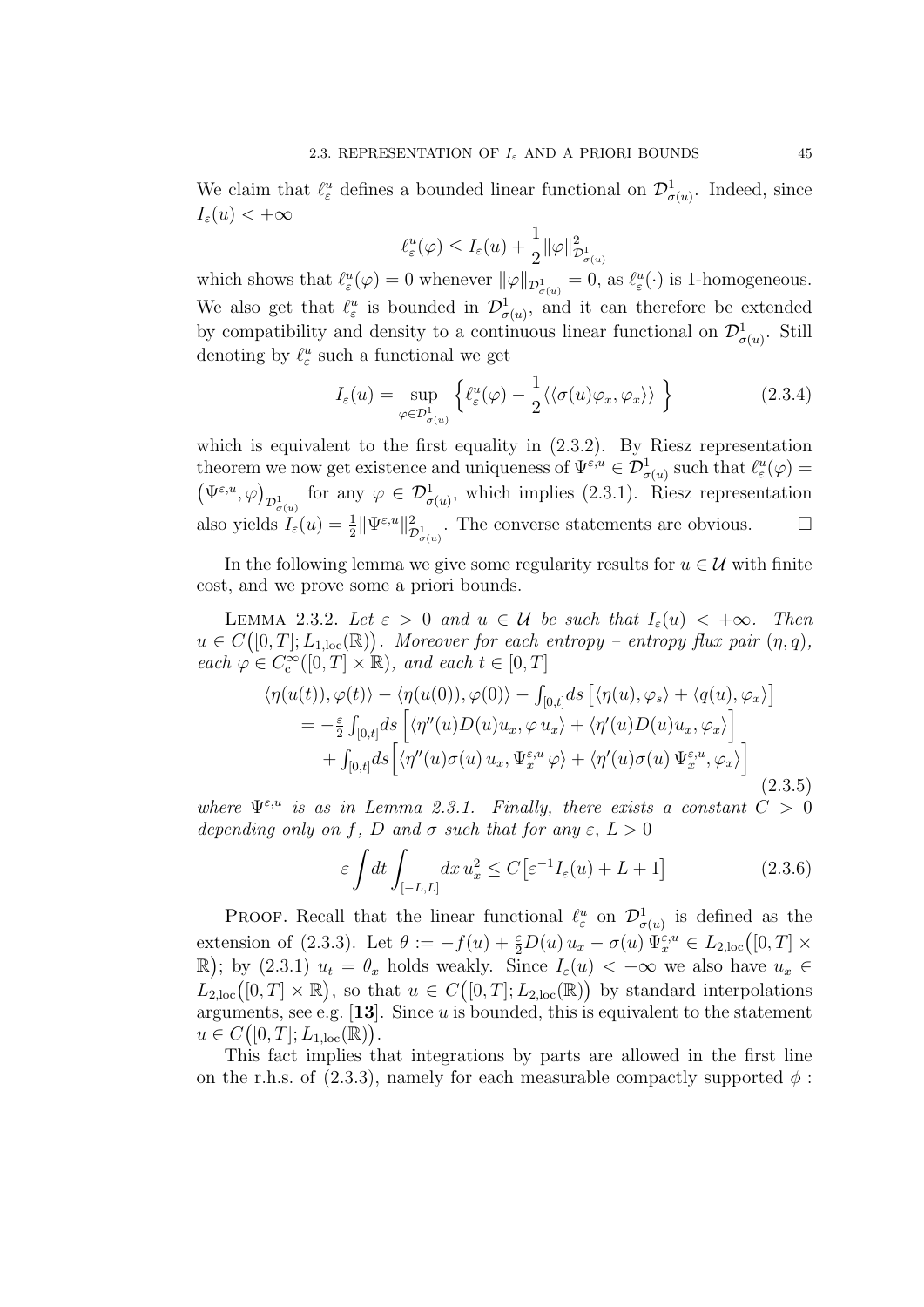We claim that $\ell^u_\varepsilon$ defines a bounded linear functional on $\mathcal{D}^1_{\sigma(u)}$. Indeed, since $I_\varepsilon(u) < +\infty$

$$\ell^u_\varepsilon(\varphi) \le I_\varepsilon(u) + \frac{1}{2}\|\varphi\|^2_{\mathcal{D}^1_{\sigma(u)}}$$

which shows that $\ell^u_\varepsilon(\varphi) = 0$ whenever $\|\varphi\|_{\mathcal{D}^1_{\sigma(u)}} = 0$, as $\ell^u_\varepsilon(\cdot)$ is 1-homogeneous. We also get that $\ell^u_\varepsilon$ is bounded in $\mathcal{D}^1_{\sigma(u)}$, and it can therefore be extended by compatibility and density to a continuous linear functional on $\mathcal{D}^1_{\sigma(u)}$. Still denoting by $\ell^u_\varepsilon$ such a functional we get

$$I_\varepsilon(u) = \sup_{\varphi \in \mathcal{D}^1_{\sigma(u)}} \Big\{ \ell^u_\varepsilon(\varphi) - \frac{1}{2}\langle\langle \sigma(u)\varphi_x, \varphi_x\rangle\rangle \Big\} \tag{2.3.4}$$

which is equivalent to the first equality in (2.3.2). By Riesz representation theorem we now get existence and uniqueness of $\Psi^{\varepsilon,u} \in \mathcal{D}^1_{\sigma(u)}$ such that $\ell^u_\varepsilon(\varphi) = \big(\Psi^{\varepsilon,u}, \varphi\big)_{\mathcal{D}^1_{\sigma(u)}}$ for any $\varphi \in \mathcal{D}^1_{\sigma(u)}$, which implies (2.3.1). Riesz representation also yields $I_\varepsilon(u) = \frac{1}{2}\|\Psi^{\varepsilon,u}\|^2_{\mathcal{D}^1_{\sigma(u)}}$. The converse statements are obvious. $\square$

In the following lemma we give some regularity results for $u \in \mathcal{U}$ with finite cost, and we prove some a priori bounds.

Lemma 2.3.2. *Let $\varepsilon > 0$ and $u \in \mathcal{U}$ be such that $I_\varepsilon(u) < +\infty$. Then $u \in C\big([0,T]; L_{1,\mathrm{loc}}(\mathbb{R})\big)$. Moreover for each entropy – entropy flux pair $(\eta, q)$, each $\varphi \in C^\infty_{\mathrm{c}}([0,T]\times\mathbb{R})$, and each $t \in [0,T]$*

$$\begin{aligned}
\langle \eta(u(t)), \varphi(t)\rangle - \langle \eta(u(0)), \varphi(0)\rangle - \textstyle\int_{[0,t]} ds \big[\langle \eta(u), \varphi_s\rangle + \langle q(u), \varphi_x\rangle\big] \\
= -\tfrac{\varepsilon}{2}\textstyle\int_{[0,t]} ds \Big[\langle \eta''(u) D(u) u_x, \varphi\, u_x\rangle + \langle \eta'(u) D(u) u_x, \varphi_x\rangle\Big] \\
+ \textstyle\int_{[0,t]} ds \Big[\langle \eta''(u)\sigma(u)\, u_x, \Psi^{\varepsilon,u}_x\, \varphi\rangle + \langle \eta'(u)\sigma(u)\, \Psi^{\varepsilon,u}_x, \varphi_x\rangle\Big]
\end{aligned} \tag{2.3.5}$$

*where $\Psi^{\varepsilon,u}$ is as in Lemma 2.3.1. Finally, there exists a constant $C > 0$ depending only on $f$, $D$ and $\sigma$ such that for any $\varepsilon$, $L > 0$*

$$\varepsilon \int dt \int_{[-L,L]} dx\, u_x^2 \le C\big[\varepsilon^{-1} I_\varepsilon(u) + L + 1\big] \tag{2.3.6}$$

Proof. Recall that the linear functional $\ell^u_\varepsilon$ on $\mathcal{D}^1_{\sigma(u)}$ is defined as the extension of (2.3.3). Let $\theta := -f(u) + \frac{\varepsilon}{2} D(u)\, u_x - \sigma(u)\, \Psi^{\varepsilon,u}_x \in L_{2,\mathrm{loc}}\big([0,T]\times\mathbb{R}\big)$; by (2.3.1) $u_t = \theta_x$ holds weakly. Since $I_\varepsilon(u) < +\infty$ we also have $u_x \in L_{2,\mathrm{loc}}\big([0,T]\times\mathbb{R}\big)$, so that $u \in C\big([0,T]; L_{2,\mathrm{loc}}(\mathbb{R})\big)$ by standard interpolations arguments, see e.g. [**13**]. Since $u$ is bounded, this is equivalent to the statement $u \in C\big([0,T]; L_{1,\mathrm{loc}}(\mathbb{R})\big)$.

This fact implies that integrations by parts are allowed in the first line on the r.h.s. of (2.3.3), namely for each measurable compactly supported $\phi$ :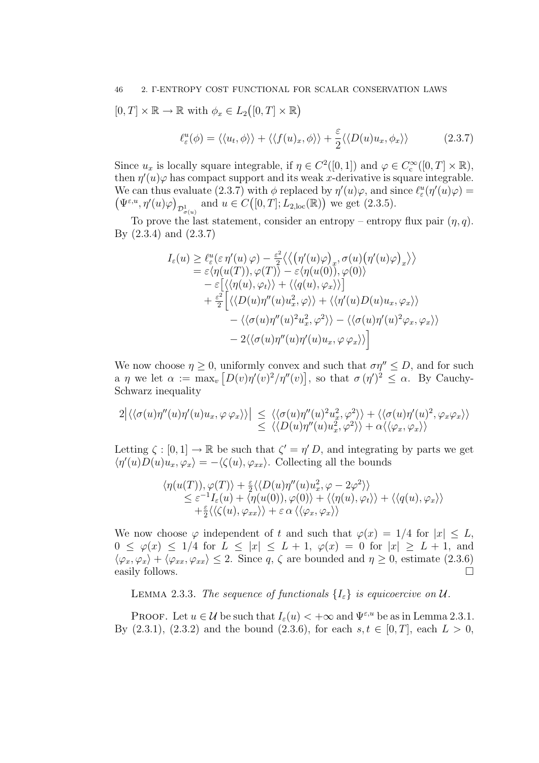$[0,T] \times \mathbb{R} \to \mathbb{R}$ with $\phi_x \in L_2\big([0,T]\times\mathbb{R}\big)$

$$\ell_\varepsilon^u(\phi) = \langle\langle u_t, \phi\rangle\rangle + \langle\langle f(u)_x, \phi\rangle\rangle + \frac{\varepsilon}{2}\langle\langle D(u)u_x, \phi_x\rangle\rangle \tag{2.3.7}$$

Since $u_x$ is locally square integrable, if $\eta \in C^2([0,1])$ and $\varphi \in C_c^\infty([0,T]\times\mathbb{R})$, then $\eta'(u)\varphi$ has compact support and its weak $x$-derivative is square integrable. We can thus evaluate (2.3.7) with $\phi$ replaced by $\eta'(u)\varphi$, and since $\ell_\varepsilon^u(\eta'(u)\varphi) = \big(\Psi^{\varepsilon,u}, \eta'(u)\varphi\big)_{\mathcal{D}^1_{\sigma(u)}}$ and $u \in C\big([0,T]; L_{2,\mathrm{loc}}(\mathbb{R})\big)$ we get (2.3.5).

To prove the last statement, consider an entropy – entropy flux pair $(\eta, q)$. By (2.3.4) and (2.3.7)

$$\begin{aligned}
I_\varepsilon(u) \geq\ & \ell_\varepsilon^u(\varepsilon\,\eta'(u)\,\varphi) - \tfrac{\varepsilon^2}{2}\big\langle\big\langle \big(\eta'(u)\varphi\big)_x, \sigma(u)\big(\eta'(u)\varphi\big)_x\big\rangle\big\rangle \\
=\ & \varepsilon\langle \eta(u(T)), \varphi(T)\rangle - \varepsilon\langle \eta(u(0)), \varphi(0)\rangle \\
& - \varepsilon\big[\langle\langle \eta(u), \varphi_t\rangle\rangle + \langle\langle q(u), \varphi_x\rangle\rangle\big] \\
& + \tfrac{\varepsilon^2}{2}\Big[\langle\langle D(u)\eta''(u)u_x^2, \varphi\rangle\rangle + \langle\langle \eta'(u)D(u)u_x, \varphi_x\rangle\rangle \\
& \quad - \langle\langle \sigma(u)\eta''(u)^2u_x^2, \varphi^2\rangle\rangle - \langle\langle \sigma(u)\eta'(u)^2\varphi_x, \varphi_x\rangle\rangle \\
& \quad - 2\langle\langle \sigma(u)\eta''(u)\eta'(u)u_x, \varphi\,\varphi_x\rangle\rangle\Big]
\end{aligned}$$

We now choose $\eta \geq 0$, uniformly convex and such that $\sigma\eta'' \leq D$, and for such a $\eta$ we let $\alpha := \max_v\big[D(v)\eta'(v)^2/\eta''(v)\big]$, so that $\sigma\,(\eta')^2 \leq \alpha$. By Cauchy-Schwarz inequality

$$\begin{aligned}
2\big|\langle\langle \sigma(u)\eta''(u)\eta'(u)u_x, \varphi\,\varphi_x\rangle\rangle\big| \ \leq\ & \langle\langle \sigma(u)\eta''(u)^2u_x^2, \varphi^2\rangle\rangle + \langle\langle \sigma(u)\eta'(u)^2, \varphi_x\varphi_x\rangle\rangle \\
\leq\ & \langle\langle D(u)\eta''(u)u_x^2, \varphi^2\rangle\rangle + \alpha\langle\langle \varphi_x, \varphi_x\rangle\rangle
\end{aligned}$$

Letting $\zeta : [0,1] \to \mathbb{R}$ be such that $\zeta' = \eta'\,D$, and integrating by parts we get $\langle \eta'(u)D(u)u_x, \varphi_x\rangle = -\langle \zeta(u), \varphi_{xx}\rangle$. Collecting all the bounds

$$\begin{aligned}
& \langle \eta(u(T)), \varphi(T)\rangle + \tfrac{\varepsilon}{2}\langle\langle D(u)\eta''(u)u_x^2, \varphi - 2\varphi^2\rangle\rangle \\
& \leq \varepsilon^{-1}I_\varepsilon(u) + \langle \eta(u(0)), \varphi(0)\rangle + \langle\langle \eta(u), \varphi_t\rangle\rangle + \langle\langle q(u), \varphi_x\rangle\rangle \\
& \quad + \tfrac{\varepsilon}{2}\langle\langle \zeta(u), \varphi_{xx}\rangle\rangle + \varepsilon\,\alpha\,\langle\langle \varphi_x, \varphi_x\rangle\rangle
\end{aligned}$$

We now choose $\varphi$ independent of $t$ and such that $\varphi(x) = 1/4$ for $|x| \leq L$, $0 \leq \varphi(x) \leq 1/4$ for $L \leq |x| \leq L+1$, $\varphi(x) = 0$ for $|x| \geq L+1$, and $\langle \varphi_x, \varphi_x\rangle + \langle \varphi_{xx}, \varphi_{xx}\rangle \leq 2$. Since $q$, $\zeta$ are bounded and $\eta \geq 0$, estimate (2.3.6) easily follows. □

LEMMA 2.3.3. *The sequence of functionals $\{I_\varepsilon\}$ is equicoercive on $\mathcal{U}$.*

PROOF. Let $u \in \mathcal{U}$ be such that $I_\varepsilon(u) < +\infty$ and $\Psi^{\varepsilon,u}$ be as in Lemma 2.3.1. By (2.3.1), (2.3.2) and the bound (2.3.6), for each $s,t \in [0,T]$, each $L > 0$,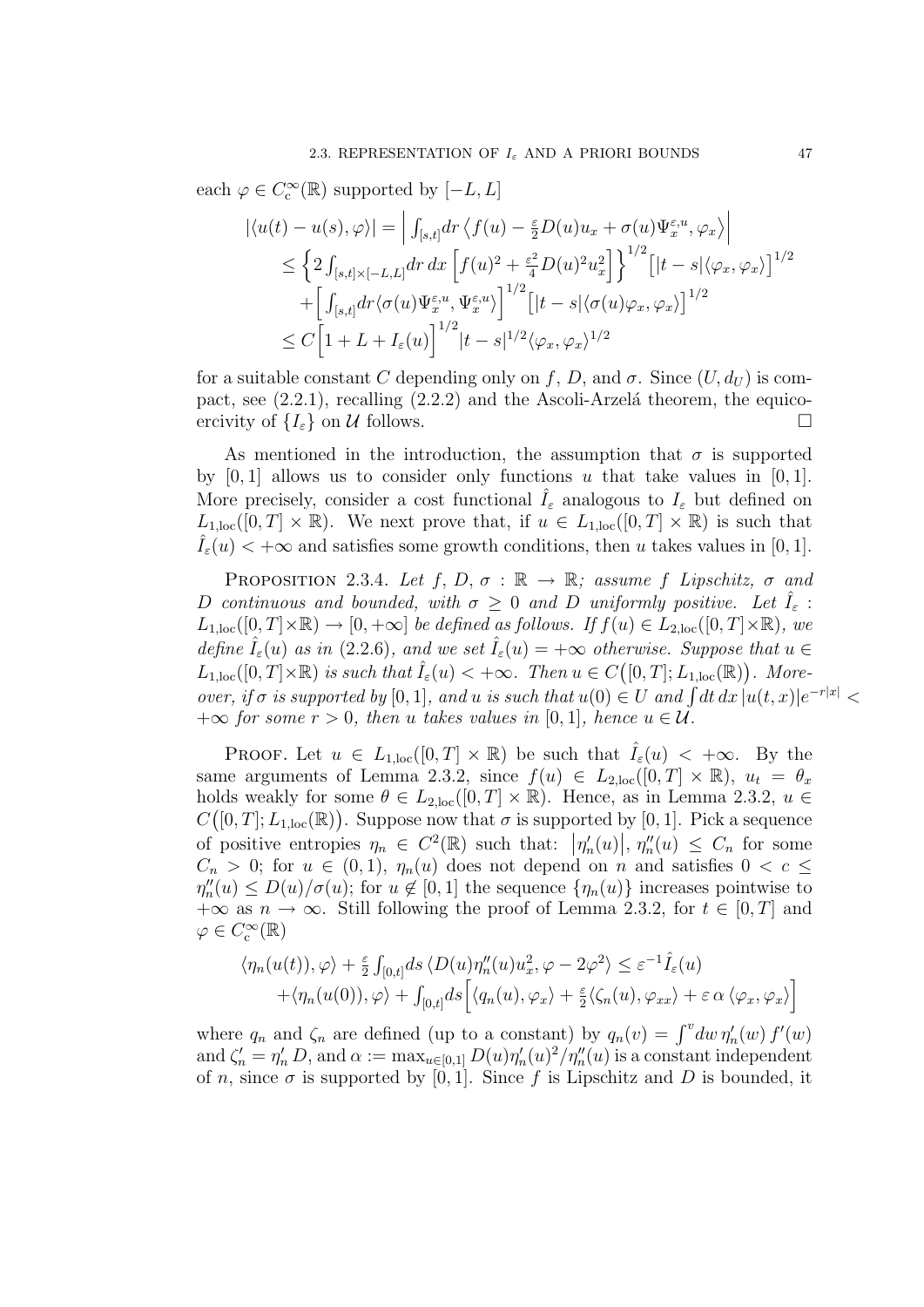each $\varphi \in C_c^\infty(\mathbb{R})$ supported by $[-L, L]$

$$
\begin{aligned}
|\langle u(t) - u(s), \varphi \rangle| &= \Big| \int_{[s,t]} dr \, \big\langle f(u) - \tfrac{\varepsilon}{2} D(u) u_x + \sigma(u) \Psi_x^{\varepsilon,u}, \varphi_x \big\rangle \Big| \\
&\leq \Big\{ 2 \int_{[s,t]\times[-L,L]} dr \, dx \, \Big[ f(u)^2 + \tfrac{\varepsilon^2}{4} D(u)^2 u_x^2 \Big] \Big\}^{1/2} \Big[ |t-s| \langle \varphi_x, \varphi_x \rangle \Big]^{1/2} \\
&\quad + \Big[ \int_{[s,t]} dr \langle \sigma(u) \Psi_x^{\varepsilon,u}, \Psi_x^{\varepsilon,u} \rangle \Big]^{1/2} \Big[ |t-s| \langle \sigma(u) \varphi_x, \varphi_x \rangle \Big]^{1/2} \\
&\leq C \Big[ 1 + L + I_\varepsilon(u) \Big]^{1/2} |t-s|^{1/2} \langle \varphi_x, \varphi_x \rangle^{1/2}
\end{aligned}
$$

for a suitable constant $C$ depending only on $f$, $D$, and $\sigma$. Since $(U, d_U)$ is compact, see (2.2.1), recalling (2.2.2) and the Ascoli-Arzelá theorem, the equicoercivity of $\{I_\varepsilon\}$ on $\mathcal{U}$ follows. $\square$

As mentioned in the introduction, the assumption that $\sigma$ is supported by $[0, 1]$ allows us to consider only functions $u$ that take values in $[0, 1]$. More precisely, consider a cost functional $\hat{I}_\varepsilon$ analogous to $I_\varepsilon$ but defined on $L_{1,\mathrm{loc}}([0, T] \times \mathbb{R})$. We next prove that, if $u \in L_{1,\mathrm{loc}}([0, T] \times \mathbb{R})$ is such that $\hat{I}_\varepsilon(u) < +\infty$ and satisfies some growth conditions, then $u$ takes values in $[0, 1]$.

Proposition 2.3.4. *Let $f$, $D$, $\sigma : \mathbb{R} \to \mathbb{R}$; assume $f$ Lipschitz, $\sigma$ and $D$ continuous and bounded, with $\sigma \geq 0$ and $D$ uniformly positive. Let $\hat{I}_\varepsilon : L_{1,\mathrm{loc}}([0, T] \times \mathbb{R}) \to [0, +\infty]$ be defined as follows. If $f(u) \in L_{2,\mathrm{loc}}([0, T] \times \mathbb{R})$, we define $\hat{I}_\varepsilon(u)$ as in (2.2.6), and we set $\hat{I}_\varepsilon(u) = +\infty$ otherwise. Suppose that $u \in L_{1,\mathrm{loc}}([0, T] \times \mathbb{R})$ is such that $\hat{I}_\varepsilon(u) < +\infty$. Then $u \in C\big([0, T]; L_{1,\mathrm{loc}}(\mathbb{R})\big)$. Moreover, if $\sigma$ is supported by $[0, 1]$, and $u$ is such that $u(0) \in U$ and $\int dt \, dx \, |u(t, x)| e^{-r|x|} < +\infty$ for some $r > 0$, then $u$ takes values in $[0, 1]$, hence $u \in \mathcal{U}$.*

Proof. Let $u \in L_{1,\mathrm{loc}}([0, T] \times \mathbb{R})$ be such that $\hat{I}_\varepsilon(u) < +\infty$. By the same arguments of Lemma 2.3.2, since $f(u) \in L_{2,\mathrm{loc}}([0, T] \times \mathbb{R})$, $u_t = \theta_x$ holds weakly for some $\theta \in L_{2,\mathrm{loc}}([0, T] \times \mathbb{R})$. Hence, as in Lemma 2.3.2, $u \in C\big([0, T]; L_{1,\mathrm{loc}}(\mathbb{R})\big)$. Suppose now that $\sigma$ is supported by $[0, 1]$. Pick a sequence of positive entropies $\eta_n \in C^2(\mathbb{R})$ such that: $\big|\eta_n'(u)\big|$, $\eta_n''(u) \leq C_n$ for some $C_n > 0$; for $u \in (0, 1)$, $\eta_n(u)$ does not depend on $n$ and satisfies $0 < c \leq \eta_n''(u) \leq D(u)/\sigma(u)$; for $u \notin [0, 1]$ the sequence $\{\eta_n(u)\}$ increases pointwise to $+\infty$ as $n \to \infty$. Still following the proof of Lemma 2.3.2, for $t \in [0, T]$ and $\varphi \in C_c^\infty(\mathbb{R})$

$$
\begin{aligned}
\langle \eta_n(u(t)), \varphi \rangle + \tfrac{\varepsilon}{2} \int_{[0,t]} ds \, \langle D(u) \eta_n''(u) u_x^2, \varphi - 2\varphi^2 \rangle &\leq \varepsilon^{-1} \hat{I}_\varepsilon(u) \\
+ \langle \eta_n(u(0)), \varphi \rangle + \int_{[0,t]} ds \Big[ \langle q_n(u), \varphi_x \rangle &+ \tfrac{\varepsilon}{2} \langle \zeta_n(u), \varphi_{xx} \rangle + \varepsilon \, \alpha \, \langle \varphi_x, \varphi_x \rangle \Big]
\end{aligned}
$$

where $q_n$ and $\zeta_n$ are defined (up to a constant) by $q_n(v) = \int^v dw \, \eta_n'(w) \, f'(w)$ and $\zeta_n' = \eta_n' \, D$, and $\alpha := \max_{u \in [0,1]} D(u) \eta_n'(u)^2 / \eta_n''(u)$ is a constant independent of $n$, since $\sigma$ is supported by $[0, 1]$. Since $f$ is Lipschitz and $D$ is bounded, it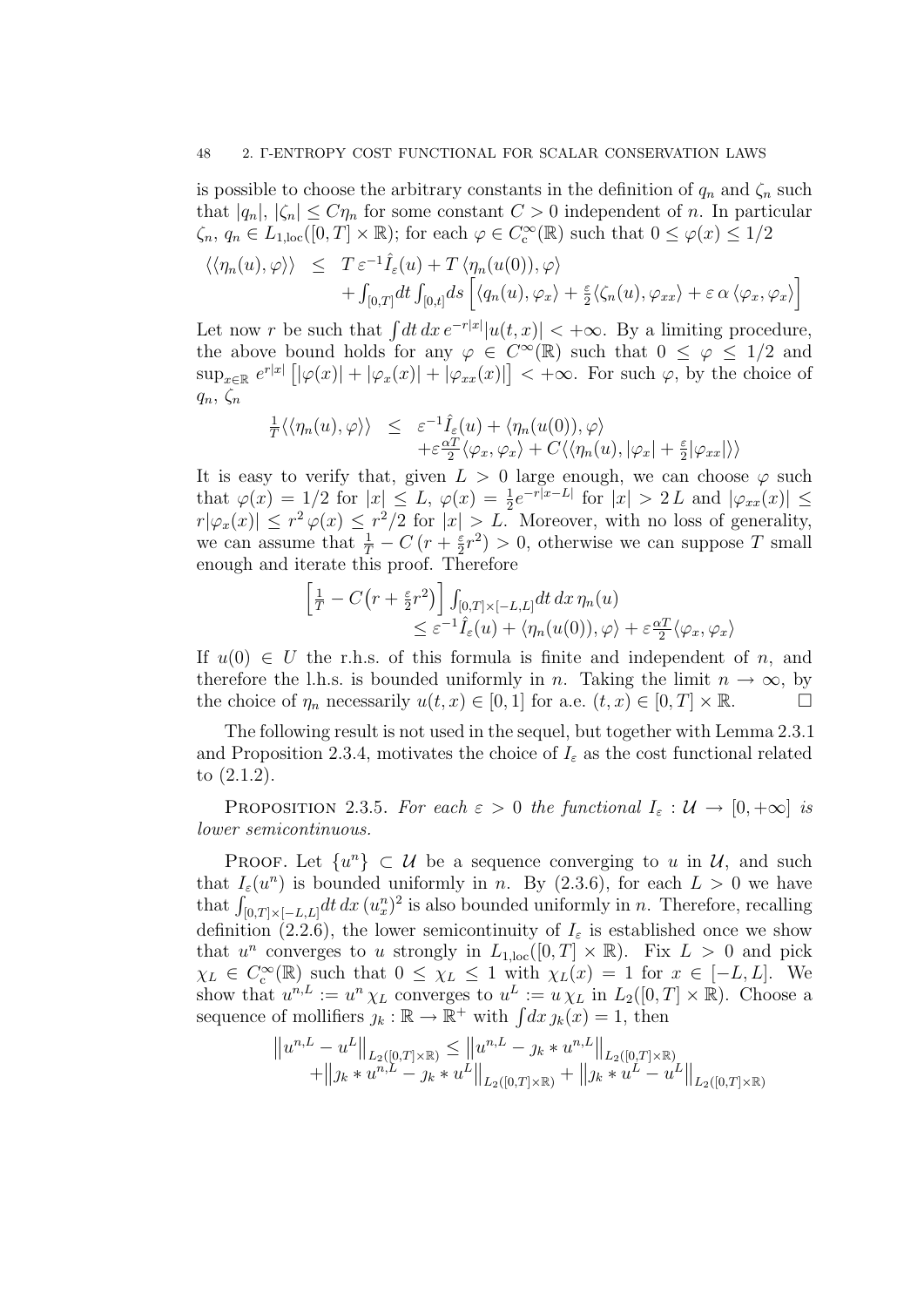is possible to choose the arbitrary constants in the definition of $q_n$ and $\zeta_n$ such that $|q_n|$, $|\zeta_n| \le C\eta_n$ for some constant $C > 0$ independent of $n$. In particular $\zeta_n$, $q_n \in L_{1,\mathrm{loc}}([0,T] \times \mathbb{R})$; for each $\varphi \in C_c^\infty(\mathbb{R})$ such that $0 \le \varphi(x) \le 1/2$

$$
\begin{aligned}
\langle\langle \eta_n(u), \varphi \rangle\rangle \;\; \le \;\; & T\,\varepsilon^{-1} \hat{I}_\varepsilon(u) + T\,\langle \eta_n(u(0)), \varphi\rangle \\
& + \int_{[0,T]} dt \int_{[0,t]} ds \left[ \langle q_n(u), \varphi_x \rangle + \tfrac{\varepsilon}{2} \langle \zeta_n(u), \varphi_{xx}\rangle + \varepsilon\, \alpha\, \langle \varphi_x, \varphi_x \rangle \right]
\end{aligned}
$$

Let now $r$ be such that $\int dt\, dx\, e^{-r|x|} |u(t,x)| < +\infty$. By a limiting procedure, the above bound holds for any $\varphi \in C^\infty(\mathbb{R})$ such that $0 \le \varphi \le 1/2$ and $\sup_{x \in \mathbb{R}} e^{r|x|} \left[ |\varphi(x)| + |\varphi_x(x)| + |\varphi_{xx}(x)| \right] < +\infty$. For such $\varphi$, by the choice of $q_n$, $\zeta_n$

$$
\begin{aligned}
\tfrac{1}{T} \langle\langle \eta_n(u), \varphi \rangle\rangle \;\; \le \;\; & \varepsilon^{-1} \hat{I}_\varepsilon(u) + \langle \eta_n(u(0)), \varphi \rangle \\
& + \varepsilon \tfrac{\alpha T}{2} \langle \varphi_x, \varphi_x \rangle + C \langle\langle \eta_n(u), |\varphi_x| + \tfrac{\varepsilon}{2} |\varphi_{xx}| \rangle\rangle
\end{aligned}
$$

It is easy to verify that, given $L > 0$ large enough, we can choose $\varphi$ such that $\varphi(x) = 1/2$ for $|x| \le L$, $\varphi(x) = \frac{1}{2} e^{-r|x-L|}$ for $|x| > 2\,L$ and $|\varphi_{xx}(x)| \le r|\varphi_x(x)| \le r^2\, \varphi(x) \le r^2/2$ for $|x| > L$. Moreover, with no loss of generality, we can assume that $\frac{1}{T} - C\,(r + \frac{\varepsilon}{2} r^2) > 0$, otherwise we can suppose $T$ small enough and iterate this proof. Therefore

$$
\begin{aligned}
\left[ \tfrac{1}{T} - C\big(r + \tfrac{\varepsilon}{2} r^2\big) \right] & \int_{[0,T] \times [-L,L]} dt\, dx\, \eta_n(u) \\
& \le \varepsilon^{-1} \hat{I}_\varepsilon(u) + \langle \eta_n(u(0)), \varphi \rangle + \varepsilon \tfrac{\alpha T}{2} \langle \varphi_x, \varphi_x \rangle
\end{aligned}
$$

If $u(0) \in U$ the r.h.s. of this formula is finite and independent of $n$, and therefore the l.h.s. is bounded uniformly in $n$. Taking the limit $n \to \infty$, by the choice of $\eta_n$ necessarily $u(t,x) \in [0,1]$ for a.e. $(t,x) \in [0,T] \times \mathbb{R}$. $\square$

The following result is not used in the sequel, but together with Lemma 2.3.1 and Proposition 2.3.4, motivates the choice of $I_\varepsilon$ as the cost functional related to (2.1.2).

**Proposition 2.3.5.** *For each $\varepsilon > 0$ the functional $I_\varepsilon : \mathcal{U} \to [0, +\infty]$ is lower semicontinuous.*

**Proof.** Let $\{u^n\} \subset \mathcal{U}$ be a sequence converging to $u$ in $\mathcal{U}$, and such that $I_\varepsilon(u^n)$ is bounded uniformly in $n$. By (2.3.6), for each $L > 0$ we have that $\int_{[0,T]\times[-L,L]} dt\, dx\, (u^n_x)^2$ is also bounded uniformly in $n$. Therefore, recalling definition (2.2.6), the lower semicontinuity of $I_\varepsilon$ is established once we show that $u^n$ converges to $u$ strongly in $L_{1,\mathrm{loc}}([0,T] \times \mathbb{R})$. Fix $L > 0$ and pick $\chi_L \in C_c^\infty(\mathbb{R})$ such that $0 \le \chi_L \le 1$ with $\chi_L(x) = 1$ for $x \in [-L, L]$. We show that $u^{n,L} := u^n \chi_L$ converges to $u^L := u\, \chi_L$ in $L_2([0,T] \times \mathbb{R})$. Choose a sequence of mollifiers $\jmath_k : \mathbb{R} \to \mathbb{R}^+$ with $\int dx\, \jmath_k(x) = 1$, then

$$
\begin{aligned}
\big\| u^{n,L} - u^L \big\|_{L_2([0,T]\times\mathbb{R})} & \le \big\| u^{n,L} - \jmath_k * u^{n,L} \big\|_{L_2([0,T]\times\mathbb{R})} \\
& + \big\| \jmath_k * u^{n,L} - \jmath_k * u^L \big\|_{L_2([0,T]\times\mathbb{R})} + \big\| \jmath_k * u^L - u^L \big\|_{L_2([0,T]\times\mathbb{R})}
\end{aligned}
$$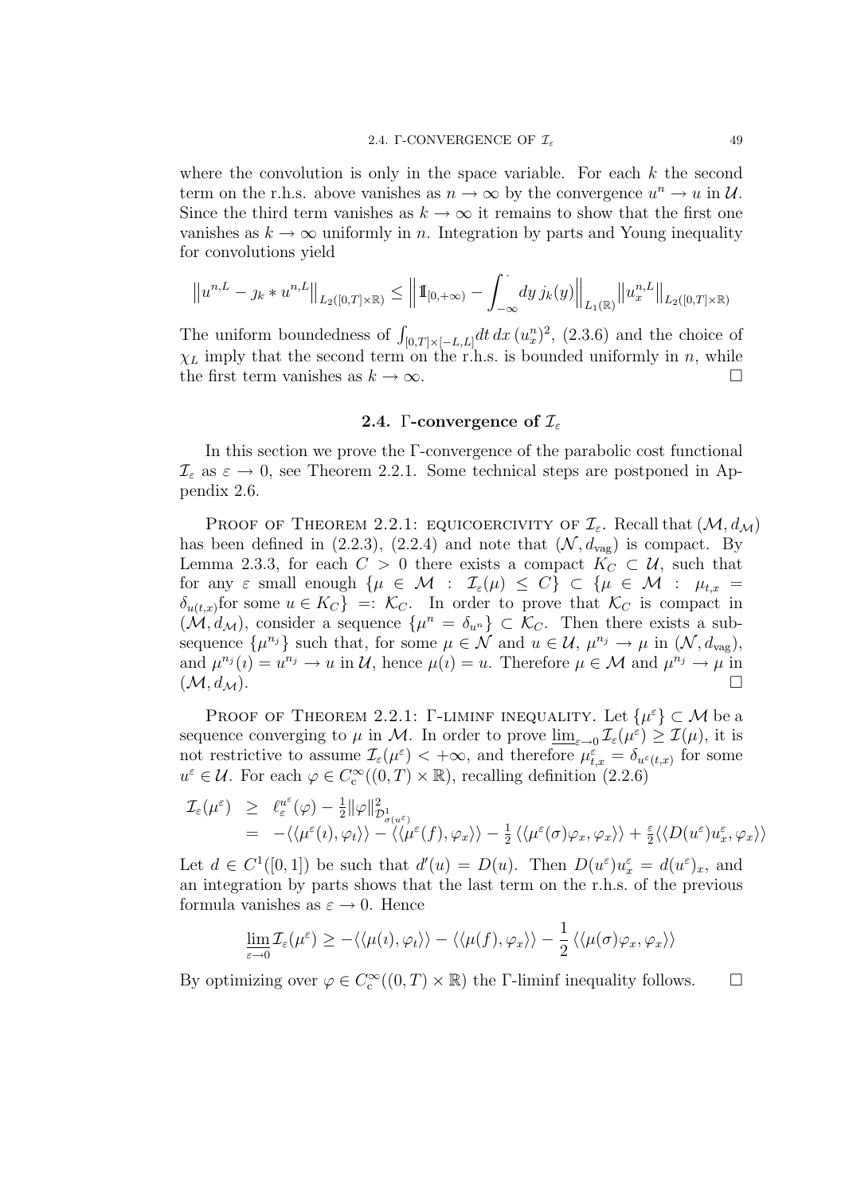where the convolution is only in the space variable. For each $k$ the second term on the r.h.s. above vanishes as $n \to \infty$ by the convergence $u^n \to u$ in $\mathcal{U}$. Since the third term vanishes as $k \to \infty$ it remains to show that the first one vanishes as $k \to \infty$ uniformly in $n$. Integration by parts and Young inequality for convolutions yield

$$\left\| u^{n,L} - \jmath_k * u^{n,L} \right\|_{L_2([0,T]\times\mathbb{R})} \leq \left\| 1\!\!1_{[0,+\infty)} - \int_{-\infty}^{\cdot} dy\, \jmath_k(y) \right\|_{L_1(\mathbb{R})} \left\| u_x^{n,L} \right\|_{L_2([0,T]\times\mathbb{R})}$$

The uniform boundedness of $\int_{[0,T]\times[-L,L]} dt\, dx\, (u_x^n)^2$, (2.3.6) and the choice of $\chi_L$ imply that the second term on the r.h.s. is bounded uniformly in $n$, while the first term vanishes as $k \to \infty$. □

## 2.4. Γ-convergence of $\mathcal{I}_\varepsilon$

In this section we prove the Γ-convergence of the parabolic cost functional $\mathcal{I}_\varepsilon$ as $\varepsilon \to 0$, see Theorem 2.2.1. Some technical steps are postponed in Appendix 2.6.

Proof of Theorem 2.2.1: equicoercivity of $\mathcal{I}_\varepsilon$. Recall that $(\mathcal{M}, d_\mathcal{M})$ has been defined in (2.2.3), (2.2.4) and note that $(\mathcal{N}, d_{\mathrm{vag}})$ is compact. By Lemma 2.3.3, for each $C > 0$ there exists a compact $K_C \subset \mathcal{U}$, such that for any $\varepsilon$ small enough $\{\mu \in \mathcal{M} \,:\, \mathcal{I}_\varepsilon(\mu) \leq C\} \subset \{\mu \in \mathcal{M} \,:\, \mu_{t,x} = \delta_{u(t,x)}$for some $u \in K_C\} =: \mathcal{K}_C$. In order to prove that $\mathcal{K}_C$ is compact in $(\mathcal{M}, d_\mathcal{M})$, consider a sequence $\{\mu^n = \delta_{u^n}\} \subset \mathcal{K}_C$. Then there exists a subsequence $\{\mu^{n_j}\}$ such that, for some $\mu \in \mathcal{N}$ and $u \in \mathcal{U}$, $\mu^{n_j} \to \mu$ in $(\mathcal{N}, d_{\mathrm{vag}})$, and $\mu^{n_j}(\imath) = u^{n_j} \to u$ in $\mathcal{U}$, hence $\mu(\imath) = u$. Therefore $\mu \in \mathcal{M}$ and $\mu^{n_j} \to \mu$ in $(\mathcal{M}, d_\mathcal{M})$. □

Proof of Theorem 2.2.1: Γ-liminf inequality. Let $\{\mu^\varepsilon\} \subset \mathcal{M}$ be a sequence converging to $\mu$ in $\mathcal{M}$. In order to prove $\underline{\lim}_{\varepsilon\to 0} \mathcal{I}_\varepsilon(\mu^\varepsilon) \geq \mathcal{I}(\mu)$, it is not restrictive to assume $\mathcal{I}_\varepsilon(\mu^\varepsilon) < +\infty$, and therefore $\mu^\varepsilon_{t,x} = \delta_{u^\varepsilon(t,x)}$ for some $u^\varepsilon \in \mathcal{U}$. For each $\varphi \in C_c^\infty((0,T)\times\mathbb{R})$, recalling definition (2.2.6)

$$\begin{aligned}
\mathcal{I}_\varepsilon(\mu^\varepsilon) &\geq \ell_\varepsilon^{u^\varepsilon}(\varphi) - \tfrac{1}{2}\|\varphi\|^2_{\mathcal{D}^1_{\sigma(u^\varepsilon)}} \\
&= -\langle\langle \mu^\varepsilon(\imath), \varphi_t \rangle\rangle - \langle\langle \mu^\varepsilon(f), \varphi_x \rangle\rangle - \tfrac{1}{2}\langle\langle \mu^\varepsilon(\sigma)\varphi_x, \varphi_x \rangle\rangle + \tfrac{\varepsilon}{2}\langle\langle D(u^\varepsilon)u^\varepsilon_x, \varphi_x \rangle\rangle
\end{aligned}$$

Let $d \in C^1([0,1])$ be such that $d'(u) = D(u)$. Then $D(u^\varepsilon)u^\varepsilon_x = d(u^\varepsilon)_x$, and an integration by parts shows that the last term on the r.h.s. of the previous formula vanishes as $\varepsilon \to 0$. Hence

$$\underline{\lim}_{\varepsilon\to 0} \mathcal{I}_\varepsilon(\mu^\varepsilon) \geq -\langle\langle \mu(\imath), \varphi_t \rangle\rangle - \langle\langle \mu(f), \varphi_x \rangle\rangle - \frac{1}{2}\langle\langle \mu(\sigma)\varphi_x, \varphi_x \rangle\rangle$$

By optimizing over $\varphi \in C_c^\infty((0,T)\times\mathbb{R})$ the Γ-liminf inequality follows. □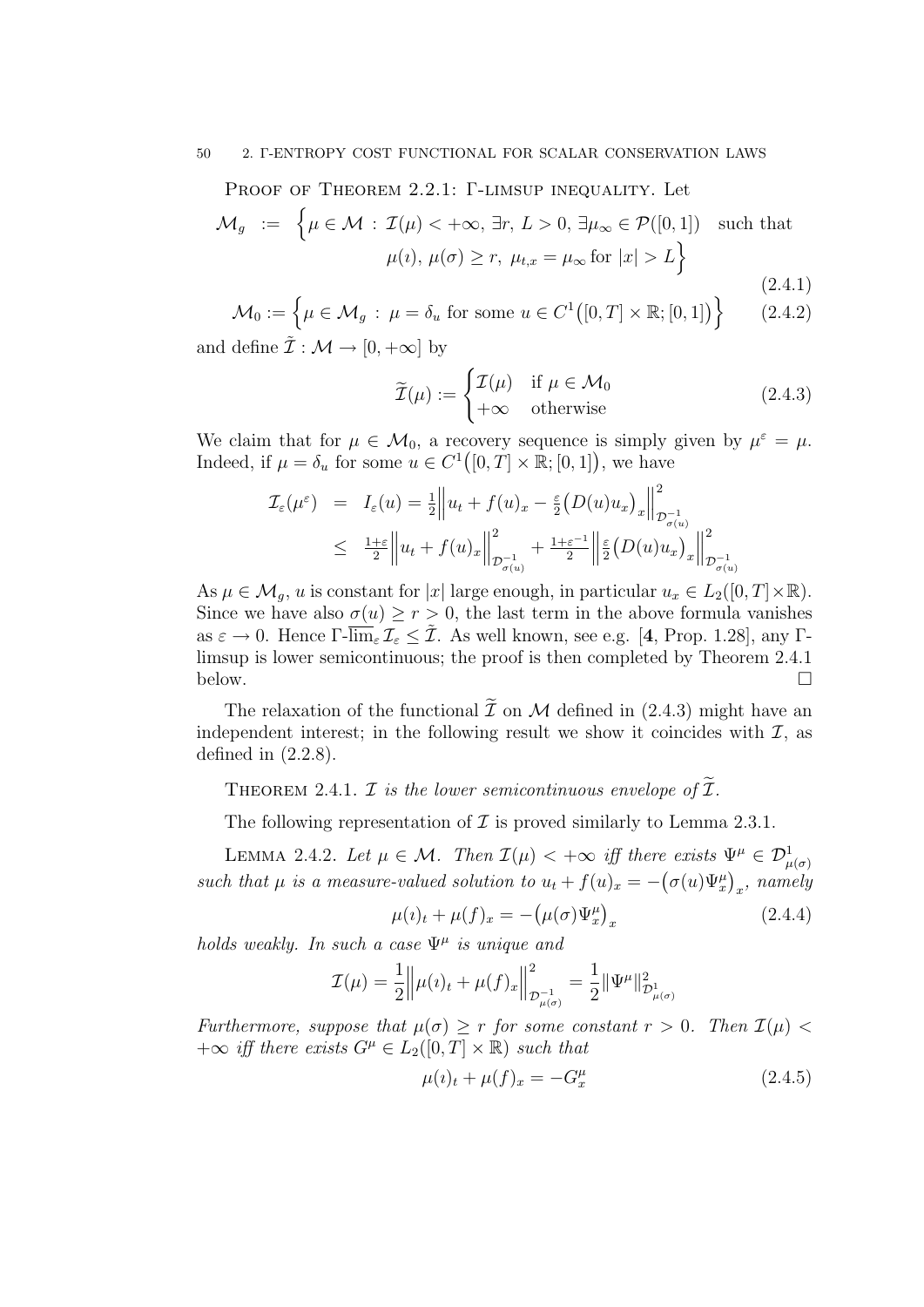Proof of Theorem 2.2.1: Γ-limsup inequality. Let

$$\mathcal{M}_g \;:=\; \Big\{\mu \in \mathcal{M} \,:\, \mathcal{I}(\mu) < +\infty,\, \exists r,\, L > 0,\, \exists \mu_\infty \in \mathcal{P}([0,1]) \quad \text{such that} \\ \mu(\imath),\, \mu(\sigma) \geq r,\; \mu_{t,x} = \mu_\infty \text{ for } |x| > L\Big\} \tag{2.4.1}$$

$$\mathcal{M}_0 := \Big\{\mu \in \mathcal{M}_g \,:\, \mu = \delta_u \text{ for some } u \in C^1\big([0,T]\times\mathbb{R};[0,1]\big)\Big\} \tag{2.4.2}$$

and define $\tilde{\mathcal{I}} : \mathcal{M} \to [0,+\infty]$ by

$$\widetilde{\mathcal{I}}(\mu) := \begin{cases} \mathcal{I}(\mu) & \text{if } \mu \in \mathcal{M}_0 \\ +\infty & \text{otherwise} \end{cases} \tag{2.4.3}$$

We claim that for $\mu \in \mathcal{M}_0$, a recovery sequence is simply given by $\mu^\varepsilon = \mu$. Indeed, if $\mu = \delta_u$ for some $u \in C^1\big([0,T]\times\mathbb{R};[0,1]\big)$, we have

$$\begin{aligned} \mathcal{I}_\varepsilon(\mu^\varepsilon) &= I_\varepsilon(u) = \tfrac{1}{2}\Big\| u_t + f(u)_x - \tfrac{\varepsilon}{2}\big(D(u)u_x\big)_x \Big\|^2_{\mathcal{D}^{-1}_{\sigma(u)}} \\ &\leq \tfrac{1+\varepsilon}{2}\Big\| u_t + f(u)_x \Big\|^2_{\mathcal{D}^{-1}_{\sigma(u)}} + \tfrac{1+\varepsilon^{-1}}{2}\Big\| \tfrac{\varepsilon}{2}\big(D(u)u_x\big)_x \Big\|^2_{\mathcal{D}^{-1}_{\sigma(u)}} \end{aligned}$$

As $\mu \in \mathcal{M}_g$, $u$ is constant for $|x|$ large enough, in particular $u_x \in L_2([0,T]\times\mathbb{R})$. Since we have also $\sigma(u) \geq r > 0$, the last term in the above formula vanishes as $\varepsilon \to 0$. Hence $\Gamma\text{-}\overline{\lim}_\varepsilon \mathcal{I}_\varepsilon \leq \tilde{\mathcal{I}}$. As well known, see e.g. [**4**, Prop. 1.28], any Γ-limsup is lower semicontinuous; the proof is then completed by Theorem 2.4.1 below. $\square$

The relaxation of the functional $\widetilde{\mathcal{I}}$ on $\mathcal{M}$ defined in (2.4.3) might have an independent interest; in the following result we show it coincides with $\mathcal{I}$, as defined in (2.2.8).

Theorem 2.4.1. *$\mathcal{I}$ is the lower semicontinuous envelope of $\widetilde{\mathcal{I}}$.*

The following representation of $\mathcal{I}$ is proved similarly to Lemma 2.3.1.

Lemma 2.4.2. *Let $\mu \in \mathcal{M}$. Then $\mathcal{I}(\mu) < +\infty$ iff there exists $\Psi^\mu \in \mathcal{D}^1_{\mu(\sigma)}$ such that $\mu$ is a measure-valued solution to $u_t + f(u)_x = -\big(\sigma(u)\Psi^\mu_x\big)_x$, namely*

$$\mu(\imath)_t + \mu(f)_x = -\big(\mu(\sigma)\Psi^\mu_x\big)_x \tag{2.4.4}$$

*holds weakly. In such a case $\Psi^\mu$ is unique and*

$$\mathcal{I}(\mu) = \frac{1}{2}\Big\|\mu(\imath)_t + \mu(f)_x\Big\|^2_{\mathcal{D}^{-1}_{\mu(\sigma)}} = \frac{1}{2}\|\Psi^\mu\|^2_{\mathcal{D}^1_{\mu(\sigma)}}$$

*Furthermore, suppose that $\mu(\sigma) \geq r$ for some constant $r > 0$. Then $\mathcal{I}(\mu) < +\infty$ iff there exists $G^\mu \in L_2([0,T]\times\mathbb{R})$ such that*

$$\mu(\imath)_t + \mu(f)_x = -G^\mu_x \tag{2.4.5}$$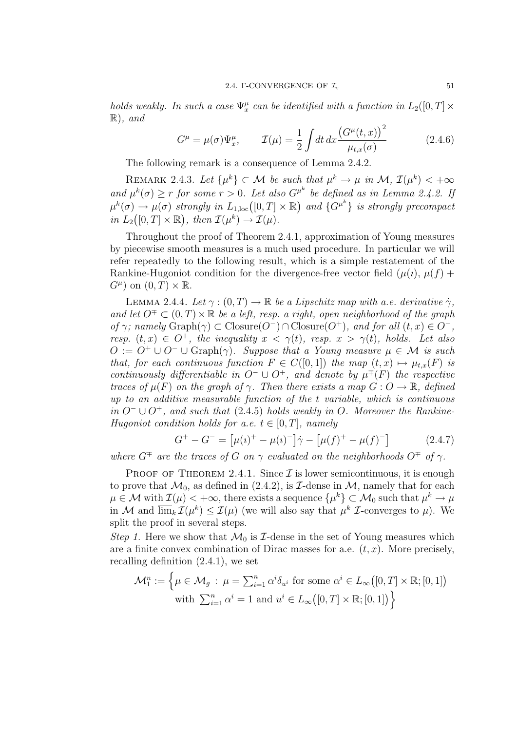*holds weakly. In such a case $\Psi^\mu_x$ can be identified with a function in $L_2([0,T] \times \mathbb{R})$, and*

$$
G^\mu = \mu(\sigma)\Psi^\mu_x, \qquad \mathcal{I}(\mu) = \frac{1}{2}\int dt\, dx \frac{\big(G^\mu(t,x)\big)^2}{\mu_{t,x}(\sigma)} \tag{2.4.6}
$$

The following remark is a consequence of Lemma 2.4.2.

Remark 2.4.3. *Let $\{\mu^k\} \subset \mathcal{M}$ be such that $\mu^k \to \mu$ in $\mathcal{M}$, $\mathcal{I}(\mu^k) < +\infty$ and $\mu^k(\sigma) \ge r$ for some $r > 0$. Let also $G^{\mu^k}$ be defined as in Lemma 2.4.2. If $\mu^k(\sigma) \to \mu(\sigma)$ strongly in $L_{1,\mathrm{loc}}\big([0,T] \times \mathbb{R}\big)$ and $\{G^{\mu^k}\}$ is strongly precompact in $L_2\big([0,T] \times \mathbb{R}\big)$, then $\mathcal{I}(\mu^k) \to \mathcal{I}(\mu)$.*

Throughout the proof of Theorem 2.4.1, approximation of Young measures by piecewise smooth measures is a much used procedure. In particular we will refer repeatedly to the following result, which is a simple restatement of the Rankine-Hugoniot condition for the divergence-free vector field $(\mu(\imath),\, \mu(f) + G^\mu)$ on $(0,T) \times \mathbb{R}$.

Lemma 2.4.4. *Let $\gamma : (0,T) \to \mathbb{R}$ be a Lipschitz map with a.e. derivative $\dot\gamma$, and let $O^\mp \subset (0,T) \times \mathbb{R}$ be a left, resp. a right, open neighborhood of the graph of $\gamma$; namely $\mathrm{Graph}(\gamma) \subset \mathrm{Closure}(O^-) \cap \mathrm{Closure}(O^+)$, and for all $(t,x) \in O^-$, resp. $(t,x) \in O^+$, the inequality $x < \gamma(t)$, resp. $x > \gamma(t)$, holds. Let also $O := O^+ \cup O^- \cup \mathrm{Graph}(\gamma)$. Suppose that a Young measure $\mu \in \mathcal{M}$ is such that, for each continuous function $F \in C([0,1])$ the map $(t,x) \mapsto \mu_{t,x}(F)$ is continuously differentiable in $O^- \cup O^+$, and denote by $\mu^\mp(F)$ the respective traces of $\mu(F)$ on the graph of $\gamma$. Then there exists a map $G : O \to \mathbb{R}$, defined up to an additive measurable function of the $t$ variable, which is continuous in $O^- \cup O^+$, and such that (2.4.5) holds weakly in $O$. Moreover the Rankine-Hugoniot condition holds for a.e. $t \in [0,T]$, namely*

$$
G^+ - G^- = \big[\mu(\imath)^+ - \mu(\imath)^-\big]\dot\gamma - \big[\mu(f)^+ - \mu(f)^-\big] \tag{2.4.7}
$$

*where $G^\mp$ are the traces of $G$ on $\gamma$ evaluated on the neighborhoods $O^\mp$ of $\gamma$.*

Proof of Theorem 2.4.1. Since $\mathcal{I}$ is lower semicontinuous, it is enough to prove that $\mathcal{M}_0$, as defined in (2.4.2), is $\mathcal{I}$-dense in $\mathcal{M}$, namely that for each $\mu \in \mathcal{M}$ with $\mathcal{I}(\mu) < +\infty$, there exists a sequence $\{\mu^k\} \subset \mathcal{M}_0$ such that $\mu^k \to \mu$ in $\mathcal{M}$ and $\overline{\lim}_k \mathcal{I}(\mu^k) \le \mathcal{I}(\mu)$ (we will also say that $\mu^k$ $\mathcal{I}$-converges to $\mu$). We split the proof in several steps.

*Step 1.* Here we show that $\mathcal{M}_0$ is $\mathcal{I}$-dense in the set of Young measures which are a finite convex combination of Dirac masses for a.e. $(t,x)$. More precisely, recalling definition (2.4.1), we set

$$
\begin{aligned}
\mathcal{M}^n_1 := \Big\{ \mu \in \mathcal{M}_g \,:\, \mu = \textstyle\sum_{i=1}^n \alpha^i \delta_{u^i} \text{ for some } \alpha^i \in L_\infty\big([0,T] \times \mathbb{R}; [0,1]\big) \\
\text{with } \textstyle\sum_{i=1}^n \alpha^i = 1 \text{ and } u^i \in L_\infty\big([0,T] \times \mathbb{R}; [0,1]\big) \Big\}
\end{aligned}
$$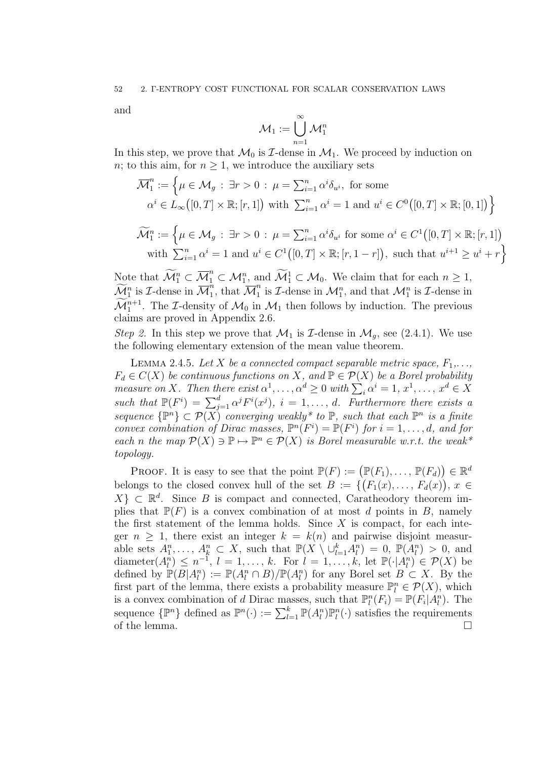and

$$\mathcal{M}_1 := \bigcup_{n=1}^{\infty} \mathcal{M}_1^n$$

In this step, we prove that $\mathcal{M}_0$ is $\mathcal{I}$-dense in $\mathcal{M}_1$. We proceed by induction on $n$; to this aim, for $n \geq 1$, we introduce the auxiliary sets

$$\overline{\mathcal{M}}_1^n := \Big\{ \mu \in \mathcal{M}_g \,:\, \exists r > 0 \,:\, \mu = \textstyle\sum_{i=1}^n \alpha^i \delta_{u^i}, \text{ for some}$$
$$\alpha^i \in L_\infty\big([0,T] \times \mathbb{R}; [r,1]\big) \text{ with } \textstyle\sum_{i=1}^n \alpha^i = 1 \text{ and } u^i \in C^0\big([0,T] \times \mathbb{R}; [0,1]\big) \Big\}$$

$$\widetilde{\mathcal{M}}_1^n := \Big\{ \mu \in \mathcal{M}_g \,:\, \exists r > 0 \,:\, \mu = \textstyle\sum_{i=1}^n \alpha^i \delta_{u^i} \text{ for some } \alpha^i \in C^1\big([0,T] \times \mathbb{R}; [r,1]\big)$$
$$\text{with } \textstyle\sum_{i=1}^n \alpha^i = 1 \text{ and } u^i \in C^1\big([0,T] \times \mathbb{R}; [r, 1-r]\big), \text{ such that } u^{i+1} \geq u^i + r \Big\}$$

Note that $\widetilde{\mathcal{M}}_1^n \subset \overline{\mathcal{M}}_1^n \subset \mathcal{M}_1^n$, and $\widetilde{\mathcal{M}}_1^1 \subset \mathcal{M}_0$. We claim that for each $n \geq 1$, $\widetilde{\mathcal{M}}_1^n$ is $\mathcal{I}$-dense in $\overline{\mathcal{M}}_1^n$, that $\overline{\mathcal{M}}_1^n$ is $\mathcal{I}$-dense in $\mathcal{M}_1^n$, and that $\mathcal{M}_1^n$ is $\mathcal{I}$-dense in $\widetilde{\mathcal{M}}_1^{n+1}$. The $\mathcal{I}$-density of $\mathcal{M}_0$ in $\mathcal{M}_1$ then follows by induction. The previous claims are proved in Appendix 2.6.

*Step 2.* In this step we prove that $\mathcal{M}_1$ is $\mathcal{I}$-dense in $\mathcal{M}_g$, see (2.4.1). We use the following elementary extension of the mean value theorem.

LEMMA 2.4.5. *Let $X$ be a connected compact separable metric space, $F_1, \ldots, F_d \in C(X)$ be continuous functions on $X$, and $\mathbb{P} \in \mathcal{P}(X)$ be a Borel probability measure on $X$. Then there exist $\alpha^1, \ldots, \alpha^d \geq 0$ with $\sum_i \alpha^i = 1$, $x^1, \ldots, x^d \in X$ such that $\mathbb{P}(F^i) = \sum_{j=1}^d \alpha^j F^i(x^j)$, $i = 1, \ldots, d$. Furthermore there exists a sequence $\{\mathbb{P}^n\} \subset \mathcal{P}(X)$ converging weakly\* to $\mathbb{P}$, such that each $\mathbb{P}^n$ is a finite convex combination of Dirac masses, $\mathbb{P}^n(F^i) = \mathbb{P}(F^i)$ for $i = 1, \ldots, d$, and for each $n$ the map $\mathcal{P}(X) \ni \mathbb{P} \mapsto \mathbb{P}^n \in \mathcal{P}(X)$ is Borel measurable w.r.t. the weak\* topology.*

PROOF. It is easy to see that the point $\mathbb{P}(F) := \big(\mathbb{P}(F_1), \ldots, \mathbb{P}(F_d)\big) \in \mathbb{R}^d$ belongs to the closed convex hull of the set $B := \{\big(F_1(x), \ldots, F_d(x)\big),\, x \in X\} \subset \mathbb{R}^d$. Since $B$ is compact and connected, Caratheodory theorem implies that $\mathbb{P}(F)$ is a convex combination of at most $d$ points in $B$, namely the first statement of the lemma holds. Since $X$ is compact, for each integer $n \geq 1$, there exist an integer $k = k(n)$ and pairwise disjoint measurable sets $A_1^n, \ldots, A_k^n \subset X$, such that $\mathbb{P}(X \setminus \cup_{l=1}^k A_l^n) = 0$, $\mathbb{P}(A_l^n) > 0$, and $\text{diameter}(A_l^n) \leq n^{-1}$, $l = 1, \ldots, k$. For $l = 1, \ldots, k$, let $\mathbb{P}(\cdot | A_l^n) \in \mathcal{P}(X)$ be defined by $\mathbb{P}(B | A_l^n) := \mathbb{P}(A_l^n \cap B)/\mathbb{P}(A_l^n)$ for any Borel set $B \subset X$. By the first part of the lemma, there exists a probability measure $\mathbb{P}_l^n \in \mathcal{P}(X)$, which is a convex combination of $d$ Dirac masses, such that $\mathbb{P}_l^n(F_i) = \mathbb{P}(F_i | A_l^n)$. The sequence $\{\mathbb{P}^n\}$ defined as $\mathbb{P}^n(\cdot) := \sum_{l=1}^k \mathbb{P}(A_l^n)\mathbb{P}_l^n(\cdot)$ satisfies the requirements of the lemma. $\square$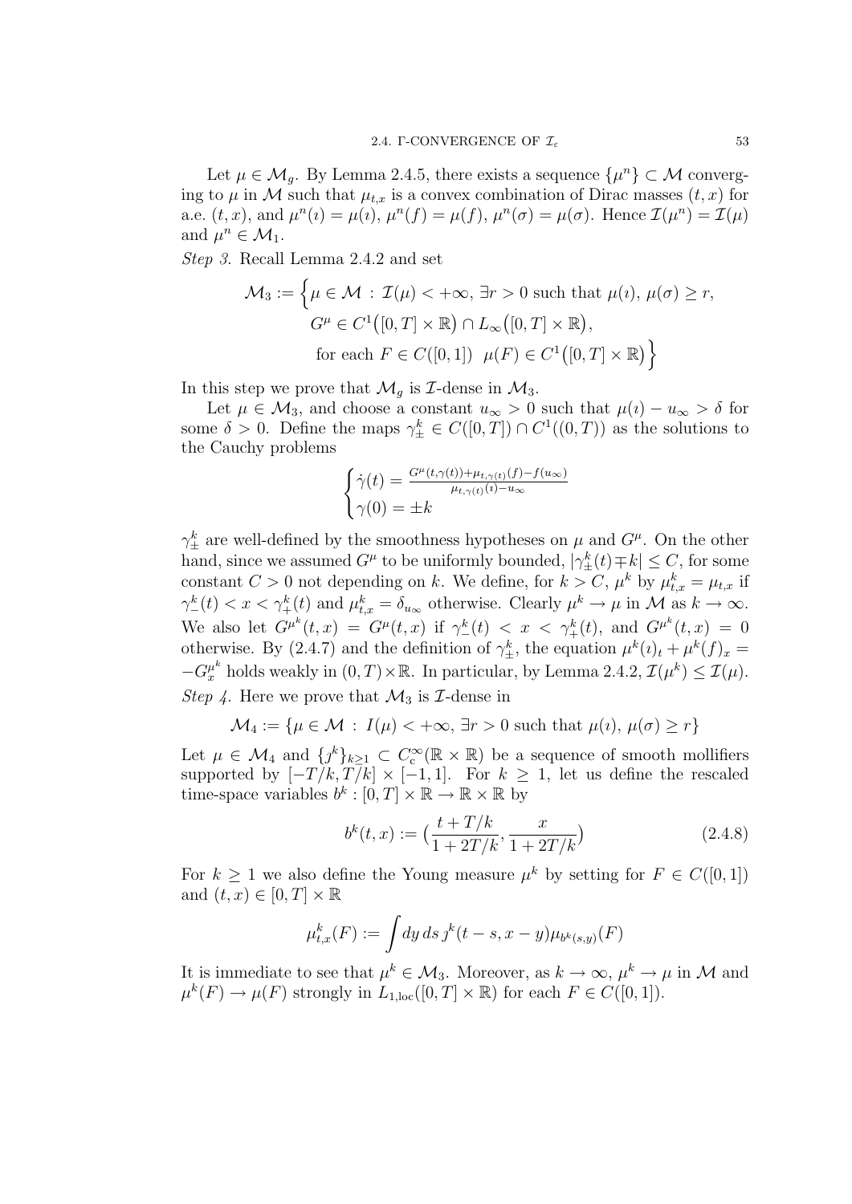Let $\mu \in \mathcal{M}_g$. By Lemma 2.4.5, there exists a sequence $\{\mu^n\} \subset \mathcal{M}$ converging to $\mu$ in $\mathcal{M}$ such that $\mu_{t,x}$ is a convex combination of Dirac masses $(t,x)$ for a.e. $(t,x)$, and $\mu^n(\imath) = \mu(\imath)$, $\mu^n(f) = \mu(f)$, $\mu^n(\sigma) = \mu(\sigma)$. Hence $\mathcal{I}(\mu^n) = \mathcal{I}(\mu)$ and $\mu^n \in \mathcal{M}_1$.

*Step 3.* Recall Lemma 2.4.2 and set

$$\begin{aligned}\mathcal{M}_3 := \Big\{\mu \in \mathcal{M} \, : \, \mathcal{I}(\mu) < +\infty, \, \exists r > 0 \text{ such that } \mu(\imath), \, \mu(\sigma) \geq r, \\ G^\mu \in C^1\big([0,T] \times \mathbb{R}\big) \cap L_\infty\big([0,T] \times \mathbb{R}\big), \\ \text{for each } F \in C([0,1]) \;\; \mu(F) \in C^1\big([0,T] \times \mathbb{R}\big)\Big\}\end{aligned}$$

In this step we prove that $\mathcal{M}_g$ is $\mathcal{I}$-dense in $\mathcal{M}_3$.

Let $\mu \in \mathcal{M}_3$, and choose a constant $u_\infty > 0$ such that $\mu(\imath) - u_\infty > \delta$ for some $\delta > 0$. Define the maps $\gamma^k_\pm \in C([0,T]) \cap C^1((0,T))$ as the solutions to the Cauchy problems

$$\begin{cases} \dot{\gamma}(t) = \frac{G^\mu(t,\gamma(t)) + \mu_{t,\gamma(t)}(f) - f(u_\infty)}{\mu_{t,\gamma(t)}(\imath) - u_\infty} \\ \gamma(0) = \pm k \end{cases}$$

$\gamma^k_\pm$ are well-defined by the smoothness hypotheses on $\mu$ and $G^\mu$. On the other hand, since we assumed $G^\mu$ to be uniformly bounded, $|\gamma^k_\pm(t) \mp k| \leq C$, for some constant $C > 0$ not depending on $k$. We define, for $k > C$, $\mu^k$ by $\mu^k_{t,x} = \mu_{t,x}$ if $\gamma^k_-(t) < x < \gamma^k_+(t)$ and $\mu^k_{t,x} = \delta_{u_\infty}$ otherwise. Clearly $\mu^k \to \mu$ in $\mathcal{M}$ as $k \to \infty$. We also let $G^{\mu^k}(t,x) = G^\mu(t,x)$ if $\gamma^k_-(t) < x < \gamma^k_+(t)$, and $G^{\mu^k}(t,x) = 0$ otherwise. By (2.4.7) and the definition of $\gamma^k_\pm$, the equation $\mu^k(\imath)_t + \mu^k(f)_x = -G^{\mu^k}_x$ holds weakly in $(0,T) \times \mathbb{R}$. In particular, by Lemma 2.4.2, $\mathcal{I}(\mu^k) \leq \mathcal{I}(\mu)$.

*Step 4.* Here we prove that $\mathcal{M}_3$ is $\mathcal{I}$-dense in

$$\mathcal{M}_4 := \{\mu \in \mathcal{M} \, : \, I(\mu) < +\infty, \, \exists r > 0 \text{ such that } \mu(\imath), \, \mu(\sigma) \geq r\}$$

Let $\mu \in \mathcal{M}_4$ and $\{\jmath^k\}_{k \geq 1} \subset C^\infty_c(\mathbb{R} \times \mathbb{R})$ be a sequence of smooth mollifiers supported by $[-T/k, T/k] \times [-1,1]$. For $k \geq 1$, let us define the rescaled time-space variables $b^k : [0,T] \times \mathbb{R} \to \mathbb{R} \times \mathbb{R}$ by

$$b^k(t,x) := \Big(\frac{t + T/k}{1 + 2T/k}, \frac{x}{1 + 2T/k}\Big) \tag{2.4.8}$$

For $k \geq 1$ we also define the Young measure $\mu^k$ by setting for $F \in C([0,1])$ and $(t,x) \in [0,T] \times \mathbb{R}$

$$\mu^k_{t,x}(F) := \int dy \, ds \, \jmath^k(t-s, x-y) \mu_{b^k(s,y)}(F)$$

It is immediate to see that $\mu^k \in \mathcal{M}_3$. Moreover, as $k \to \infty$, $\mu^k \to \mu$ in $\mathcal{M}$ and $\mu^k(F) \to \mu(F)$ strongly in $L_{1,\mathrm{loc}}([0,T] \times \mathbb{R})$ for each $F \in C([0,1])$.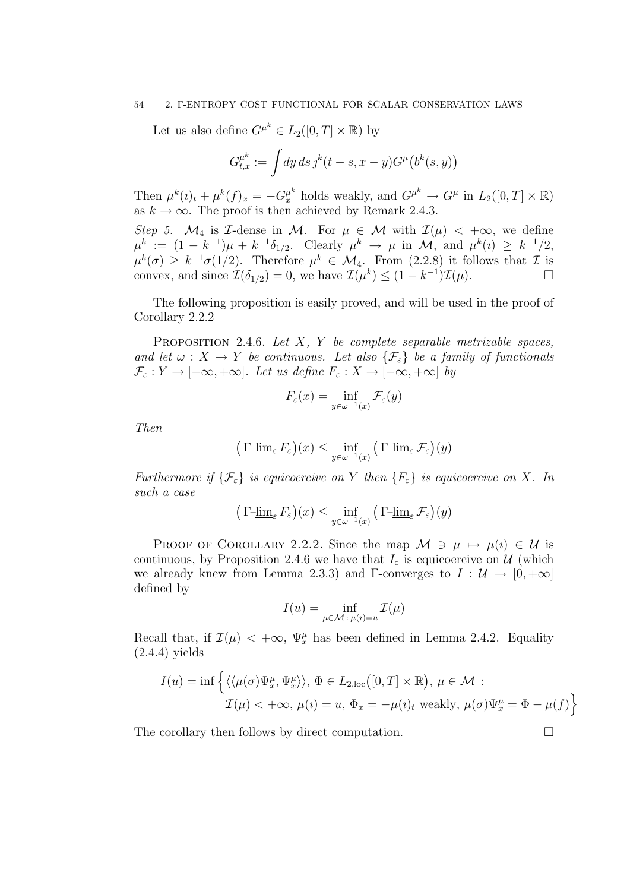Let us also define $G^{\mu^k} \in L_2([0,T]\times\mathbb{R})$ by

$$G^{\mu^k}_{t,x} := \int dy\, ds\, \jmath^k(t-s, x-y) G^\mu\big(b^k(s,y)\big)$$

Then $\mu^k(\imath)_t + \mu^k(f)_x = -G^{\mu^k}_x$ holds weakly, and $G^{\mu^k} \to G^\mu$ in $L_2([0,T]\times\mathbb{R})$ as $k\to\infty$. The proof is then achieved by Remark 2.4.3.

*Step 5.* $\mathcal{M}_4$ *is* $\mathcal{I}$*-dense in* $\mathcal{M}$. For $\mu \in \mathcal{M}$ with $\mathcal{I}(\mu) < +\infty$, we define $\mu^k := (1-k^{-1})\mu + k^{-1}\delta_{1/2}$. Clearly $\mu^k \to \mu$ in $\mathcal{M}$, and $\mu^k(\imath) \ge k^{-1}/2$, $\mu^k(\sigma) \ge k^{-1}\sigma(1/2)$. Therefore $\mu^k \in \mathcal{M}_4$. From (2.2.8) it follows that $\mathcal{I}$ is convex, and since $\mathcal{I}(\delta_{1/2}) = 0$, we have $\mathcal{I}(\mu^k) \le (1-k^{-1})\mathcal{I}(\mu)$. □

The following proposition is easily proved, and will be used in the proof of Corollary 2.2.2

PROPOSITION 2.4.6. *Let $X$, $Y$ be complete separable metrizable spaces, and let $\omega : X \to Y$ be continuous. Let also $\{\mathcal{F}_\varepsilon\}$ be a family of functionals $\mathcal{F}_\varepsilon : Y \to [-\infty, +\infty]$. Let us define $F_\varepsilon : X \to [-\infty,+\infty]$ by*

$$F_\varepsilon(x) = \inf_{y\in\omega^{-1}(x)} \mathcal{F}_\varepsilon(y)$$

*Then*

$$\big(\,\Gamma\text{-}\overline{\lim}_\varepsilon\, F_\varepsilon\big)(x) \le \inf_{y\in\omega^{-1}(x)} \big(\,\Gamma\text{-}\overline{\lim}_\varepsilon\, \mathcal{F}_\varepsilon\big)(y)$$

*Furthermore if $\{\mathcal{F}_\varepsilon\}$ is equicoercive on $Y$ then $\{F_\varepsilon\}$ is equicoercive on $X$. In such a case*

$$\big(\,\Gamma\text{-}\underline{\lim}_\varepsilon\, F_\varepsilon\big)(x) \le \inf_{y\in\omega^{-1}(x)} \big(\,\Gamma\text{-}\underline{\lim}_\varepsilon\, \mathcal{F}_\varepsilon\big)(y)$$

PROOF OF COROLLARY 2.2.2. Since the map $\mathcal{M} \ni \mu \mapsto \mu(\imath) \in \mathcal{U}$ is continuous, by Proposition 2.4.6 we have that $I_\varepsilon$ is equicoercive on $\mathcal{U}$ (which we already knew from Lemma 2.3.3) and $\Gamma$-converges to $I : \mathcal{U} \to [0,+\infty]$ defined by

$$I(u) = \inf_{\mu\in\mathcal{M}\,:\,\mu(\imath)=u} \mathcal{I}(\mu)$$

Recall that, if $\mathcal{I}(\mu) < +\infty$, $\Psi^\mu_x$ has been defined in Lemma 2.4.2. Equality (2.4.4) yields

$$\begin{aligned} I(u) = \inf\Big\{ &\langle\langle \mu(\sigma)\Psi^\mu_x, \Psi^\mu_x\rangle\rangle,\, \Phi \in L_{2,\mathrm{loc}}\big([0,T]\times\mathbb{R}\big),\, \mu\in\mathcal{M} \,: \\ &\mathcal{I}(\mu) < +\infty,\, \mu(\imath) = u,\, \Phi_x = -\mu(\imath)_t \text{ weakly},\, \mu(\sigma)\Psi^\mu_x = \Phi - \mu(f)\Big\} \end{aligned}$$

The corollary then follows by direct computation. □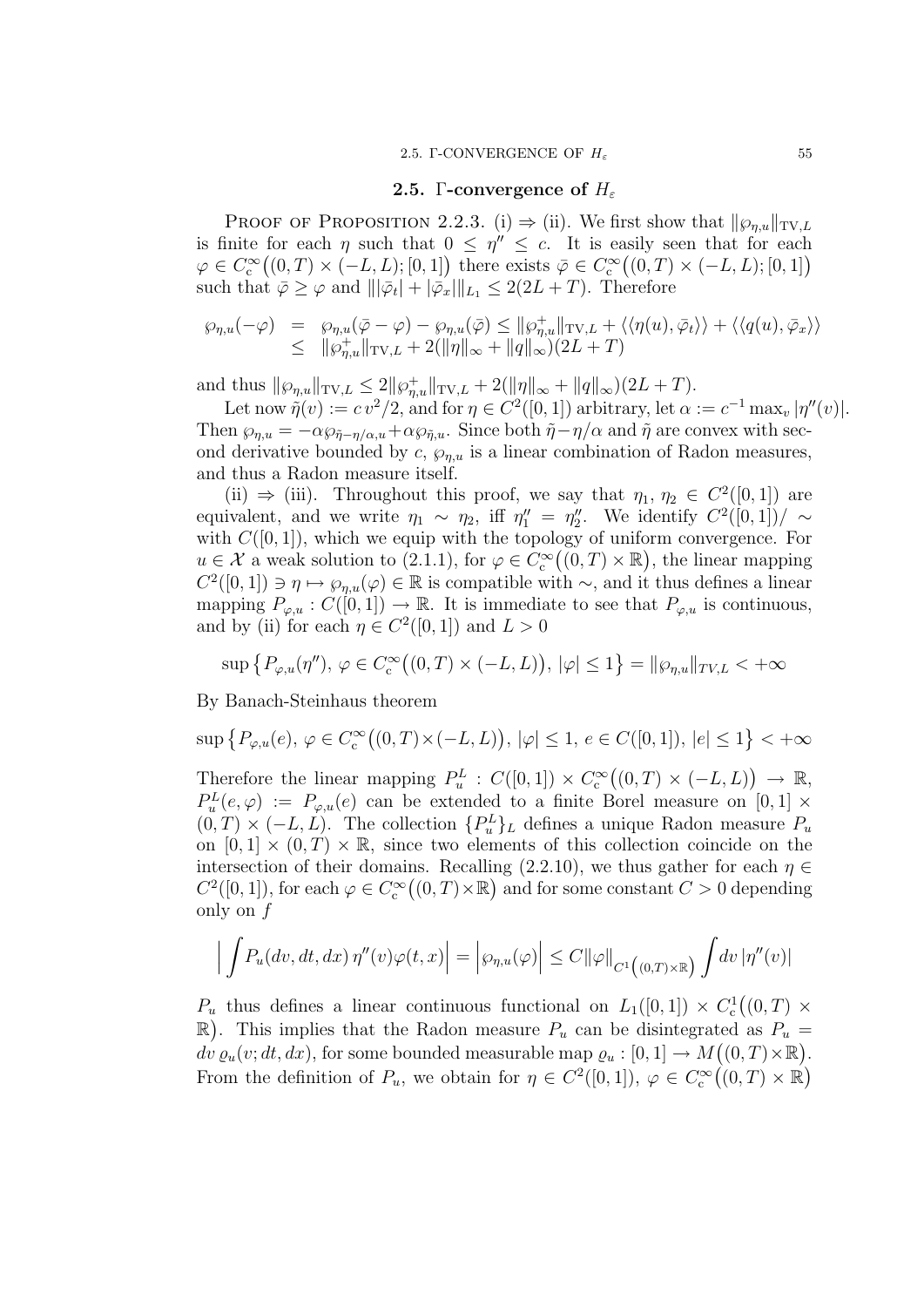## 2.5. Γ-convergence of $H_\varepsilon$

PROOF OF PROPOSITION 2.2.3. (i) ⇒ (ii). We first show that $\|\wp_{\eta,u}\|_{\mathrm{TV},L}$ is finite for each $\eta$ such that $0 \le \eta'' \le c$. It is easily seen that for each $\varphi \in C_c^\infty\big((0,T)\times(-L,L);[0,1]\big)$ there exists $\bar\varphi \in C_c^\infty\big((0,T)\times(-L,L);[0,1]\big)$ such that $\bar\varphi \ge \varphi$ and $\||\bar\varphi_t| + |\bar\varphi_x|\|_{L_1} \le 2(2L+T)$. Therefore

$$
\begin{aligned}
\wp_{\eta,u}(-\varphi) &= \wp_{\eta,u}(\bar\varphi-\varphi) - \wp_{\eta,u}(\bar\varphi) \le \|\wp^+_{\eta,u}\|_{\mathrm{TV},L} + \langle\langle \eta(u),\bar\varphi_t\rangle\rangle + \langle\langle q(u),\bar\varphi_x\rangle\rangle \\
&\le \|\wp^+_{\eta,u}\|_{\mathrm{TV},L} + 2(\|\eta\|_\infty + \|q\|_\infty)(2L+T)
\end{aligned}
$$

and thus $\|\wp_{\eta,u}\|_{\mathrm{TV},L} \le 2\|\wp^+_{\eta,u}\|_{\mathrm{TV},L} + 2(\|\eta\|_\infty + \|q\|_\infty)(2L+T)$.

Let now $\tilde\eta(v) := c\,v^2/2$, and for $\eta \in C^2([0,1])$ arbitrary, let $\alpha := c^{-1}\max_v|\eta''(v)|$. Then $\wp_{\eta,u} = -\alpha\wp_{\tilde\eta-\eta/\alpha,u} + \alpha\wp_{\tilde\eta,u}$. Since both $\tilde\eta - \eta/\alpha$ and $\tilde\eta$ are convex with second derivative bounded by $c$, $\wp_{\eta,u}$ is a linear combination of Radon measures, and thus a Radon measure itself.

(ii) ⇒ (iii). Throughout this proof, we say that $\eta_1,\,\eta_2 \in C^2([0,1])$ are equivalent, and we write $\eta_1 \sim \eta_2$, iff $\eta_1'' = \eta_2''$. We identify $C^2([0,1])/\sim$ with $C([0,1])$, which we equip with the topology of uniform convergence. For $u \in \mathcal{X}$ a weak solution to (2.1.1), for $\varphi \in C_c^\infty\big((0,T)\times\mathbb{R}\big)$, the linear mapping $C^2([0,1]) \ni \eta \mapsto \wp_{\eta,u}(\varphi) \in \mathbb{R}$ is compatible with $\sim$, and it thus defines a linear mapping $P_{\varphi,u} : C([0,1]) \to \mathbb{R}$. It is immediate to see that $P_{\varphi,u}$ is continuous, and by (ii) for each $\eta \in C^2([0,1])$ and $L>0$

$$
\sup\big\{P_{\varphi,u}(\eta''),\ \varphi \in C_c^\infty\big((0,T)\times(-L,L)\big),\ |\varphi|\le 1\big\} = \|\wp_{\eta,u}\|_{TV,L} < +\infty
$$

By Banach-Steinhaus theorem

$$
\sup\big\{P_{\varphi,u}(e),\ \varphi \in C_c^\infty\big((0,T)\times(-L,L)\big),\ |\varphi|\le 1,\ e \in C([0,1]),\ |e|\le 1\big\} < +\infty
$$

Therefore the linear mapping $P_u^L : C([0,1]) \times C_c^\infty\big((0,T)\times(-L,L)\big) \to \mathbb{R}$, $P_u^L(e,\varphi) := P_{\varphi,u}(e)$ can be extended to a finite Borel measure on $[0,1]\times(0,T)\times(-L,L)$. The collection $\{P_u^L\}_L$ defines a unique Radon measure $P_u$ on $[0,1]\times(0,T)\times\mathbb{R}$, since two elements of this collection coincide on the intersection of their domains. Recalling (2.2.10), we thus gather for each $\eta \in C^2([0,1])$, for each $\varphi \in C_c^\infty\big((0,T)\times\mathbb{R}\big)$ and for some constant $C>0$ depending only on $f$

$$
\Big|\int P_u(dv,dt,dx)\,\eta''(v)\varphi(t,x)\Big| = \Big|\wp_{\eta,u}(\varphi)\Big| \le C\|\varphi\|_{C^1\left((0,T)\times\mathbb{R}\right)} \int dv\,|\eta''(v)|
$$

$P_u$ thus defines a linear continuous functional on $L_1([0,1]) \times C_c^1\big((0,T)\times\mathbb{R}\big)$. This implies that the Radon measure $P_u$ can be disintegrated as $P_u = dv\,\varrho_u(v;dt,dx)$, for some bounded measurable map $\varrho_u : [0,1] \to M\big((0,T)\times\mathbb{R}\big)$. From the definition of $P_u$, we obtain for $\eta \in C^2([0,1])$, $\varphi \in C_c^\infty\big((0,T)\times\mathbb{R}\big)$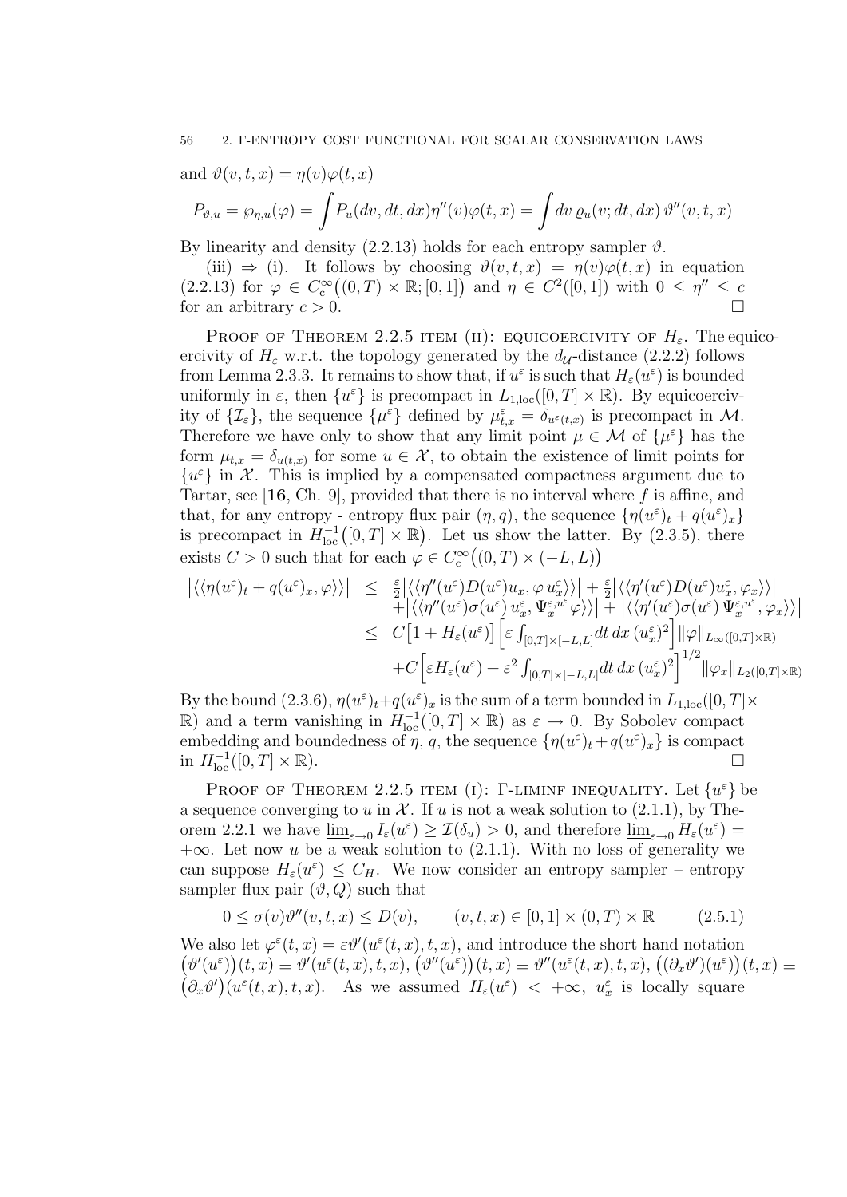and $\vartheta(v,t,x) = \eta(v)\varphi(t,x)$

$$P_{\vartheta,u} = \wp_{\eta,u}(\varphi) = \int P_u(dv,dt,dx)\eta''(v)\varphi(t,x) = \int dv\, \varrho_u(v;dt,dx)\,\vartheta''(v,t,x)$$

By linearity and density (2.2.13) holds for each entropy sampler $\vartheta$.

(iii) $\Rightarrow$ (i). It follows by choosing $\vartheta(v,t,x) = \eta(v)\varphi(t,x)$ in equation (2.2.13) for $\varphi \in C_c^\infty\big((0,T)\times\mathbb{R};[0,1]\big)$ and $\eta \in C^2([0,1])$ with $0 \le \eta'' \le c$ for an arbitrary $c > 0$. $\square$

Proof of Theorem 2.2.5 item (ii): equicoercivity of $H_\varepsilon$. The equicoercivity of $H_\varepsilon$ w.r.t. the topology generated by the $d_{\mathcal{U}}$-distance (2.2.2) follows from Lemma 2.3.3. It remains to show that, if $u^\varepsilon$ is such that $H_\varepsilon(u^\varepsilon)$ is bounded uniformly in $\varepsilon$, then $\{u^\varepsilon\}$ is precompact in $L_{1,\mathrm{loc}}([0,T]\times\mathbb{R})$. By equicoercivity of $\{\mathcal{I}_\varepsilon\}$, the sequence $\{\mu^\varepsilon\}$ defined by $\mu^\varepsilon_{t,x} = \delta_{u^\varepsilon(t,x)}$ is precompact in $\mathcal{M}$. Therefore we have only to show that any limit point $\mu \in \mathcal{M}$ of $\{\mu^\varepsilon\}$ has the form $\mu_{t,x} = \delta_{u(t,x)}$ for some $u \in \mathcal{X}$, to obtain the existence of limit points for $\{u^\varepsilon\}$ in $\mathcal{X}$. This is implied by a compensated compactness argument due to Tartar, see [**16**, Ch. 9], provided that there is no interval where $f$ is affine, and that, for any entropy - entropy flux pair $(\eta,q)$, the sequence $\{\eta(u^\varepsilon)_t + q(u^\varepsilon)_x\}$ is precompact in $H^{-1}_{\mathrm{loc}}\big([0,T]\times\mathbb{R}\big)$. Let us show the latter. By (2.3.5), there exists $C > 0$ such that for each $\varphi \in C_c^\infty\big((0,T)\times(-L,L)\big)$

$$\begin{aligned}
\big|\langle\langle \eta(u^\varepsilon)_t + q(u^\varepsilon)_x, \varphi\rangle\rangle\big| \le\; & \tfrac{\varepsilon}{2}\big|\langle\langle \eta''(u^\varepsilon)D(u^\varepsilon)u_x, \varphi\, u^\varepsilon_x\rangle\rangle\big| + \tfrac{\varepsilon}{2}\big|\langle\langle \eta'(u^\varepsilon)D(u^\varepsilon)u^\varepsilon_x, \varphi_x\rangle\rangle\big| \\
& + \big|\langle\langle \eta''(u^\varepsilon)\sigma(u^\varepsilon)\, u^\varepsilon_x, \Psi^{\varepsilon,u^\varepsilon}_x \varphi\rangle\rangle\big| + \big|\langle\langle \eta'(u^\varepsilon)\sigma(u^\varepsilon)\,\Psi^{\varepsilon,u^\varepsilon}_x, \varphi_x\rangle\rangle\big| \\
\le\; & C\big[1 + H_\varepsilon(u^\varepsilon)\big]\Big[\varepsilon\int_{[0,T]\times[-L,L]} dt\,dx\,(u^\varepsilon_x)^2\Big]\|\varphi\|_{L_\infty([0,T]\times\mathbb{R})} \\
& + C\Big[\varepsilon H_\varepsilon(u^\varepsilon) + \varepsilon^2\int_{[0,T]\times[-L,L]} dt\,dx\,(u^\varepsilon_x)^2\Big]^{1/2}\|\varphi_x\|_{L_2([0,T]\times\mathbb{R})}
\end{aligned}$$

By the bound (2.3.6), $\eta(u^\varepsilon)_t + q(u^\varepsilon)_x$ is the sum of a term bounded in $L_{1,\mathrm{loc}}([0,T]\times\mathbb{R})$ and a term vanishing in $H^{-1}_{\mathrm{loc}}([0,T]\times\mathbb{R})$ as $\varepsilon \to 0$. By Sobolev compact embedding and boundedness of $\eta$, $q$, the sequence $\{\eta(u^\varepsilon)_t + q(u^\varepsilon)_x\}$ is compact in $H^{-1}_{\mathrm{loc}}([0,T]\times\mathbb{R})$. $\square$

Proof of Theorem 2.2.5 item (i): $\Gamma$-liminf inequality. Let $\{u^\varepsilon\}$ be a sequence converging to $u$ in $\mathcal{X}$. If $u$ is not a weak solution to (2.1.1), by Theorem 2.2.1 we have $\underline{\lim}_{\varepsilon\to 0} I_\varepsilon(u^\varepsilon) \ge \mathcal{I}(\delta_u) > 0$, and therefore $\underline{\lim}_{\varepsilon\to 0} H_\varepsilon(u^\varepsilon) = +\infty$. Let now $u$ be a weak solution to (2.1.1). With no loss of generality we can suppose $H_\varepsilon(u^\varepsilon) \le C_H$. We now consider an entropy sampler – entropy sampler flux pair $(\vartheta, Q)$ such that

$$0 \le \sigma(v)\vartheta''(v,t,x) \le D(v), \qquad (v,t,x) \in [0,1]\times(0,T)\times\mathbb{R} \tag{2.5.1}$$

We also let $\varphi^\varepsilon(t,x) = \varepsilon\vartheta'(u^\varepsilon(t,x),t,x)$, and introduce the short hand notation $\big(\vartheta'(u^\varepsilon)\big)(t,x) \equiv \vartheta'(u^\varepsilon(t,x),t,x)$, $\big(\vartheta''(u^\varepsilon)\big)(t,x) \equiv \vartheta''(u^\varepsilon(t,x),t,x)$, $\big((\partial_x\vartheta')(u^\varepsilon)\big)(t,x) \equiv \big(\partial_x\vartheta'\big)(u^\varepsilon(t,x),t,x)$. As we assumed $H_\varepsilon(u^\varepsilon) < +\infty$, $u^\varepsilon_x$ is locally square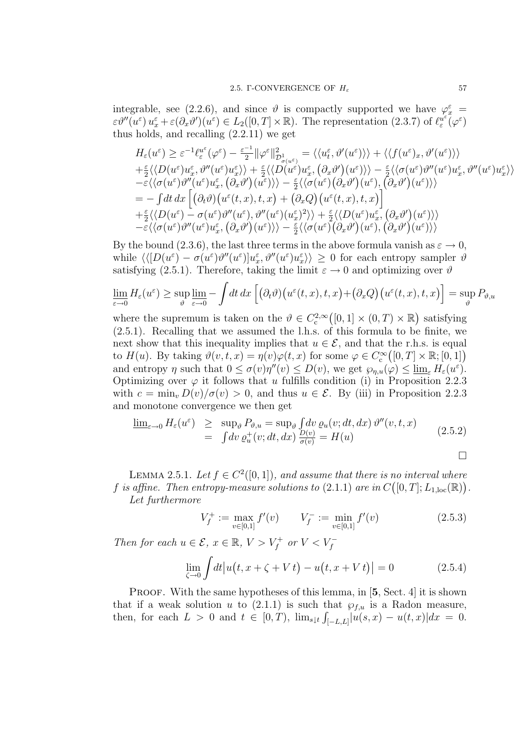integrable, see (2.2.6), and since $\vartheta$ is compactly supported we have $\varphi^\varepsilon_x = \varepsilon\vartheta''(u^\varepsilon)\, u^\varepsilon_x + \varepsilon(\partial_x\vartheta')(u^\varepsilon) \in L_2([0,T]\times\mathbb{R})$. The representation (2.3.7) of $\ell^{u^\varepsilon}_\varepsilon(\varphi^\varepsilon)$ thus holds, and recalling (2.2.11) we get

$$
\begin{aligned}
&H_\varepsilon(u^\varepsilon) \geq \varepsilon^{-1}\ell^{u^\varepsilon}_\varepsilon(\varphi^\varepsilon) - \tfrac{\varepsilon^{-1}}{2}\|\varphi^\varepsilon\|^2_{\mathcal{D}^1_{\sigma(u^\varepsilon)}} = \langle\langle u^\varepsilon_t, \vartheta'(u^\varepsilon)\rangle\rangle + \langle\langle f(u^\varepsilon)_x, \vartheta'(u^\varepsilon)\rangle\rangle \\
&+\tfrac{\varepsilon}{2}\langle\langle D(u^\varepsilon)u^\varepsilon_x, \vartheta''(u^\varepsilon)u^\varepsilon_x\rangle\rangle + \tfrac{\varepsilon}{2}\langle\langle D(u^\varepsilon)u^\varepsilon_x, \big(\partial_x\vartheta'\big)(u^\varepsilon)\rangle\rangle - \tfrac{\varepsilon}{2}\langle\langle\sigma(u^\varepsilon)\vartheta''(u^\varepsilon)u^\varepsilon_x, \vartheta''(u^\varepsilon)u^\varepsilon_x\rangle\rangle \\
&-\varepsilon\langle\langle\sigma(u^\varepsilon)\vartheta''(u^\varepsilon)u^\varepsilon_x, \big(\partial_x\vartheta'\big)(u^\varepsilon)\rangle\rangle - \tfrac{\varepsilon}{2}\langle\langle\sigma(u^\varepsilon)\big(\partial_x\vartheta'\big)(u^\varepsilon), \big(\partial_x\vartheta'\big)(u^\varepsilon)\rangle\rangle \\
&= -\int dt\,dx\,\Big[\big(\partial_t\vartheta\big)\big(u^\varepsilon(t,x),t,x\big) + \big(\partial_x Q\big)\big(u^\varepsilon(t,x),t,x\big)\Big] \\
&+\tfrac{\varepsilon}{2}\langle\langle D(u^\varepsilon) - \sigma(u^\varepsilon)\vartheta''(u^\varepsilon), \vartheta''(u^\varepsilon)(u^\varepsilon_x)^2\rangle\rangle + \tfrac{\varepsilon}{2}\langle\langle D(u^\varepsilon)u^\varepsilon_x, \big(\partial_x\vartheta'\big)(u^\varepsilon)\rangle\rangle \\
&-\varepsilon\langle\langle\sigma(u^\varepsilon)\vartheta''(u^\varepsilon)u^\varepsilon_x, \big(\partial_x\vartheta'\big)(u^\varepsilon)\rangle\rangle - \tfrac{\varepsilon}{2}\langle\langle\sigma(u^\varepsilon)\big(\partial_x\vartheta'\big)(u^\varepsilon), \big(\partial_x\vartheta'\big)(u^\varepsilon)\rangle\rangle
\end{aligned}
$$

By the bound (2.3.6), the last three terms in the above formula vanish as $\varepsilon \to 0$, while $\langle\langle[D(u^\varepsilon) - \sigma(u^\varepsilon)\vartheta''(u^\varepsilon)]u^\varepsilon_x, \vartheta''(u^\varepsilon)u^\varepsilon_x\rangle\rangle \geq 0$ for each entropy sampler $\vartheta$ satisfying (2.5.1). Therefore, taking the limit $\varepsilon \to 0$ and optimizing over $\vartheta$

$$
\varliminf_{\varepsilon\to 0} H_\varepsilon(u^\varepsilon) \geq \sup_\vartheta \varliminf_{\varepsilon\to 0} -\int dt\,dx\,\Big[\big(\partial_t\vartheta\big)\big(u^\varepsilon(t,x),t,x\big) + \big(\partial_x Q\big)\big(u^\varepsilon(t,x),t,x\big)\Big] = \sup_\vartheta P_{\vartheta,u}
$$

where the supremum is taken on the $\vartheta \in C^{2,\infty}_{\mathrm{c}}\big([0,1]\times(0,T)\times\mathbb{R}\big)$ satisfying (2.5.1). Recalling that we assumed the l.h.s. of this formula to be finite, we next show that this inequality implies that $u \in \mathcal{E}$, and that the r.h.s. is equal to $H(u)$. By taking $\vartheta(v,t,x) = \eta(v)\varphi(t,x)$ for some $\varphi \in C^\infty_{\mathrm{c}}\big([0,T]\times\mathbb{R};[0,1]\big)$ and entropy $\eta$ such that $0 \leq \sigma(v)\eta''(v) \leq D(v)$, we get $\wp_{\eta,u}(\varphi) \leq \varliminf_\varepsilon H_\varepsilon(u^\varepsilon)$. Optimizing over $\varphi$ it follows that $u$ fulfills condition (i) in Proposition 2.2.3 with $c = \min_v D(v)/\sigma(v) > 0$, and thus $u \in \mathcal{E}$. By (iii) in Proposition 2.2.3 and monotone convergence we then get

$$
\begin{aligned}
\varliminf_{\varepsilon\to 0} H_\varepsilon(u^\varepsilon) &\geq \sup_\vartheta P_{\vartheta,u} = \sup_\vartheta \int dv\,\varrho_u(v;dt,dx)\,\vartheta''(v,t,x) \\
&= \int dv\,\varrho^+_u(v;dt,dx)\,\frac{D(v)}{\sigma(v)} = H(u)
\end{aligned}
\tag{2.5.2}
$$

$\square$

LEMMA 2.5.1. *Let $f \in C^2([0,1])$, and assume that there is no interval where $f$ is affine. Then entropy-measure solutions to (2.1.1) are in $C\big([0,T];L_{1,\mathrm{loc}}(\mathbb{R})\big)$. Let furthermore*

$$
V^+_f := \max_{v\in[0,1]} f'(v) \qquad V^-_f := \min_{v\in[0,1]} f'(v) \tag{2.5.3}
$$

*Then for each $u \in \mathcal{E}$, $x \in \mathbb{R}$, $V > V^+_f$ or $V < V^-_f$*

$$
\lim_{\zeta\to 0}\int dt\big|u\big(t,x+\zeta+V\,t\big) - u\big(t,x+V\,t\big)\big| = 0 \tag{2.5.4}
$$

PROOF. With the same hypotheses of this lemma, in [**5**, Sect. 4] it is shown that if a weak solution $u$ to (2.1.1) is such that $\wp_{f,u}$ is a Radon measure, then, for each $L > 0$ and $t \in [0,T)$, $\lim_{s\downarrow t}\int_{[-L,L]}|u(s,x) - u(t,x)|dx = 0$.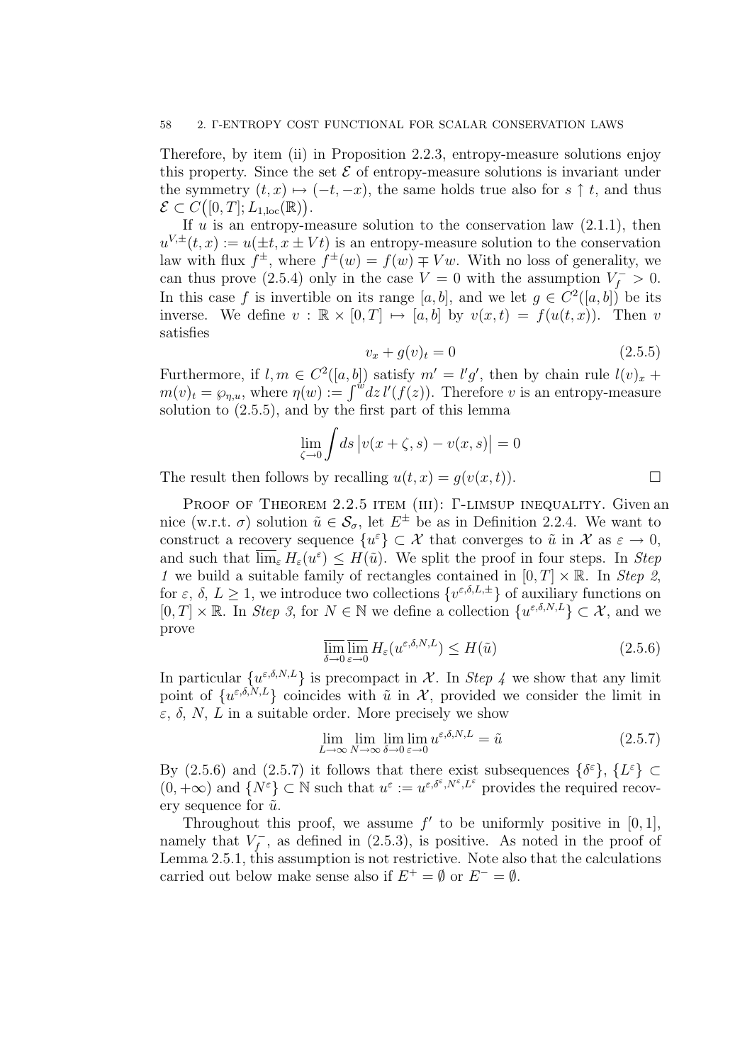Therefore, by item (ii) in Proposition 2.2.3, entropy-measure solutions enjoy this property. Since the set $\mathcal{E}$ of entropy-measure solutions is invariant under the symmetry $(t,x) \mapsto (-t,-x)$, the same holds true also for $s \uparrow t$, and thus $\mathcal{E} \subset C\big([0,T]; L_{1,\mathrm{loc}}(\mathbb{R})\big)$.

If $u$ is an entropy-measure solution to the conservation law (2.1.1), then $u^{V,\pm}(t,x) := u(\pm t, x \pm Vt)$ is an entropy-measure solution to the conservation law with flux $f^{\pm}$, where $f^{\pm}(w) = f(w) \mp Vw$. With no loss of generality, we can thus prove (2.5.4) only in the case $V = 0$ with the assumption $V_f^- > 0$. In this case $f$ is invertible on its range $[a,b]$, and we let $g \in C^2([a,b])$ be its inverse. We define $v : \mathbb{R} \times [0,T] \mapsto [a,b]$ by $v(x,t) = f(u(t,x))$. Then $v$ satisfies

$$v_x + g(v)_t = 0 \tag{2.5.5}$$

Furthermore, if $l, m \in C^2([a,b])$ satisfy $m' = l'g'$, then by chain rule $l(v)_x + m(v)_t = \wp_{\eta,u}$, where $\eta(w) := \int^w dz\, l'(f(z))$. Therefore $v$ is an entropy-measure solution to (2.5.5), and by the first part of this lemma

$$\lim_{\zeta \to 0} \int ds\, \big|v(x+\zeta, s) - v(x,s)\big| = 0$$

The result then follows by recalling $u(t,x) = g(v(x,t))$. □

Proof of Theorem 2.2.5 item (iii): Γ-limsup inequality. Given an nice (w.r.t. $\sigma$) solution $\tilde{u} \in \mathcal{S}_\sigma$, let $E^{\pm}$ be as in Definition 2.2.4. We want to construct a recovery sequence $\{u^\varepsilon\} \subset \mathcal{X}$ that converges to $\tilde{u}$ in $\mathcal{X}$ as $\varepsilon \to 0$, and such that $\overline{\lim}_\varepsilon H_\varepsilon(u^\varepsilon) \le H(\tilde{u})$. We split the proof in four steps. In *Step 1* we build a suitable family of rectangles contained in $[0,T] \times \mathbb{R}$. In *Step 2*, for $\varepsilon$, $\delta$, $L \ge 1$, we introduce two collections $\{v^{\varepsilon,\delta,L,\pm}\}$ of auxiliary functions on $[0,T] \times \mathbb{R}$. In *Step 3*, for $N \in \mathbb{N}$ we define a collection $\{u^{\varepsilon,\delta,N,L}\} \subset \mathcal{X}$, and we prove

$$\varlimsup_{\delta \to 0} \varlimsup_{\varepsilon \to 0} H_\varepsilon(u^{\varepsilon,\delta,N,L}) \le H(\tilde{u}) \tag{2.5.6}$$

In particular $\{u^{\varepsilon,\delta,N,L}\}$ is precompact in $\mathcal{X}$. In *Step 4* we show that any limit point of $\{u^{\varepsilon,\delta,N,L}\}$ coincides with $\tilde{u}$ in $\mathcal{X}$, provided we consider the limit in $\varepsilon$, $\delta$, $N$, $L$ in a suitable order. More precisely we show

$$\lim_{L \to \infty} \lim_{N \to \infty} \lim_{\delta \to 0} \lim_{\varepsilon \to 0} u^{\varepsilon,\delta,N,L} = \tilde{u} \tag{2.5.7}$$

By (2.5.6) and (2.5.7) it follows that there exist subsequences $\{\delta^\varepsilon\}$, $\{L^\varepsilon\} \subset (0,+\infty)$ and $\{N^\varepsilon\} \subset \mathbb{N}$ such that $u^\varepsilon := u^{\varepsilon,\delta^\varepsilon,N^\varepsilon,L^\varepsilon}$ provides the required recovery sequence for $\tilde{u}$.

Throughout this proof, we assume $f'$ to be uniformly positive in $[0,1]$, namely that $V_f^-$, as defined in (2.5.3), is positive. As noted in the proof of Lemma 2.5.1, this assumption is not restrictive. Note also that the calculations carried out below make sense also if $E^+ = \emptyset$ or $E^- = \emptyset$.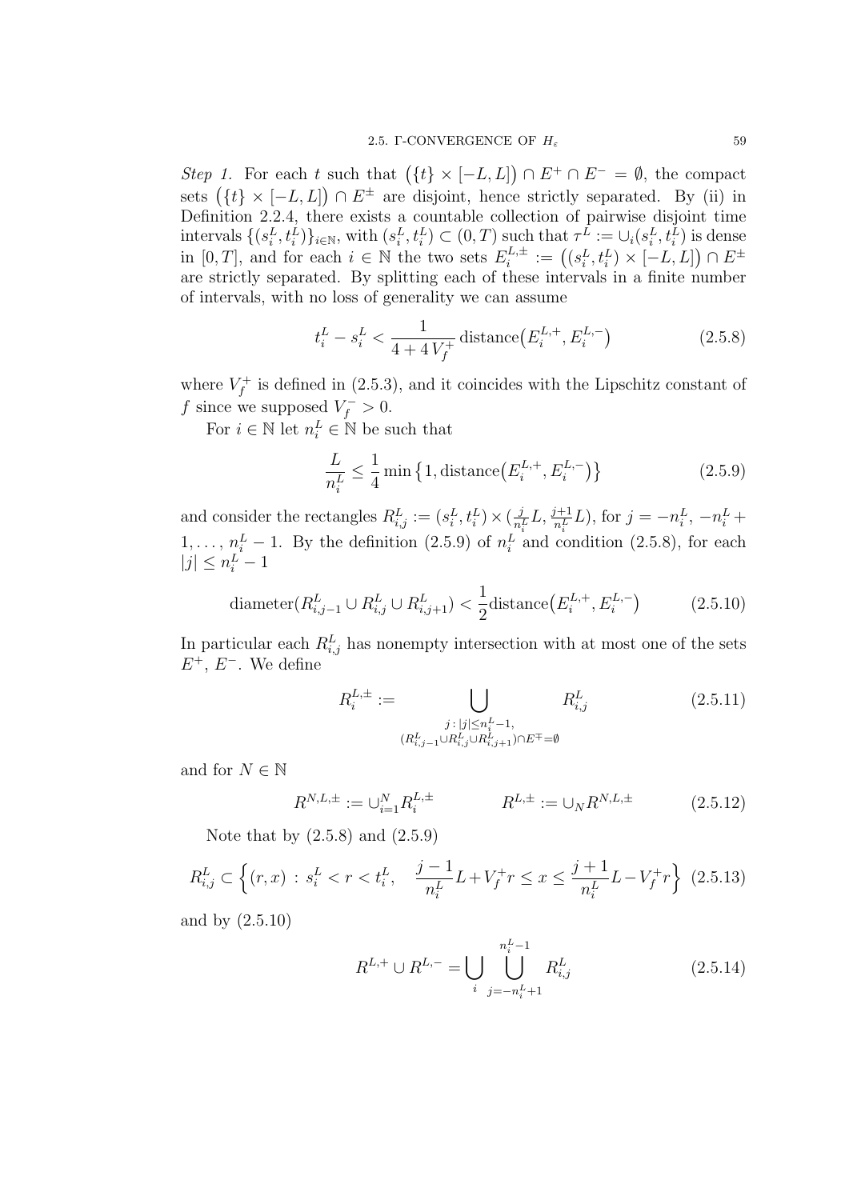*Step 1.* For each $t$ such that $\big(\{t\} \times [-L, L]\big) \cap E^+ \cap E^- = \emptyset$, the compact sets $\big(\{t\} \times [-L, L]\big) \cap E^{\pm}$ are disjoint, hence strictly separated. By (ii) in Definition 2.2.4, there exists a countable collection of pairwise disjoint time intervals $\{(s_i^L, t_i^L)\}_{i \in \mathbb{N}}$, with $(s_i^L, t_i^L) \subset (0, T)$ such that $\tau^L := \cup_i (s_i^L, t_i^L)$ is dense in $[0, T]$, and for each $i \in \mathbb{N}$ the two sets $E_i^{L,\pm} := \big((s_i^L, t_i^L) \times [-L, L]\big) \cap E^{\pm}$ are strictly separated. By splitting each of these intervals in a finite number of intervals, with no loss of generality we can assume

$$t_i^L - s_i^L < \frac{1}{4 + 4\, V_f^+} \,\text{distance}\big(E_i^{L,+}, E_i^{L,-}\big) \tag{2.5.8}$$

where $V_f^+$ is defined in (2.5.3), and it coincides with the Lipschitz constant of $f$ since we supposed $V_f^- > 0$.

For $i \in \mathbb{N}$ let $n_i^L \in \mathbb{N}$ be such that

$$\frac{L}{n_i^L} \le \frac{1}{4} \min\big\{1, \text{distance}\big(E_i^{L,+}, E_i^{L,-}\big)\big\} \tag{2.5.9}$$

and consider the rectangles $R_{i,j}^L := (s_i^L, t_i^L) \times (\frac{j}{n_i^L} L, \frac{j+1}{n_i^L} L)$, for $j = -n_i^L, -n_i^L + 1, \ldots, n_i^L - 1$. By the definition (2.5.9) of $n_i^L$ and condition (2.5.8), for each $|j| \le n_i^L - 1$

$$\text{diameter}(R_{i,j-1}^L \cup R_{i,j}^L \cup R_{i,j+1}^L) < \frac{1}{2} \text{distance}\big(E_i^{L,+}, E_i^{L,-}\big) \tag{2.5.10}$$

In particular each $R_{i,j}^L$ has nonempty intersection with at most one of the sets $E^+$, $E^-$. We define

$$R_i^{L,\pm} := \bigcup_{\substack{j \,:\, |j| \le n_i^L - 1, \\ (R_{i,j-1}^L \cup R_{i,j}^L \cup R_{i,j+1}^L) \cap E^{\mp} = \emptyset}} R_{i,j}^L \tag{2.5.11}$$

and for $N \in \mathbb{N}$

$$R^{N,L,\pm} := \cup_{i=1}^N R_i^{L,\pm} \qquad\qquad R^{L,\pm} := \cup_N R^{N,L,\pm} \tag{2.5.12}$$

Note that by (2.5.8) and (2.5.9)

$$R_{i,j}^L \subset \Big\{(r, x) \,:\, s_i^L < r < t_i^L, \quad \frac{j-1}{n_i^L} L + V_f^+ r \le x \le \frac{j+1}{n_i^L} L - V_f^+ r\Big\} \tag{2.5.13}$$

and by (2.5.10)

$$R^{L,+} \cup R^{L,-} = \bigcup_i \bigcup_{j = -n_i^L + 1}^{n_i^L - 1} R_{i,j}^L \tag{2.5.14}$$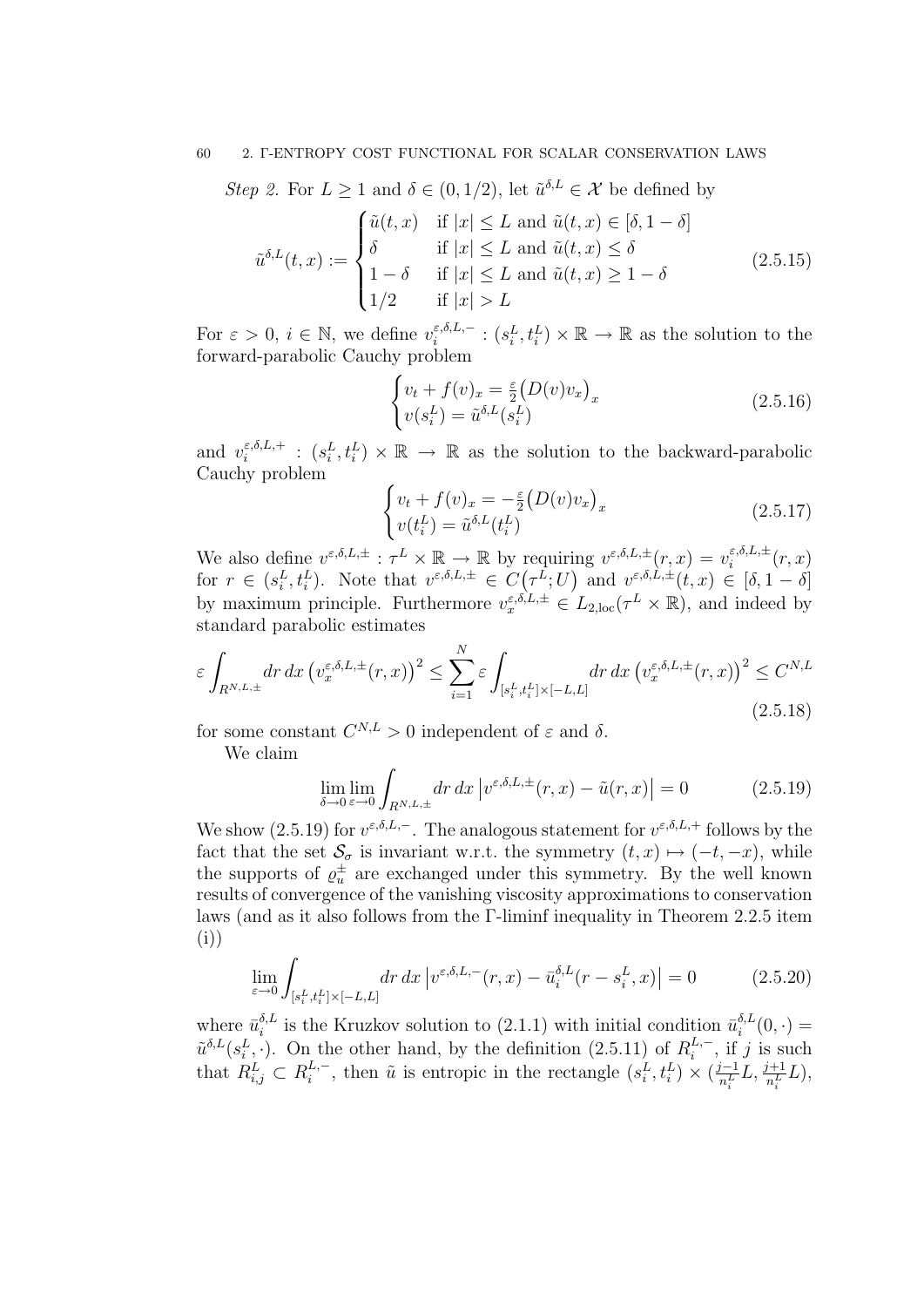*Step 2.* For $L \geq 1$ and $\delta \in (0, 1/2)$, let $\tilde{u}^{\delta,L} \in \mathcal{X}$ be defined by

$$\tilde{u}^{\delta,L}(t,x) := \begin{cases} \tilde{u}(t,x) & \text{if } |x| \leq L \text{ and } \tilde{u}(t,x) \in [\delta, 1-\delta] \\ \delta & \text{if } |x| \leq L \text{ and } \tilde{u}(t,x) \leq \delta \\ 1-\delta & \text{if } |x| \leq L \text{ and } \tilde{u}(t,x) \geq 1-\delta \\ 1/2 & \text{if } |x| > L \end{cases} \tag{2.5.15}$$

For $\varepsilon > 0$, $i \in \mathbb{N}$, we define $v_i^{\varepsilon,\delta,L,-} : (s_i^L, t_i^L) \times \mathbb{R} \to \mathbb{R}$ as the solution to the forward-parabolic Cauchy problem

$$\begin{cases} v_t + f(v)_x = \frac{\varepsilon}{2}\big(D(v)v_x\big)_x \\ v(s_i^L) = \tilde{u}^{\delta,L}(s_i^L) \end{cases} \tag{2.5.16}$$

and $v_i^{\varepsilon,\delta,L,+} : (s_i^L, t_i^L) \times \mathbb{R} \to \mathbb{R}$ as the solution to the backward-parabolic Cauchy problem

$$\begin{cases} v_t + f(v)_x = -\frac{\varepsilon}{2}\big(D(v)v_x\big)_x \\ v(t_i^L) = \tilde{u}^{\delta,L}(t_i^L) \end{cases} \tag{2.5.17}$$

We also define $v^{\varepsilon,\delta,L,\pm} : \tau^L \times \mathbb{R} \to \mathbb{R}$ by requiring $v^{\varepsilon,\delta,L,\pm}(r,x) = v_i^{\varepsilon,\delta,L,\pm}(r,x)$ for $r \in (s_i^L, t_i^L)$. Note that $v^{\varepsilon,\delta,L,\pm} \in C\big(\tau^L; U\big)$ and $v^{\varepsilon,\delta,L,\pm}(t,x) \in [\delta, 1-\delta]$ by maximum principle. Furthermore $v_x^{\varepsilon,\delta,L,\pm} \in L_{2,\mathrm{loc}}(\tau^L \times \mathbb{R})$, and indeed by standard parabolic estimates

$$\varepsilon \int_{R^{N,L,\pm}} dr\, dx\, \big(v_x^{\varepsilon,\delta,L,\pm}(r,x)\big)^2 \leq \sum_{i=1}^{N} \varepsilon \int_{[s_i^L, t_i^L] \times [-L,L]} dr\, dx\, \big(v_x^{\varepsilon,\delta,L,\pm}(r,x)\big)^2 \leq C^{N,L} \tag{2.5.18}$$

for some constant $C^{N,L} > 0$ independent of $\varepsilon$ and $\delta$.

We claim

$$\lim_{\delta \to 0} \lim_{\varepsilon \to 0} \int_{R^{N,L,\pm}} dr\, dx\, \big|v^{\varepsilon,\delta,L,\pm}(r,x) - \tilde{u}(r,x)\big| = 0 \tag{2.5.19}$$

We show (2.5.19) for $v^{\varepsilon,\delta,L,-}$. The analogous statement for $v^{\varepsilon,\delta,L,+}$ follows by the fact that the set $\mathcal{S}_\sigma$ is invariant w.r.t. the symmetry $(t,x) \mapsto (-t,-x)$, while the supports of $\varrho_u^\pm$ are exchanged under this symmetry. By the well known results of convergence of the vanishing viscosity approximations to conservation laws (and as it also follows from the Γ-liminf inequality in Theorem 2.2.5 item (i))

$$\lim_{\varepsilon \to 0} \int_{[s_i^L, t_i^L] \times [-L,L]} dr\, dx\, \big|v^{\varepsilon,\delta,L,-}(r,x) - \bar{u}_i^{\delta,L}(r - s_i^L, x)\big| = 0 \tag{2.5.20}$$

where $\bar{u}_i^{\delta,L}$ is the Kruzkov solution to (2.1.1) with initial condition $\bar{u}_i^{\delta,L}(0,\cdot) = \tilde{u}^{\delta,L}(s_i^L,\cdot)$. On the other hand, by the definition (2.5.11) of $R_i^{L,-}$, if $j$ is such that $R_{i,j}^L \subset R_i^{L,-}$, then $\tilde{u}$ is entropic in the rectangle $(s_i^L, t_i^L) \times (\frac{j-1}{n_i^L}L, \frac{j+1}{n_i^L}L)$,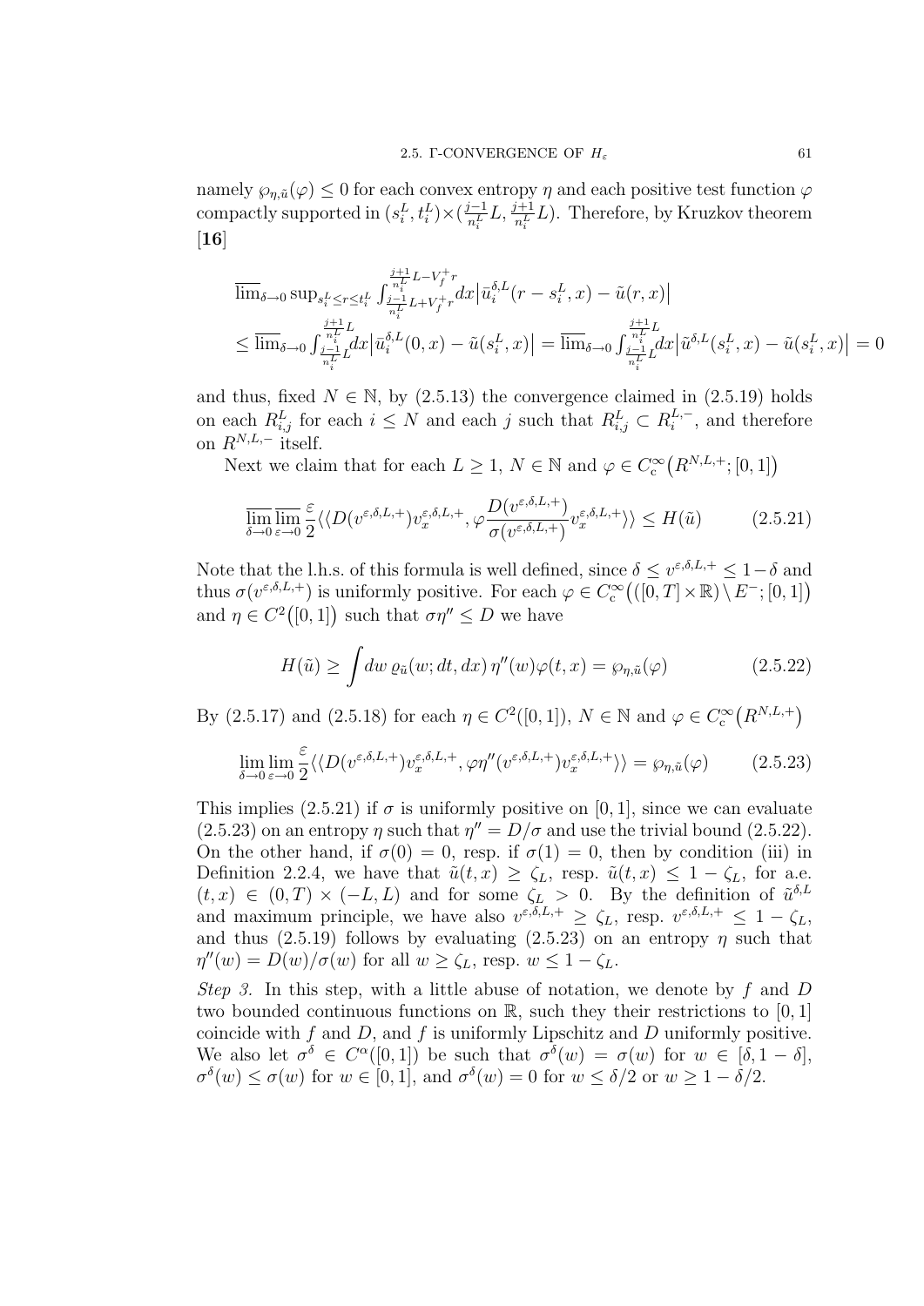namely $\wp_{\eta,\tilde u}(\varphi) \le 0$ for each convex entropy $\eta$ and each positive test function $\varphi$ compactly supported in $(s_i^L, t_i^L) \times (\frac{j-1}{n_i^L}L, \frac{j+1}{n_i^L}L)$. Therefore, by Kruzkov theorem [16]

$$
\begin{aligned}
&\overline{\lim}_{\delta\to 0} \sup_{s_i^L \le r \le t_i^L} \int_{\frac{j-1}{n_i^L}L + V_f^+ r}^{\frac{j+1}{n_i^L}L - V_f^+ r} dx \big| \bar u_i^{\delta,L}(r - s_i^L, x) - \tilde u(r,x)\big| \\
&\le \overline{\lim}_{\delta\to 0} \int_{\frac{j-1}{n_i^L}L}^{\frac{j+1}{n_i^L}L} dx \big| \bar u_i^{\delta,L}(0,x) - \tilde u(s_i^L, x)\big| = \overline{\lim}_{\delta\to 0} \int_{\frac{j-1}{n_i^L}L}^{\frac{j+1}{n_i^L}L} dx \big| \tilde u^{\delta,L}(s_i^L,x) - \tilde u(s_i^L, x)\big| = 0
\end{aligned}
$$

and thus, fixed $N \in \mathbb{N}$, by (2.5.13) the convergence claimed in (2.5.19) holds on each $R_{i,j}^L$ for each $i \le N$ and each $j$ such that $R_{i,j}^L \subset R_i^{L,-}$, and therefore on $R^{N,L,-}$ itself.

Next we claim that for each $L \ge 1$, $N \in \mathbb{N}$ and $\varphi \in C_c^\infty\big(R^{N,L,+}; [0,1]\big)$

$$
\overline{\lim_{\delta\to 0}}\, \overline{\lim_{\varepsilon\to 0}} \frac{\varepsilon}{2} \langle\langle D(v^{\varepsilon,\delta,L,+}) v_x^{\varepsilon,\delta,L,+}, \varphi \frac{D(v^{\varepsilon,\delta,L,+})}{\sigma(v^{\varepsilon,\delta,L,+})} v_x^{\varepsilon,\delta,L,+} \rangle\rangle \le H(\tilde u) \tag{2.5.21}
$$

Note that the l.h.s. of this formula is well defined, since $\delta \le v^{\varepsilon,\delta,L,+} \le 1-\delta$ and thus $\sigma(v^{\varepsilon,\delta,L,+})$ is uniformly positive. For each $\varphi \in C_c^\infty\big(([0,T]\times\mathbb{R}) \setminus E^-; [0,1]\big)$ and $\eta \in C^2\big([0,1]\big)$ such that $\sigma\eta'' \le D$ we have

$$
H(\tilde u) \ge \int dw\, \varrho_{\tilde u}(w; dt, dx)\, \eta''(w) \varphi(t,x) = \wp_{\eta,\tilde u}(\varphi) \tag{2.5.22}
$$

By (2.5.17) and (2.5.18) for each $\eta \in C^2([0,1])$, $N \in \mathbb{N}$ and $\varphi \in C_c^\infty\big(R^{N,L,+}\big)$

$$
\lim_{\delta\to 0} \lim_{\varepsilon\to 0} \frac{\varepsilon}{2} \langle\langle D(v^{\varepsilon,\delta,L,+}) v_x^{\varepsilon,\delta,L,+}, \varphi \eta''(v^{\varepsilon,\delta,L,+}) v_x^{\varepsilon,\delta,L,+} \rangle\rangle = \wp_{\eta,\tilde u}(\varphi) \tag{2.5.23}
$$

This implies (2.5.21) if $\sigma$ is uniformly positive on $[0,1]$, since we can evaluate (2.5.23) on an entropy $\eta$ such that $\eta'' = D/\sigma$ and use the trivial bound (2.5.22). On the other hand, if $\sigma(0) = 0$, resp. if $\sigma(1) = 0$, then by condition (iii) in Definition 2.2.4, we have that $\tilde u(t,x) \ge \zeta_L$, resp. $\tilde u(t,x) \le 1 - \zeta_L$, for a.e. $(t,x) \in (0,T) \times (-L, L)$ and for some $\zeta_L > 0$. By the definition of $\tilde u^{\delta,L}$ and maximum principle, we have also $v^{\varepsilon,\delta,L,+} \ge \zeta_L$, resp. $v^{\varepsilon,\delta,L,+} \le 1 - \zeta_L$, and thus (2.5.19) follows by evaluating (2.5.23) on an entropy $\eta$ such that $\eta''(w) = D(w)/\sigma(w)$ for all $w \ge \zeta_L$, resp. $w \le 1 - \zeta_L$.

*Step 3.* In this step, with a little abuse of notation, we denote by $f$ and $D$ two bounded continuous functions on $\mathbb{R}$, such they their restrictions to $[0,1]$ coincide with $f$ and $D$, and $f$ is uniformly Lipschitz and $D$ uniformly positive. We also let $\sigma^\delta \in C^\alpha([0,1])$ be such that $\sigma^\delta(w) = \sigma(w)$ for $w \in [\delta, 1-\delta]$, $\sigma^\delta(w) \le \sigma(w)$ for $w \in [0,1]$, and $\sigma^\delta(w) = 0$ for $w \le \delta/2$ or $w \ge 1 - \delta/2$.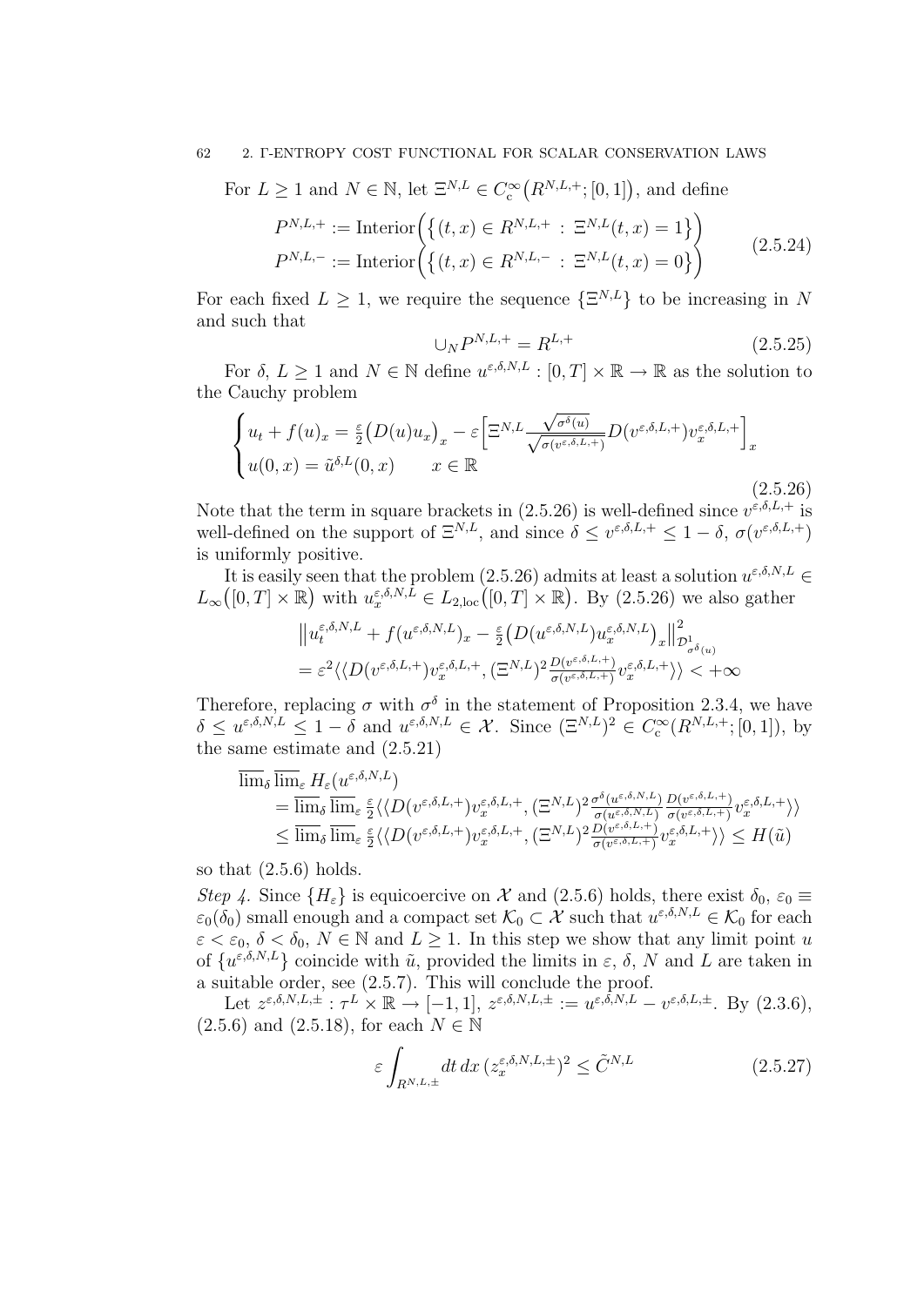For $L \geq 1$ and $N \in \mathbb{N}$, let $\Xi^{N,L} \in C_c^\infty\big(R^{N,L,+};[0,1]\big)$, and define

$$
\begin{aligned}
P^{N,L,+} &:= \text{Interior}\Big(\big\{(t,x) \in R^{N,L,+} \,:\, \Xi^{N,L}(t,x) = 1\big\}\Big) \\
P^{N,L,-} &:= \text{Interior}\Big(\big\{(t,x) \in R^{N,L,-} \,:\, \Xi^{N,L}(t,x) = 0\big\}\Big)
\end{aligned}
\tag{2.5.24}
$$

For each fixed $L \geq 1$, we require the sequence $\{\Xi^{N,L}\}$ to be increasing in $N$ and such that

$$
\cup_N P^{N,L,+} = R^{L,+} \tag{2.5.25}
$$

For $\delta$, $L \geq 1$ and $N \in \mathbb{N}$ define $u^{\varepsilon,\delta,N,L} : [0,T] \times \mathbb{R} \to \mathbb{R}$ as the solution to the Cauchy problem

$$
\begin{cases}
u_t + f(u)_x = \frac{\varepsilon}{2}\big(D(u)u_x\big)_x - \varepsilon\Big[\Xi^{N,L}\frac{\sqrt{\sigma^\delta(u)}}{\sqrt{\sigma(v^{\varepsilon,\delta,L,+})}}D(v^{\varepsilon,\delta,L,+})v_x^{\varepsilon,\delta,L,+}\Big]_x \\
u(0,x) = \tilde{u}^{\delta,L}(0,x) \qquad x \in \mathbb{R}
\end{cases}
\tag{2.5.26}
$$

Note that the term in square brackets in (2.5.26) is well-defined since $v^{\varepsilon,\delta,L,+}$ is well-defined on the support of $\Xi^{N,L}$, and since $\delta \leq v^{\varepsilon,\delta,L,+} \leq 1-\delta$, $\sigma(v^{\varepsilon,\delta,L,+})$ is uniformly positive.

It is easily seen that the problem (2.5.26) admits at least a solution $u^{\varepsilon,\delta,N,L} \in L_\infty\big([0,T]\times\mathbb{R}\big)$ with $u_x^{\varepsilon,\delta,N,L} \in L_{2,\text{loc}}\big([0,T]\times\mathbb{R}\big)$. By (2.5.26) we also gather

$$
\begin{aligned}
&\big\|u_t^{\varepsilon,\delta,N,L} + f(u^{\varepsilon,\delta,N,L})_x - \tfrac{\varepsilon}{2}\big(D(u^{\varepsilon,\delta,N,L})u_x^{\varepsilon,\delta,N,L}\big)_x\big\|^2_{\mathcal{D}^1_{\sigma^\delta(u)}} \\
&= \varepsilon^2\langle\langle D(v^{\varepsilon,\delta,L,+})v_x^{\varepsilon,\delta,L,+}, (\Xi^{N,L})^2\tfrac{D(v^{\varepsilon,\delta,L,+})}{\sigma(v^{\varepsilon,\delta,L,+})}v_x^{\varepsilon,\delta,L,+}\rangle\rangle < +\infty
\end{aligned}
$$

Therefore, replacing $\sigma$ with $\sigma^\delta$ in the statement of Proposition 2.3.4, we have $\delta \leq u^{\varepsilon,\delta,N,L} \leq 1-\delta$ and $u^{\varepsilon,\delta,N,L} \in \mathcal{X}$. Since $(\Xi^{N,L})^2 \in C_c^\infty(R^{N,L,+};[0,1])$, by the same estimate and (2.5.21)

$$
\begin{aligned}
&\overline{\lim}_\delta\,\overline{\lim}_\varepsilon\, H_\varepsilon(u^{\varepsilon,\delta,N,L}) \\
&= \overline{\lim}_\delta\,\overline{\lim}_\varepsilon\, \tfrac{\varepsilon}{2}\langle\langle D(v^{\varepsilon,\delta,L,+})v_x^{\varepsilon,\delta,L,+}, (\Xi^{N,L})^2\tfrac{\sigma^\delta(u^{\varepsilon,\delta,N,L})}{\sigma(u^{\varepsilon,\delta,N,L})}\tfrac{D(v^{\varepsilon,\delta,L,+})}{\sigma(v^{\varepsilon,\delta,L,+})}v_x^{\varepsilon,\delta,L,+}\rangle\rangle \\
&\leq \overline{\lim}_\delta\,\overline{\lim}_\varepsilon\, \tfrac{\varepsilon}{2}\langle\langle D(v^{\varepsilon,\delta,L,+})v_x^{\varepsilon,\delta,L,+}, (\Xi^{N,L})^2\tfrac{D(v^{\varepsilon,\delta,L,+})}{\sigma(v^{\varepsilon,\delta,L,+})}v_x^{\varepsilon,\delta,L,+}\rangle\rangle \leq H(\tilde{u})
\end{aligned}
$$

so that (2.5.6) holds.

*Step 4.* Since $\{H_\varepsilon\}$ is equicoercive on $\mathcal{X}$ and (2.5.6) holds, there exist $\delta_0$, $\varepsilon_0 \equiv \varepsilon_0(\delta_0)$ small enough and a compact set $\mathcal{K}_0 \subset \mathcal{X}$ such that $u^{\varepsilon,\delta,N,L} \in \mathcal{K}_0$ for each $\varepsilon < \varepsilon_0$, $\delta < \delta_0$, $N \in \mathbb{N}$ and $L \geq 1$. In this step we show that any limit point $u$ of $\{u^{\varepsilon,\delta,N,L}\}$ coincide with $\tilde{u}$, provided the limits in $\varepsilon$, $\delta$, $N$ and $L$ are taken in a suitable order, see (2.5.7). This will conclude the proof.

Let $z^{\varepsilon,\delta,N,L,\pm} : \tau^L \times \mathbb{R} \to [-1,1]$, $z^{\varepsilon,\delta,N,L,\pm} := u^{\varepsilon,\delta,N,L} - v^{\varepsilon,\delta,L,\pm}$. By (2.3.6), (2.5.6) and (2.5.18), for each $N \in \mathbb{N}$

$$
\varepsilon \int_{R^{N,L,\pm}} dt\,dx\,(z_x^{\varepsilon,\delta,N,L,\pm})^2 \leq \tilde{C}^{N,L} \tag{2.5.27}
$$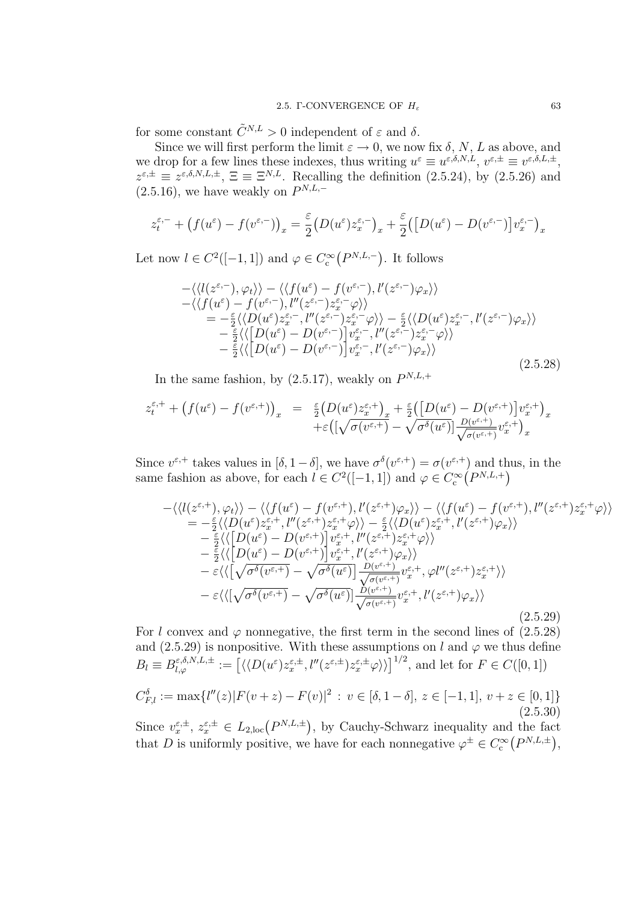for some constant $\tilde{C}^{N,L} > 0$ independent of $\varepsilon$ and $\delta$.

Since we will first perform the limit $\varepsilon \to 0$, we now fix $\delta$, $N$, $L$ as above, and we drop for a few lines these indexes, thus writing $u^\varepsilon \equiv u^{\varepsilon,\delta,N,L}$, $v^{\varepsilon,\pm} \equiv v^{\varepsilon,\delta,L,\pm}$, $z^{\varepsilon,\pm} \equiv z^{\varepsilon,\delta,N,L,\pm}$, $\Xi \equiv \Xi^{N,L}$. Recalling the definition (2.5.24), by (2.5.26) and (2.5.16), we have weakly on $P^{N,L,-}$

$$z_t^{\varepsilon,-} + \big(f(u^\varepsilon) - f(v^{\varepsilon,-})\big)_x = \frac{\varepsilon}{2}\big(D(u^\varepsilon) z_x^{\varepsilon,-}\big)_x + \frac{\varepsilon}{2}\big(\big[D(u^\varepsilon) - D(v^{\varepsilon,-})\big] v_x^{\varepsilon,-}\big)_x$$

Let now $l \in C^2([-1,1])$ and $\varphi \in C_c^\infty\big(P^{N,L,-}\big)$. It follows

$$\begin{aligned}
&-\langle\langle l(z^{\varepsilon,-}), \varphi_t\rangle\rangle - \langle\langle f(u^\varepsilon) - f(v^{\varepsilon,-}), l'(z^{\varepsilon,-})\varphi_x\rangle\rangle \\
&-\langle\langle f(u^\varepsilon) - f(v^{\varepsilon,-}), l''(z^{\varepsilon,-}) z_x^{\varepsilon,-}\varphi\rangle\rangle \\
&\quad = -\tfrac{\varepsilon}{2}\langle\langle D(u^\varepsilon) z_x^{\varepsilon,-}, l''(z^{\varepsilon,-}) z_x^{\varepsilon,-}\varphi\rangle\rangle - \tfrac{\varepsilon}{2}\langle\langle D(u^\varepsilon) z_x^{\varepsilon,-}, l'(z^{\varepsilon,-})\varphi_x\rangle\rangle \\
&\quad\quad - \tfrac{\varepsilon}{2}\langle\langle \big[D(u^\varepsilon) - D(v^{\varepsilon,-})\big] v_x^{\varepsilon,-}, l''(z^{\varepsilon,-}) z_x^{\varepsilon,-}\varphi\rangle\rangle \\
&\quad\quad - \tfrac{\varepsilon}{2}\langle\langle \big[D(u^\varepsilon) - D(v^{\varepsilon,-})\big] v_x^{\varepsilon,-}, l'(z^{\varepsilon,-})\varphi_x\rangle\rangle
\end{aligned} \tag{2.5.28}$$

In the same fashion, by (2.5.17), weakly on $P^{N,L,+}$

$$\begin{aligned}
z_t^{\varepsilon,+} + \big(f(u^\varepsilon) - f(v^{\varepsilon,+})\big)_x &= \tfrac{\varepsilon}{2}\big(D(u^\varepsilon) z_x^{\varepsilon,+}\big)_x + \tfrac{\varepsilon}{2}\big(\big[D(u^\varepsilon) - D(v^{\varepsilon,+})\big] v_x^{\varepsilon,+}\big)_x \\
&\quad + \varepsilon\big(\big[\sqrt{\sigma(v^{\varepsilon,+})} - \sqrt{\sigma^\delta(u^\varepsilon)}\big] \tfrac{D(v^{\varepsilon,+})}{\sqrt{\sigma(v^{\varepsilon,+})}} v_x^{\varepsilon,+}\big)_x
\end{aligned}$$

Since $v^{\varepsilon,+}$ takes values in $[\delta, 1-\delta]$, we have $\sigma^\delta(v^{\varepsilon,+}) = \sigma(v^{\varepsilon,+})$ and thus, in the same fashion as above, for each $l \in C^2([-1,1])$ and $\varphi \in C_c^\infty\big(P^{N,L,+}\big)$

$$\begin{aligned}
&-\langle\langle l(z^{\varepsilon,+}), \varphi_t\rangle\rangle - \langle\langle f(u^\varepsilon) - f(v^{\varepsilon,+}), l'(z^{\varepsilon,+})\varphi_x\rangle\rangle - \langle\langle f(u^\varepsilon) - f(v^{\varepsilon,+}), l''(z^{\varepsilon,+}) z_x^{\varepsilon,+}\varphi\rangle\rangle \\
&\quad = -\tfrac{\varepsilon}{2}\langle\langle D(u^\varepsilon) z_x^{\varepsilon,+}, l''(z^{\varepsilon,+}) z_x^{\varepsilon,+}\varphi\rangle\rangle - \tfrac{\varepsilon}{2}\langle\langle D(u^\varepsilon) z_x^{\varepsilon,+}, l'(z^{\varepsilon,+})\varphi_x\rangle\rangle \\
&\quad\quad - \tfrac{\varepsilon}{2}\langle\langle \big[D(u^\varepsilon) - D(v^{\varepsilon,+})\big] v_x^{\varepsilon,+}, l''(z^{\varepsilon,+}) z_x^{\varepsilon,+}\varphi\rangle\rangle \\
&\quad\quad - \tfrac{\varepsilon}{2}\langle\langle \big[D(u^\varepsilon) - D(v^{\varepsilon,+})\big] v_x^{\varepsilon,+}, l'(z^{\varepsilon,+})\varphi_x\rangle\rangle \\
&\quad\quad - \varepsilon\langle\langle \big[\sqrt{\sigma^\delta(v^{\varepsilon,+})} - \sqrt{\sigma^\delta(u^\varepsilon)}\big] \tfrac{D(v^{\varepsilon,+})}{\sqrt{\sigma(v^{\varepsilon,+})}} v_x^{\varepsilon,+}, \varphi l''(z^{\varepsilon,+}) z_x^{\varepsilon,+}\rangle\rangle \\
&\quad\quad - \varepsilon\langle\langle \big[\sqrt{\sigma^\delta(v^{\varepsilon,+})} - \sqrt{\sigma^\delta(u^\varepsilon)}\big] \tfrac{D(v^{\varepsilon,+})}{\sqrt{\sigma(v^{\varepsilon,+})}} v_x^{\varepsilon,+}, l'(z^{\varepsilon,+})\varphi_x\rangle\rangle
\end{aligned} \tag{2.5.29}$$

For $l$ convex and $\varphi$ nonnegative, the first term in the second lines of (2.5.28) and (2.5.29) is nonpositive. With these assumptions on $l$ and $\varphi$ we thus define $B_l \equiv B_{l,\varphi}^{\varepsilon,\delta,N,L,\pm} := \big[\langle\langle D(u^\varepsilon) z_x^{\varepsilon,\pm}, l''(z^{\varepsilon,\pm}) z_x^{\varepsilon,\pm}\varphi\rangle\rangle\big]^{1/2}$, and let for $F \in C([0,1])$

$$C_{F,l}^\delta := \max\{l''(z)|F(v+z) - F(v)|^2 \,:\, v \in [\delta, 1-\delta],\, z \in [-1,1],\, v+z \in [0,1]\} \tag{2.5.30}$$

Since $v_x^{\varepsilon,\pm}$, $z_x^{\varepsilon,\pm} \in L_{2,\mathrm{loc}}\big(P^{N,L,\pm}\big)$, by Cauchy-Schwarz inequality and the fact that $D$ is uniformly positive, we have for each nonnegative $\varphi^\pm \in C_c^\infty\big(P^{N,L,\pm}\big)$,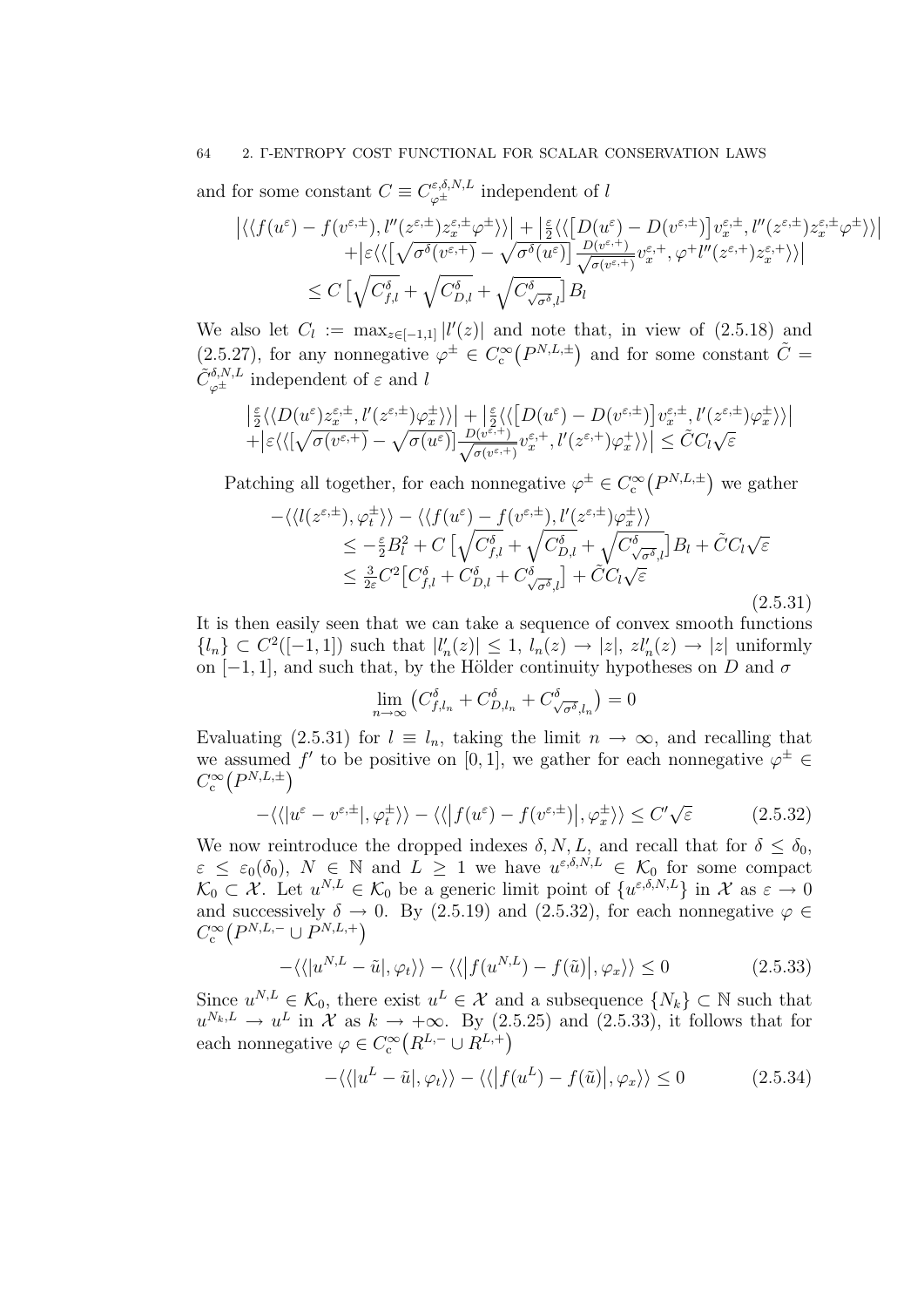and for some constant $C \equiv C^{\varepsilon,\delta,N,L}_{\varphi^\pm}$ independent of $l$

$$
\begin{aligned}
&\big|\langle\langle f(u^\varepsilon) - f(v^{\varepsilon,\pm}), l''(z^{\varepsilon,\pm}) z^{\varepsilon,\pm}_x \varphi^\pm \rangle\rangle\big| + \big|\tfrac{\varepsilon}{2}\langle\langle \big[D(u^\varepsilon) - D(v^{\varepsilon,\pm})\big] v^{\varepsilon,\pm}_x, l''(z^{\varepsilon,\pm}) z^{\varepsilon,\pm}_x \varphi^\pm \rangle\rangle\big| \\
&\qquad + \big|\varepsilon \langle\langle \big[\sqrt{\sigma^\delta(v^{\varepsilon,+})} - \sqrt{\sigma^\delta(u^\varepsilon)}\big] \tfrac{D(v^{\varepsilon,+})}{\sqrt{\sigma(v^{\varepsilon,+})}} v^{\varepsilon,+}_x, \varphi^+ l''(z^{\varepsilon,+}) z^{\varepsilon,+}_x \rangle\rangle\big| \\
&\quad \le C\,\big[\sqrt{C^\delta_{f,l}} + \sqrt{C^\delta_{D,l}} + \sqrt{C^\delta_{\sqrt{\sigma^\delta},l}}\big] B_l
\end{aligned}
$$

We also let $C_l := \max_{z\in[-1,1]} |l'(z)|$ and note that, in view of (2.5.18) and (2.5.27), for any nonnegative $\varphi^\pm \in C^\infty_c\big(P^{N,L,\pm}\big)$ and for some constant $\tilde C = \tilde C^{\delta,N,L}_{\varphi^\pm}$ independent of $\varepsilon$ and $l$

$$
\begin{aligned}
&\big|\tfrac{\varepsilon}{2}\langle\langle D(u^\varepsilon) z^{\varepsilon,\pm}_x, l'(z^{\varepsilon,\pm}) \varphi^\pm_x \rangle\rangle\big| + \big|\tfrac{\varepsilon}{2}\langle\langle \big[D(u^\varepsilon) - D(v^{\varepsilon,\pm})\big] v^{\varepsilon,\pm}_x, l'(z^{\varepsilon,\pm}) \varphi^\pm_x \rangle\rangle\big| \\
&+ \big|\varepsilon\langle\langle [\sqrt{\sigma(v^{\varepsilon,+})} - \sqrt{\sigma(u^\varepsilon)}] \tfrac{D(v^{\varepsilon,+})}{\sqrt{\sigma(v^{\varepsilon,+})}} v^{\varepsilon,+}_x, l'(z^{\varepsilon,+}) \varphi^+_x \rangle\rangle\big| \le \tilde C C_l \sqrt{\varepsilon}
\end{aligned}
$$

Patching all together, for each nonnegative $\varphi^\pm \in C^\infty_c\big(P^{N,L,\pm}\big)$ we gather

$$
\begin{aligned}
&-\langle\langle l(z^{\varepsilon,\pm}), \varphi^\pm_t \rangle\rangle - \langle\langle f(u^\varepsilon) - f(v^{\varepsilon,\pm}), l'(z^{\varepsilon,\pm}) \varphi^\pm_x \rangle\rangle \\
&\qquad \le -\tfrac{\varepsilon}{2} B_l^2 + C\,\big[\sqrt{C^\delta_{f,l}} + \sqrt{C^\delta_{D,l}} + \sqrt{C^\delta_{\sqrt{\sigma^\delta},l}}\big] B_l + \tilde C C_l \sqrt{\varepsilon} \\
&\qquad \le \tfrac{3}{2\varepsilon} C^2 \big[C^\delta_{f,l} + C^\delta_{D,l} + C^\delta_{\sqrt{\sigma^\delta},l}\big] + \tilde C C_l \sqrt{\varepsilon}
\end{aligned}
\tag{2.5.31}
$$

It is then easily seen that we can take a sequence of convex smooth functions $\{l_n\} \subset C^2([-1,1])$ such that $|l_n'(z)| \le 1$, $l_n(z) \to |z|$, $z l_n'(z) \to |z|$ uniformly on $[-1,1]$, and such that, by the Hölder continuity hypotheses on $D$ and $\sigma$

$$
\lim_{n\to\infty} \big(C^\delta_{f,l_n} + C^\delta_{D,l_n} + C^\delta_{\sqrt{\sigma^\delta},l_n}\big) = 0
$$

Evaluating (2.5.31) for $l \equiv l_n$, taking the limit $n \to \infty$, and recalling that we assumed $f'$ to be positive on $[0,1]$, we gather for each nonnegative $\varphi^\pm \in C^\infty_c\big(P^{N,L,\pm}\big)$

$$
-\langle\langle |u^\varepsilon - v^{\varepsilon,\pm}|, \varphi^\pm_t \rangle\rangle - \langle\langle \big|f(u^\varepsilon) - f(v^{\varepsilon,\pm})\big|, \varphi^\pm_x \rangle\rangle \le C' \sqrt{\varepsilon}
\tag{2.5.32}
$$

We now reintroduce the dropped indexes $\delta, N, L$, and recall that for $\delta \le \delta_0$, $\varepsilon \le \varepsilon_0(\delta_0)$, $N \in \mathbb{N}$ and $L \ge 1$ we have $u^{\varepsilon,\delta,N,L} \in \mathcal{K}_0$ for some compact $\mathcal{K}_0 \subset \mathcal{X}$. Let $u^{N,L} \in \mathcal{K}_0$ be a generic limit point of $\{u^{\varepsilon,\delta,N,L}\}$ in $\mathcal{X}$ as $\varepsilon \to 0$ and successively $\delta \to 0$. By (2.5.19) and (2.5.32), for each nonnegative $\varphi \in C^\infty_c\big(P^{N,L,-} \cup P^{N,L,+}\big)$

$$
-\langle\langle |u^{N,L} - \tilde u|, \varphi_t \rangle\rangle - \langle\langle \big|f(u^{N,L}) - f(\tilde u)\big|, \varphi_x \rangle\rangle \le 0
\tag{2.5.33}
$$

Since $u^{N,L} \in \mathcal{K}_0$, there exist $u^L \in \mathcal{X}$ and a subsequence $\{N_k\} \subset \mathbb{N}$ such that $u^{N_k,L} \to u^L$ in $\mathcal{X}$ as $k \to +\infty$. By (2.5.25) and (2.5.33), it follows that for each nonnegative $\varphi \in C^\infty_c\big(R^{L,-} \cup R^{L,+}\big)$

$$
-\langle\langle |u^L - \tilde u|, \varphi_t \rangle\rangle - \langle\langle \big|f(u^L) - f(\tilde u)\big|, \varphi_x \rangle\rangle \le 0
\tag{2.5.34}
$$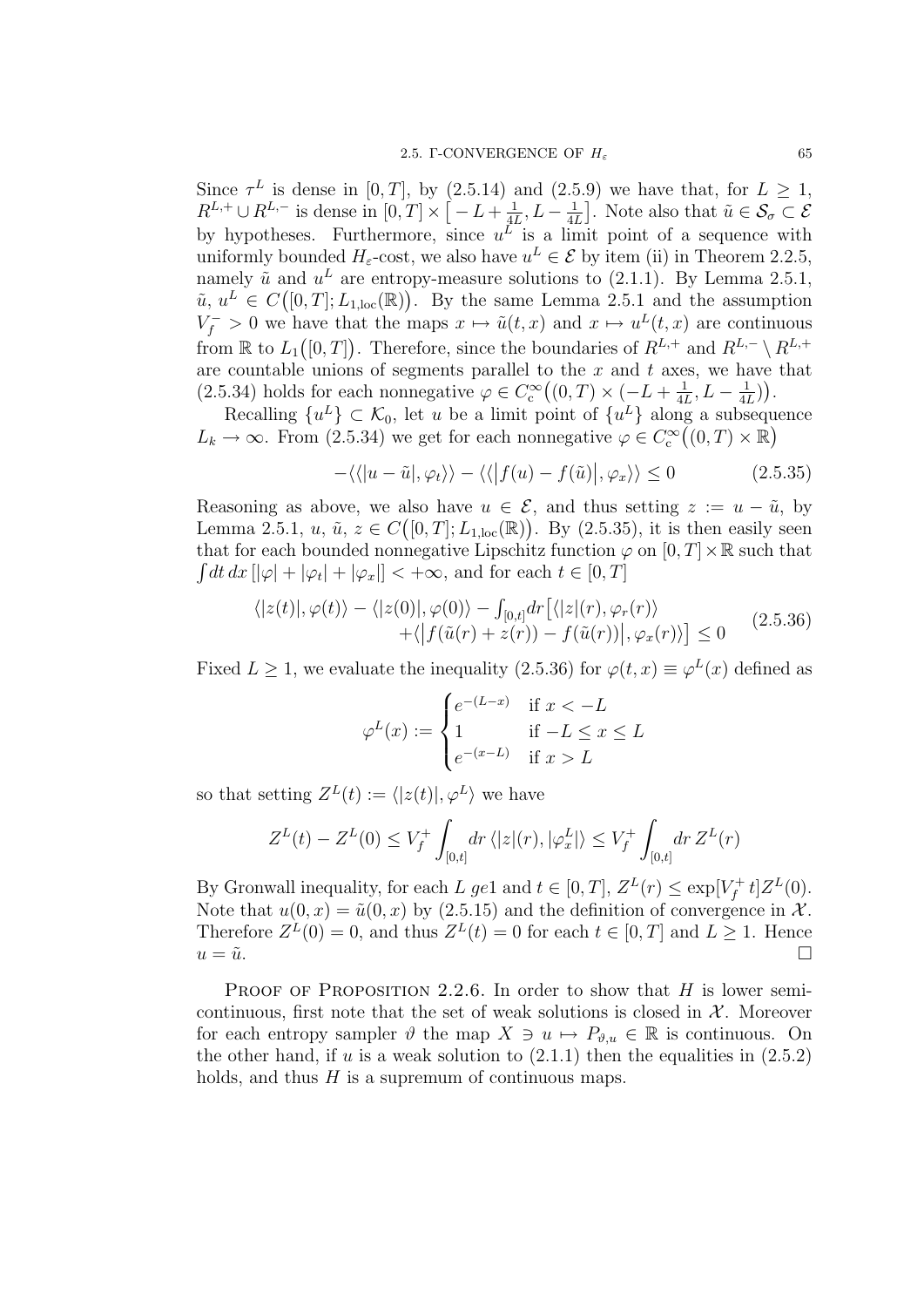Since $\tau^L$ is dense in $[0,T]$, by (2.5.14) and (2.5.9) we have that, for $L \ge 1$, $R^{L,+} \cup R^{L,-}$ is dense in $[0,T] \times \big[-L + \frac{1}{4L}, L - \frac{1}{4L}\big]$. Note also that $\tilde u \in \mathcal{S}_\sigma \subset \mathcal{E}$ by hypotheses. Furthermore, since $u^L$ is a limit point of a sequence with uniformly bounded $H_\varepsilon$-cost, we also have $u^L \in \mathcal{E}$ by item (ii) in Theorem 2.2.5, namely $\tilde u$ and $u^L$ are entropy-measure solutions to (2.1.1). By Lemma 2.5.1, $\tilde u,\, u^L \in C\big([0,T]; L_{1,\mathrm{loc}}(\mathbb{R})\big)$. By the same Lemma 2.5.1 and the assumption $V_f^- > 0$ we have that the maps $x \mapsto \tilde u(t,x)$ and $x \mapsto u^L(t,x)$ are continuous from $\mathbb{R}$ to $L_1\big([0,T]\big)$. Therefore, since the boundaries of $R^{L,+}$ and $R^{L,-} \setminus R^{L,+}$ are countable unions of segments parallel to the $x$ and $t$ axes, we have that (2.5.34) holds for each nonnegative $\varphi \in C_{\mathrm{c}}^\infty\big((0,T) \times (-L + \frac{1}{4L}, L - \frac{1}{4L})\big)$.

Recalling $\{u^L\} \subset \mathcal{K}_0$, let $u$ be a limit point of $\{u^L\}$ along a subsequence $L_k \to \infty$. From (2.5.34) we get for each nonnegative $\varphi \in C_{\mathrm{c}}^\infty\big((0,T) \times \mathbb{R}\big)$

$$
-\langle\langle |u - \tilde u|, \varphi_t \rangle\rangle - \langle\langle \big|f(u) - f(\tilde u)\big|, \varphi_x \rangle\rangle \le 0 \tag{2.5.35}
$$

Reasoning as above, we also have $u \in \mathcal{E}$, and thus setting $z := u - \tilde u$, by Lemma 2.5.1, $u,\, \tilde u,\, z \in C\big([0,T]; L_{1,\mathrm{loc}}(\mathbb{R})\big)$. By (2.5.35), it is then easily seen that for each bounded nonnegative Lipschitz function $\varphi$ on $[0,T] \times \mathbb{R}$ such that $\int dt\, dx\, [|\varphi| + |\varphi_t| + |\varphi_x|] < +\infty$, and for each $t \in [0,T]$

$$
\begin{aligned}
\langle |z(t)|, \varphi(t) \rangle - \langle |z(0)|, \varphi(0) \rangle - \textstyle\int_{[0,t]} dr \big[ \langle |z|(r), \varphi_r(r) \rangle & \\
+ \langle \big| f(\tilde u(r) + z(r)) - f(\tilde u(r)) \big|, \varphi_x(r) \rangle \big] &\le 0
\end{aligned} \tag{2.5.36}
$$

Fixed $L \ge 1$, we evaluate the inequality (2.5.36) for $\varphi(t,x) \equiv \varphi^L(x)$ defined as

$$
\varphi^L(x) := \begin{cases} e^{-(L-x)} & \text{if } x < -L \\ 1 & \text{if } -L \le x \le L \\ e^{-(x-L)} & \text{if } x > L \end{cases}
$$

so that setting $Z^L(t) := \langle |z(t)|, \varphi^L \rangle$ we have

$$
Z^L(t) - Z^L(0) \le V_f^+ \int_{[0,t]} dr\, \langle |z|(r), |\varphi_x^L| \rangle \le V_f^+ \int_{[0,t]} dr\, Z^L(r)
$$

By Gronwall inequality, for each $L\ ge1$ and $t \in [0,T]$, $Z^L(r) \le \exp[V_f^+\, t] Z^L(0)$. Note that $u(0,x) = \tilde u(0,x)$ by (2.5.15) and the definition of convergence in $\mathcal{X}$. Therefore $Z^L(0) = 0$, and thus $Z^L(t) = 0$ for each $t \in [0,T]$ and $L \ge 1$. Hence $u = \tilde u$. $\square$

Proof of Proposition 2.2.6. In order to show that $H$ is lower semicontinuous, first note that the set of weak solutions is closed in $\mathcal{X}$. Moreover for each entropy sampler $\vartheta$ the map $X \ni u \mapsto P_{\vartheta,u} \in \mathbb{R}$ is continuous. On the other hand, if $u$ is a weak solution to (2.1.1) then the equalities in (2.5.2) holds, and thus $H$ is a supremum of continuous maps.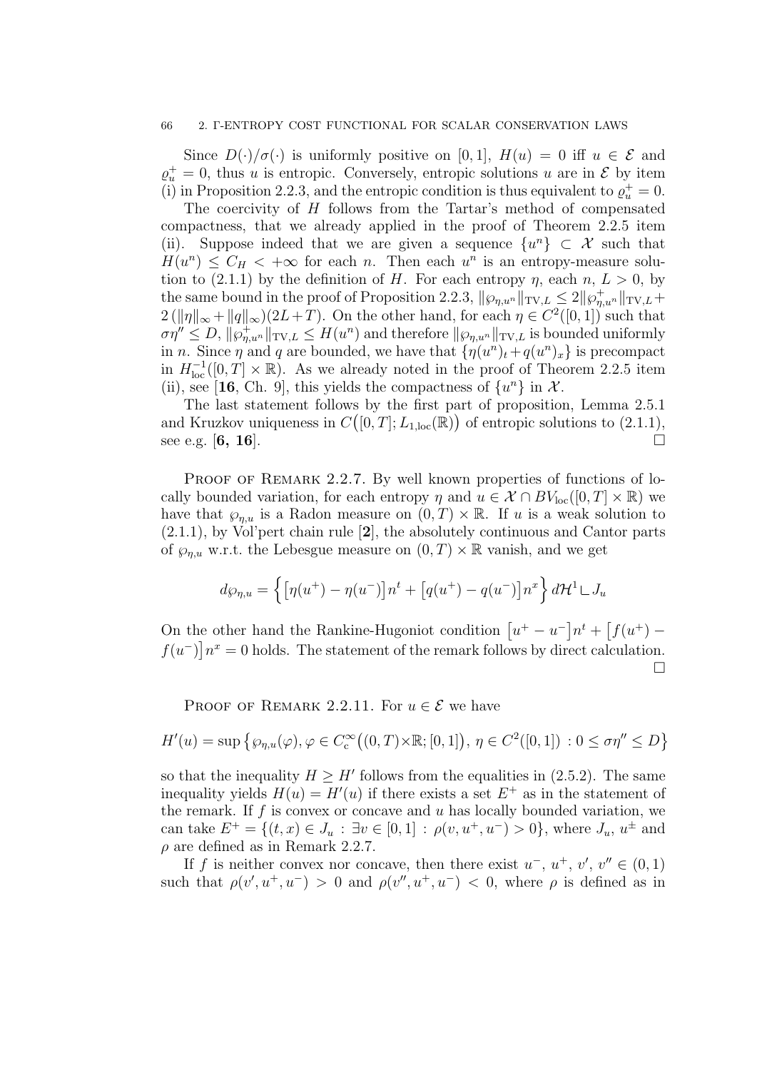Since $D(\cdot)/\sigma(\cdot)$ is uniformly positive on $[0,1]$, $H(u) = 0$ iff $u \in \mathcal{E}$ and $\varrho_u^+ = 0$, thus $u$ is entropic. Conversely, entropic solutions $u$ are in $\mathcal{E}$ by item (i) in Proposition 2.2.3, and the entropic condition is thus equivalent to $\varrho_u^+ = 0$.

The coercivity of $H$ follows from the Tartar's method of compensated compactness, that we already applied in the proof of Theorem 2.2.5 item (ii). Suppose indeed that we are given a sequence $\{u^n\} \subset \mathcal{X}$ such that $H(u^n) \le C_H < +\infty$ for each $n$. Then each $u^n$ is an entropy-measure solution to (2.1.1) by the definition of $H$. For each entropy $\eta$, each $n$, $L > 0$, by the same bound in the proof of Proposition 2.2.3, $\|\wp_{\eta,u^n}\|_{\mathrm{TV},L} \le 2\|\wp^+_{\eta,u^n}\|_{\mathrm{TV},L} + 2\,(\|\eta\|_\infty + \|q\|_\infty)(2L+T)$. On the other hand, for each $\eta \in C^2([0,1])$ such that $\sigma\eta'' \le D$, $\|\wp^+_{\eta,u^n}\|_{\mathrm{TV},L} \le H(u^n)$ and therefore $\|\wp_{\eta,u^n}\|_{\mathrm{TV},L}$ is bounded uniformly in $n$. Since $\eta$ and $q$ are bounded, we have that $\{\eta(u^n)_t + q(u^n)_x\}$ is precompact in $H^{-1}_{\mathrm{loc}}([0,T] \times \mathbb{R})$. As we already noted in the proof of Theorem 2.2.5 item (ii), see [**16**, Ch. 9], this yields the compactness of $\{u^n\}$ in $\mathcal{X}$.

The last statement follows by the first part of proposition, Lemma 2.5.1 and Kruzkov uniqueness in $C\big([0,T]; L_{1,\mathrm{loc}}(\mathbb{R})\big)$ of entropic solutions to (2.1.1), see e.g. [**6, 16**]. $\square$

Proof of Remark 2.2.7. By well known properties of functions of locally bounded variation, for each entropy $\eta$ and $u \in \mathcal{X} \cap BV_{\mathrm{loc}}([0,T] \times \mathbb{R})$ we have that $\wp_{\eta,u}$ is a Radon measure on $(0,T) \times \mathbb{R}$. If $u$ is a weak solution to (2.1.1), by Vol'pert chain rule [**2**], the absolutely continuous and Cantor parts of $\wp_{\eta,u}$ w.r.t. the Lebesgue measure on $(0,T) \times \mathbb{R}$ vanish, and we get

$$d\wp_{\eta,u} = \Big\{ \big[\eta(u^+) - \eta(u^-)\big] n^t + \big[q(u^+) - q(u^-)\big] n^x \Big\}\, d\mathcal{H}^1 \llcorner J_u$$

On the other hand the Rankine-Hugoniot condition $\big[u^+ - u^-\big] n^t + \big[f(u^+) - f(u^-)\big] n^x = 0$ holds. The statement of the remark follows by direct calculation. $\square$

Proof of Remark 2.2.11. For $u \in \mathcal{E}$ we have

$$H'(u) = \sup\big\{ \wp_{\eta,u}(\varphi), \varphi \in C^\infty_{\mathrm{c}}\big((0,T)\times\mathbb{R}; [0,1]\big),\, \eta \in C^2([0,1]) \,:\, 0 \le \sigma\eta'' \le D \big\}$$

so that the inequality $H \ge H'$ follows from the equalities in (2.5.2). The same inequality yields $H(u) = H'(u)$ if there exists a set $E^+$ as in the statement of the remark. If $f$ is convex or concave and $u$ has locally bounded variation, we can take $E^+ = \{(t,x) \in J_u \,:\, \exists v \in [0,1] \,:\, \rho(v, u^+, u^-) > 0\}$, where $J_u$, $u^\pm$ and $\rho$ are defined as in Remark 2.2.7.

If $f$ is neither convex nor concave, then there exist $u^-$, $u^+$, $v'$, $v'' \in (0,1)$ such that $\rho(v', u^+, u^-) > 0$ and $\rho(v'', u^+, u^-) < 0$, where $\rho$ is defined as in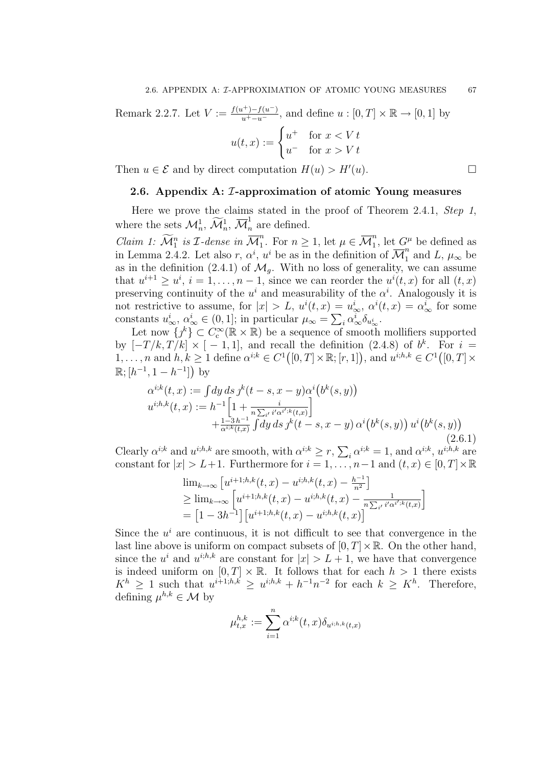Remark 2.2.7. Let $V := \frac{f(u^+)-f(u^-)}{u^+-u^-}$, and define $u : [0,T] \times \mathbb{R} \to [0,1]$ by

$$u(t,x) := \begin{cases} u^+ & \text{for } x < V\,t \\ u^- & \text{for } x > V\,t \end{cases}$$

Then $u \in \mathcal{E}$ and by direct computation $H(u) > H'(u)$. $\square$

## 2.6. Appendix A: $\mathcal{I}$-approximation of atomic Young measures

Here we prove the claims stated in the proof of Theorem 2.4.1, *Step 1*, where the sets $\mathcal{M}_n^1$, $\widetilde{\mathcal{M}}_n^1$, $\overline{\mathcal{M}}_n^1$ are defined.

*Claim 1: $\widetilde{\mathcal{M}}_1^n$ is $\mathcal{I}$-dense in $\overline{\mathcal{M}}_1^n$.* For $n \geq 1$, let $\mu \in \overline{\mathcal{M}}_1^n$, let $G^\mu$ be defined as in Lemma 2.4.2. Let also $r$, $\alpha^i$, $u^i$ be as in the definition of $\overline{\mathcal{M}}_1^n$ and $L$, $\mu_\infty$ be as in the definition (2.4.1) of $\mathcal{M}_g$. With no loss of generality, we can assume that $u^{i+1} \geq u^i$, $i = 1, \dots, n-1$, since we can reorder the $u^i(t,x)$ for all $(t,x)$ preserving continuity of the $u^i$ and measurability of the $\alpha^i$. Analogously it is not restrictive to assume, for $|x| > L$, $u^i(t,x) = u^i_\infty$, $\alpha^i(t,x) = \alpha^i_\infty$ for some constants $u^i_\infty$, $\alpha^i_\infty \in (0,1]$; in particular $\mu_\infty = \sum_i \alpha^i_\infty \delta_{u^i_\infty}$.

Let now $\{\jmath^k\} \subset C_c^\infty(\mathbb{R} \times \mathbb{R})$ be a sequence of smooth mollifiers supported by $[-T/k, T/k] \times [-1,1]$, and recall the definition (2.4.8) of $b^k$. For $i = 1, \dots, n$ and $h, k \geq 1$ define $\alpha^{i;k} \in C^1\big([0,T] \times \mathbb{R}; [r,1]\big)$, and $u^{i;h,k} \in C^1\big([0,T] \times \mathbb{R}; [h^{-1}, 1-h^{-1}]\big)$ by

$$\begin{aligned}
&\alpha^{i;k}(t,x) := \textstyle\int dy\, ds\, \jmath^k(t-s, x-y) \alpha^i\big(b^k(s,y)\big) \\
&u^{i;h,k}(t,x) := h^{-1}\Big[1 + \tfrac{i}{n\sum_{i'} i'\alpha^{i';k}(t,x)}\Big] \\
&\qquad\qquad + \tfrac{1-3\,h^{-1}}{\alpha^{i;k}(t,x)} \textstyle\int dy\, ds\, \jmath^k(t-s, x-y)\, \alpha^i\big(b^k(s,y)\big)\, u^i\big(b^k(s,y)\big)
\end{aligned} \tag{2.6.1}$$

Clearly $\alpha^{i;k}$ and $u^{i;h,k}$ are smooth, with $\alpha^{i;k} \geq r$, $\sum_i \alpha^{i;k} = 1$, and $\alpha^{i;k}$, $u^{i;h,k}$ are constant for $|x| > L+1$. Furthermore for $i = 1, \dots, n-1$ and $(t,x) \in [0,T] \times \mathbb{R}$

$$\begin{aligned}
&\lim_{k\to\infty} \big[u^{i+1;h,k}(t,x) - u^{i;h,k}(t,x) - \tfrac{h^{-1}}{n^2}\big] \\
&\geq \lim_{k\to\infty} \Big[u^{i+1;h,k}(t,x) - u^{i;h,k}(t,x) - \tfrac{1}{n\sum_{i'} i'\alpha^{i';k}(t,x)}\Big] \\
&= \big[1 - 3h^{-1}\big]\big[u^{i+1;h,k}(t,x) - u^{i;h,k}(t,x)\big]
\end{aligned}$$

Since the $u^i$ are continuous, it is not difficult to see that convergence in the last line above is uniform on compact subsets of $[0,T] \times \mathbb{R}$. On the other hand, since the $u^i$ and $u^{i;h,k}$ are constant for $|x| > L+1$, we have that convergence is indeed uniform on $[0,T] \times \mathbb{R}$. It follows that for each $h > 1$ there exists $K^h \geq 1$ such that $u^{i+1;h,k} \geq u^{i;h,k} + h^{-1}n^{-2}$ for each $k \geq K^h$. Therefore, defining $\mu^{h,k} \in \mathcal{M}$ by

$$\mu^{h,k}_{t,x} := \sum_{i=1}^n \alpha^{i;k}(t,x) \delta_{u^{i;h,k}(t,x)}$$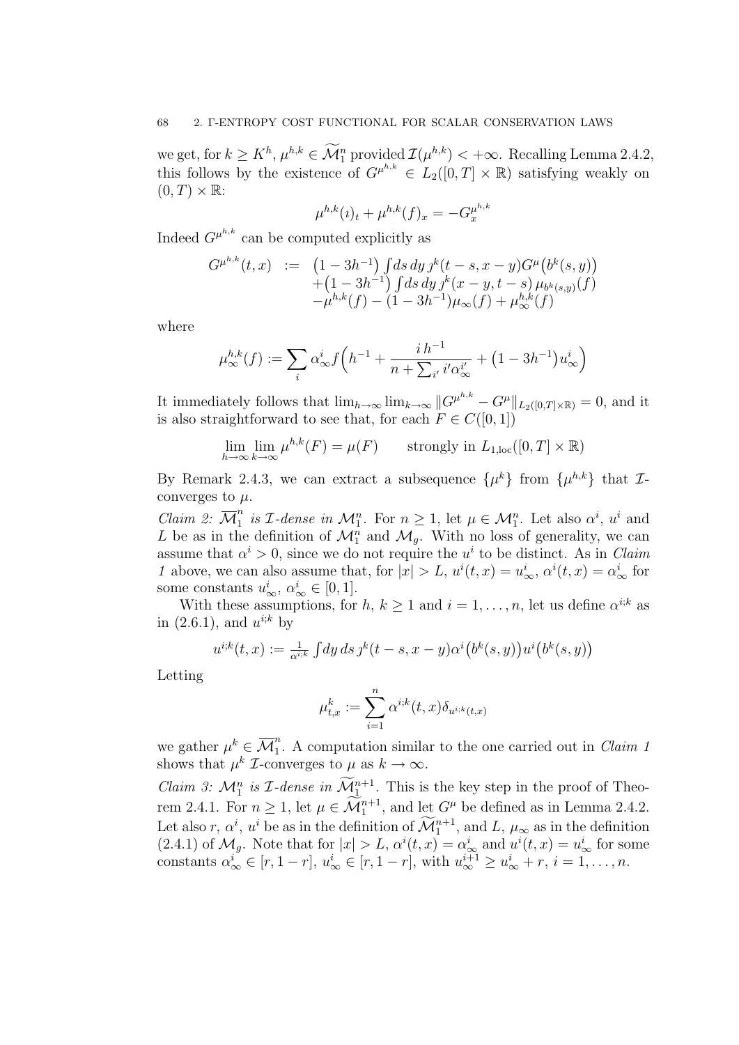we get, for $k \ge K^h$, $\mu^{h,k} \in \widetilde{\mathcal{M}}_1^n$ provided $\mathcal{I}(\mu^{h,k}) < +\infty$. Recalling Lemma 2.4.2, this follows by the existence of $G^{\mu^{h,k}} \in L_2([0,T] \times \mathbb{R})$ satisfying weakly on $(0,T) \times \mathbb{R}$:

$$\mu^{h,k}(\imath)_t + \mu^{h,k}(f)_x = -G_x^{\mu^{h,k}}$$

Indeed $G^{\mu^{h,k}}$ can be computed explicitly as

$$\begin{aligned} G^{\mu^{h,k}}(t,x) \;:=\; & \big(1-3h^{-1}\big) \int ds\, dy\, \jmath^k(t-s, x-y) G^{\mu}\big(b^k(s,y)\big) \\ & + \big(1-3h^{-1}\big) \int ds\, dy\, \jmath^k(x-y, t-s)\, \mu_{b^k(s,y)}(f) \\ & - \mu^{h,k}(f) - (1-3h^{-1})\mu_\infty(f) + \mu_\infty^{h,k}(f) \end{aligned}$$

where

$$\mu_\infty^{h,k}(f) := \sum_i \alpha_\infty^i f\Big(h^{-1} + \frac{i\, h^{-1}}{n + \sum_{i'} i' \alpha_\infty^{i'}} + \big(1-3h^{-1}\big) u_\infty^i\Big)$$

It immediately follows that $\lim_{h\to\infty} \lim_{k\to\infty} \| G^{\mu^{h,k}} - G^{\mu} \|_{L_2([0,T]\times\mathbb{R})} = 0$, and it is also straightforward to see that, for each $F \in C([0,1])$

$$\lim_{h\to\infty} \lim_{k\to\infty} \mu^{h,k}(F) = \mu(F) \qquad \text{strongly in } L_{1,\mathrm{loc}}([0,T]\times\mathbb{R})$$

By Remark 2.4.3, we can extract a subsequence $\{\mu^k\}$ from $\{\mu^{h,k}\}$ that $\mathcal{I}$-converges to $\mu$.

*Claim 2: $\overline{\mathcal{M}}_1^n$ is $\mathcal{I}$-dense in $\mathcal{M}_1^n$.* For $n \ge 1$, let $\mu \in \mathcal{M}_1^n$. Let also $\alpha^i$, $u^i$ and $L$ be as in the definition of $\mathcal{M}_1^n$ and $\mathcal{M}_g$. With no loss of generality, we can assume that $\alpha^i > 0$, since we do not require the $u^i$ to be distinct. As in *Claim 1* above, we can also assume that, for $|x| > L$, $u^i(t,x) = u_\infty^i$, $\alpha^i(t,x) = \alpha_\infty^i$ for some constants $u_\infty^i$, $\alpha_\infty^i \in [0,1]$.

With these assumptions, for $h$, $k \ge 1$ and $i = 1, \dots, n$, let us define $\alpha^{i;k}$ as in (2.6.1), and $u^{i;k}$ by

$$u^{i;k}(t,x) := \tfrac{1}{\alpha^{i;k}} \int dy\, ds\, \jmath^k(t-s, x-y) \alpha^i\big(b^k(s,y)\big) u^i\big(b^k(s,y)\big)$$

Letting

$$\mu_{t,x}^k := \sum_{i=1}^n \alpha^{i;k}(t,x) \delta_{u^{i;k}(t,x)}$$

we gather $\mu^k \in \overline{\mathcal{M}}_1^n$. A computation similar to the one carried out in *Claim 1* shows that $\mu^k$ $\mathcal{I}$-converges to $\mu$ as $k \to \infty$.

*Claim 3: $\mathcal{M}_1^n$ is $\mathcal{I}$-dense in $\widetilde{\mathcal{M}}_1^{n+1}$.* This is the key step in the proof of Theorem 2.4.1. For $n \ge 1$, let $\mu \in \widetilde{\mathcal{M}}_1^{n+1}$, and let $G^{\mu}$ be defined as in Lemma 2.4.2. Let also $r$, $\alpha^i$, $u^i$ be as in the definition of $\widetilde{\mathcal{M}}_1^{n+1}$, and $L$, $\mu_\infty$ as in the definition (2.4.1) of $\mathcal{M}_g$. Note that for $|x| > L$, $\alpha^i(t,x) = \alpha_\infty^i$ and $u^i(t,x) = u_\infty^i$ for some constants $\alpha_\infty^i \in [r, 1-r]$, $u_\infty^i \in [r, 1-r]$, with $u_\infty^{i+1} \ge u_\infty^i + r$, $i = 1, \dots, n$.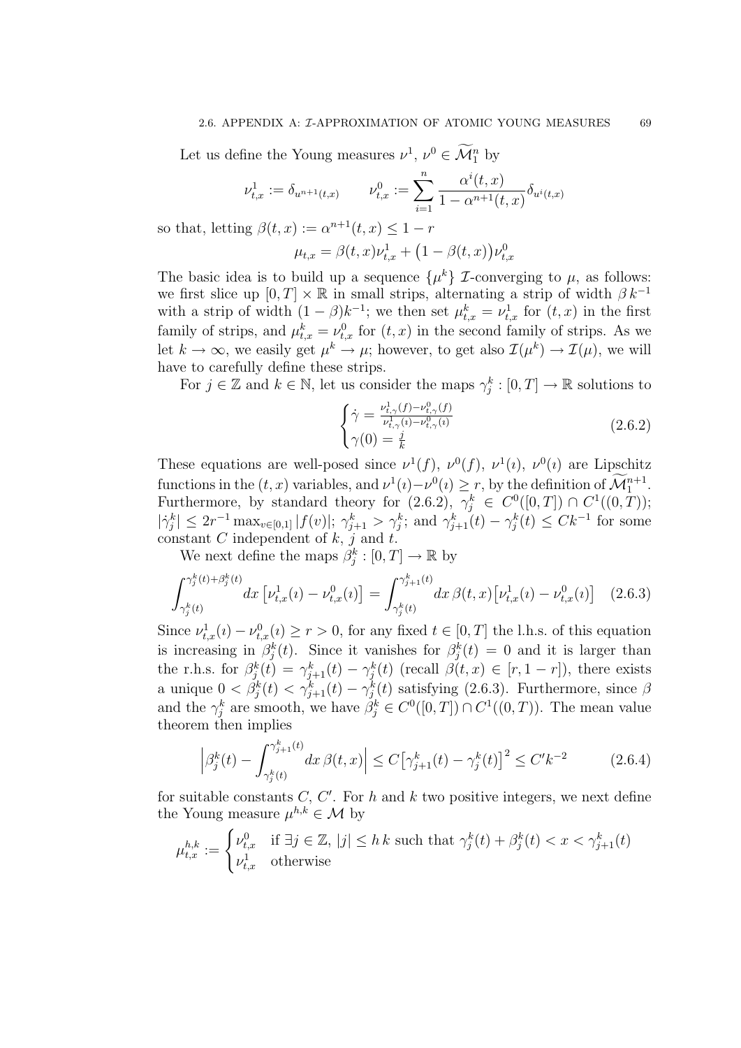Let us define the Young measures $\nu^1, \nu^0 \in \widetilde{\mathcal{M}}_1^n$ by

$$\nu^1_{t,x} := \delta_{u^{n+1}(t,x)} \qquad \nu^0_{t,x} := \sum_{i=1}^n \frac{\alpha^i(t,x)}{1-\alpha^{n+1}(t,x)} \delta_{u^i(t,x)}$$

so that, letting $\beta(t,x) := \alpha^{n+1}(t,x) \le 1-r$

$$\mu_{t,x} = \beta(t,x)\nu^1_{t,x} + \big(1-\beta(t,x)\big)\nu^0_{t,x}$$

The basic idea is to build up a sequence $\{\mu^k\}$ $\mathcal{I}$-converging to $\mu$, as follows: we first slice up $[0,T]\times\mathbb{R}$ in small strips, alternating a strip of width $\beta\, k^{-1}$ with a strip of width $(1-\beta)k^{-1}$; we then set $\mu^k_{t,x} = \nu^1_{t,x}$ for $(t,x)$ in the first family of strips, and $\mu^k_{t,x} = \nu^0_{t,x}$ for $(t,x)$ in the second family of strips. As we let $k\to\infty$, we easily get $\mu^k \to \mu$; however, to get also $\mathcal{I}(\mu^k)\to\mathcal{I}(\mu)$, we will have to carefully define these strips.

For $j\in\mathbb{Z}$ and $k\in\mathbb{N}$, let us consider the maps $\gamma^k_j : [0,T]\to\mathbb{R}$ solutions to

$$\begin{cases} \dot\gamma = \frac{\nu^1_{t,\gamma}(f)-\nu^0_{t,\gamma}(f)}{\nu^1_{t,\gamma}(\imath)-\nu^0_{t,\gamma}(\imath)} \\ \gamma(0) = \frac{j}{k} \end{cases} \tag{2.6.2}$$

These equations are well-posed since $\nu^1(f)$, $\nu^0(f)$, $\nu^1(\imath)$, $\nu^0(\imath)$ are Lipschitz functions in the $(t,x)$ variables, and $\nu^1(\imath)-\nu^0(\imath)\ge r$, by the definition of $\widetilde{\mathcal{M}}_1^{n+1}$. Furthermore, by standard theory for (2.6.2), $\gamma^k_j \in C^0([0,T])\cap C^1((0,T))$; $|\dot\gamma^k_j| \le 2r^{-1}\max_{v\in[0,1]}|f(v)|$; $\gamma^k_{j+1} > \gamma^k_j$; and $\gamma^k_{j+1}(t)-\gamma^k_j(t)\le Ck^{-1}$ for some constant $C$ independent of $k$, $j$ and $t$.

We next define the maps $\beta^k_j : [0,T]\to\mathbb{R}$ by

$$\int_{\gamma^k_j(t)}^{\gamma^k_j(t)+\beta^k_j(t)} dx\,\big[\nu^1_{t,x}(\imath)-\nu^0_{t,x}(\imath)\big] = \int_{\gamma^k_j(t)}^{\gamma^k_{j+1}(t)} dx\,\beta(t,x)\big[\nu^1_{t,x}(\imath)-\nu^0_{t,x}(\imath)\big] \tag{2.6.3}$$

Since $\nu^1_{t,x}(\imath)-\nu^0_{t,x}(\imath)\ge r>0$, for any fixed $t\in[0,T]$ the l.h.s. of this equation is increasing in $\beta^k_j(t)$. Since it vanishes for $\beta^k_j(t)=0$ and it is larger than the r.h.s. for $\beta^k_j(t)=\gamma^k_{j+1}(t)-\gamma^k_j(t)$ (recall $\beta(t,x)\in[r,1-r]$), there exists a unique $0<\beta^k_j(t)<\gamma^k_{j+1}(t)-\gamma^k_j(t)$ satisfying (2.6.3). Furthermore, since $\beta$ and the $\gamma^k_j$ are smooth, we have $\beta^k_j\in C^0([0,T])\cap C^1((0,T))$. The mean value theorem then implies

$$\Big|\beta^k_j(t) - \int_{\gamma^k_j(t)}^{\gamma^k_{j+1}(t)} dx\,\beta(t,x)\Big| \le C\big[\gamma^k_{j+1}(t)-\gamma^k_j(t)\big]^2 \le C' k^{-2} \tag{2.6.4}$$

for suitable constants $C$, $C'$. For $h$ and $k$ two positive integers, we next define the Young measure $\mu^{h,k}\in\mathcal{M}$ by

$$\mu^{h,k}_{t,x} := \begin{cases} \nu^0_{t,x} & \text{if } \exists j\in\mathbb{Z},\ |j|\le h\,k \text{ such that } \gamma^k_j(t)+\beta^k_j(t) < x < \gamma^k_{j+1}(t) \\ \nu^1_{t,x} & \text{otherwise} \end{cases}$$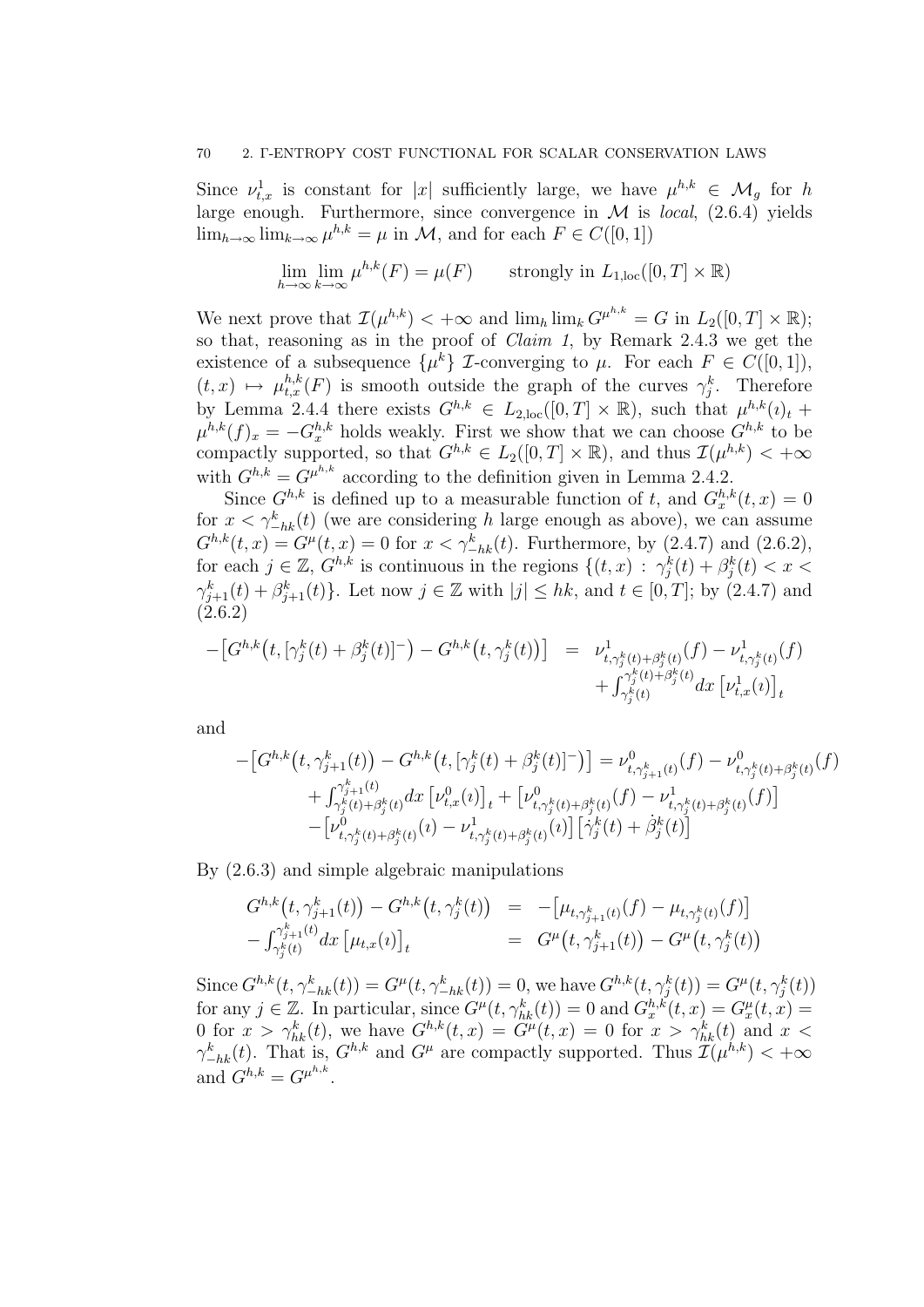Since $\nu^1_{t,x}$ is constant for $|x|$ sufficiently large, we have $\mu^{h,k} \in \mathcal{M}_g$ for $h$ large enough. Furthermore, since convergence in $\mathcal{M}$ is *local*, (2.6.4) yields $\lim_{h\to\infty}\lim_{k\to\infty}\mu^{h,k} = \mu$ in $\mathcal{M}$, and for each $F \in C([0,1])$

$$\lim_{h\to\infty}\lim_{k\to\infty}\mu^{h,k}(F) = \mu(F) \qquad \text{strongly in } L_{1,\mathrm{loc}}([0,T]\times\mathbb{R})$$

We next prove that $\mathcal{I}(\mu^{h,k}) < +\infty$ and $\lim_h \lim_k G^{\mu^{h,k}} = G$ in $L_2([0,T]\times\mathbb{R})$; so that, reasoning as in the proof of *Claim 1*, by Remark 2.4.3 we get the existence of a subsequence $\{\mu^k\}$ $\mathcal{I}$-converging to $\mu$. For each $F \in C([0,1])$, $(t,x) \mapsto \mu^{h,k}_{t,x}(F)$ is smooth outside the graph of the curves $\gamma^k_j$. Therefore by Lemma 2.4.4 there exists $G^{h,k} \in L_{2,\mathrm{loc}}([0,T]\times\mathbb{R})$, such that $\mu^{h,k}(\imath)_t + \mu^{h,k}(f)_x = -G^{h,k}_x$ holds weakly. First we show that we can choose $G^{h,k}$ to be compactly supported, so that $G^{h,k} \in L_2([0,T]\times\mathbb{R})$, and thus $\mathcal{I}(\mu^{h,k}) < +\infty$ with $G^{h,k} = G^{\mu^{h,k}}$ according to the definition given in Lemma 2.4.2.

Since $G^{h,k}$ is defined up to a measurable function of $t$, and $G^{h,k}_x(t,x) = 0$ for $x < \gamma^k_{-hk}(t)$ (we are considering $h$ large enough as above), we can assume $G^{h,k}(t,x) = G^{\mu}(t,x) = 0$ for $x < \gamma^k_{-hk}(t)$. Furthermore, by (2.4.7) and (2.6.2), for each $j \in \mathbb{Z}$, $G^{h,k}$ is continuous in the regions $\{(t,x)\,:\,\gamma^k_j(t)+\beta^k_j(t) < x < \gamma^k_{j+1}(t)+\beta^k_{j+1}(t)\}$. Let now $j \in \mathbb{Z}$ with $|j| \le hk$, and $t \in [0,T]$; by (2.4.7) and (2.6.2)

$$-\big[G^{h,k}\big(t,[\gamma^k_j(t)+\beta^k_j(t)]^-\big) - G^{h,k}\big(t,\gamma^k_j(t)\big)\big] \;=\; \nu^1_{t,\gamma^k_j(t)+\beta^k_j(t)}(f) - \nu^1_{t,\gamma^k_j(t)}(f) + \int_{\gamma^k_j(t)}^{\gamma^k_j(t)+\beta^k_j(t)} dx\,\big[\nu^1_{t,x}(\imath)\big]_t$$

and

$$\begin{aligned}
-\big[G^{h,k}\big(t,\gamma^k_{j+1}(t)\big) - G^{h,k}\big(t,[\gamma^k_j(t)+\beta^k_j(t)]^-\big)\big] &= \nu^0_{t,\gamma^k_{j+1}(t)}(f) - \nu^0_{t,\gamma^k_j(t)+\beta^k_j(t)}(f) \\
&\quad + \int_{\gamma^k_j(t)+\beta^k_j(t)}^{\gamma^k_{j+1}(t)} dx\,\big[\nu^0_{t,x}(\imath)\big]_t + \big[\nu^0_{t,\gamma^k_j(t)+\beta^k_j(t)}(f) - \nu^1_{t,\gamma^k_j(t)+\beta^k_j(t)}(f)\big] \\
&\quad - \big[\nu^0_{t,\gamma^k_j(t)+\beta^k_j(t)}(\imath) - \nu^1_{t,\gamma^k_j(t)+\beta^k_j(t)}(\imath)\big]\big[\dot\gamma^k_j(t)+\dot\beta^k_j(t)\big]
\end{aligned}$$

By (2.6.3) and simple algebraic manipulations

$$\begin{aligned}
G^{h,k}\big(t,\gamma^k_{j+1}(t)\big) - G^{h,k}\big(t,\gamma^k_j(t)\big) &= -\big[\mu_{t,\gamma^k_{j+1}(t)}(f) - \mu_{t,\gamma^k_j(t)}(f)\big] \\
- \int_{\gamma^k_j(t)}^{\gamma^k_{j+1}(t)} dx\,\big[\mu_{t,x}(\imath)\big]_t &= G^{\mu}\big(t,\gamma^k_{j+1}(t)\big) - G^{\mu}\big(t,\gamma^k_j(t)\big)
\end{aligned}$$

Since $G^{h,k}(t,\gamma^k_{-hk}(t)) = G^{\mu}(t,\gamma^k_{-hk}(t)) = 0$, we have $G^{h,k}(t,\gamma^k_j(t)) = G^{\mu}(t,\gamma^k_j(t))$ for any $j \in \mathbb{Z}$. In particular, since $G^{\mu}(t,\gamma^k_{hk}(t)) = 0$ and $G^{h,k}_x(t,x) = G^{\mu}_x(t,x) = 0$ for $x > \gamma^k_{hk}(t)$, we have $G^{h,k}(t,x) = G^{\mu}(t,x) = 0$ for $x > \gamma^k_{hk}(t)$ and $x < \gamma^k_{-hk}(t)$. That is, $G^{h,k}$ and $G^{\mu}$ are compactly supported. Thus $\mathcal{I}(\mu^{h,k}) < +\infty$ and $G^{h,k} = G^{\mu^{h,k}}$.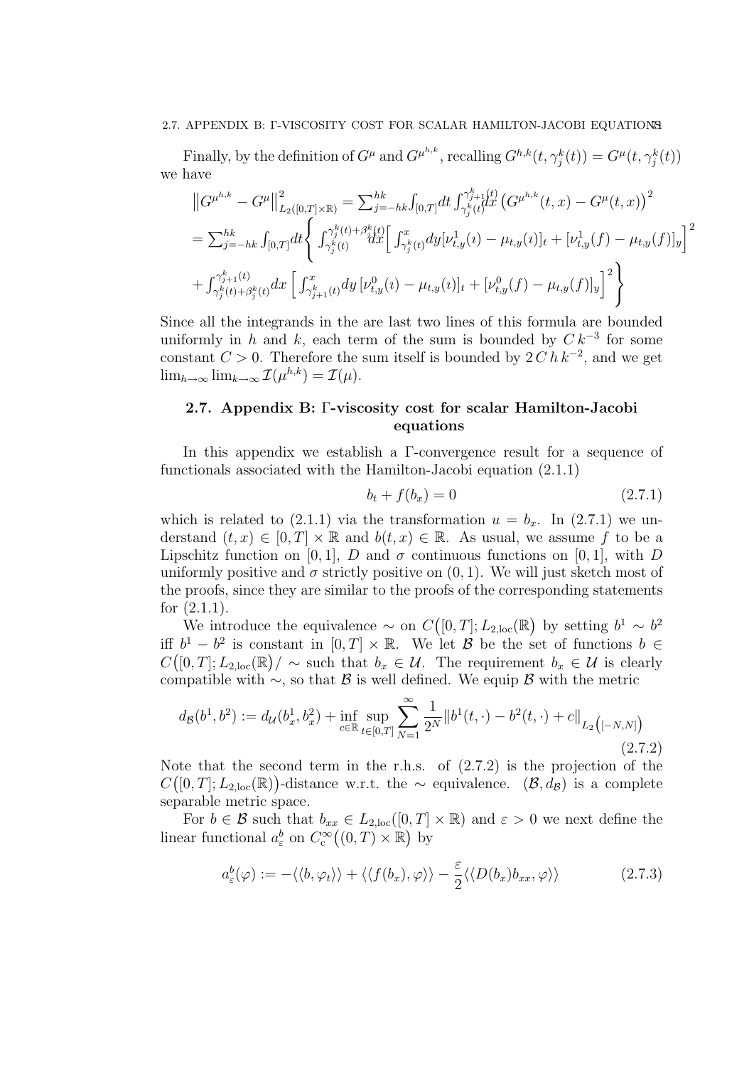Finally, by the definition of $G^\mu$ and $G^{\mu^{h,k}}$, recalling $G^{h,k}(t,\gamma_j^k(t)) = G^\mu(t,\gamma_j^k(t))$ we have

$$
\begin{aligned}
&\big\|G^{\mu^{h,k}} - G^\mu\big\|^2_{L_2([0,T]\times\mathbb{R})} = \sum_{j=-hk}^{hk}\int_{[0,T]}dt\int_{\gamma_j^k(t)}^{\gamma_{j+1}^k(t)}dx\,\big(G^{\mu^{h,k}}(t,x) - G^\mu(t,x)\big)^2\\
&= \sum_{j=-hk}^{hk}\int_{[0,T]}dt\Bigg\{\int_{\gamma_j^k(t)}^{\gamma_j^k(t)+\beta_j^k(t)}dx\Big[\int_{\gamma_j^k(t)}^{x}dy[\nu_{t,y}^1(\imath) - \mu_{t,y}(\imath)]_t + [\nu_{t,y}^1(f) - \mu_{t,y}(f)]_y\Big]^2\\
&+\int_{\gamma_j^k(t)+\beta_j^k(t)}^{\gamma_{j+1}^k(t)}dx\,\Big[\int_{\gamma_{j+1}^k(t)}^{x}dy\,[\nu_{t,y}^0(\imath) - \mu_{t,y}(\imath)]_t + [\nu_{t,y}^0(f) - \mu_{t,y}(f)]_y\Big]^2\Bigg\}
\end{aligned}
$$

Since all the integrands in the are last two lines of this formula are bounded uniformly in $h$ and $k$, each term of the sum is bounded by $C\,k^{-3}$ for some constant $C>0$. Therefore the sum itself is bounded by $2\,C\,h\,k^{-2}$, and we get $\lim_{h\to\infty}\lim_{k\to\infty}\mathcal{I}(\mu^{h,k}) = \mathcal{I}(\mu)$.

## 2.7. Appendix B: Γ-viscosity cost for scalar Hamilton-Jacobi equations

In this appendix we establish a Γ-convergence result for a sequence of functionals associated with the Hamilton-Jacobi equation (2.1.1)

$$
b_t + f(b_x) = 0 \tag{2.7.1}
$$

which is related to (2.1.1) via the transformation $u = b_x$. In (2.7.1) we understand $(t,x)\in[0,T]\times\mathbb{R}$ and $b(t,x)\in\mathbb{R}$. As usual, we assume $f$ to be a Lipschitz function on $[0,1]$, $D$ and $\sigma$ continuous functions on $[0,1]$, with $D$ uniformly positive and $\sigma$ strictly positive on $(0,1)$. We will just sketch most of the proofs, since they are similar to the proofs of the corresponding statements for (2.1.1).

We introduce the equivalence $\sim$ on $C\big([0,T];L_{2,\mathrm{loc}}(\mathbb{R}\big)$ by setting $b^1\sim b^2$ iff $b^1 - b^2$ is constant in $[0,T]\times\mathbb{R}$. We let $\mathcal{B}$ be the set of functions $b\in C\big([0,T];L_{2,\mathrm{loc}}(\mathbb{R})\big)/\sim$ such that $b_x\in\mathcal{U}$. The requirement $b_x\in\mathcal{U}$ is clearly compatible with $\sim$, so that $\mathcal{B}$ is well defined. We equip $\mathcal{B}$ with the metric

$$
d_{\mathcal{B}}(b^1,b^2) := d_{\mathcal{U}}(b^1_x,b^2_x) + \inf_{c\in\mathbb{R}}\sup_{t\in[0,T]}\sum_{N=1}^{\infty}\frac{1}{2^N}\|b^1(t,\cdot) - b^2(t,\cdot) + c\|_{L_2\left([-N,N]\right)} \tag{2.7.2}
$$

Note that the second term in the r.h.s. of (2.7.2) is the projection of the $C\big([0,T];L_{2,\mathrm{loc}}(\mathbb{R})\big)$-distance w.r.t. the $\sim$ equivalence. $(\mathcal{B},d_{\mathcal{B}})$ is a complete separable metric space.

For $b\in\mathcal{B}$ such that $b_{xx}\in L_{2,\mathrm{loc}}([0,T]\times\mathbb{R})$ and $\varepsilon>0$ we next define the linear functional $a^b_\varepsilon$ on $C^\infty_{\mathrm{c}}\big((0,T)\times\mathbb{R}\big)$ by

$$
a^b_\varepsilon(\varphi) := -\langle\langle b,\varphi_t\rangle\rangle + \langle\langle f(b_x),\varphi\rangle\rangle - \frac{\varepsilon}{2}\langle\langle D(b_x)b_{xx},\varphi\rangle\rangle \tag{2.7.3}
$$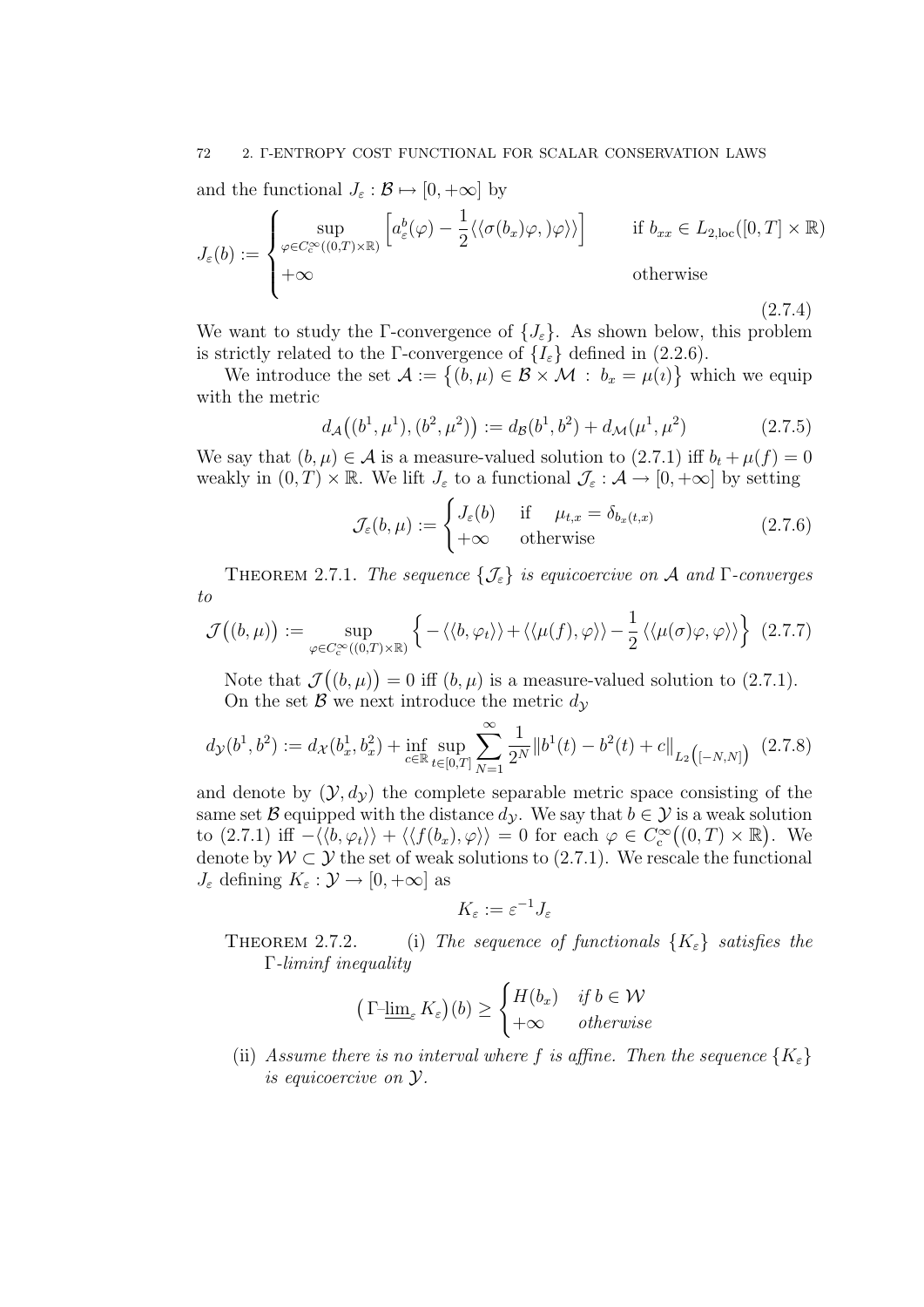and the functional $J_\varepsilon : \mathcal{B} \mapsto [0, +\infty]$ by

$$J_\varepsilon(b) := \begin{cases} \sup\limits_{\varphi \in C_c^\infty((0,T)\times\mathbb{R})} \Big[ a_\varepsilon^b(\varphi) - \frac{1}{2} \langle\langle \sigma(b_x)\varphi, )\varphi \rangle\rangle \Big] & \text{if } b_{xx} \in L_{2,\text{loc}}([0,T] \times \mathbb{R}) \\ +\infty & \text{otherwise} \end{cases} \tag{2.7.4}$$

We want to study the Γ-convergence of $\{J_\varepsilon\}$. As shown below, this problem is strictly related to the Γ-convergence of $\{I_\varepsilon\}$ defined in (2.2.6).

We introduce the set $\mathcal{A} := \big\{(b, \mu) \in \mathcal{B} \times \mathcal{M} \,:\, b_x = \mu(\imath)\big\}$ which we equip with the metric

$$d_{\mathcal{A}}\big((b^1, \mu^1), (b^2, \mu^2)\big) := d_{\mathcal{B}}(b^1, b^2) + d_{\mathcal{M}}(\mu^1, \mu^2) \tag{2.7.5}$$

We say that $(b, \mu) \in \mathcal{A}$ is a measure-valued solution to (2.7.1) iff $b_t + \mu(f) = 0$ weakly in $(0, T) \times \mathbb{R}$. We lift $J_\varepsilon$ to a functional $\mathcal{J}_\varepsilon : \mathcal{A} \to [0, +\infty]$ by setting

$$\mathcal{J}_\varepsilon(b, \mu) := \begin{cases} J_\varepsilon(b) & \text{if} \quad \mu_{t,x} = \delta_{b_x(t,x)} \\ +\infty & \text{otherwise} \end{cases} \tag{2.7.6}$$

THEOREM 2.7.1. *The sequence $\{\mathcal{J}_\varepsilon\}$ is equicoercive on $\mathcal{A}$ and Γ-converges to*

$$\mathcal{J}\big((b, \mu)\big) := \sup_{\varphi \in C_c^\infty((0,T)\times\mathbb{R})} \Big\{ -\langle\langle b, \varphi_t \rangle\rangle + \langle\langle \mu(f), \varphi \rangle\rangle - \frac{1}{2} \langle\langle \mu(\sigma)\varphi, \varphi \rangle\rangle \Big\} \tag{2.7.7}$$

Note that $\mathcal{J}\big((b, \mu)\big) = 0$ iff $(b, \mu)$ is a measure-valued solution to (2.7.1).

On the set $\mathcal{B}$ we next introduce the metric $d_{\mathcal{Y}}$

$$d_{\mathcal{Y}}(b^1, b^2) := d_{\mathcal{X}}(b_x^1, b_x^2) + \inf_{c \in \mathbb{R}} \sup_{t \in [0,T]} \sum_{N=1}^\infty \frac{1}{2^N} \|b^1(t) - b^2(t) + c\|_{L_2\left([-N,N]\right)} \tag{2.7.8}$$

and denote by $(\mathcal{Y}, d_{\mathcal{Y}})$ the complete separable metric space consisting of the same set $\mathcal{B}$ equipped with the distance $d_{\mathcal{Y}}$. We say that $b \in \mathcal{Y}$ is a weak solution to (2.7.1) iff $-\langle\langle b, \varphi_t \rangle\rangle + \langle\langle f(b_x), \varphi \rangle\rangle = 0$ for each $\varphi \in C_c^\infty\big((0, T) \times \mathbb{R}\big)$. We denote by $\mathcal{W} \subset \mathcal{Y}$ the set of weak solutions to (2.7.1). We rescale the functional $J_\varepsilon$ defining $K_\varepsilon : \mathcal{Y} \to [0, +\infty]$ as

$$K_\varepsilon := \varepsilon^{-1} J_\varepsilon$$

THEOREM 2.7.2. (i) *The sequence of functionals $\{K_\varepsilon\}$ satisfies the Γ-liminf inequality*

$$\big(\Gamma\text{-}\underline{\lim}_\varepsilon\, K_\varepsilon\big)(b) \geq \begin{cases} H(b_x) & \text{if } b \in \mathcal{W} \\ +\infty & \text{otherwise} \end{cases}$$

(ii) *Assume there is no interval where $f$ is affine. Then the sequence $\{K_\varepsilon\}$ is equicoercive on $\mathcal{Y}$.*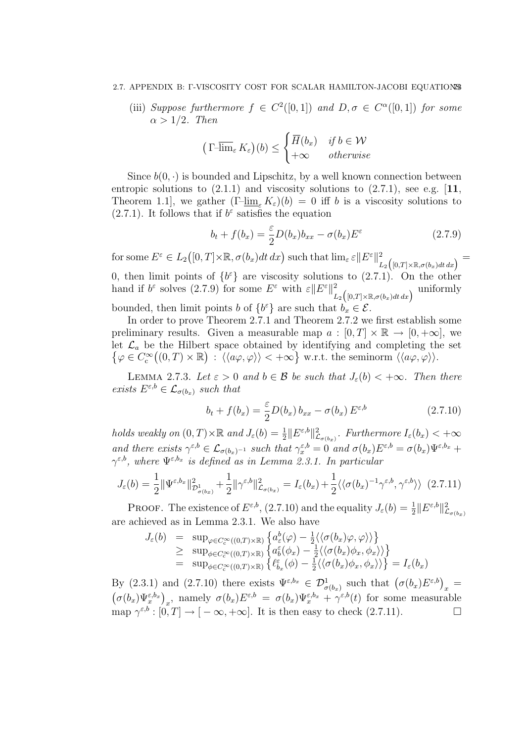(iii) *Suppose furthermore $f \in C^2([0,1])$ and $D, \sigma \in C^\alpha([0,1])$ for some $\alpha > 1/2$. Then*

$$\big(\Gamma\text{-}\overline{\lim}_\varepsilon\, K_\varepsilon\big)(b) \le \begin{cases} \overline{H}(b_x) & \text{if } b \in \mathcal{W} \\ +\infty & \text{otherwise} \end{cases}$$

Since $b(0,\cdot)$ is bounded and Lipschitz, by a well known connection between entropic solutions to (2.1.1) and viscosity solutions to (2.7.1), see e.g. [**11**, Theorem 1.1], we gather $(\Gamma\text{-}\underline{\lim}_\varepsilon\, K_\varepsilon)(b) = 0$ iff $b$ is a viscosity solutions to (2.7.1). It follows that if $b^\varepsilon$ satisfies the equation

$$b_t + f(b_x) = \frac{\varepsilon}{2} D(b_x) b_{xx} - \sigma(b_x) E^\varepsilon \tag{2.7.9}$$

for some $E^\varepsilon \in L_2\big([0,T]\times\mathbb{R}, \sigma(b_x)dt\,dx\big)$ such that $\lim_\varepsilon \varepsilon \|E^\varepsilon\|^2_{L_2\left([0,T]\times\mathbb{R},\sigma(b_x)dt\,dx\right)} = 0$, then limit points of $\{b^\varepsilon\}$ are viscosity solutions to (2.7.1). On the other hand if $b^\varepsilon$ solves (2.7.9) for some $E^\varepsilon$ with $\varepsilon\|E^\varepsilon\|^2_{L_2\left([0,T]\times\mathbb{R},\sigma(b_x)dt\,dx\right)}$ uniformly bounded, then limit points $b$ of $\{b^\varepsilon\}$ are such that $b_x \in \mathcal{E}$.

In order to prove Theorem 2.7.1 and Theorem 2.7.2 we first establish some preliminary results. Given a measurable map $a : [0,T]\times\mathbb{R} \to [0,+\infty]$, we let $\mathcal{L}_a$ be the Hilbert space obtained by identifying and completing the set $\big\{\varphi \in C^\infty_c\big((0,T)\times\mathbb{R}\big) \,:\, \langle\langle a\varphi,\varphi\rangle\rangle < +\infty\big\}$ w.r.t. the seminorm $\langle\langle a\varphi,\varphi\rangle\rangle$.

Lemma 2.7.3. *Let $\varepsilon > 0$ and $b \in \mathcal{B}$ be such that $J_\varepsilon(b) < +\infty$. Then there exists $E^{\varepsilon,b} \in \mathcal{L}_{\sigma(b_x)}$ such that*

$$b_t + f(b_x) = \frac{\varepsilon}{2} D(b_x)\, b_{xx} - \sigma(b_x)\, E^{\varepsilon,b} \tag{2.7.10}$$

*holds weakly on $(0,T)\times\mathbb{R}$ and $J_\varepsilon(b) = \frac{1}{2}\|E^{\varepsilon,b}\|^2_{\mathcal{L}_{\sigma(b_x)}}$. Furthermore $I_\varepsilon(b_x) < +\infty$ and there exists $\gamma^{\varepsilon,b} \in \mathcal{L}_{\sigma(b_x)^{-1}}$ such that $\gamma^{\varepsilon,b}_x = 0$ and $\sigma(b_x)E^{\varepsilon,b} = \sigma(b_x)\Psi^{\varepsilon,b_x} + \gamma^{\varepsilon,b}$, where $\Psi^{\varepsilon,b_x}$ is defined as in Lemma 2.3.1. In particular*

$$J_\varepsilon(b) = \frac{1}{2}\|\Psi^{\varepsilon,b_x}\|^2_{\mathcal{D}^1_{\sigma(b_x)}} + \frac{1}{2}\|\gamma^{\varepsilon,b}\|^2_{\mathcal{L}_{\sigma(b_x)}} = I_\varepsilon(b_x) + \frac{1}{2}\langle\langle \sigma(b_x)^{-1}\gamma^{\varepsilon,b}, \gamma^{\varepsilon,b}\rangle\rangle \tag{2.7.11}$$

Proof. The existence of $E^{\varepsilon,b}$, (2.7.10) and the equality $J_\varepsilon(b) = \frac{1}{2}\|E^{\varepsilon,b}\|^2_{\mathcal{L}_{\sigma(b_x)}}$ are achieved as in Lemma 2.3.1. We also have

$$\begin{aligned} J_\varepsilon(b) &= \sup_{\varphi\in C^\infty_c((0,T)\times\mathbb{R})} \left\{ a^b_\varepsilon(\varphi) - \tfrac{1}{2}\langle\langle\sigma(b_x)\varphi,\varphi\rangle\rangle \right\} \\ &\ge \sup_{\phi\in C^\infty_c((0,T)\times\mathbb{R})} \left\{ a^b_\varepsilon(\phi_x) - \tfrac{1}{2}\langle\langle\sigma(b_x)\phi_x,\phi_x\rangle\rangle \right\} \\ &= \sup_{\phi\in C^\infty_c((0,T)\times\mathbb{R})} \left\{ \ell^\varepsilon_{b_x}(\phi) - \tfrac{1}{2}\langle\langle\sigma(b_x)\phi_x,\phi_x\rangle\rangle \right\} = I_\varepsilon(b_x) \end{aligned}$$

By (2.3.1) and (2.7.10) there exists $\Psi^{\varepsilon,b_x} \in \mathcal{D}^1_{\sigma(b_x)}$ such that $\big(\sigma(b_x)E^{\varepsilon,b}\big)_x = \big(\sigma(b_x)\Psi^{\varepsilon,b_x}_x\big)_x$, namely $\sigma(b_x)E^{\varepsilon,b} = \sigma(b_x)\Psi^{\varepsilon,b_x}_x + \gamma^{\varepsilon,b}(t)$ for some measurable map $\gamma^{\varepsilon,b} : [0,T] \to [-\infty,+\infty]$. It is then easy to check (2.7.11). ☐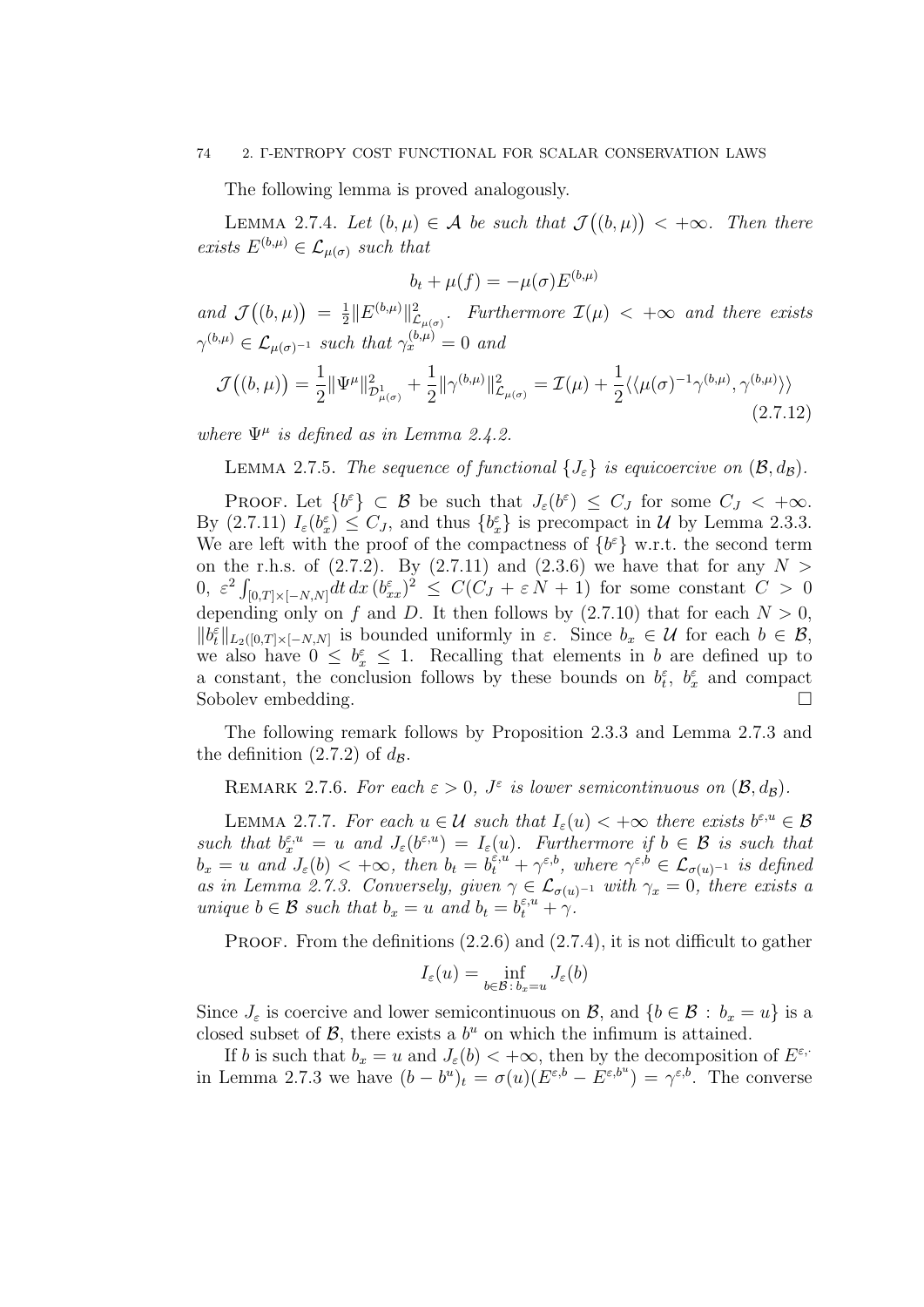The following lemma is proved analogously.

Lemma 2.7.4. *Let $(b, \mu) \in \mathcal{A}$ be such that $\mathcal{J}\big((b,\mu)\big) < +\infty$. Then there exists $E^{(b,\mu)} \in \mathcal{L}_{\mu(\sigma)}$ such that*

$$b_t + \mu(f) = -\mu(\sigma) E^{(b,\mu)}$$

*and $\mathcal{J}\big((b,\mu)\big) = \frac{1}{2}\|E^{(b,\mu)}\|^2_{\mathcal{L}_{\mu(\sigma)}}$. Furthermore $\mathcal{I}(\mu) < +\infty$ and there exists $\gamma^{(b,\mu)} \in \mathcal{L}_{\mu(\sigma)^{-1}}$ such that $\gamma^{(b,\mu)}_x = 0$ and*

$$\mathcal{J}\big((b,\mu)\big) = \frac{1}{2}\|\Psi^{\mu}\|^2_{\mathcal{D}^1_{\mu(\sigma)}} + \frac{1}{2}\|\gamma^{(b,\mu)}\|^2_{\mathcal{L}_{\mu(\sigma)}} = \mathcal{I}(\mu) + \frac{1}{2}\langle\langle \mu(\sigma)^{-1}\gamma^{(b,\mu)}, \gamma^{(b,\mu)}\rangle\rangle \tag{2.7.12}$$

*where $\Psi^\mu$ is defined as in Lemma 2.4.2.*

Lemma 2.7.5. *The sequence of functional $\{J_\varepsilon\}$ is equicoercive on $(\mathcal{B}, d_{\mathcal{B}})$.*

Proof. Let $\{b^\varepsilon\} \subset \mathcal{B}$ be such that $J_\varepsilon(b^\varepsilon) \le C_J$ for some $C_J < +\infty$. By (2.7.11) $I_\varepsilon(b^\varepsilon_x) \le C_J$, and thus $\{b^\varepsilon_x\}$ is precompact in $\mathcal{U}$ by Lemma 2.3.3. We are left with the proof of the compactness of $\{b^\varepsilon\}$ w.r.t. the second term on the r.h.s. of (2.7.2). By (2.7.11) and (2.3.6) we have that for any $N > 0$, $\varepsilon^2 \int_{[0,T]\times[-N,N]} dt\, dx\, (b^\varepsilon_{xx})^2 \le C(C_J + \varepsilon N + 1)$ for some constant $C > 0$ depending only on $f$ and $D$. It then follows by (2.7.10) that for each $N > 0$, $\|b^\varepsilon_t\|_{L_2([0,T]\times[-N,N]}$ is bounded uniformly in $\varepsilon$. Since $b_x \in \mathcal{U}$ for each $b \in \mathcal{B}$, we also have $0 \le b^\varepsilon_x \le 1$. Recalling that elements in $b$ are defined up to a constant, the conclusion follows by these bounds on $b^\varepsilon_t$, $b^\varepsilon_x$ and compact Sobolev embedding. □

The following remark follows by Proposition 2.3.3 and Lemma 2.7.3 and the definition (2.7.2) of $d_{\mathcal{B}}$.

Remark 2.7.6. *For each $\varepsilon > 0$, $J^\varepsilon$ is lower semicontinuous on $(\mathcal{B}, d_{\mathcal{B}})$.*

Lemma 2.7.7. *For each $u \in \mathcal{U}$ such that $I_\varepsilon(u) < +\infty$ there exists $b^{\varepsilon,u} \in \mathcal{B}$ such that $b^{\varepsilon,u}_x = u$ and $J_\varepsilon(b^{\varepsilon,u}) = I_\varepsilon(u)$. Furthermore if $b \in \mathcal{B}$ is such that $b_x = u$ and $J_\varepsilon(b) < +\infty$, then $b_t = b^{\varepsilon,u}_t + \gamma^{\varepsilon,b}$, where $\gamma^{\varepsilon,b} \in \mathcal{L}_{\sigma(u)^{-1}}$ is defined as in Lemma 2.7.3. Conversely, given $\gamma \in \mathcal{L}_{\sigma(u)^{-1}}$ with $\gamma_x = 0$, there exists a unique $b \in \mathcal{B}$ such that $b_x = u$ and $b_t = b^{\varepsilon,u}_t + \gamma$.*

Proof. From the definitions (2.2.6) and (2.7.4), it is not difficult to gather

$$I_\varepsilon(u) = \inf_{b \in \mathcal{B}\,:\, b_x = u} J_\varepsilon(b)$$

Since $J_\varepsilon$ is coercive and lower semicontinuous on $\mathcal{B}$, and $\{b \in \mathcal{B} \,:\, b_x = u\}$ is a closed subset of $\mathcal{B}$, there exists a $b^u$ on which the infimum is attained.

If $b$ is such that $b_x = u$ and $J_\varepsilon(b) < +\infty$, then by the decomposition of $E^{\varepsilon,\cdot}$ in Lemma 2.7.3 we have $(b - b^u)_t = \sigma(u)(E^{\varepsilon,b} - E^{\varepsilon,b^u}) = \gamma^{\varepsilon,b}$. The converse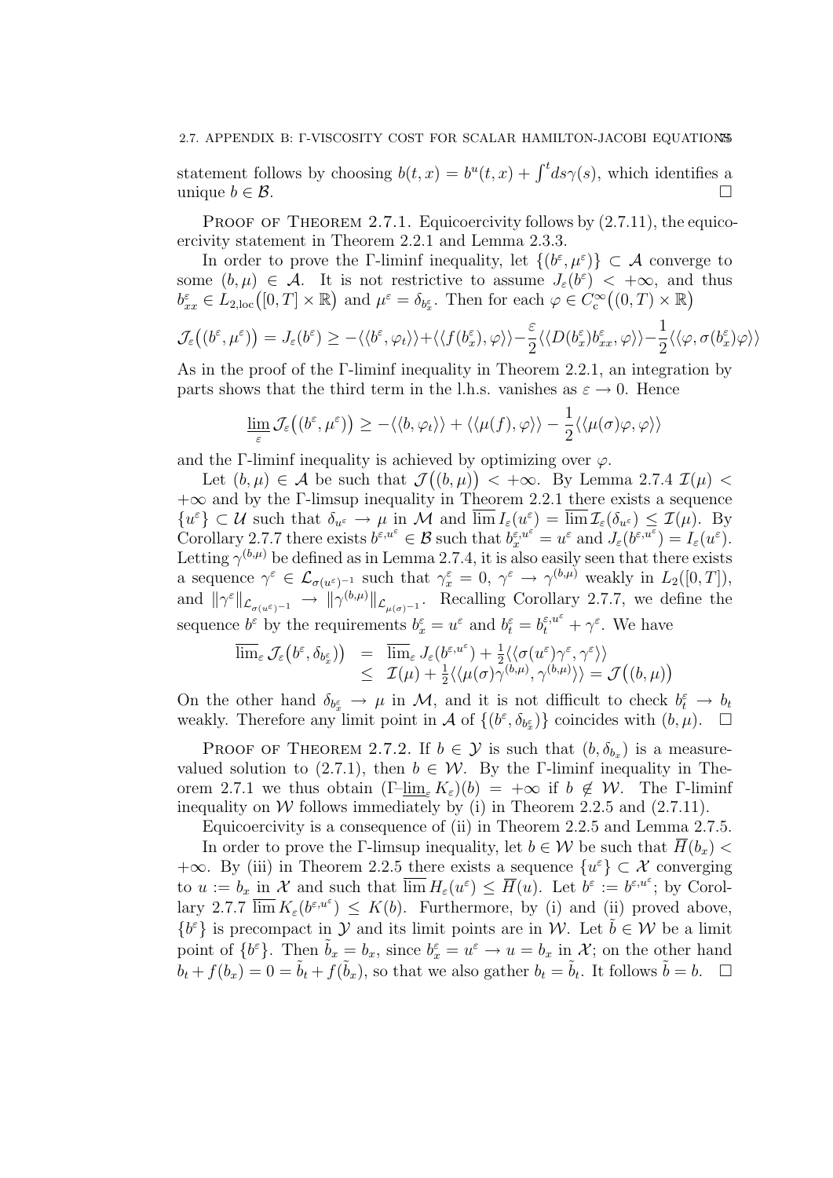statement follows by choosing $b(t,x) = b^u(t,x) + \int^t ds\gamma(s)$, which identifies a unique $b \in \mathcal{B}$. $\square$

PROOF OF THEOREM 2.7.1. Equicoercivity follows by (2.7.11), the equicoercivity statement in Theorem 2.2.1 and Lemma 2.3.3.

In order to prove the Γ-liminf inequality, let $\{(b^\varepsilon, \mu^\varepsilon)\} \subset \mathcal{A}$ converge to some $(b,\mu) \in \mathcal{A}$. It is not restrictive to assume $J_\varepsilon(b^\varepsilon) < +\infty$, and thus $b^\varepsilon_{xx} \in L_{2,\mathrm{loc}}\big([0,T]\times\mathbb{R}\big)$ and $\mu^\varepsilon = \delta_{b^\varepsilon_x}$. Then for each $\varphi \in C^\infty_c\big((0,T)\times\mathbb{R}\big)$

$$\mathcal{J}_\varepsilon\big((b^\varepsilon,\mu^\varepsilon)\big) = J_\varepsilon(b^\varepsilon) \ge -\langle\langle b^\varepsilon, \varphi_t\rangle\rangle + \langle\langle f(b^\varepsilon_x), \varphi\rangle\rangle - \frac{\varepsilon}{2}\langle\langle D(b^\varepsilon_x) b^\varepsilon_{xx}, \varphi\rangle\rangle - \frac{1}{2}\langle\langle \varphi, \sigma(b^\varepsilon_x)\varphi\rangle\rangle$$

As in the proof of the Γ-liminf inequality in Theorem 2.2.1, an integration by parts shows that the third term in the l.h.s. vanishes as $\varepsilon \to 0$. Hence

$$\varliminf_\varepsilon \mathcal{J}_\varepsilon\big((b^\varepsilon,\mu^\varepsilon)\big) \ge -\langle\langle b, \varphi_t\rangle\rangle + \langle\langle \mu(f), \varphi\rangle\rangle - \frac{1}{2}\langle\langle \mu(\sigma)\varphi, \varphi\rangle\rangle$$

and the Γ-liminf inequality is achieved by optimizing over $\varphi$.

Let $(b,\mu) \in \mathcal{A}$ be such that $\mathcal{J}\big((b,\mu)\big) < +\infty$. By Lemma 2.7.4 $\mathcal{I}(\mu) < +\infty$ and by the Γ-limsup inequality in Theorem 2.2.1 there exists a sequence $\{u^\varepsilon\} \subset \mathcal{U}$ such that $\delta_{u^\varepsilon} \to \mu$ in $\mathcal{M}$ and $\varlimsup I_\varepsilon(u^\varepsilon) = \varlimsup \mathcal{I}_\varepsilon(\delta_{u^\varepsilon}) \le \mathcal{I}(\mu)$. By Corollary 2.7.7 there exists $b^{\varepsilon,u^\varepsilon} \in \mathcal{B}$ such that $b^{\varepsilon,u^\varepsilon}_x = u^\varepsilon$ and $J_\varepsilon(b^{\varepsilon,u^\varepsilon}) = I_\varepsilon(u^\varepsilon)$. Letting $\gamma^{(b,\mu)}$ be defined as in Lemma 2.7.4, it is also easily seen that there exists a sequence $\gamma^\varepsilon \in \mathcal{L}_{\sigma(u^\varepsilon)^{-1}}$ such that $\gamma^\varepsilon_x = 0$, $\gamma^\varepsilon \to \gamma^{(b,\mu)}$ weakly in $L_2([0,T])$, and $\|\gamma^\varepsilon\|_{\mathcal{L}_{\sigma(u^\varepsilon)^{-1}}} \to \|\gamma^{(b,\mu)}\|_{\mathcal{L}_{\mu(\sigma)^{-1}}}$. Recalling Corollary 2.7.7, we define the sequence $b^\varepsilon$ by the requirements $b^\varepsilon_x = u^\varepsilon$ and $b^\varepsilon_t = b^{\varepsilon,u^\varepsilon}_t + \gamma^\varepsilon$. We have

$$\begin{aligned}
\varlimsup_\varepsilon \mathcal{J}_\varepsilon\big(b^\varepsilon, \delta_{b^\varepsilon_x}\big) &= \varlimsup_\varepsilon J_\varepsilon(b^{\varepsilon,u^\varepsilon}) + \tfrac{1}{2}\langle\langle \sigma(u^\varepsilon)\gamma^\varepsilon, \gamma^\varepsilon\rangle\rangle \\
&\le \mathcal{I}(\mu) + \tfrac{1}{2}\langle\langle \mu(\sigma)\gamma^{(b,\mu)}, \gamma^{(b,\mu)}\rangle\rangle = \mathcal{J}\big((b,\mu)\big)
\end{aligned}$$

On the other hand $\delta_{b^\varepsilon_x} \to \mu$ in $\mathcal{M}$, and it is not difficult to check $b^\varepsilon_t \to b_t$ weakly. Therefore any limit point in $\mathcal{A}$ of $\{(b^\varepsilon, \delta_{b^\varepsilon_x})\}$ coincides with $(b,\mu)$. $\square$

PROOF OF THEOREM 2.7.2. If $b \in \mathcal{Y}$ is such that $(b, \delta_{b_x})$ is a measure-valued solution to (2.7.1), then $b \in \mathcal{W}$. By the Γ-liminf inequality in Theorem 2.7.1 we thus obtain $(\Gamma\text{-}\varliminf_\varepsilon K_\varepsilon)(b) = +\infty$ if $b \notin \mathcal{W}$. The Γ-liminf inequality on $\mathcal{W}$ follows immediately by (i) in Theorem 2.2.5 and (2.7.11).

Equicoercivity is a consequence of (ii) in Theorem 2.2.5 and Lemma 2.7.5.

In order to prove the Γ-limsup inequality, let $b \in \mathcal{W}$ be such that $\overline{H}(b_x) < +\infty$. By (iii) in Theorem 2.2.5 there exists a sequence $\{u^\varepsilon\} \subset \mathcal{X}$ converging to $u := b_x$ in $\mathcal{X}$ and such that $\varlimsup H_\varepsilon(u^\varepsilon) \le \overline{H}(u)$. Let $b^\varepsilon := b^{\varepsilon,u^\varepsilon}$; by Corollary 2.7.7 $\varlimsup K_\varepsilon(b^{\varepsilon,u^\varepsilon}) \le K(b)$. Furthermore, by (i) and (ii) proved above, $\{b^\varepsilon\}$ is precompact in $\mathcal{Y}$ and its limit points are in $\mathcal{W}$. Let $\tilde{b} \in \mathcal{W}$ be a limit point of $\{b^\varepsilon\}$. Then $\tilde{b}_x = b_x$, since $b^\varepsilon_x = u^\varepsilon \to u = b_x$ in $\mathcal{X}$; on the other hand $b_t + f(b_x) = 0 = \tilde{b}_t + f(\tilde{b}_x)$, so that we also gather $b_t = \tilde{b}_t$. It follows $\tilde{b} = b$. $\square$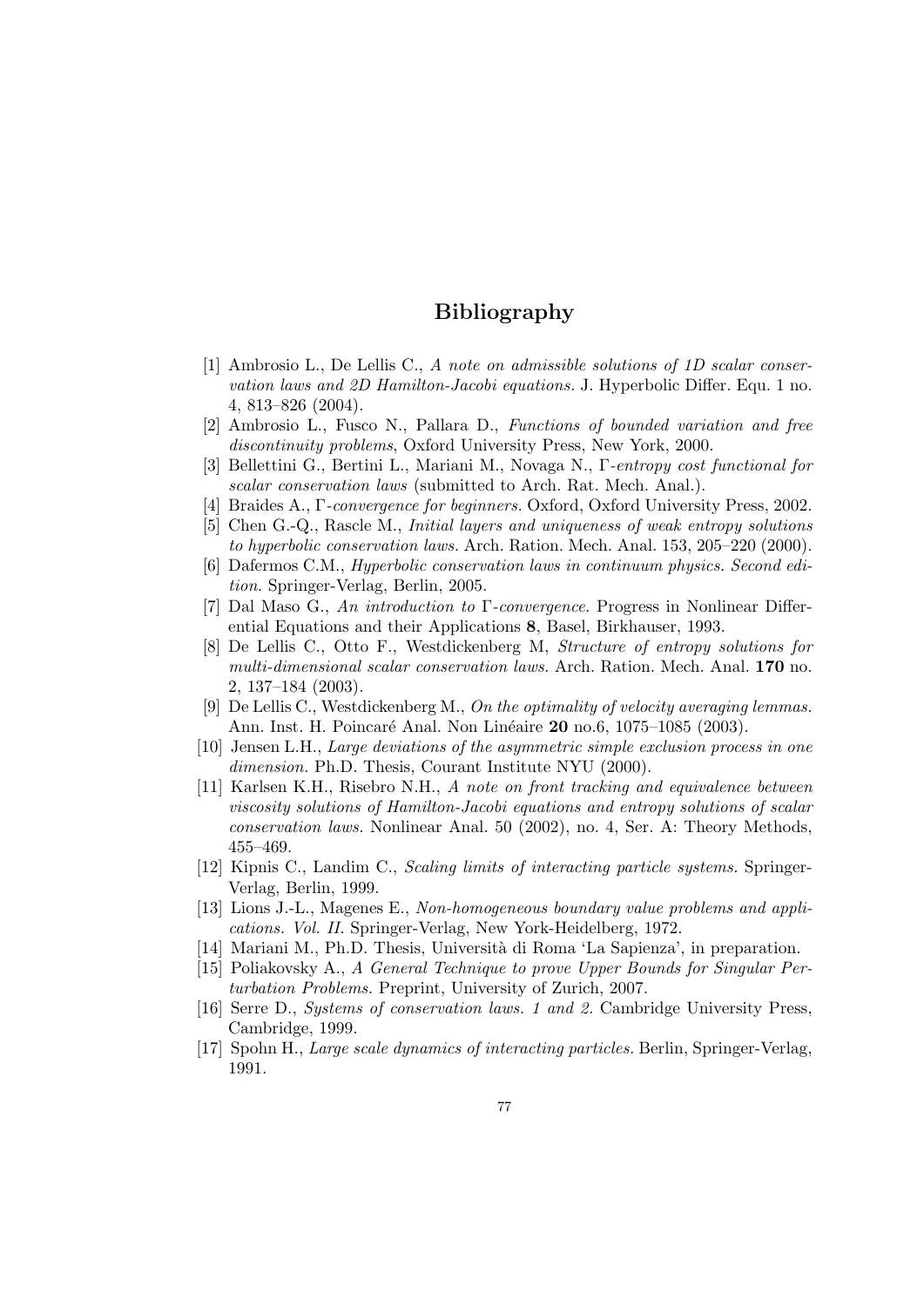# Bibliography

[1] Ambrosio L., De Lellis C., *A note on admissible solutions of 1D scalar conservation laws and 2D Hamilton-Jacobi equations.* J. Hyperbolic Differ. Equ. 1 no. 4, 813–826 (2004).

[2] Ambrosio L., Fusco N., Pallara D., *Functions of bounded variation and free discontinuity problems*, Oxford University Press, New York, 2000.

[3] Bellettini G., Bertini L., Mariani M., Novaga N., *Γ-entropy cost functional for scalar conservation laws* (submitted to Arch. Rat. Mech. Anal.).

[4] Braides A., *Γ-convergence for beginners.* Oxford, Oxford University Press, 2002.

[5] Chen G.-Q., Rascle M., *Initial layers and uniqueness of weak entropy solutions to hyperbolic conservation laws.* Arch. Ration. Mech. Anal. 153, 205–220 (2000).

[6] Dafermos C.M., *Hyperbolic conservation laws in continuum physics. Second edition.* Springer-Verlag, Berlin, 2005.

[7] Dal Maso G., *An introduction to Γ-convergence.* Progress in Nonlinear Differential Equations and their Applications **8**, Basel, Birkhauser, 1993.

[8] De Lellis C., Otto F., Westdickenberg M, *Structure of entropy solutions for multi-dimensional scalar conservation laws.* Arch. Ration. Mech. Anal. **170** no. 2, 137–184 (2003).

[9] De Lellis C., Westdickenberg M., *On the optimality of velocity averaging lemmas.* Ann. Inst. H. Poincaré Anal. Non Linéaire **20** no.6, 1075–1085 (2003).

[10] Jensen L.H., *Large deviations of the asymmetric simple exclusion process in one dimension.* Ph.D. Thesis, Courant Institute NYU (2000).

[11] Karlsen K.H., Risebro N.H., *A note on front tracking and equivalence between viscosity solutions of Hamilton-Jacobi equations and entropy solutions of scalar conservation laws.* Nonlinear Anal. 50 (2002), no. 4, Ser. A: Theory Methods, 455–469.

[12] Kipnis C., Landim C., *Scaling limits of interacting particle systems.* Springer-Verlag, Berlin, 1999.

[13] Lions J.-L., Magenes E., *Non-homogeneous boundary value problems and applications. Vol. II.* Springer-Verlag, New York-Heidelberg, 1972.

[14] Mariani M., Ph.D. Thesis, Università di Roma 'La Sapienza', in preparation.

[15] Poliakovsky A., *A General Technique to prove Upper Bounds for Singular Perturbation Problems.* Preprint, University of Zurich, 2007.

[16] Serre D., *Systems of conservation laws. 1 and 2.* Cambridge University Press, Cambridge, 1999.

[17] Spohn H., *Large scale dynamics of interacting particles.* Berlin, Springer-Verlag, 1991.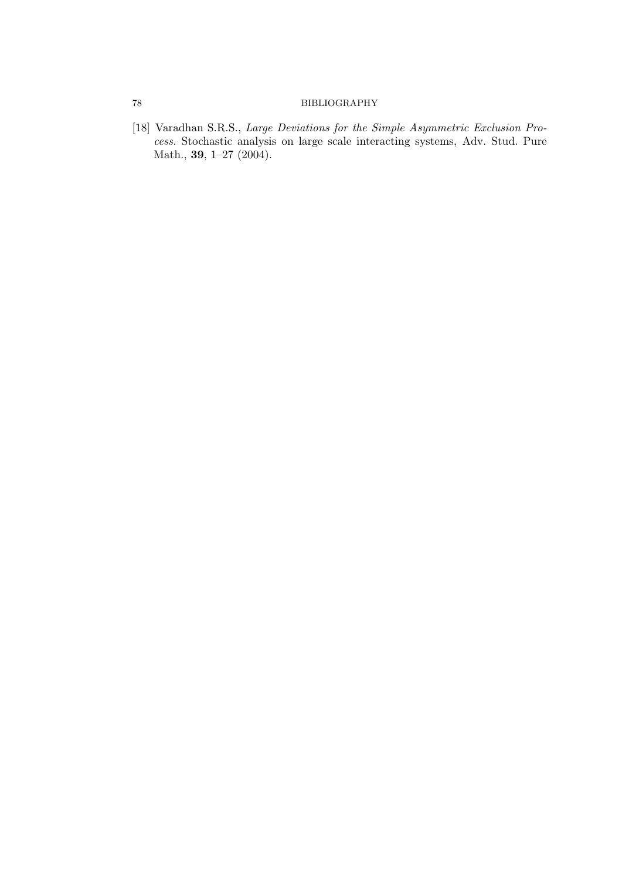[18] Varadhan S.R.S., *Large Deviations for the Simple Asymmetric Exclusion Process*. Stochastic analysis on large scale interacting systems, Adv. Stud. Pure Math., **39**, 1–27 (2004).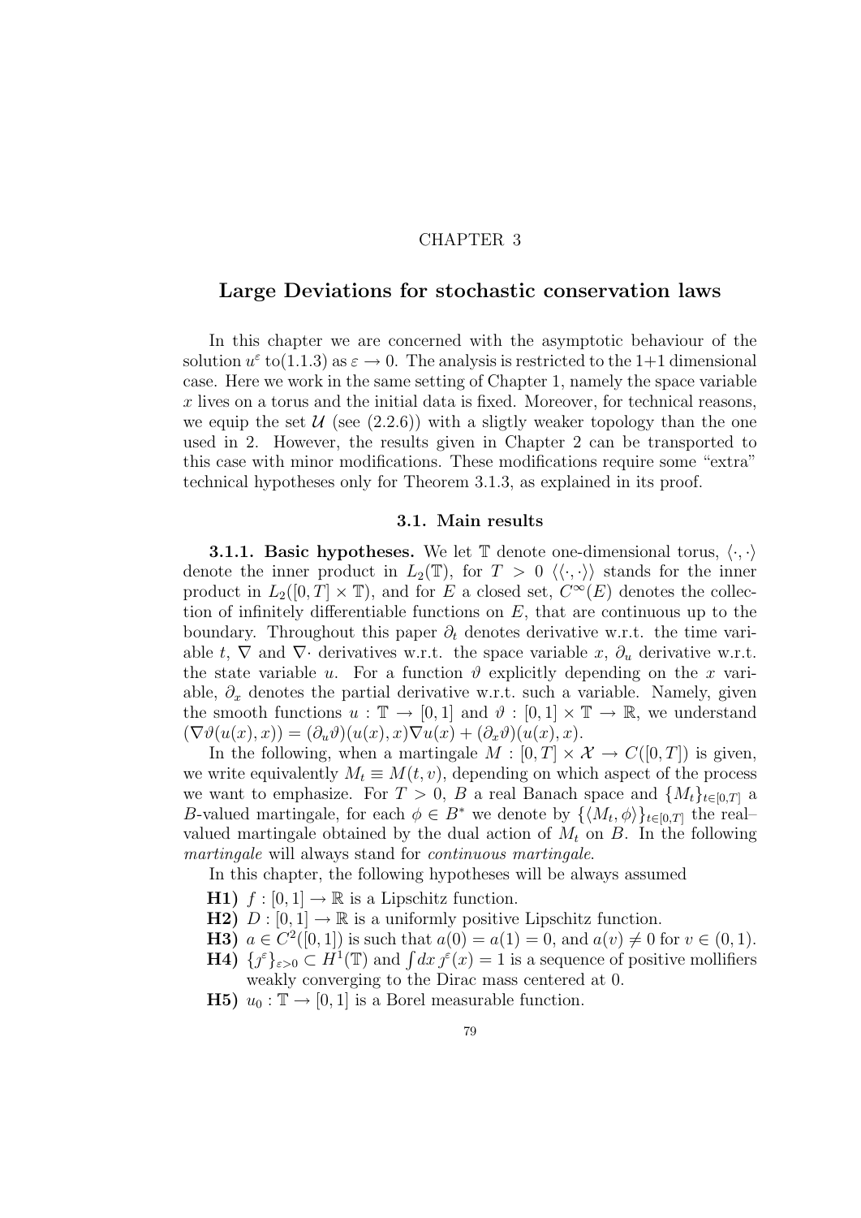CHAPTER 3

# Large Deviations for stochastic conservation laws

In this chapter we are concerned with the asymptotic behaviour of the solution $u^\varepsilon$ to(1.1.3) as $\varepsilon \to 0$. The analysis is restricted to the 1+1 dimensional case. Here we work in the same setting of Chapter 1, namely the space variable $x$ lives on a torus and the initial data is fixed. Moreover, for technical reasons, we equip the set $\mathcal{U}$ (see (2.2.6)) with a sligtly weaker topology than the one used in 2. However, the results given in Chapter 2 can be transported to this case with minor modifications. These modifications require some "extra" technical hypotheses only for Theorem 3.1.3, as explained in its proof.

## 3.1. Main results

**3.1.1. Basic hypotheses.** We let $\mathbb{T}$ denote one-dimensional torus, $\langle \cdot, \cdot \rangle$ denote the inner product in $L_2(\mathbb{T})$, for $T > 0$ $\langle\langle \cdot, \cdot \rangle\rangle$ stands for the inner product in $L_2([0,T] \times \mathbb{T})$, and for $E$ a closed set, $C^\infty(E)$ denotes the collection of infinitely differentiable functions on $E$, that are continuous up to the boundary. Throughout this paper $\partial_t$ denotes derivative w.r.t. the time variable $t$, $\nabla$ and $\nabla\cdot$ derivatives w.r.t. the space variable $x$, $\partial_u$ derivative w.r.t. the state variable $u$. For a function $\vartheta$ explicitly depending on the $x$ variable, $\partial_x$ denotes the partial derivative w.r.t. such a variable. Namely, given the smooth functions $u : \mathbb{T} \to [0,1]$ and $\vartheta : [0,1] \times \mathbb{T} \to \mathbb{R}$, we understand $(\nabla \vartheta(u(x), x)) = (\partial_u \vartheta)(u(x), x) \nabla u(x) + (\partial_x \vartheta)(u(x), x)$.

In the following, when a martingale $M : [0,T] \times \mathcal{X} \to C([0,T])$ is given, we write equivalently $M_t \equiv M(t, v)$, depending on which aspect of the process we want to emphasize. For $T > 0$, $B$ a real Banach space and $\{M_t\}_{t \in [0,T]}$ a $B$-valued martingale, for each $\phi \in B^*$ we denote by $\{\langle M_t, \phi \rangle\}_{t \in [0,T]}$ the real–valued martingale obtained by the dual action of $M_t$ on $B$. In the following *martingale* will always stand for *continuous martingale*.

In this chapter, the following hypotheses will be always assumed

- **H1)** $f : [0,1] \to \mathbb{R}$ is a Lipschitz function.
- **H2)** $D : [0,1] \to \mathbb{R}$ is a uniformly positive Lipschitz function.
- **H3)** $a \in C^2([0,1])$ is such that $a(0) = a(1) = 0$, and $a(v) \neq 0$ for $v \in (0,1)$.
- **H4)** $\{\jmath^\varepsilon\}_{\varepsilon > 0} \subset H^1(\mathbb{T})$ and $\int dx\, \jmath^\varepsilon(x) = 1$ is a sequence of positive mollifiers weakly converging to the Dirac mass centered at 0.
- **H5)** $u_0 : \mathbb{T} \to [0,1]$ is a Borel measurable function.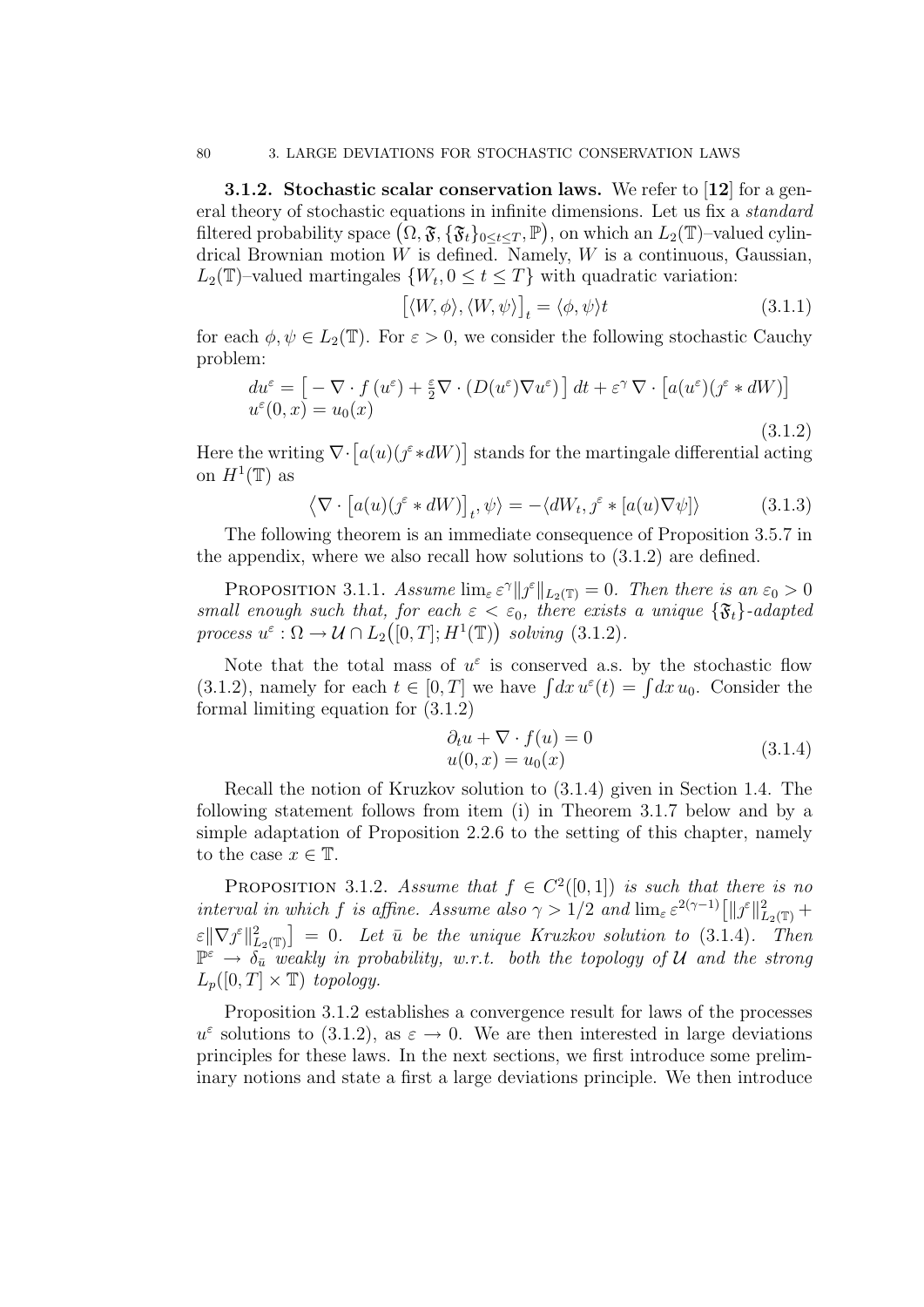**3.1.2. Stochastic scalar conservation laws.** We refer to [**12**] for a general theory of stochastic equations in infinite dimensions. Let us fix a *standard* filtered probability space $\big(\Omega, \mathfrak{F}, \{\mathfrak{F}_t\}_{0\le t\le T}, \mathbb{P}\big)$, on which an $L_2(\mathbb{T})$–valued cylindrical Brownian motion $W$ is defined. Namely, $W$ is a continuous, Gaussian, $L_2(\mathbb{T})$–valued martingales $\{W_t, 0 \le t \le T\}$ with quadratic variation:

$$\big[\langle W, \phi\rangle, \langle W, \psi\rangle\big]_t = \langle \phi, \psi\rangle t \tag{3.1.1}$$

for each $\phi, \psi \in L_2(\mathbb{T})$. For $\varepsilon > 0$, we consider the following stochastic Cauchy problem:

$$\begin{aligned} du^\varepsilon &= \big[ -\nabla \cdot f(u^\varepsilon) + \tfrac{\varepsilon}{2}\nabla \cdot (D(u^\varepsilon)\nabla u^\varepsilon)\big]\, dt + \varepsilon^\gamma\, \nabla \cdot \big[a(u^\varepsilon)(\jmath^\varepsilon * dW)\big] \\ u^\varepsilon(0,x) &= u_0(x) \end{aligned} \tag{3.1.2}$$

Here the writing $\nabla \cdot \big[a(u)(\jmath^\varepsilon * dW)\big]$ stands for the martingale differential acting on $H^1(\mathbb{T})$ as

$$\big\langle \nabla \cdot \big[a(u)(\jmath^\varepsilon * dW)\big]_t, \psi\big\rangle = -\langle dW_t, \jmath^\varepsilon * [a(u)\nabla\psi]\rangle \tag{3.1.3}$$

The following theorem is an immediate consequence of Proposition 3.5.7 in the appendix, where we also recall how solutions to (3.1.2) are defined.

PROPOSITION 3.1.1. *Assume* $\lim_\varepsilon \varepsilon^\gamma \|\jmath^\varepsilon\|_{L_2(\mathbb{T})} = 0$. *Then there is an* $\varepsilon_0 > 0$ *small enough such that, for each* $\varepsilon < \varepsilon_0$, *there exists a unique* $\{\mathfrak{F}_t\}$*-adapted process* $u^\varepsilon : \Omega \to \mathcal{U} \cap L_2\big([0,T]; H^1(\mathbb{T})\big)$ *solving* (3.1.2).

Note that the total mass of $u^\varepsilon$ is conserved a.s. by the stochastic flow (3.1.2), namely for each $t \in [0,T]$ we have $\int dx\, u^\varepsilon(t) = \int dx\, u_0$. Consider the formal limiting equation for (3.1.2)

$$\begin{aligned} &\partial_t u + \nabla \cdot f(u) = 0 \\ &u(0,x) = u_0(x) \end{aligned} \tag{3.1.4}$$

Recall the notion of Kruzkov solution to (3.1.4) given in Section 1.4. The following statement follows from item (i) in Theorem 3.1.7 below and by a simple adaptation of Proposition 2.2.6 to the setting of this chapter, namely to the case $x \in \mathbb{T}$.

PROPOSITION 3.1.2. *Assume that* $f \in C^2([0,1])$ *is such that there is no interval in which* $f$ *is affine. Assume also* $\gamma > 1/2$ *and* $\lim_\varepsilon \varepsilon^{2(\gamma-1)}\big[\|\jmath^\varepsilon\|^2_{L_2(\mathbb{T})} + \varepsilon\|\nabla\jmath^\varepsilon\|^2_{L_2(\mathbb{T})}\big] = 0$. *Let* $\bar{u}$ *be the unique Kruzkov solution to* (3.1.4). *Then* $\mathbb{P}^\varepsilon \to \delta_{\bar{u}}$ *weakly in probability, w.r.t. both the topology of* $\mathcal{U}$ *and the strong* $L_p([0,T]\times\mathbb{T})$ *topology.*

Proposition 3.1.2 establishes a convergence result for laws of the processes $u^\varepsilon$ solutions to (3.1.2), as $\varepsilon \to 0$. We are then interested in large deviations principles for these laws. In the next sections, we first introduce some preliminary notions and state a first a large deviations principle. We then introduce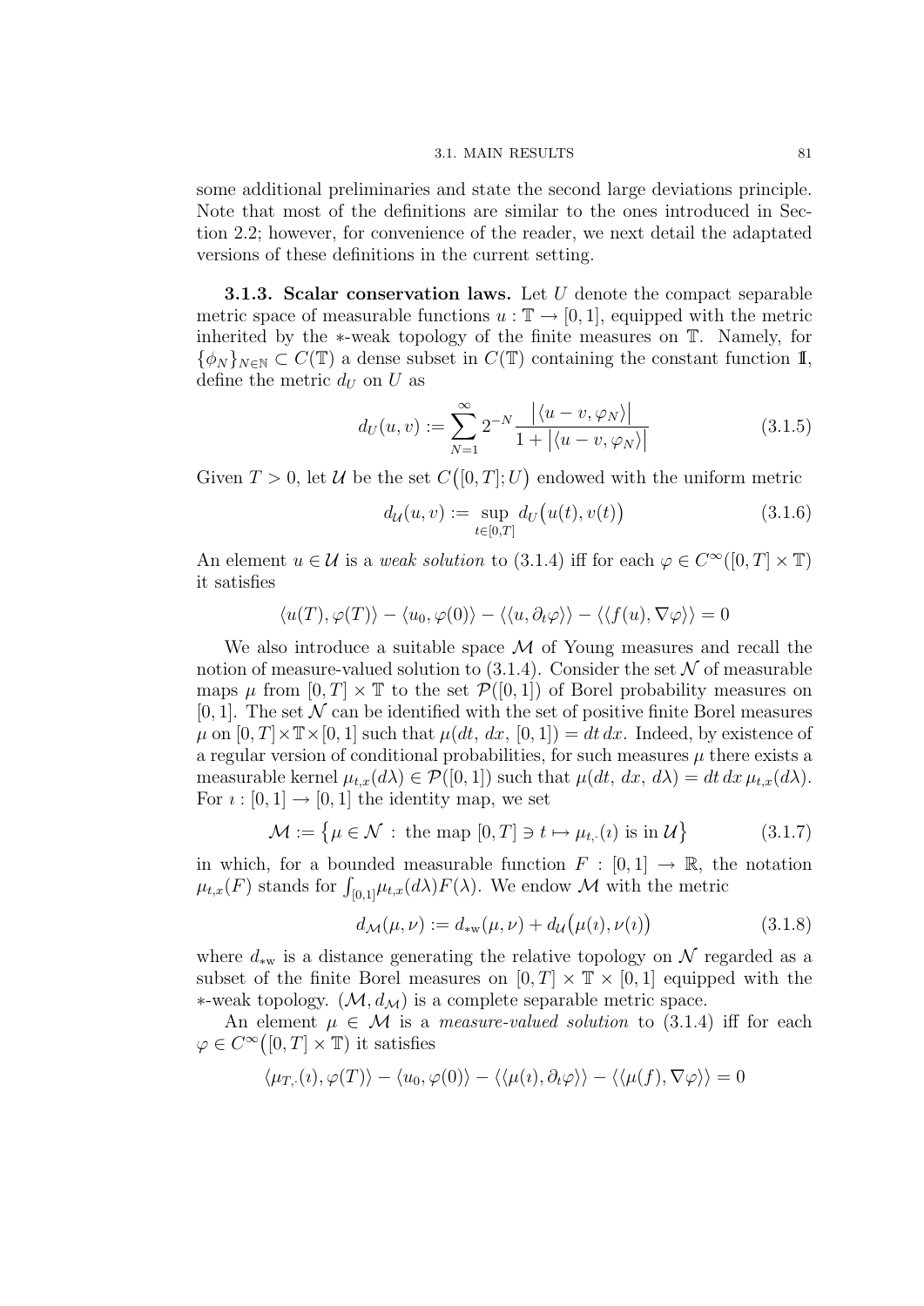some additional preliminaries and state the second large deviations principle. Note that most of the definitions are similar to the ones introduced in Section 2.2; however, for convenience of the reader, we next detail the adaptated versions of these definitions in the current setting.

**3.1.3. Scalar conservation laws.** Let $U$ denote the compact separable metric space of measurable functions $u : \mathbb{T} \to [0,1]$, equipped with the metric inherited by the $*$-weak topology of the finite measures on $\mathbb{T}$. Namely, for $\{\phi_N\}_{N\in\mathbb{N}} \subset C(\mathbb{T})$ a dense subset in $C(\mathbb{T})$ containing the constant function $\mathbb{1}$, define the metric $d_U$ on $U$ as

$$d_U(u,v) := \sum_{N=1}^{\infty} 2^{-N} \frac{\big|\langle u-v, \varphi_N\rangle\big|}{1+\big|\langle u-v,\varphi_N\rangle\big|} \tag{3.1.5}$$

Given $T > 0$, let $\mathcal{U}$ be the set $C\big([0,T];U\big)$ endowed with the uniform metric

$$d_{\mathcal{U}}(u,v) := \sup_{t\in[0,T]} d_U\big(u(t),v(t)\big) \tag{3.1.6}$$

An element $u \in \mathcal{U}$ is a *weak solution* to (3.1.4) iff for each $\varphi \in C^\infty([0,T]\times\mathbb{T})$ it satisfies

$$\langle u(T),\varphi(T)\rangle - \langle u_0,\varphi(0)\rangle - \langle\langle u,\partial_t\varphi\rangle\rangle - \langle\langle f(u),\nabla\varphi\rangle\rangle = 0$$

We also introduce a suitable space $\mathcal{M}$ of Young measures and recall the notion of measure-valued solution to (3.1.4). Consider the set $\mathcal{N}$ of measurable maps $\mu$ from $[0,T]\times\mathbb{T}$ to the set $\mathcal{P}([0,1])$ of Borel probability measures on $[0,1]$. The set $\mathcal{N}$ can be identified with the set of positive finite Borel measures $\mu$ on $[0,T]\times\mathbb{T}\times[0,1]$ such that $\mu(dt,\,dx,\,[0,1]) = dt\,dx$. Indeed, by existence of a regular version of conditional probabilities, for such measures $\mu$ there exists a measurable kernel $\mu_{t,x}(d\lambda) \in \mathcal{P}([0,1])$ such that $\mu(dt,\,dx,\,d\lambda) = dt\,dx\,\mu_{t,x}(d\lambda)$. For $\imath : [0,1] \to [0,1]$ the identity map, we set

$$\mathcal{M} := \big\{\mu \in \mathcal{N} \,:\, \text{the map } [0,T] \ni t \mapsto \mu_{t,\cdot}(\imath) \text{ is in } \mathcal{U}\big\} \tag{3.1.7}$$

in which, for a bounded measurable function $F : [0,1] \to \mathbb{R}$, the notation $\mu_{t,x}(F)$ stands for $\int_{[0,1]}\mu_{t,x}(d\lambda)F(\lambda)$. We endow $\mathcal{M}$ with the metric

$$d_{\mathcal{M}}(\mu,\nu) := d_{*\mathrm{w}}(\mu,\nu) + d_{\mathcal{U}}\big(\mu(\imath),\nu(\imath)\big) \tag{3.1.8}$$

where $d_{*\mathrm{w}}$ is a distance generating the relative topology on $\mathcal{N}$ regarded as a subset of the finite Borel measures on $[0,T]\times\mathbb{T}\times[0,1]$ equipped with the $*$-weak topology. $(\mathcal{M}, d_{\mathcal{M}})$ is a complete separable metric space.

An element $\mu \in \mathcal{M}$ is a *measure-valued solution* to (3.1.4) iff for each $\varphi \in C^\infty\big([0,T]\times\mathbb{T}\big)$ it satisfies

$$\langle \mu_{T,\cdot}(\imath),\varphi(T)\rangle - \langle u_0,\varphi(0)\rangle - \langle\langle \mu(\imath),\partial_t\varphi\rangle\rangle - \langle\langle \mu(f),\nabla\varphi\rangle\rangle = 0$$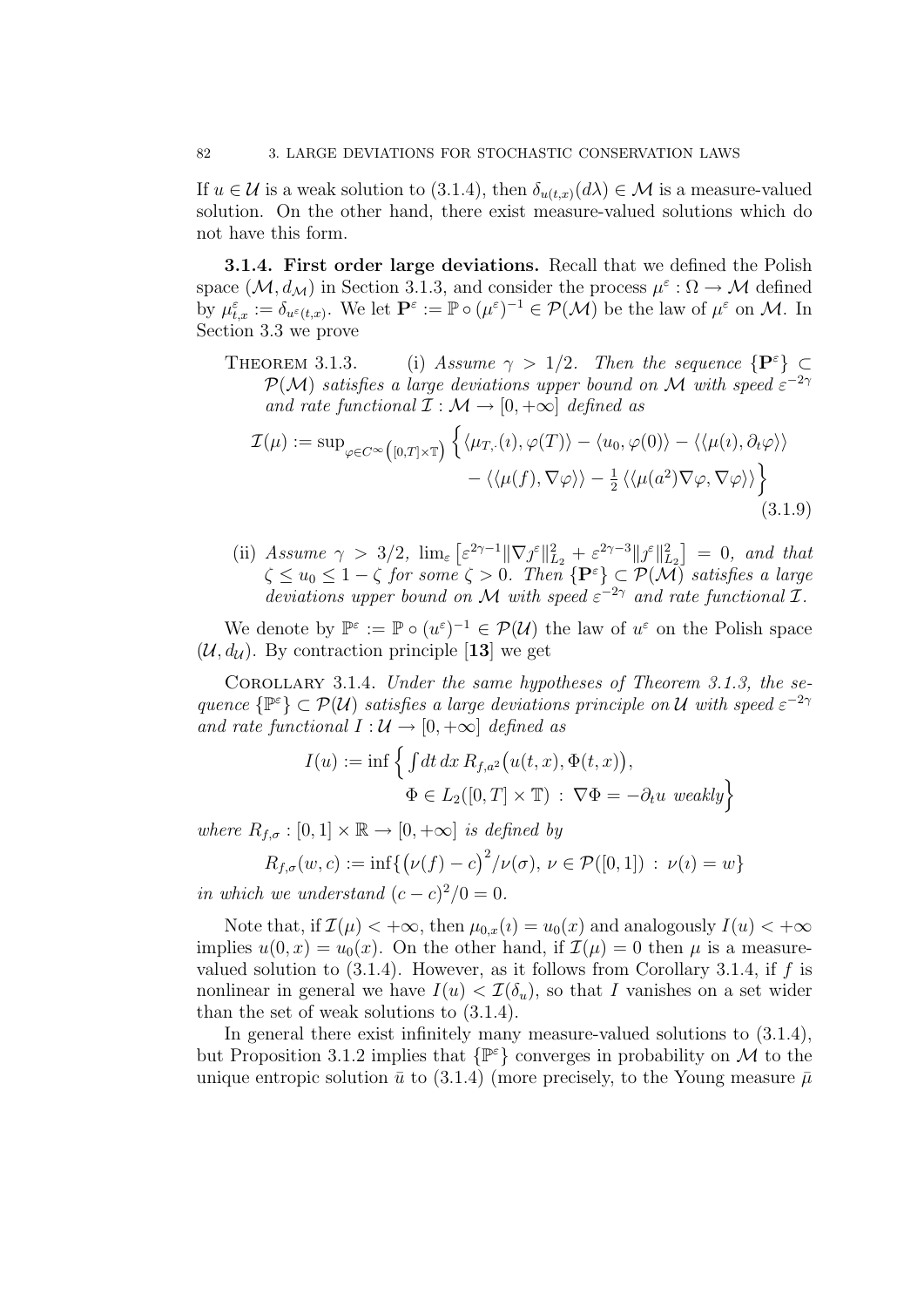If $u \in \mathcal{U}$ is a weak solution to (3.1.4), then $\delta_{u(t,x)}(d\lambda) \in \mathcal{M}$ is a measure-valued solution. On the other hand, there exist measure-valued solutions which do not have this form.

**3.1.4. First order large deviations.** Recall that we defined the Polish space $(\mathcal{M}, d_{\mathcal{M}})$ in Section 3.1.3, and consider the process $\mu^\varepsilon : \Omega \to \mathcal{M}$ defined by $\mu^\varepsilon_{t,x} := \delta_{u^\varepsilon(t,x)}$. We let $\mathbf{P}^\varepsilon := \mathbb{P} \circ (\mu^\varepsilon)^{-1} \in \mathcal{P}(\mathcal{M})$ be the law of $\mu^\varepsilon$ on $\mathcal{M}$. In Section 3.3 we prove

THEOREM 3.1.3. (i) *Assume $\gamma > 1/2$. Then the sequence $\{\mathbf{P}^\varepsilon\} \subset \mathcal{P}(\mathcal{M})$ satisfies a large deviations upper bound on $\mathcal{M}$ with speed $\varepsilon^{-2\gamma}$ and rate functional $\mathcal{I} : \mathcal{M} \to [0, +\infty]$ defined as*

$$\begin{aligned}\mathcal{I}(\mu) := \sup_{\varphi \in C^\infty([0,T]\times\mathbb{T})} \Big\{ &\langle \mu_{T,\cdot}(\imath), \varphi(T)\rangle - \langle u_0, \varphi(0)\rangle - \langle\langle \mu(\imath), \partial_t \varphi\rangle\rangle \\ &- \langle\langle \mu(f), \nabla\varphi\rangle\rangle - \tfrac{1}{2}\langle\langle \mu(a^2)\nabla\varphi, \nabla\varphi\rangle\rangle \Big\}\end{aligned} \tag{3.1.9}$$

(ii) *Assume $\gamma > 3/2$, $\lim_\varepsilon \big[\varepsilon^{2\gamma-1}\|\nabla \jmath^\varepsilon\|^2_{L_2} + \varepsilon^{2\gamma-3}\|\jmath^\varepsilon\|^2_{L_2}\big] = 0$, and that $\zeta \le u_0 \le 1-\zeta$ for some $\zeta > 0$. Then $\{\mathbf{P}^\varepsilon\} \subset \mathcal{P}(\mathcal{M})$ satisfies a large deviations upper bound on $\mathcal{M}$ with speed $\varepsilon^{-2\gamma}$ and rate functional $\mathcal{I}$.*

We denote by $\mathbb{P}^\varepsilon := \mathbb{P} \circ (u^\varepsilon)^{-1} \in \mathcal{P}(\mathcal{U})$ the law of $u^\varepsilon$ on the Polish space $(\mathcal{U}, d_{\mathcal{U}})$. By contraction principle [13] we get

COROLLARY 3.1.4. *Under the same hypotheses of Theorem 3.1.3, the sequence $\{\mathbb{P}^\varepsilon\} \subset \mathcal{P}(\mathcal{U})$ satisfies a large deviations principle on $\mathcal{U}$ with speed $\varepsilon^{-2\gamma}$ and rate functional $I : \mathcal{U} \to [0, +\infty]$ defined as*

$$\begin{aligned}I(u) := \inf \Big\{ &\textstyle\int dt\, dx\, R_{f,a^2}\big(u(t,x), \Phi(t,x)\big), \\ &\Phi \in L_2([0,T]\times\mathbb{T}) \,:\, \nabla\Phi = -\partial_t u \text{ weakly}\Big\}\end{aligned}$$

*where $R_{f,\sigma} : [0,1]\times\mathbb{R} \to [0,+\infty]$ is defined by*

$$R_{f,\sigma}(w,c) := \inf\{\big(\nu(f) - c\big)^2/\nu(\sigma),\ \nu \in \mathcal{P}([0,1]) \,:\, \nu(\imath) = w\}$$

*in which we understand $(c-c)^2/0 = 0$.*

Note that, if $\mathcal{I}(\mu) < +\infty$, then $\mu_{0,x}(\imath) = u_0(x)$ and analogously $I(u) < +\infty$ implies $u(0,x) = u_0(x)$. On the other hand, if $\mathcal{I}(\mu) = 0$ then $\mu$ is a measure-valued solution to (3.1.4). However, as it follows from Corollary 3.1.4, if $f$ is nonlinear in general we have $I(u) < \mathcal{I}(\delta_u)$, so that $I$ vanishes on a set wider than the set of weak solutions to (3.1.4).

In general there exist infinitely many measure-valued solutions to (3.1.4), but Proposition 3.1.2 implies that $\{\mathbb{P}^\varepsilon\}$ converges in probability on $\mathcal{M}$ to the unique entropic solution $\bar{u}$ to (3.1.4) (more precisely, to the Young measure $\bar{\mu}$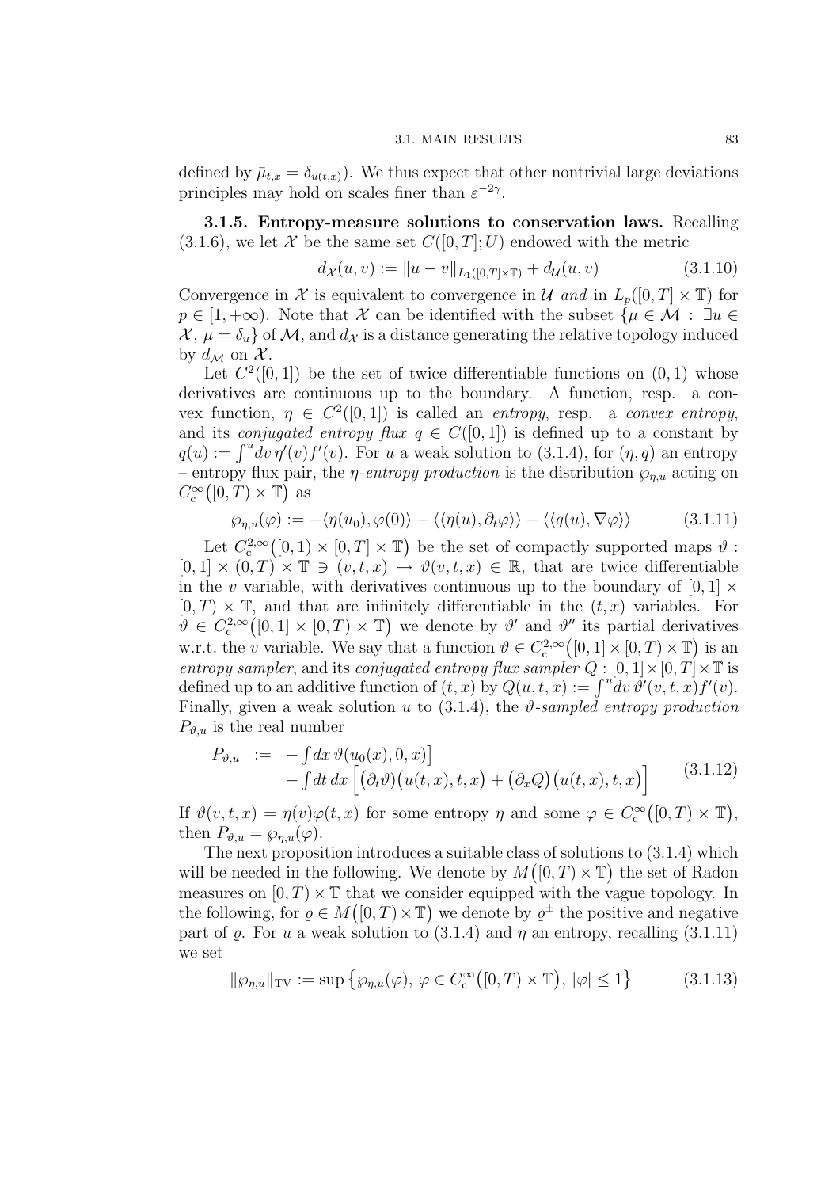defined by $\bar{\mu}_{t,x} = \delta_{\bar{u}(t,x)}$). We thus expect that other nontrivial large deviations principles may hold on scales finer than $\varepsilon^{-2\gamma}$.

### 3.1.5. Entropy-measure solutions to conservation laws.

Recalling (3.1.6), we let $\mathcal{X}$ be the same set $C([0,T];U)$ endowed with the metric

$$d_{\mathcal{X}}(u,v) := \|u - v\|_{L_1([0,T]\times\mathbb{T})} + d_{\mathcal{U}}(u,v) \tag{3.1.10}$$

Convergence in $\mathcal{X}$ is equivalent to convergence in $\mathcal{U}$ *and* in $L_p([0,T]\times\mathbb{T})$ for $p \in [1,+\infty)$. Note that $\mathcal{X}$ can be identified with the subset $\{\mu \in \mathcal{M} \,:\, \exists u \in \mathcal{X},\, \mu = \delta_u\}$ of $\mathcal{M}$, and $d_{\mathcal{X}}$ is a distance generating the relative topology induced by $d_{\mathcal{M}}$ on $\mathcal{X}$.

Let $C^2([0,1])$ be the set of twice differentiable functions on $(0,1)$ whose derivatives are continuous up to the boundary. A function, resp. a convex function, $\eta \in C^2([0,1])$ is called an *entropy*, resp. a *convex entropy*, and its *conjugated entropy flux* $q \in C([0,1])$ is defined up to a constant by $q(u) := \int^u dv\, \eta'(v) f'(v)$. For $u$ a weak solution to (3.1.4), for $(\eta, q)$ an entropy – entropy flux pair, the $\eta$-*entropy production* is the distribution $\wp_{\eta,u}$ acting on $C_c^\infty\big([0,T)\times\mathbb{T}\big)$ as

$$\wp_{\eta,u}(\varphi) := -\langle \eta(u_0), \varphi(0)\rangle - \langle\langle \eta(u), \partial_t\varphi\rangle\rangle - \langle\langle q(u), \nabla\varphi\rangle\rangle \tag{3.1.11}$$

Let $C_c^{2,\infty}\big([0,1)\times[0,T]\times\mathbb{T}\big)$ be the set of compactly supported maps $\vartheta : [0,1]\times(0,T)\times\mathbb{T} \ni (v,t,x) \mapsto \vartheta(v,t,x) \in \mathbb{R}$, that are twice differentiable in the $v$ variable, with derivatives continuous up to the boundary of $[0,1]\times[0,T)\times\mathbb{T}$, and that are infinitely differentiable in the $(t,x)$ variables. For $\vartheta \in C_c^{2,\infty}\big([0,1]\times[0,T)\times\mathbb{T}\big)$ we denote by $\vartheta'$ and $\vartheta''$ its partial derivatives w.r.t. the $v$ variable. We say that a function $\vartheta \in C_c^{2,\infty}\big([0,1]\times[0,T)\times\mathbb{T}\big)$ is an *entropy sampler*, and its *conjugated entropy flux sampler* $Q : [0,1]\times[0,T]\times\mathbb{T}$ is defined up to an additive function of $(t,x)$ by $Q(u,t,x) := \int^u dv\, \vartheta'(v,t,x) f'(v)$. Finally, given a weak solution $u$ to (3.1.4), the $\vartheta$-*sampled entropy production* $P_{\vartheta,u}$ is the real number

$$\begin{aligned} P_{\vartheta,u} \;:=\; & -\int dx\, \vartheta(u_0(x),0,x)\big] \\ & -\int dt\, dx\, \Big[\big(\partial_t\vartheta\big)\big(u(t,x),t,x\big) + \big(\partial_x Q\big)\big(u(t,x),t,x\big)\Big] \end{aligned} \tag{3.1.12}$$

If $\vartheta(v,t,x) = \eta(v)\varphi(t,x)$ for some entropy $\eta$ and some $\varphi \in C_c^\infty\big([0,T)\times\mathbb{T}\big)$, then $P_{\vartheta,u} = \wp_{\eta,u}(\varphi)$.

The next proposition introduces a suitable class of solutions to (3.1.4) which will be needed in the following. We denote by $M\big([0,T)\times\mathbb{T}\big)$ the set of Radon measures on $[0,T)\times\mathbb{T}$ that we consider equipped with the vague topology. In the following, for $\varrho \in M\big([0,T)\times\mathbb{T}\big)$ we denote by $\varrho^\pm$ the positive and negative part of $\varrho$. For $u$ a weak solution to (3.1.4) and $\eta$ an entropy, recalling (3.1.11) we set

$$\|\wp_{\eta,u}\|_{\mathrm{TV}} := \sup\big\{\wp_{\eta,u}(\varphi),\; \varphi \in C_c^\infty\big([0,T)\times\mathbb{T}\big),\; |\varphi| \le 1\big\} \tag{3.1.13}$$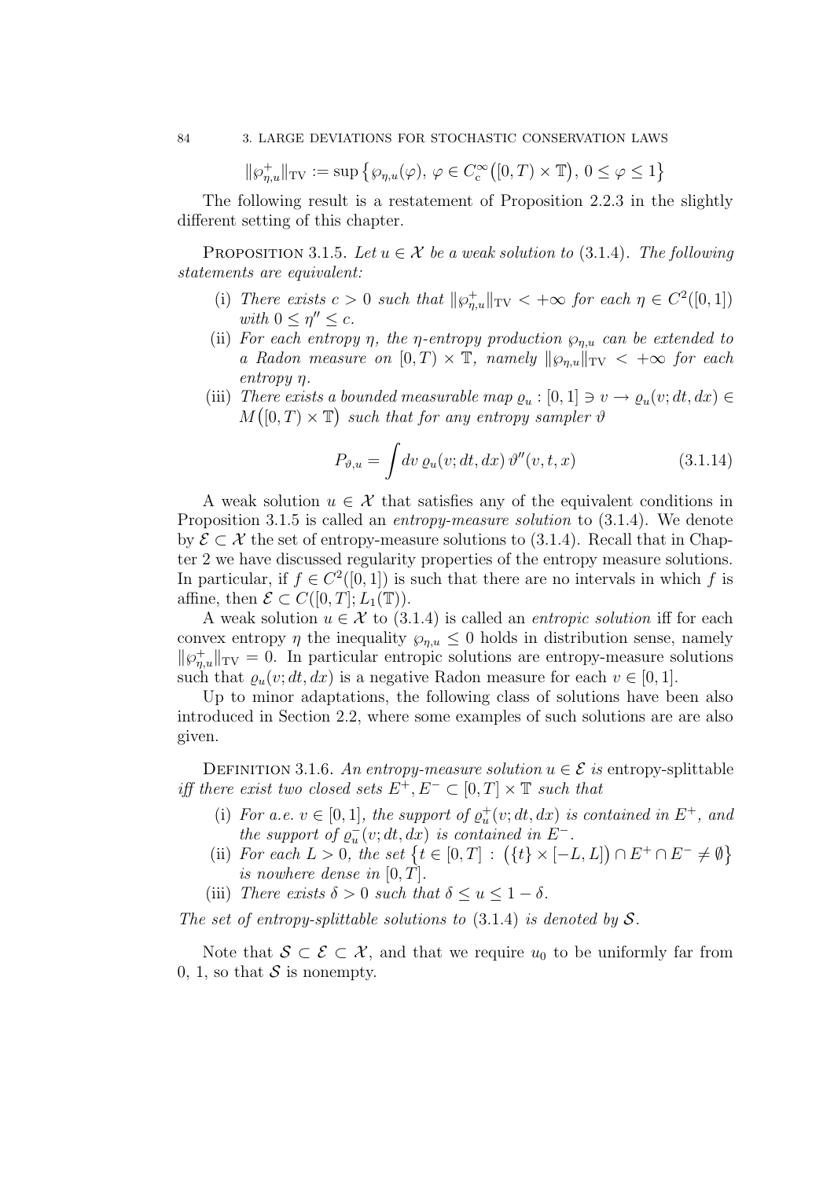$$\|\wp^+_{\eta,u}\|_{\mathrm{TV}} := \sup\big\{\wp_{\eta,u}(\varphi),\ \varphi \in C^\infty_{\mathrm{c}}\big([0,T)\times\mathbb{T}\big),\ 0\le\varphi\le 1\big\}$$

The following result is a restatement of Proposition 2.2.3 in the slightly different setting of this chapter.

PROPOSITION 3.1.5. *Let $u \in \mathcal{X}$ be a weak solution to* (3.1.4)*. The following statements are equivalent:*

(i) *There exists $c > 0$ such that $\|\wp^+_{\eta,u}\|_{\mathrm{TV}} < +\infty$ for each $\eta \in C^2([0,1])$ with $0 \le \eta'' \le c$.*

(ii) *For each entropy $\eta$, the $\eta$-entropy production $\wp_{\eta,u}$ can be extended to a Radon measure on $[0,T)\times\mathbb{T}$, namely $\|\wp_{\eta,u}\|_{\mathrm{TV}} < +\infty$ for each entropy $\eta$.*

(iii) *There exists a bounded measurable map $\varrho_u : [0,1] \ni v \to \varrho_u(v;dt,dx) \in M\big([0,T)\times\mathbb{T}\big)$ such that for any entropy sampler $\vartheta$*

$$P_{\vartheta,u} = \int dv\, \varrho_u(v;dt,dx)\, \vartheta''(v,t,x) \tag{3.1.14}$$

A weak solution $u \in \mathcal{X}$ that satisfies any of the equivalent conditions in Proposition 3.1.5 is called an *entropy-measure solution* to (3.1.4). We denote by $\mathcal{E} \subset \mathcal{X}$ the set of entropy-measure solutions to (3.1.4). Recall that in Chapter 2 we have discussed regularity properties of the entropy measure solutions. In particular, if $f \in C^2([0,1])$ is such that there are no intervals in which $f$ is affine, then $\mathcal{E} \subset C([0,T];L_1(\mathbb{T}))$.

A weak solution $u \in \mathcal{X}$ to (3.1.4) is called an *entropic solution* iff for each convex entropy $\eta$ the inequality $\wp_{\eta,u} \le 0$ holds in distribution sense, namely $\|\wp^+_{\eta,u}\|_{\mathrm{TV}} = 0$. In particular entropic solutions are entropy-measure solutions such that $\varrho_u(v;dt,dx)$ is a negative Radon measure for each $v \in [0,1]$.

Up to minor adaptations, the following class of solutions have been also introduced in Section 2.2, where some examples of such solutions are are also given.

DEFINITION 3.1.6. *An entropy-measure solution $u \in \mathcal{E}$ is* entropy-splittable *iff there exist two closed sets $E^+, E^- \subset [0,T]\times\mathbb{T}$ such that*

(i) *For a.e. $v \in [0,1]$, the support of $\varrho^+_u(v;dt,dx)$ is contained in $E^+$, and the support of $\varrho^-_u(v;dt,dx)$ is contained in $E^-$.*

(ii) *For each $L > 0$, the set $\big\{t \in [0,T] : \big(\{t\}\times[-L,L]\big)\cap E^+\cap E^- \ne \emptyset\big\}$ is nowhere dense in $[0,T]$.*

(iii) *There exists $\delta > 0$ such that $\delta \le u \le 1-\delta$.*

*The set of entropy-splittable solutions to* (3.1.4) *is denoted by $\mathcal{S}$.*

Note that $\mathcal{S} \subset \mathcal{E} \subset \mathcal{X}$, and that we require $u_0$ to be uniformly far from $0$, $1$, so that $\mathcal{S}$ is nonempty.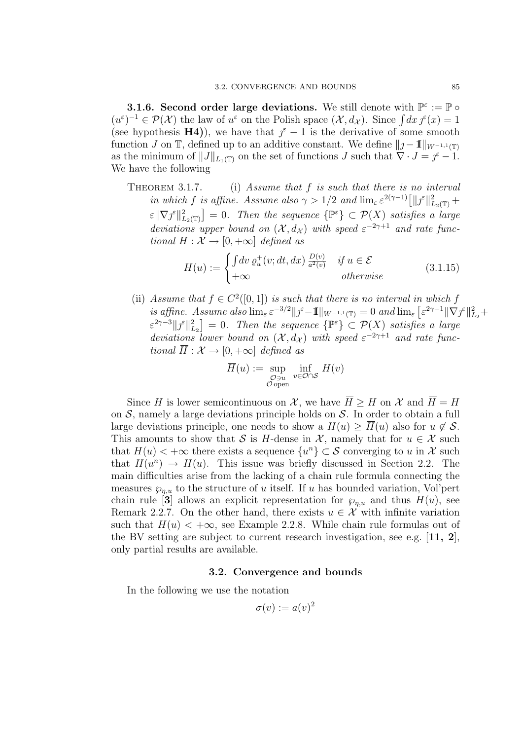**3.1.6. Second order large deviations.** We still denote with $\mathbb{P}^\varepsilon := \mathbb{P} \circ (u^\varepsilon)^{-1} \in \mathcal{P}(\mathcal{X})$ the law of $u^\varepsilon$ on the Polish space $(\mathcal{X}, d_{\mathcal{X}})$. Since $\int dx\, \jmath^\varepsilon(x) = 1$ (see hypothesis **H4)**), we have that $\jmath^\varepsilon - 1$ is the derivative of some smooth function $J$ on $\mathbb{T}$, defined up to an additive constant. We define $\|\jmath - 1\!\!1\|_{W^{-1,1}(\mathbb{T})}$ as the minimum of $\|J\|_{L_1(\mathbb{T})}$ on the set of functions $J$ such that $\nabla \cdot J = \jmath^\varepsilon - 1$. We have the following

THEOREM 3.1.7. (i) *Assume that $f$ is such that there is no interval in which $f$ is affine. Assume also $\gamma > 1/2$ and $\lim_\varepsilon \varepsilon^{2(\gamma-1)}\big[\|\jmath^\varepsilon\|^2_{L_2(\mathbb{T})} + \varepsilon\|\nabla \jmath^\varepsilon\|^2_{L_2(\mathbb{T})}\big] = 0$. Then the sequence $\{\mathbb{P}^\varepsilon\} \subset \mathcal{P}(X)$ satisfies a large deviations upper bound on $(\mathcal{X}, d_{\mathcal{X}})$ with speed $\varepsilon^{-2\gamma+1}$ and rate functional $H : \mathcal{X} \to [0, +\infty]$ defined as*

$$H(u) := \begin{cases} \int dv\, \varrho^+_u(v; dt, dx)\, \frac{D(v)}{a^2(v)} & \text{if } u \in \mathcal{E} \\ +\infty & \text{otherwise} \end{cases} \tag{3.1.15}$$

(ii) *Assume that $f \in C^2([0, 1])$ is such that there is no interval in which $f$ is affine. Assume also $\lim_\varepsilon \varepsilon^{-3/2}\|\jmath^\varepsilon - 1\!\!1\|_{W^{-1,1}(\mathbb{T})} = 0$ and $\lim_\varepsilon \big[\varepsilon^{2\gamma-1}\|\nabla \jmath^\varepsilon\|^2_{L_2} + \varepsilon^{2\gamma-3}\|\jmath^\varepsilon\|^2_{L_2}\big] = 0$. Then the sequence $\{\mathbb{P}^\varepsilon\} \subset \mathcal{P}(X)$ satisfies a large deviations lower bound on $(\mathcal{X}, d_{\mathcal{X}})$ with speed $\varepsilon^{-2\gamma+1}$ and rate functional $\overline{H} : \mathcal{X} \to [0, +\infty]$ defined as*

$$\overline{H}(u) := \sup_{\substack{\mathcal{O} \ni u \\ \mathcal{O} \text{ open}}} \inf_{v \in \mathcal{O} \cap \mathcal{S}} H(v)$$

Since $H$ is lower semicontinuous on $\mathcal{X}$, we have $\overline{H} \geq H$ on $\mathcal{X}$ and $\overline{H} = H$ on $\mathcal{S}$, namely a large deviations principle holds on $\mathcal{S}$. In order to obtain a full large deviations principle, one needs to show a $H(u) \geq \overline{H}(u)$ also for $u \notin \mathcal{S}$. This amounts to show that $\mathcal{S}$ is $H$-dense in $\mathcal{X}$, namely that for $u \in \mathcal{X}$ such that $H(u) < +\infty$ there exists a sequence $\{u^n\} \subset \mathcal{S}$ converging to $u$ in $\mathcal{X}$ such that $H(u^n) \to H(u)$. This issue was briefly discussed in Section 2.2. The main difficulties arise from the lacking of a chain rule formula connecting the measures $\wp_{\eta,u}$ to the structure of $u$ itself. If $u$ has bounded variation, Vol'pert chain rule [**3**] allows an explicit representation for $\wp_{\eta,u}$ and thus $H(u)$, see Remark 2.2.7. On the other hand, there exists $u \in \mathcal{X}$ with infinite variation such that $H(u) < +\infty$, see Example 2.2.8. While chain rule formulas out of the BV setting are subject to current research investigation, see e.g. [**11, 2**], only partial results are available.

## 3.2. Convergence and bounds

In the following we use the notation

$$\sigma(v) := a(v)^2$$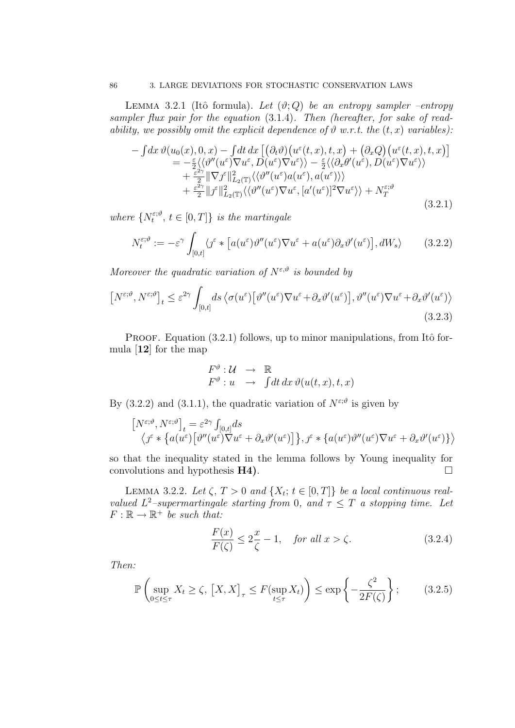**Lemma 3.2.1** (Itô formula). *Let $(\vartheta; Q)$ be an entropy sampler –entropy sampler flux pair for the equation* (3.1.4). *Then (hereafter, for sake of readability, we possibly omit the explicit dependence of $\vartheta$ w.r.t. the $(t,x)$ variables):*

$$
\begin{aligned}
&-\int dx\,\vartheta(u_0(x),0,x) - \int dt\,dx\,\big[\big(\partial_t\vartheta\big)\big(u^\varepsilon(t,x),t,x\big) + \big(\partial_x Q\big)\big(u^\varepsilon(t,x),t,x\big)\big] \\
&\quad = -\tfrac{\varepsilon}{2}\langle\langle\vartheta''(u^\varepsilon)\nabla u^\varepsilon, D(u^\varepsilon)\nabla u^\varepsilon\rangle\rangle - \tfrac{\varepsilon}{2}\langle\langle\partial_x\theta'(u^\varepsilon), D(u^\varepsilon)\nabla u^\varepsilon\rangle\rangle \\
&\qquad + \tfrac{\varepsilon^{2\gamma}}{2}\|\nabla \jmath^\varepsilon\|^2_{L_2(\mathbb{T})}\langle\langle\vartheta''(u^\varepsilon)a(u^\varepsilon),a(u^\varepsilon)\rangle\rangle \\
&\qquad + \tfrac{\varepsilon^{2\gamma}}{2}\|\jmath^\varepsilon\|^2_{L_2(\mathbb{T})}\langle\langle\vartheta''(u^\varepsilon)\nabla u^\varepsilon,[a'(u^\varepsilon)]^2\nabla u^\varepsilon\rangle\rangle + N_T^{\varepsilon;\vartheta}
\end{aligned}
\tag{3.2.1}
$$

*where $\{N_t^{\varepsilon;\vartheta},\, t\in[0,T]\}$ is the martingale*

$$
N_t^{\varepsilon;\vartheta} := -\varepsilon^\gamma \int_{[0,t]} \langle \jmath^\varepsilon * \big[a(u^\varepsilon)\vartheta''(u^\varepsilon)\nabla u^\varepsilon + a(u^\varepsilon)\partial_x\vartheta'(u^\varepsilon)\big], dW_s\rangle \tag{3.2.2}
$$

*Moreover the quadratic variation of $N^{\varepsilon,\vartheta}$ is bounded by*

$$
\big[N^{\varepsilon;\vartheta},N^{\varepsilon;\vartheta}\big]_t \le \varepsilon^{2\gamma}\int_{[0,t]} ds\,\big\langle\sigma(u^\varepsilon)\big[\vartheta''(u^\varepsilon)\nabla u^\varepsilon + \partial_x\vartheta'(u^\varepsilon)\big], \vartheta''(u^\varepsilon)\nabla u^\varepsilon + \partial_x\vartheta'(u^\varepsilon)\big\rangle \tag{3.2.3}
$$

Proof. Equation (3.2.1) follows, up to minor manipulations, from Itô formula [**12**] for the map

$$
\begin{array}{rcl}
F^\vartheta : \mathcal{U} & \to & \mathbb{R} \\
F^\vartheta : u & \to & \int dt\,dx\,\vartheta(u(t,x),t,x)
\end{array}
$$

By (3.2.2) and (3.1.1), the quadratic variation of $N^{\varepsilon;\vartheta}$ is given by

$$
\begin{aligned}
&\big[N^{\varepsilon;\vartheta},N^{\varepsilon;\vartheta}\big]_t = \varepsilon^{2\gamma}\int_{[0,t]} ds \\
&\quad \big\langle \jmath^\varepsilon * \big\{a(u^\varepsilon)\big[\vartheta''(u^\varepsilon)\nabla u^\varepsilon + \partial_x\vartheta'(u^\varepsilon)\big]\big\}, \jmath^\varepsilon * \big\{a(u^\varepsilon)\vartheta''(u^\varepsilon)\nabla u^\varepsilon + \partial_x\vartheta'(u^\varepsilon)\big\}\big\rangle
\end{aligned}
$$

so that the inequality stated in the lemma follows by Young inequality for convolutions and hypothesis **H4)**. $\square$

**Lemma 3.2.2.** *Let $\zeta$, $T>0$ and $\{X_t;\, t\in[0,T]\}$ be a local continuous real-valued $L^2$–supermartingale starting from 0, and $\tau \le T$ a stopping time. Let $F:\mathbb{R}\to\mathbb{R}^+$ be such that:*

$$
\frac{F(x)}{F(\zeta)} \le 2\frac{x}{\zeta} - 1, \quad \textit{for all } x > \zeta. \tag{3.2.4}
$$

*Then:*

$$
\mathbb{P}\left(\sup_{0\le t\le\tau} X_t \ge \zeta,\ \big[X,X\big]_\tau \le F(\sup_{t\le\tau} X_t)\right) \le \exp\left\{-\frac{\zeta^2}{2F(\zeta)}\right\}; \tag{3.2.5}
$$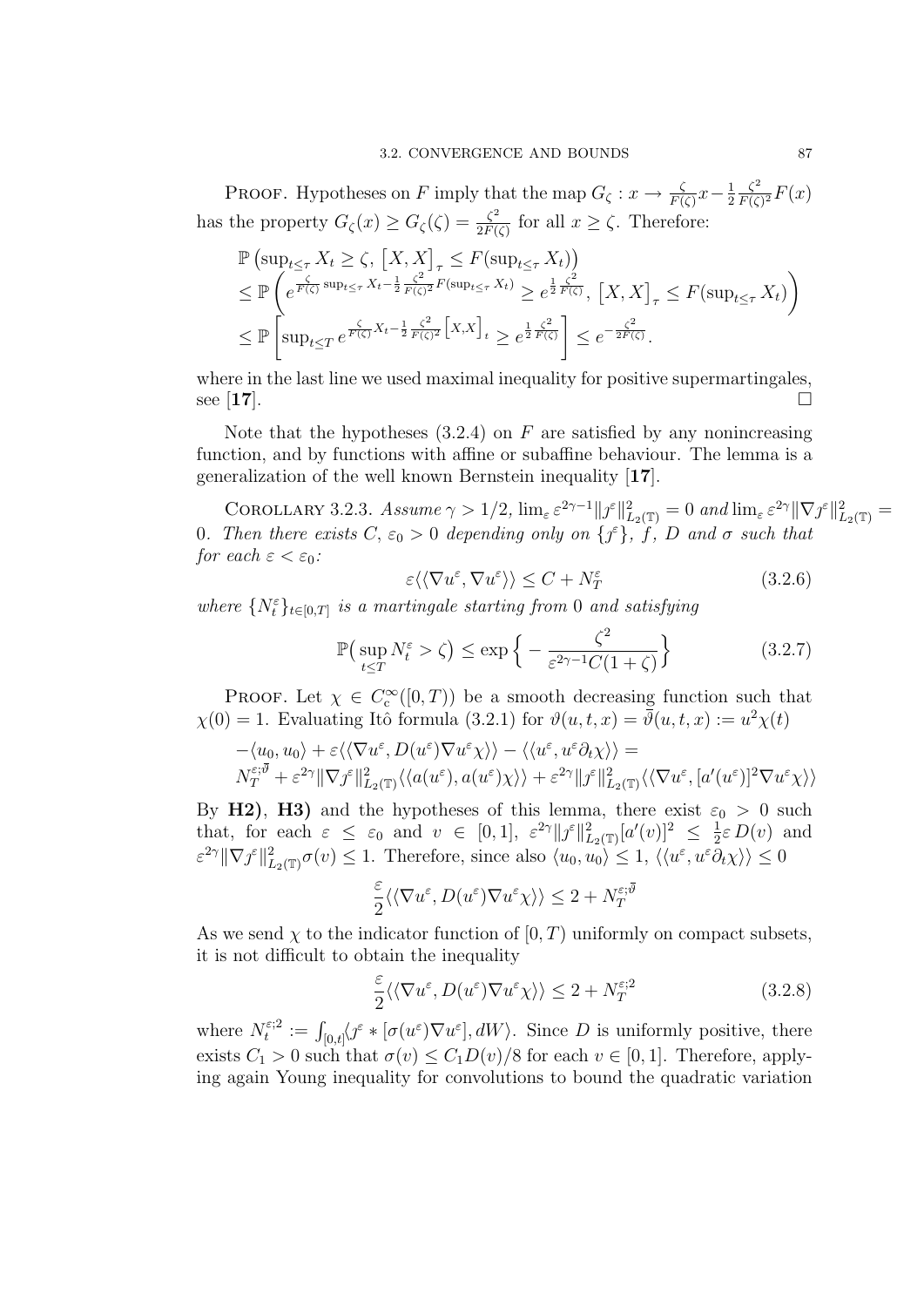PROOF. Hypotheses on $F$ imply that the map $G_\zeta : x \to \frac{\zeta}{F(\zeta)}x - \frac{1}{2}\frac{\zeta^2}{F(\zeta)^2}F(x)$ has the property $G_\zeta(x) \geq G_\zeta(\zeta) = \frac{\zeta^2}{2F(\zeta)}$ for all $x \geq \zeta$. Therefore:

$$
\begin{aligned}
&\mathbb{P}\left(\sup_{t\leq\tau} X_t \geq \zeta,\ \left[X,X\right]_\tau \leq F(\sup_{t\leq\tau} X_t)\right)\\
&\leq \mathbb{P}\left(e^{\frac{\zeta}{F(\zeta)}\sup_{t\leq\tau} X_t - \frac{1}{2}\frac{\zeta^2}{F(\zeta)^2}F(\sup_{t\leq\tau} X_t)} \geq e^{\frac{1}{2}\frac{\zeta^2}{F(\zeta)}},\ \left[X,X\right]_\tau \leq F(\sup_{t\leq\tau} X_t)\right)\\
&\leq \mathbb{P}\left[\sup_{t\leq T} e^{\frac{\zeta}{F(\zeta)}X_t - \frac{1}{2}\frac{\zeta^2}{F(\zeta)^2}\left[X,X\right]_t} \geq e^{\frac{1}{2}\frac{\zeta^2}{F(\zeta)}}\right] \leq e^{-\frac{\zeta^2}{2F(\zeta)}}.
\end{aligned}
$$

where in the last line we used maximal inequality for positive supermartingales, see [**17**]. □

Note that the hypotheses (3.2.4) on $F$ are satisfied by any nonincreasing function, and by functions with affine or subaffine behaviour. The lemma is a generalization of the well known Bernstein inequality [**17**].

COROLLARY 3.2.3. *Assume $\gamma > 1/2$, $\lim_\varepsilon \varepsilon^{2\gamma-1}\|\jmath^\varepsilon\|^2_{L_2(\mathbb{T})} = 0$ and $\lim_\varepsilon \varepsilon^{2\gamma}\|\nabla\jmath^\varepsilon\|^2_{L_2(\mathbb{T})} = 0$. Then there exists $C$, $\varepsilon_0 > 0$ depending only on $\{\jmath^\varepsilon\}$, $f$, $D$ and $\sigma$ such that for each $\varepsilon < \varepsilon_0$:*

$$
\varepsilon\langle\langle \nabla u^\varepsilon, \nabla u^\varepsilon\rangle\rangle \leq C + N^\varepsilon_T \tag{3.2.6}
$$

*where $\{N^\varepsilon_t\}_{t\in[0,T]}$ is a martingale starting from 0 and satisfying*

$$
\mathbb{P}\big(\sup_{t\leq T} N^\varepsilon_t > \zeta\big) \leq \exp\Big\{-\frac{\zeta^2}{\varepsilon^{2\gamma-1}C(1+\zeta)}\Big\} \tag{3.2.7}
$$

PROOF. Let $\chi \in C^\infty_c([0,T))$ be a smooth decreasing function such that $\chi(0) = 1$. Evaluating Itô formula (3.2.1) for $\vartheta(u,t,x) = \overline{\vartheta}(u,t,x) := u^2\chi(t)$

$$
\begin{aligned}
&-\langle u_0, u_0\rangle + \varepsilon\langle\langle \nabla u^\varepsilon, D(u^\varepsilon)\nabla u^\varepsilon\chi\rangle\rangle - \langle\langle u^\varepsilon, u^\varepsilon\partial_t\chi\rangle\rangle =\\
&N^{\varepsilon;\overline{\vartheta}}_T + \varepsilon^{2\gamma}\|\nabla\jmath^\varepsilon\|^2_{L_2(\mathbb{T})}\langle\langle a(u^\varepsilon), a(u^\varepsilon)\chi\rangle\rangle + \varepsilon^{2\gamma}\|\jmath^\varepsilon\|^2_{L_2(\mathbb{T})}\langle\langle \nabla u^\varepsilon, [a'(u^\varepsilon)]^2\nabla u^\varepsilon\chi\rangle\rangle
\end{aligned}
$$

By **H2)**, **H3)** and the hypotheses of this lemma, there exist $\varepsilon_0 > 0$ such that, for each $\varepsilon \leq \varepsilon_0$ and $v \in [0,1]$, $\varepsilon^{2\gamma}\|\jmath^\varepsilon\|^2_{L_2(\mathbb{T})}[a'(v)]^2 \leq \frac{1}{2}\varepsilon D(v)$ and $\varepsilon^{2\gamma}\|\nabla\jmath^\varepsilon\|^2_{L_2(\mathbb{T})}\sigma(v) \leq 1$. Therefore, since also $\langle u_0, u_0\rangle \leq 1$, $\langle\langle u^\varepsilon, u^\varepsilon\partial_t\chi\rangle\rangle \leq 0$

$$
\frac{\varepsilon}{2}\langle\langle \nabla u^\varepsilon, D(u^\varepsilon)\nabla u^\varepsilon\chi\rangle\rangle \leq 2 + N^{\varepsilon;\overline{\vartheta}}_T
$$

As we send $\chi$ to the indicator function of $[0,T)$ uniformly on compact subsets, it is not difficult to obtain the inequality

$$
\frac{\varepsilon}{2}\langle\langle \nabla u^\varepsilon, D(u^\varepsilon)\nabla u^\varepsilon\chi\rangle\rangle \leq 2 + N^{\varepsilon;2}_T \tag{3.2.8}
$$

where $N^{\varepsilon;2}_t := \int_{[0,t]}\langle \jmath^\varepsilon * [\sigma(u^\varepsilon)\nabla u^\varepsilon], dW\rangle$. Since $D$ is uniformly positive, there exists $C_1 > 0$ such that $\sigma(v) \leq C_1 D(v)/8$ for each $v \in [0,1]$. Therefore, applying again Young inequality for convolutions to bound the quadratic variation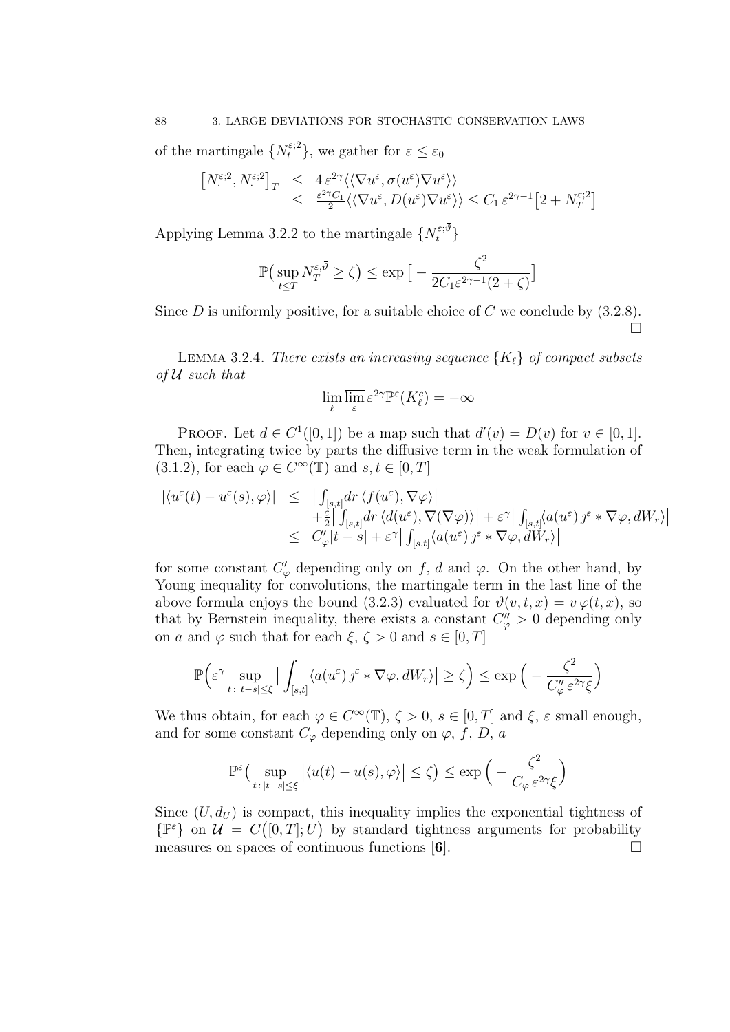of the martingale $\{N_t^{\varepsilon;2}\}$, we gather for $\varepsilon \le \varepsilon_0$

$$
\begin{aligned}
\big[N_\cdot^{\varepsilon;2}, N_\cdot^{\varepsilon;2}\big]_T &\le 4\,\varepsilon^{2\gamma} \langle\langle \nabla u^\varepsilon, \sigma(u^\varepsilon) \nabla u^\varepsilon \rangle\rangle \\
&\le \tfrac{\varepsilon^{2\gamma} C_1}{2} \langle\langle \nabla u^\varepsilon, D(u^\varepsilon) \nabla u^\varepsilon \rangle\rangle \le C_1\, \varepsilon^{2\gamma - 1} \big[2 + N_T^{\varepsilon;2}\big]
\end{aligned}
$$

Applying Lemma 3.2.2 to the martingale $\{N_t^{\varepsilon;\overline{\vartheta}}\}$

$$
\mathbb{P}\big( \sup_{t \le T} N_T^{\varepsilon, \overline{\vartheta}} \ge \zeta \big) \le \exp\big[ - \frac{\zeta^2}{2 C_1 \varepsilon^{2\gamma - 1} (2 + \zeta)} \big]
$$

Since $D$ is uniformly positive, for a suitable choice of $C$ we conclude by (3.2.8). $\square$

**Lemma 3.2.4.** *There exists an increasing sequence $\{K_\ell\}$ of compact subsets of $\mathcal{U}$ such that*

$$
\lim_\ell \overline{\lim_\varepsilon}\, \varepsilon^{2\gamma} \mathbb{P}^\varepsilon(K_\ell^c) = -\infty
$$

Proof. Let $d \in C^1([0,1])$ be a map such that $d'(v) = D(v)$ for $v \in [0,1]$. Then, integrating twice by parts the diffusive term in the weak formulation of (3.1.2), for each $\varphi \in C^\infty(\mathbb{T})$ and $s, t \in [0,T]$

$$
\begin{aligned}
|\langle u^\varepsilon(t) - u^\varepsilon(s), \varphi \rangle| &\le \big| \int_{[s,t]} dr\, \langle f(u^\varepsilon), \nabla\varphi \rangle \big| \\
&\quad + \tfrac{\varepsilon}{2} \big| \int_{[s,t]} dr\, \langle d(u^\varepsilon), \nabla(\nabla\varphi) \rangle \big| + \varepsilon^\gamma \big| \int_{[s,t]} \langle a(u^\varepsilon)\, \jmath^\varepsilon * \nabla\varphi, dW_r \rangle \big| \\
&\le C'_\varphi |t - s| + \varepsilon^\gamma \big| \int_{[s,t]} \langle a(u^\varepsilon)\, \jmath^\varepsilon * \nabla\varphi, dW_r \rangle \big|
\end{aligned}
$$

for some constant $C'_\varphi$ depending only on $f$, $d$ and $\varphi$. On the other hand, by Young inequality for convolutions, the martingale term in the last line of the above formula enjoys the bound (3.2.3) evaluated for $\vartheta(v,t,x) = v\,\varphi(t,x)$, so that by Bernstein inequality, there exists a constant $C''_\varphi > 0$ depending only on $a$ and $\varphi$ such that for each $\xi, \zeta > 0$ and $s \in [0,T]$

$$
\mathbb{P}\Big( \varepsilon^\gamma \sup_{t\,:\,|t-s| \le \xi} \big| \int_{[s,t]} \langle a(u^\varepsilon)\, \jmath^\varepsilon * \nabla\varphi, dW_r \rangle \big| \ge \zeta \Big) \le \exp\Big( - \frac{\zeta^2}{C''_\varphi\, \varepsilon^{2\gamma} \xi} \Big)
$$

We thus obtain, for each $\varphi \in C^\infty(\mathbb{T})$, $\zeta > 0$, $s \in [0,T]$ and $\xi$, $\varepsilon$ small enough, and for some constant $C_\varphi$ depending only on $\varphi$, $f$, $D$, $a$

$$
\mathbb{P}^\varepsilon\big( \sup_{t\,:\,|t-s| \le \xi} \big| \langle u(t) - u(s), \varphi \rangle \big| \le \zeta \big) \le \exp\Big( - \frac{\zeta^2}{C_\varphi\, \varepsilon^{2\gamma} \xi} \Big)
$$

Since $(U, d_U)$ is compact, this inequality implies the exponential tightness of $\{\mathbb{P}^\varepsilon\}$ on $\mathcal{U} = C\big([0,T]; U\big)$ by standard tightness arguments for probability measures on spaces of continuous functions [**6**]. $\square$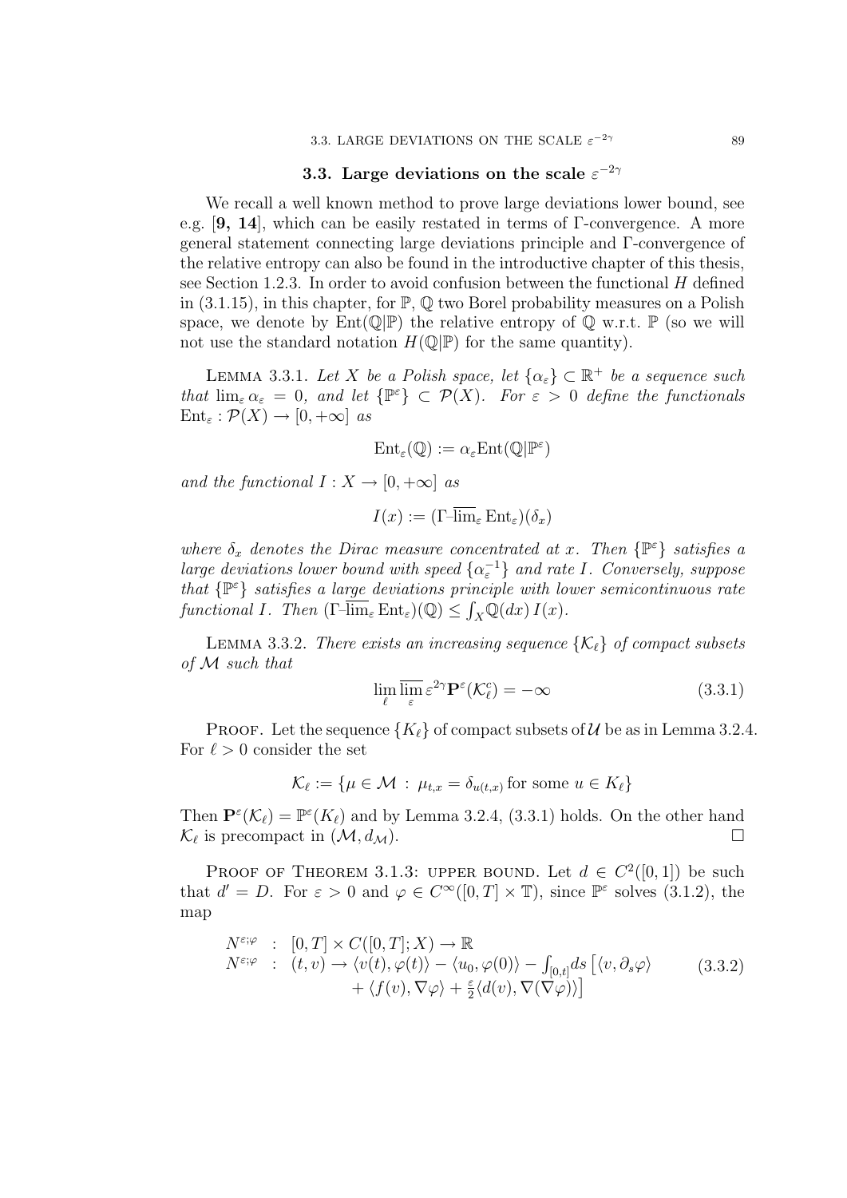## 3.3. Large deviations on the scale $\varepsilon^{-2\gamma}$

We recall a well known method to prove large deviations lower bound, see e.g. [**9, 14**], which can be easily restated in terms of Γ-convergence. A more general statement connecting large deviations principle and Γ-convergence of the relative entropy can also be found in the introductive chapter of this thesis, see Section 1.2.3. In order to avoid confusion between the functional $H$ defined in (3.1.15), in this chapter, for $\mathbb{P}$, $\mathbb{Q}$ two Borel probability measures on a Polish space, we denote by $\mathrm{Ent}(\mathbb{Q}|\mathbb{P})$ the relative entropy of $\mathbb{Q}$ w.r.t. $\mathbb{P}$ (so we will not use the standard notation $H(\mathbb{Q}|\mathbb{P})$ for the same quantity).

Lemma 3.3.1. *Let $X$ be a Polish space, let $\{\alpha_\varepsilon\} \subset \mathbb{R}^+$ be a sequence such that $\lim_\varepsilon \alpha_\varepsilon = 0$, and let $\{\mathbb{P}^\varepsilon\} \subset \mathcal{P}(X)$. For $\varepsilon > 0$ define the functionals $\mathrm{Ent}_\varepsilon : \mathcal{P}(X) \to [0, +\infty]$ as*

$$\mathrm{Ent}_\varepsilon(\mathbb{Q}) := \alpha_\varepsilon \mathrm{Ent}(\mathbb{Q}|\mathbb{P}^\varepsilon)$$

*and the functional $I : X \to [0, +\infty]$ as*

$$I(x) := (\Gamma\text{-}\overline{\lim}_\varepsilon \, \mathrm{Ent}_\varepsilon)(\delta_x)$$

*where $\delta_x$ denotes the Dirac measure concentrated at $x$. Then $\{\mathbb{P}^\varepsilon\}$ satisfies a large deviations lower bound with speed $\{\alpha_\varepsilon^{-1}\}$ and rate $I$. Conversely, suppose that $\{\mathbb{P}^\varepsilon\}$ satisfies a large deviations principle with lower semicontinuous rate functional $I$. Then $(\Gamma\text{-}\overline{\lim}_\varepsilon \, \mathrm{Ent}_\varepsilon)(\mathbb{Q}) \le \int_X \mathbb{Q}(dx)\, I(x)$.*

Lemma 3.3.2. *There exists an increasing sequence $\{\mathcal{K}_\ell\}$ of compact subsets of $\mathcal{M}$ such that*

$$\lim_\ell \overline{\lim_\varepsilon}\, \varepsilon^{2\gamma} \mathbf{P}^\varepsilon(\mathcal{K}_\ell^c) = -\infty \tag{3.3.1}$$

Proof. Let the sequence $\{K_\ell\}$ of compact subsets of $\mathcal{U}$ be as in Lemma 3.2.4. For $\ell > 0$ consider the set

$$\mathcal{K}_\ell := \{\mu \in \mathcal{M} \,:\, \mu_{t,x} = \delta_{u(t,x)} \text{ for some } u \in K_\ell\}$$

Then $\mathbf{P}^\varepsilon(\mathcal{K}_\ell) = \mathbb{P}^\varepsilon(K_\ell)$ and by Lemma 3.2.4, (3.3.1) holds. On the other hand $\mathcal{K}_\ell$ is precompact in $(\mathcal{M}, d_{\mathcal{M}})$. □

Proof of Theorem 3.1.3: upper bound. Let $d \in C^2([0,1])$ be such that $d' = D$. For $\varepsilon > 0$ and $\varphi \in C^\infty([0,T] \times \mathbb{T})$, since $\mathbb{P}^\varepsilon$ solves (3.1.2), the map

$$\begin{aligned} N^{\varepsilon;\varphi} \;&:\; [0,T] \times C([0,T];X) \to \mathbb{R} \\ N^{\varepsilon;\varphi} \;&:\; (t,v) \to \langle v(t), \varphi(t)\rangle - \langle u_0, \varphi(0)\rangle - \int_{[0,t]} ds \left[\langle v, \partial_s \varphi\rangle \right. \\ &\qquad \left. + \langle f(v), \nabla\varphi\rangle + \tfrac{\varepsilon}{2}\langle d(v), \nabla(\nabla\varphi)\rangle\right] \end{aligned} \tag{3.3.2}$$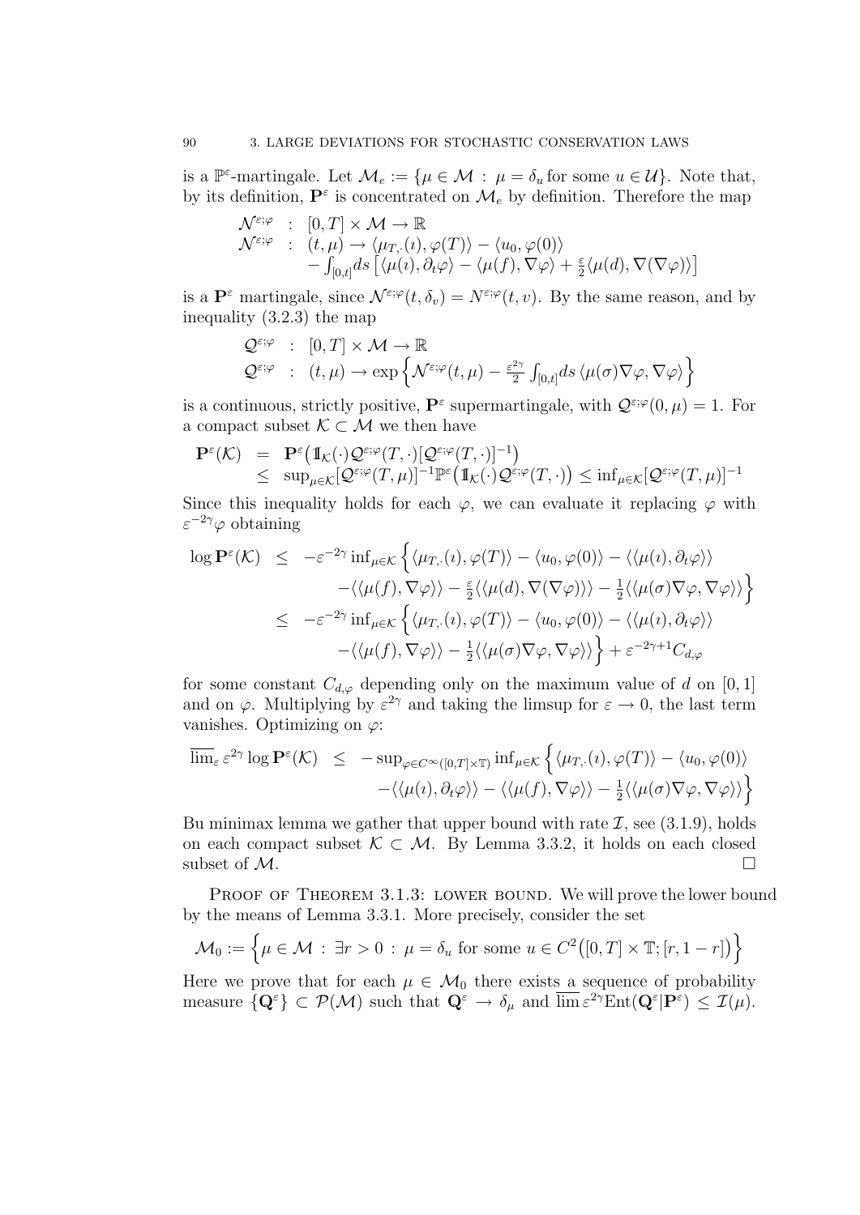is a $\mathbb{P}^\varepsilon$-martingale. Let $\mathcal{M}_e := \{\mu \in \mathcal{M} \,:\, \mu = \delta_u \text{ for some } u \in \mathcal{U}\}$. Note that, by its definition, $\mathbf{P}^\varepsilon$ is concentrated on $\mathcal{M}_e$ by definition. Therefore the map

$$
\begin{array}{rcl}
\mathcal{N}^{\varepsilon;\varphi} & : & [0,T] \times \mathcal{M} \to \mathbb{R} \\
\mathcal{N}^{\varepsilon;\varphi} & : & (t,\mu) \to \langle \mu_{T,\cdot}(\imath), \varphi(T) \rangle - \langle u_0, \varphi(0) \rangle \\
& & - \int_{[0,t]} ds \left[ \langle \mu(\imath), \partial_t \varphi \rangle - \langle \mu(f), \nabla \varphi \rangle + \frac{\varepsilon}{2} \langle \mu(d), \nabla(\nabla \varphi) \rangle \right]
\end{array}
$$

is a $\mathbf{P}^\varepsilon$ martingale, since $\mathcal{N}^{\varepsilon;\varphi}(t, \delta_v) = N^{\varepsilon;\varphi}(t,v)$. By the same reason, and by inequality (3.2.3) the map

$$
\begin{array}{rcl}
\mathcal{Q}^{\varepsilon;\varphi} & : & [0,T] \times \mathcal{M} \to \mathbb{R} \\
\mathcal{Q}^{\varepsilon;\varphi} & : & (t,\mu) \to \exp\left\{ \mathcal{N}^{\varepsilon;\varphi}(t,\mu) - \frac{\varepsilon^{2\gamma}}{2} \int_{[0,t]} ds \, \langle \mu(\sigma) \nabla \varphi, \nabla \varphi \rangle \right\}
\end{array}
$$

is a continuous, strictly positive, $\mathbf{P}^\varepsilon$ supermartingale, with $\mathcal{Q}^{\varepsilon;\varphi}(0,\mu) = 1$. For a compact subset $\mathcal{K} \subset \mathcal{M}$ we then have

$$
\begin{array}{rcl}
\mathbf{P}^\varepsilon(\mathcal{K}) & = & \mathbf{P}^\varepsilon\big( \mathbb{1}_\mathcal{K}(\cdot) \mathcal{Q}^{\varepsilon;\varphi}(T,\cdot) [\mathcal{Q}^{\varepsilon;\varphi}(T,\cdot)]^{-1} \big) \\
& \leq & \sup_{\mu \in \mathcal{K}} [\mathcal{Q}^{\varepsilon;\varphi}(T,\mu)]^{-1} \mathbb{P}^\varepsilon\big( \mathbb{1}_\mathcal{K}(\cdot) \mathcal{Q}^{\varepsilon;\varphi}(T,\cdot) \big) \leq \inf_{\mu \in \mathcal{K}} [\mathcal{Q}^{\varepsilon;\varphi}(T,\mu)]^{-1}
\end{array}
$$

Since this inequality holds for each $\varphi$, we can evaluate it replacing $\varphi$ with $\varepsilon^{-2\gamma}\varphi$ obtaining

$$
\begin{array}{rcl}
\log \mathbf{P}^\varepsilon(\mathcal{K}) & \leq & -\varepsilon^{-2\gamma} \inf_{\mu \in \mathcal{K}} \Big\{ \langle \mu_{T,\cdot}(\imath), \varphi(T) \rangle - \langle u_0, \varphi(0) \rangle - \langle\langle \mu(\imath), \partial_t \varphi \rangle\rangle \\
& & - \langle\langle \mu(f), \nabla \varphi \rangle\rangle - \frac{\varepsilon}{2} \langle\langle \mu(d), \nabla(\nabla \varphi) \rangle\rangle - \frac{1}{2} \langle\langle \mu(\sigma) \nabla \varphi, \nabla \varphi \rangle\rangle \Big\} \\
& \leq & -\varepsilon^{-2\gamma} \inf_{\mu \in \mathcal{K}} \Big\{ \langle \mu_{T,\cdot}(\imath), \varphi(T) \rangle - \langle u_0, \varphi(0) \rangle - \langle\langle \mu(\imath), \partial_t \varphi \rangle\rangle \\
& & - \langle\langle \mu(f), \nabla \varphi \rangle\rangle - \frac{1}{2} \langle\langle \mu(\sigma) \nabla \varphi, \nabla \varphi \rangle\rangle \Big\} + \varepsilon^{-2\gamma+1} C_{d,\varphi}
\end{array}
$$

for some constant $C_{d,\varphi}$ depending only on the maximum value of $d$ on $[0,1]$ and on $\varphi$. Multiplying by $\varepsilon^{2\gamma}$ and taking the limsup for $\varepsilon \to 0$, the last term vanishes. Optimizing on $\varphi$:

$$
\begin{array}{rcl}
\overline{\lim}_\varepsilon \, \varepsilon^{2\gamma} \log \mathbf{P}^\varepsilon(\mathcal{K}) & \leq & -\sup_{\varphi \in C^\infty([0,T]\times\mathbb{T})} \inf_{\mu \in \mathcal{K}} \Big\{ \langle \mu_{T,\cdot}(\imath), \varphi(T) \rangle - \langle u_0, \varphi(0) \rangle \\
& & - \langle\langle \mu(\imath), \partial_t \varphi \rangle\rangle - \langle\langle \mu(f), \nabla \varphi \rangle\rangle - \frac{1}{2} \langle\langle \mu(\sigma) \nabla \varphi, \nabla \varphi \rangle\rangle \Big\}
\end{array}
$$

Bu minimax lemma we gather that upper bound with rate $\mathcal{I}$, see (3.1.9), holds on each compact subset $\mathcal{K} \subset \mathcal{M}$. By Lemma 3.3.2, it holds on each closed subset of $\mathcal{M}$. $\square$

Proof of Theorem 3.1.3: lower bound. We will prove the lower bound by the means of Lemma 3.3.1. More precisely, consider the set

$$
\mathcal{M}_0 := \Big\{ \mu \in \mathcal{M} \,:\, \exists r > 0 \,:\, \mu = \delta_u \text{ for some } u \in C^2\big([0,T] \times \mathbb{T}; [r, 1-r]\big) \Big\}
$$

Here we prove that for each $\mu \in \mathcal{M}_0$ there exists a sequence of probability measure $\{\mathbf{Q}^\varepsilon\} \subset \mathcal{P}(\mathcal{M})$ such that $\mathbf{Q}^\varepsilon \to \delta_\mu$ and $\overline{\lim}\, \varepsilon^{2\gamma} \mathrm{Ent}(\mathbf{Q}^\varepsilon | \mathbf{P}^\varepsilon) \leq \mathcal{I}(\mu)$.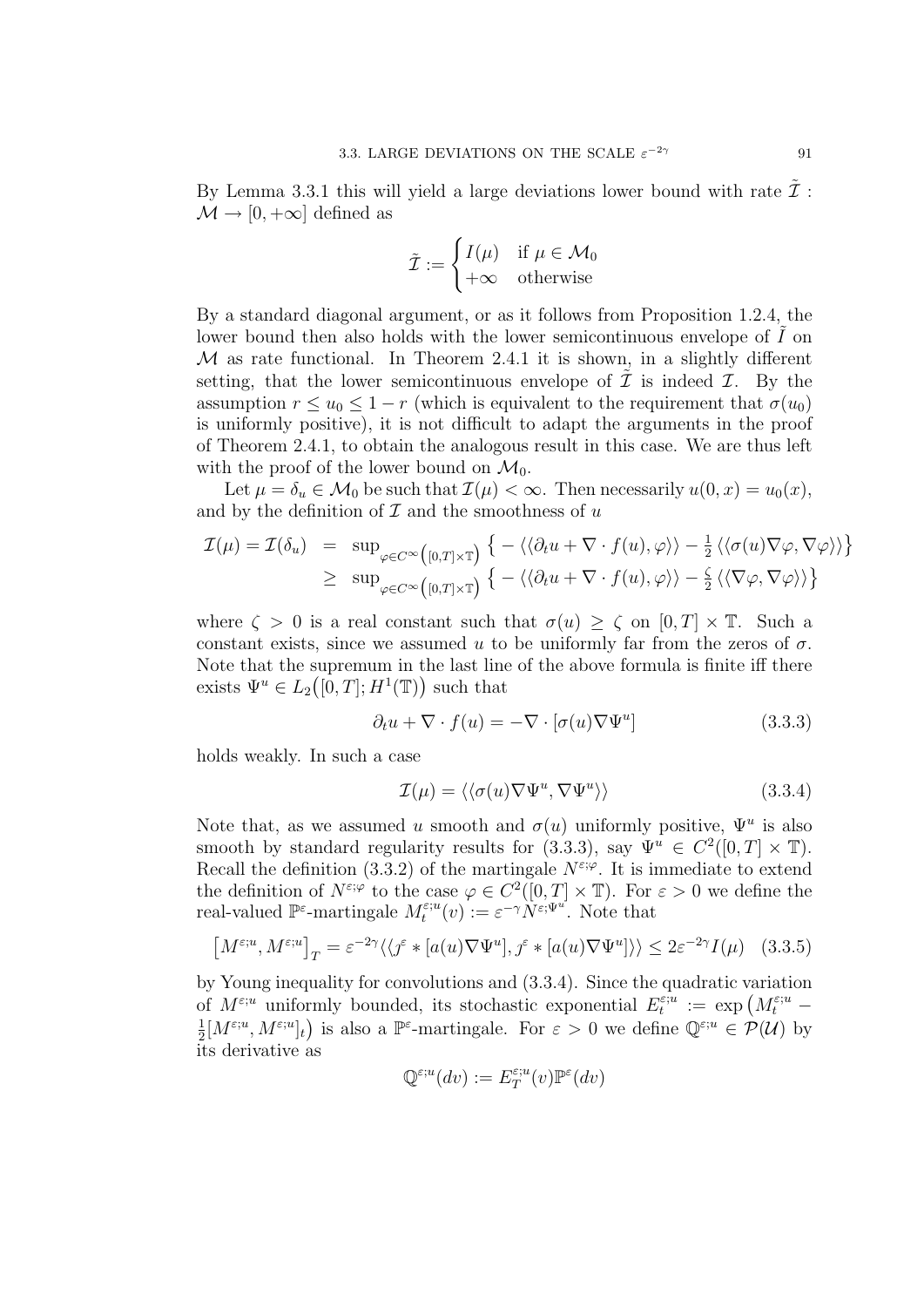By Lemma 3.3.1 this will yield a large deviations lower bound with rate $\tilde{\mathcal{I}} : \mathcal{M} \to [0, +\infty]$ defined as

$$\tilde{\mathcal{I}} := \begin{cases} I(\mu) & \text{if } \mu \in \mathcal{M}_0 \\ +\infty & \text{otherwise} \end{cases}$$

By a standard diagonal argument, or as it follows from Proposition 1.2.4, the lower bound then also holds with the lower semicontinuous envelope of $\tilde{I}$ on $\mathcal{M}$ as rate functional. In Theorem 2.4.1 it is shown, in a slightly different setting, that the lower semicontinuous envelope of $\tilde{\mathcal{I}}$ is indeed $\mathcal{I}$. By the assumption $r \leq u_0 \leq 1 - r$ (which is equivalent to the requirement that $\sigma(u_0)$ is uniformly positive), it is not difficult to adapt the arguments in the proof of Theorem 2.4.1, to obtain the analogous result in this case. We are thus left with the proof of the lower bound on $\mathcal{M}_0$.

Let $\mu = \delta_u \in \mathcal{M}_0$ be such that $\mathcal{I}(\mu) < \infty$. Then necessarily $u(0, x) = u_0(x)$, and by the definition of $\mathcal{I}$ and the smoothness of $u$

$$\begin{aligned} \mathcal{I}(\mu) = \mathcal{I}(\delta_u) &= \sup_{\varphi \in C^\infty([0,T]\times\mathbb{T})} \big\{ -\langle\langle \partial_t u + \nabla \cdot f(u), \varphi \rangle\rangle - \tfrac{1}{2} \langle\langle \sigma(u) \nabla\varphi, \nabla\varphi \rangle\rangle \big\} \\ &\geq \sup_{\varphi \in C^\infty([0,T]\times\mathbb{T})} \big\{ -\langle\langle \partial_t u + \nabla \cdot f(u), \varphi \rangle\rangle - \tfrac{\zeta}{2} \langle\langle \nabla\varphi, \nabla\varphi \rangle\rangle \big\} \end{aligned}$$

where $\zeta > 0$ is a real constant such that $\sigma(u) \geq \zeta$ on $[0, T] \times \mathbb{T}$. Such a constant exists, since we assumed $u$ to be uniformly far from the zeros of $\sigma$. Note that the supremum in the last line of the above formula is finite iff there exists $\Psi^u \in L_2\big([0, T]; H^1(\mathbb{T})\big)$ such that

$$\partial_t u + \nabla \cdot f(u) = -\nabla \cdot [\sigma(u) \nabla \Psi^u] \tag{3.3.3}$$

holds weakly. In such a case

$$\mathcal{I}(\mu) = \langle\langle \sigma(u) \nabla \Psi^u, \nabla \Psi^u \rangle\rangle \tag{3.3.4}$$

Note that, as we assumed $u$ smooth and $\sigma(u)$ uniformly positive, $\Psi^u$ is also smooth by standard regularity results for (3.3.3), say $\Psi^u \in C^2([0, T] \times \mathbb{T})$. Recall the definition (3.3.2) of the martingale $N^{\varepsilon;\varphi}$. It is immediate to extend the definition of $N^{\varepsilon;\varphi}$ to the case $\varphi \in C^2([0, T] \times \mathbb{T})$. For $\varepsilon > 0$ we define the real-valued $\mathbb{P}^\varepsilon$-martingale $M_t^{\varepsilon;u}(v) := \varepsilon^{-\gamma} N^{\varepsilon;\Psi^u}$. Note that

$$\big[M^{\varepsilon;u}, M^{\varepsilon;u}\big]_T = \varepsilon^{-2\gamma} \langle\langle \jmath^\varepsilon * [a(u) \nabla \Psi^u], \jmath^\varepsilon * [a(u) \nabla \Psi^u] \rangle\rangle \leq 2\varepsilon^{-2\gamma} I(\mu) \tag{3.3.5}$$

by Young inequality for convolutions and (3.3.4). Since the quadratic variation of $M^{\varepsilon;u}$ uniformly bounded, its stochastic exponential $E_t^{\varepsilon;u} := \exp\big(M_t^{\varepsilon;u} - \frac{1}{2}[M^{\varepsilon;u}, M^{\varepsilon;u}]_t\big)$ is also a $\mathbb{P}^\varepsilon$-martingale. For $\varepsilon > 0$ we define $\mathbb{Q}^{\varepsilon;u} \in \mathcal{P}(\mathcal{U})$ by its derivative as

$$\mathbb{Q}^{\varepsilon;u}(dv) := E_T^{\varepsilon;u}(v) \mathbb{P}^\varepsilon(dv)$$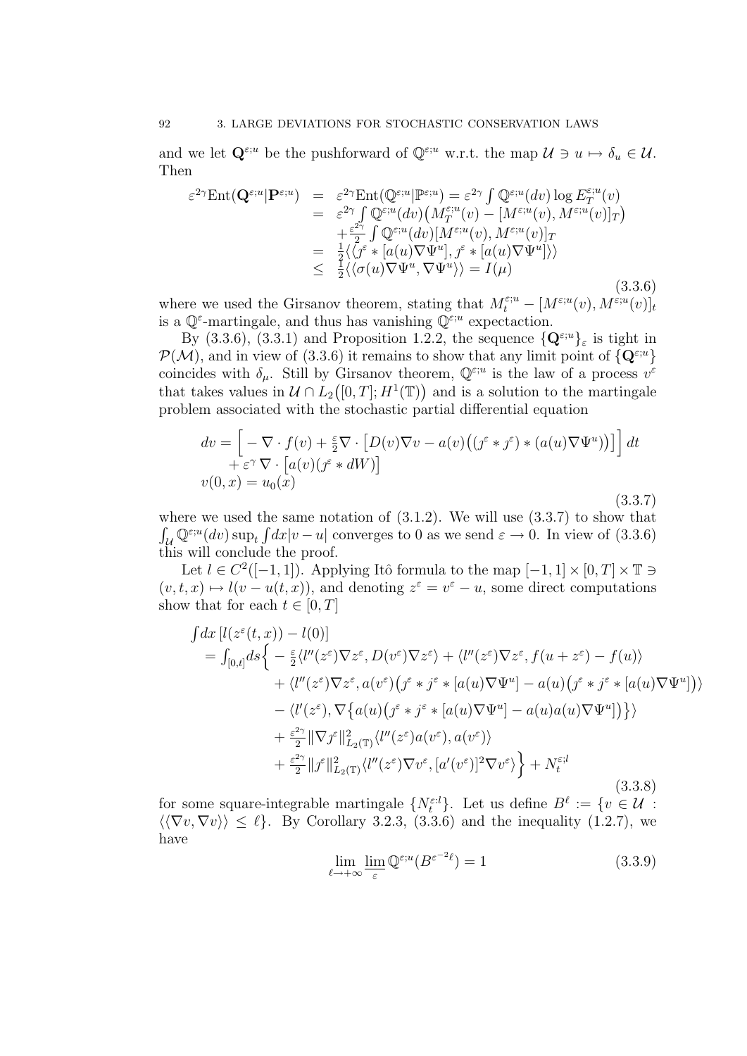and we let $\mathbf{Q}^{\varepsilon;u}$ be the pushforward of $\mathbb{Q}^{\varepsilon;u}$ w.r.t. the map $\mathcal{U} \ni u \mapsto \delta_u \in \mathcal{U}$. Then

$$
\begin{aligned}
\varepsilon^{2\gamma}\mathrm{Ent}(\mathbf{Q}^{\varepsilon;u}|\mathbf{P}^{\varepsilon;u}) &= \varepsilon^{2\gamma}\mathrm{Ent}(\mathbb{Q}^{\varepsilon;u}|\mathbb{P}^{\varepsilon;u}) = \varepsilon^{2\gamma}\int \mathbb{Q}^{\varepsilon;u}(dv)\log E_T^{\varepsilon;u}(v) \\
&= \varepsilon^{2\gamma}\int \mathbb{Q}^{\varepsilon;u}(dv)\big(M_T^{\varepsilon;u}(v) - [M^{\varepsilon;u}(v), M^{\varepsilon;u}(v)]_T\big) \\
&\quad + \tfrac{\varepsilon^{2\gamma}}{2}\int \mathbb{Q}^{\varepsilon;u}(dv)[M^{\varepsilon;u}(v), M^{\varepsilon;u}(v)]_T \\
&= \tfrac{1}{2}\langle\langle \jmath^\varepsilon * [a(u)\nabla\Psi^u], \jmath^\varepsilon * [a(u)\nabla\Psi^u]\rangle\rangle \\
&\le \tfrac{1}{2}\langle\langle \sigma(u)\nabla\Psi^u, \nabla\Psi^u\rangle\rangle = I(\mu)
\end{aligned}
\tag{3.3.6}
$$

where we used the Girsanov theorem, stating that $M_t^{\varepsilon;u} - [M^{\varepsilon;u}(v), M^{\varepsilon;u}(v)]_t$ is a $\mathbb{Q}^\varepsilon$-martingale, and thus has vanishing $\mathbb{Q}^{\varepsilon;u}$ expectaction.

By (3.3.6), (3.3.1) and Proposition 1.2.2, the sequence $\{\mathbf{Q}^{\varepsilon;u}\}_\varepsilon$ is tight in $\mathcal{P}(\mathcal{M})$, and in view of (3.3.6) it remains to show that any limit point of $\{\mathbf{Q}^{\varepsilon;u}\}$ coincides with $\delta_\mu$. Still by Girsanov theorem, $\mathbb{Q}^{\varepsilon;u}$ is the law of a process $v^\varepsilon$ that takes values in $\mathcal{U} \cap L_2\big([0,T];H^1(\mathbb{T})\big)$ and is a solution to the martingale problem associated with the stochastic partial differential equation

$$
\begin{aligned}
dv &= \Big[-\nabla\cdot f(v) + \tfrac{\varepsilon}{2}\nabla\cdot\big[D(v)\nabla v - a(v)\big((\jmath^\varepsilon * \jmath^\varepsilon) * (a(u)\nabla\Psi^u)\big)\big]\Big]\,dt \\
&\quad + \varepsilon^\gamma\,\nabla\cdot\big[a(v)(\jmath^\varepsilon * dW)\big] \\
v(0,x) &= u_0(x)
\end{aligned}
\tag{3.3.7}
$$

where we used the same notation of (3.1.2). We will use (3.3.7) to show that $\int_{\mathcal{U}} \mathbb{Q}^{\varepsilon;u}(dv)\sup_t \int dx|v-u|$ converges to 0 as we send $\varepsilon \to 0$. In view of (3.3.6) this will conclude the proof.

Let $l \in C^2([-1,1])$. Applying Itô formula to the map $[-1,1]\times[0,T]\times\mathbb{T} \ni (v,t,x) \mapsto l(v-u(t,x))$, and denoting $z^\varepsilon = v^\varepsilon - u$, some direct computations show that for each $t \in [0,T]$

$$
\begin{aligned}
&\int dx\,[l(z^\varepsilon(t,x)) - l(0)] \\
&= \int_{[0,t]} ds\Big\{-\tfrac{\varepsilon}{2}\langle l''(z^\varepsilon)\nabla z^\varepsilon, D(v^\varepsilon)\nabla z^\varepsilon\rangle + \langle l''(z^\varepsilon)\nabla z^\varepsilon, f(u+z^\varepsilon) - f(u)\rangle \\
&\quad + \langle l''(z^\varepsilon)\nabla z^\varepsilon, a(v^\varepsilon)\big(\jmath^\varepsilon * j^\varepsilon * [a(u)\nabla\Psi^u] - a(u)\big(\jmath^\varepsilon * j^\varepsilon * [a(u)\nabla\Psi^u]\big)\rangle \\
&\quad - \langle l'(z^\varepsilon), \nabla\big\{a(u)\big(\jmath^\varepsilon * j^\varepsilon * [a(u)\nabla\Psi^u] - a(u)a(u)\nabla\Psi^u]\big)\big\}\rangle \\
&\quad + \tfrac{\varepsilon^{2\gamma}}{2}\|\nabla \jmath^\varepsilon\|^2_{L_2(\mathbb{T})}\langle l''(z^\varepsilon)a(v^\varepsilon), a(v^\varepsilon)\rangle \\
&\quad + \tfrac{\varepsilon^{2\gamma}}{2}\|\jmath^\varepsilon\|^2_{L_2(\mathbb{T})}\langle l''(z^\varepsilon)\nabla v^\varepsilon, [a'(v^\varepsilon)]^2\nabla v^\varepsilon\rangle\Big\} + N_t^{\varepsilon;l}
\end{aligned}
\tag{3.3.8}
$$

for some square-integrable martingale $\{N_t^{\varepsilon;l}\}$. Let us define $B^\ell := \{v \in \mathcal{U} : \langle\langle \nabla v, \nabla v\rangle\rangle \le \ell\}$. By Corollary 3.2.3, (3.3.6) and the inequality (1.2.7), we have

$$
\lim_{\ell\to+\infty}\varliminf_{\varepsilon}\mathbb{Q}^{\varepsilon;u}(B^{\varepsilon^{-2}\ell}) = 1 \tag{3.3.9}
$$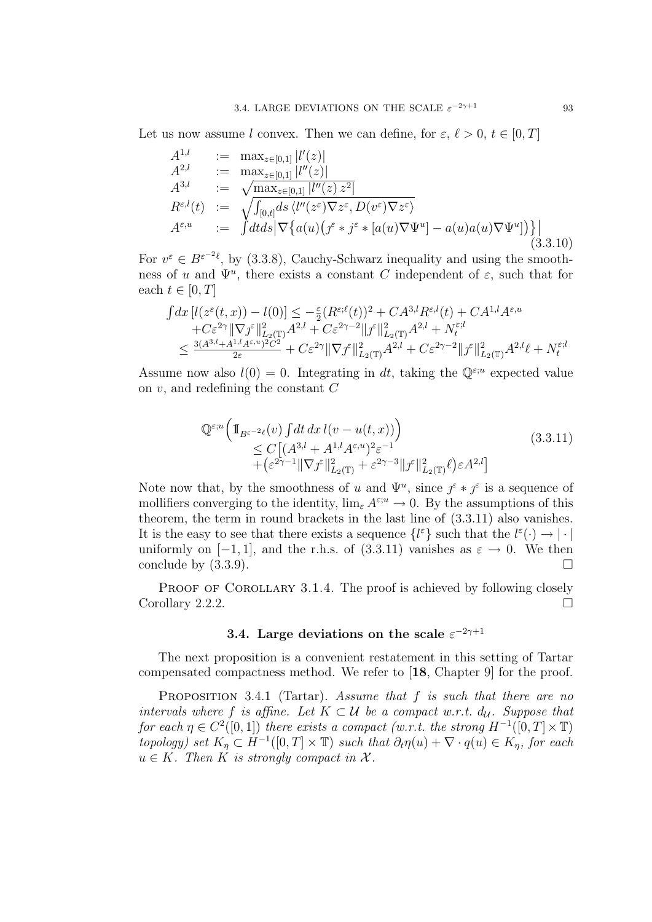Let us now assume $l$ convex. Then we can define, for $\varepsilon$, $\ell > 0$, $t \in [0,T]$

$$
\begin{array}{lll}
A^{1,l} & := & \max_{z\in[0,1]} |l'(z)| \\
A^{2,l} & := & \max_{z\in[0,1]} |l''(z)| \\
A^{3,l} & := & \sqrt{\max_{z\in[0,1]} |l''(z)\, z^2|} \\
R^{\varepsilon,l}(t) & := & \sqrt{\int_{[0,t]} ds\, \langle l''(z^\varepsilon)\nabla z^\varepsilon, D(v^\varepsilon)\nabla z^\varepsilon\rangle} \\
A^{\varepsilon,u} & := & \int dt ds \big|\nabla\big\{a(u)\big(\jmath^\varepsilon * \jmath^\varepsilon * [a(u)\nabla\Psi^u] - a(u)a(u)\nabla\Psi^u\big)\big\}\big|
\end{array}
\tag{3.3.10}
$$

For $v^\varepsilon \in B^{\varepsilon^{-2}\ell}$, by (3.3.8), Cauchy-Schwarz inequality and using the smoothness of $u$ and $\Psi^u$, there exists a constant $C$ independent of $\varepsilon$, such that for each $t \in [0,T]$

$$
\begin{array}{l}
\int dx\, [l(z^\varepsilon(t,x)) - l(0)] \leq -\frac{\varepsilon}{2}(R^{\varepsilon;\ell}(t))^2 + CA^{3,l}R^{\varepsilon,l}(t) + CA^{1,l}A^{\varepsilon,u} \\
\quad + C\varepsilon^{2\gamma}\|\nabla \jmath^\varepsilon\|^2_{L_2(\mathbb{T})}A^{2,l} + C\varepsilon^{2\gamma-2}\|\jmath^\varepsilon\|^2_{L_2(\mathbb{T})}A^{2,l} + N^{\varepsilon;l}_t \\
\leq \frac{3(A^{3,l}+A^{1,l}A^{\varepsilon,u})^2C^2}{2\varepsilon} + C\varepsilon^{2\gamma}\|\nabla \jmath^\varepsilon\|^2_{L_2(\mathbb{T})}A^{2,l} + C\varepsilon^{2\gamma-2}\|\jmath^\varepsilon\|^2_{L_2(\mathbb{T})}A^{2,l}\ell + N^{\varepsilon;l}_t
\end{array}
$$

Assume now also $l(0) = 0$. Integrating in $dt$, taking the $\mathbb{Q}^{\varepsilon;u}$ expected value on $v$, and redefining the constant $C$

$$
\begin{array}{l}
\mathbb{Q}^{\varepsilon;u}\Big(\mathbb{1}_{B^{\varepsilon^{-2}\ell}}(v)\int dt\, dx\, l(v - u(t,x))\Big) \\
\qquad \leq C\big[(A^{3,l} + A^{1,l}A^{\varepsilon,u})^2\varepsilon^{-1} \\
\qquad\quad + \big(\varepsilon^{2\gamma-1}\|\nabla \jmath^\varepsilon\|^2_{L_2(\mathbb{T})} + \varepsilon^{2\gamma-3}\|\jmath^\varepsilon\|^2_{L_2(\mathbb{T})}\ell\big)\varepsilon A^{2,l}\big]
\end{array}
\tag{3.3.11}
$$

Note now that, by the smoothness of $u$ and $\Psi^u$, since $\jmath^\varepsilon * \jmath^\varepsilon$ is a sequence of mollifiers converging to the identity, $\lim_\varepsilon A^{\varepsilon;u} \to 0$. By the assumptions of this theorem, the term in round brackets in the last line of (3.3.11) also vanishes. It is the easy to see that there exists a sequence $\{l^\varepsilon\}$ such that the $l^\varepsilon(\cdot) \to |\cdot|$ uniformly on $[-1,1]$, and the r.h.s. of (3.3.11) vanishes as $\varepsilon \to 0$. We then conclude by (3.3.9). □

Proof of Corollary 3.1.4. The proof is achieved by following closely Corollary 2.2.2. □

## 3.4. Large deviations on the scale $\varepsilon^{-2\gamma+1}$

The next proposition is a convenient restatement in this setting of Tartar compensated compactness method. We refer to [18, Chapter 9] for the proof.

Proposition 3.4.1 (Tartar). *Assume that $f$ is such that there are no intervals where $f$ is affine. Let $K \subset \mathcal{U}$ be a compact w.r.t. $d_{\mathcal{U}}$. Suppose that for each $\eta \in C^2([0,1])$ there exists a compact (w.r.t. the strong $H^{-1}([0,T]\times\mathbb{T})$ topology) set $K_\eta \subset H^{-1}([0,T]\times\mathbb{T})$ such that $\partial_t\eta(u) + \nabla\cdot q(u) \in K_\eta$, for each $u \in K$. Then $K$ is strongly compact in $\mathcal{X}$.*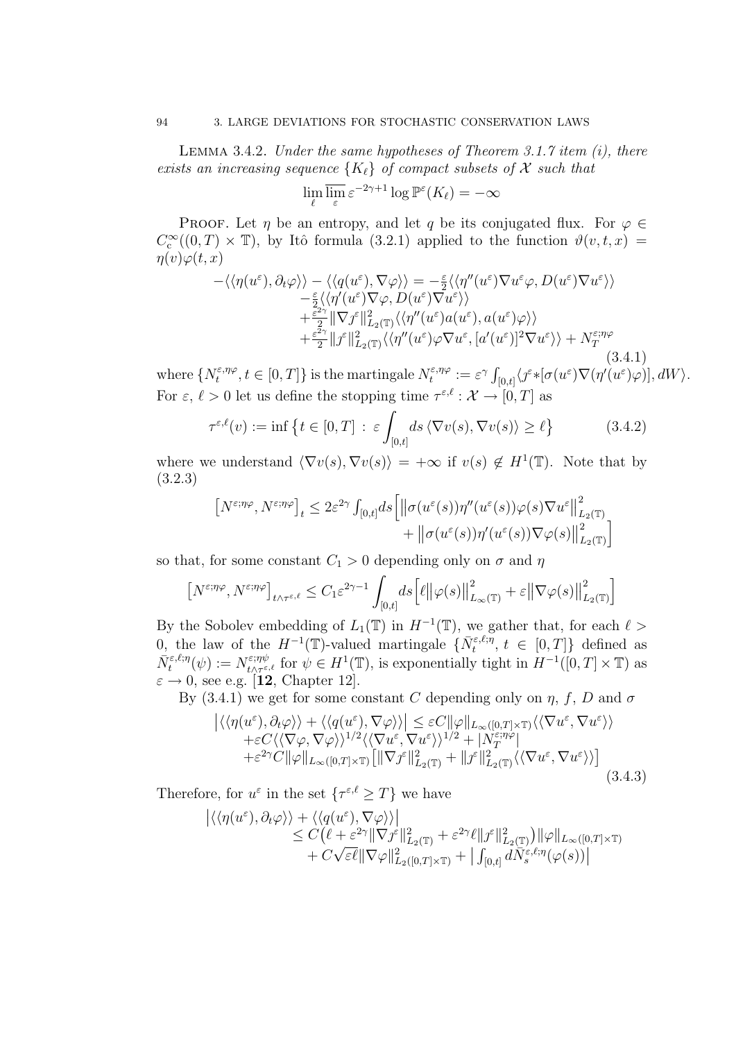**Lemma 3.4.2.** *Under the same hypotheses of Theorem 3.1.7 item (i), there exists an increasing sequence $\{K_\ell\}$ of compact subsets of $\mathcal{X}$ such that*

$$\lim_{\ell} \overline{\lim_{\varepsilon}}\, \varepsilon^{-2\gamma+1} \log \mathbb{P}^\varepsilon(K_\ell) = -\infty$$

Proof. Let $\eta$ be an entropy, and let $q$ be its conjugated flux. For $\varphi \in C_c^\infty((0,T) \times \mathbb{T})$, by Itô formula (3.2.1) applied to the function $\vartheta(v,t,x) = \eta(v)\varphi(t,x)$

$$\begin{aligned} -\langle\langle \eta(u^\varepsilon), \partial_t \varphi\rangle\rangle - \langle\langle q(u^\varepsilon), \nabla\varphi\rangle\rangle = &-\tfrac{\varepsilon}{2}\langle\langle \eta''(u^\varepsilon)\nabla u^\varepsilon \varphi, D(u^\varepsilon)\nabla u^\varepsilon\rangle\rangle \\ &-\tfrac{\varepsilon}{2}\langle\langle \eta'(u^\varepsilon)\nabla\varphi, D(u^\varepsilon)\nabla u^\varepsilon\rangle\rangle \\ &+\tfrac{\varepsilon^{2\gamma}}{2}\|\nabla \jmath^\varepsilon\|^2_{L_2(\mathbb{T})}\langle\langle \eta''(u^\varepsilon)a(u^\varepsilon), a(u^\varepsilon)\varphi\rangle\rangle \\ &+\tfrac{\varepsilon^{2\gamma}}{2}\|\jmath^\varepsilon\|^2_{L_2(\mathbb{T})}\langle\langle \eta''(u^\varepsilon)\varphi\nabla u^\varepsilon, [a'(u^\varepsilon)]^2\nabla u^\varepsilon\rangle\rangle + N_T^{\varepsilon;\eta\varphi} \end{aligned} \tag{3.4.1}$$

where $\{N_t^{\varepsilon,\eta\varphi}, t \in [0,T]\}$ is the martingale $N_t^{\varepsilon,\eta\varphi} := \varepsilon^\gamma \int_{[0,t]} \langle \jmath^\varepsilon * [\sigma(u^\varepsilon)\nabla(\eta'(u^\varepsilon)\varphi)], dW\rangle$. For $\varepsilon$, $\ell > 0$ let us define the stopping time $\tau^{\varepsilon,\ell} : \mathcal{X} \to [0,T]$ as

$$\tau^{\varepsilon,\ell}(v) := \inf\left\{t \in [0,T]\,:\, \varepsilon\int_{[0,t]} ds\,\langle \nabla v(s), \nabla v(s)\rangle \geq \ell\right\} \tag{3.4.2}$$

where we understand $\langle \nabla v(s), \nabla v(s)\rangle = +\infty$ if $v(s) \notin H^1(\mathbb{T})$. Note that by (3.2.3)

$$\begin{aligned}\left[N^{\varepsilon;\eta\varphi}, N^{\varepsilon;\eta\varphi}\right]_t \leq 2\varepsilon^{2\gamma}\int_{[0,t]} ds \Big[&\big\|\sigma(u^\varepsilon(s))\eta''(u^\varepsilon(s))\varphi(s)\nabla u^\varepsilon\big\|^2_{L_2(\mathbb{T})} \\ &+ \big\|\sigma(u^\varepsilon(s))\eta'(u^\varepsilon(s))\nabla\varphi(s)\big\|^2_{L_2(\mathbb{T})}\Big]\end{aligned}$$

so that, for some constant $C_1 > 0$ depending only on $\sigma$ and $\eta$

$$\left[N^{\varepsilon;\eta\varphi}, N^{\varepsilon;\eta\varphi}\right]_{t\wedge\tau^{\varepsilon,\ell}} \leq C_1\varepsilon^{2\gamma-1}\int_{[0,t]} ds\Big[\ell\big\|\varphi(s)\big\|^2_{L_\infty(\mathbb{T})} + \varepsilon\big\|\nabla\varphi(s)\big\|^2_{L_2(\mathbb{T})}\Big]$$

By the Sobolev embedding of $L_1(\mathbb{T})$ in $H^{-1}(\mathbb{T})$, we gather that, for each $\ell > 0$, the law of the $H^{-1}(\mathbb{T})$-valued martingale $\{\bar N_t^{\varepsilon,\ell;\eta}, t \in [0,T]\}$ defined as $\bar N_t^{\varepsilon,\ell;\eta}(\psi) := N^{\varepsilon;\eta\psi}_{t\wedge\tau^{\varepsilon,\ell}}$ for $\psi \in H^1(\mathbb{T})$, is exponentially tight in $H^{-1}([0,T]\times\mathbb{T})$ as $\varepsilon \to 0$, see e.g. [**12**, Chapter 12].

By (3.4.1) we get for some constant $C$ depending only on $\eta$, $f$, $D$ and $\sigma$

$$\begin{aligned}\big|\langle\langle \eta(u^\varepsilon), \partial_t\varphi\rangle\rangle + \langle\langle q(u^\varepsilon), \nabla\varphi\rangle\rangle\big| \leq\ & \varepsilon C\|\varphi\|_{L_\infty([0,T]\times\mathbb{T})}\langle\langle \nabla u^\varepsilon, \nabla u^\varepsilon\rangle\rangle \\ &+\varepsilon C\langle\langle \nabla\varphi, \nabla\varphi\rangle\rangle^{1/2}\langle\langle \nabla u^\varepsilon, \nabla u^\varepsilon\rangle\rangle^{1/2} + |N_T^{\varepsilon;\eta\varphi}| \\ &+\varepsilon^{2\gamma}C\|\varphi\|_{L_\infty([0,T]\times\mathbb{T})}\big[\|\nabla \jmath^\varepsilon\|^2_{L_2(\mathbb{T})} + \|\jmath^\varepsilon\|^2_{L_2(\mathbb{T})}\langle\langle \nabla u^\varepsilon, \nabla u^\varepsilon\rangle\rangle\big]\end{aligned} \tag{3.4.3}$$

Therefore, for $u^\varepsilon$ in the set $\{\tau^{\varepsilon,\ell} \geq T\}$ we have

$$\begin{aligned}\big|\langle\langle \eta(u^\varepsilon), \partial_t\varphi\rangle\rangle + \langle\langle q(u^\varepsilon), \nabla\varphi\rangle\rangle\big| &\\ \leq C\big(\ell + \varepsilon^{2\gamma}\|\nabla \jmath^\varepsilon\|^2_{L_2(\mathbb{T})} &+ \varepsilon^{2\gamma}\ell\|\jmath^\varepsilon\|^2_{L_2(\mathbb{T})}\big)\|\varphi\|_{L_\infty([0,T]\times\mathbb{T})} \\ &+ C\sqrt{\varepsilon\ell}\|\nabla\varphi\|^2_{L_2([0,T]\times\mathbb{T})} + \Big|\int_{[0,t]} d\bar N_s^{\varepsilon,\ell;\eta}(\varphi(s))\Big|\end{aligned}$$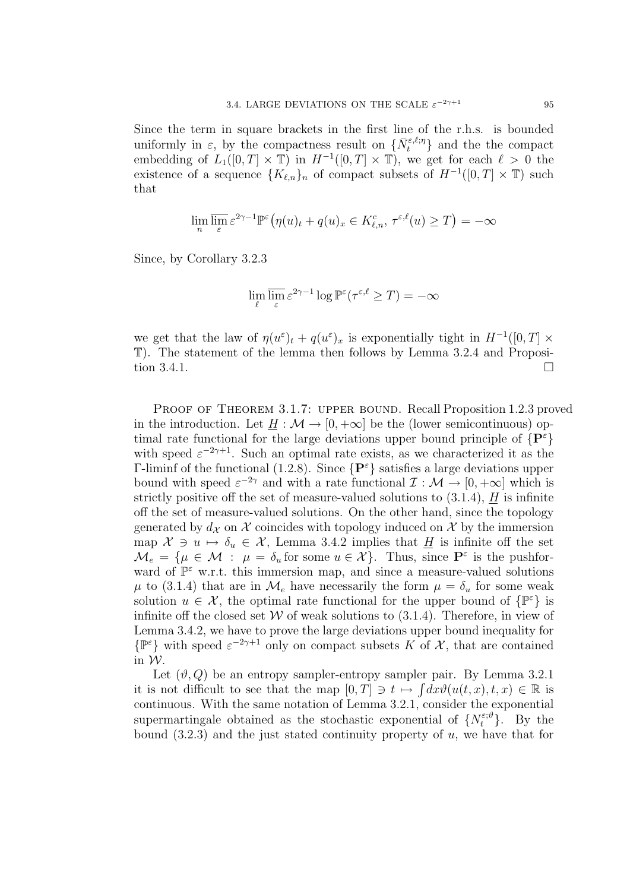Since the term in square brackets in the first line of the r.h.s. is bounded uniformly in $\varepsilon$, by the compactness result on $\{\bar{N}_t^{\varepsilon,\ell;\eta}\}$ and the the compact embedding of $L_1([0,T]\times\mathbb{T})$ in $H^{-1}([0,T]\times\mathbb{T})$, we get for each $\ell>0$ the existence of a sequence $\{K_{\ell,n}\}_n$ of compact subsets of $H^{-1}([0,T]\times\mathbb{T})$ such that

$$\lim_n \varlimsup_\varepsilon \varepsilon^{2\gamma-1}\mathbb{P}^\varepsilon\big(\eta(u)_t+q(u)_x\in K_{\ell,n}^c,\,\tau^{\varepsilon,\ell}(u)\ge T\big)=-\infty$$

Since, by Corollary 3.2.3

$$\lim_\ell \varlimsup_\varepsilon \varepsilon^{2\gamma-1}\log\mathbb{P}^\varepsilon(\tau^{\varepsilon,\ell}\ge T)=-\infty$$

we get that the law of $\eta(u^\varepsilon)_t+q(u^\varepsilon)_x$ is exponentially tight in $H^{-1}([0,T]\times\mathbb{T})$. The statement of the lemma then follows by Lemma 3.2.4 and Proposition 3.4.1. □

Proof of Theorem 3.1.7: upper bound. Recall Proposition 1.2.3 proved in the introduction. Let $\underline{H}:\mathcal{M}\to[0,+\infty]$ be the (lower semicontinuous) optimal rate functional for the large deviations upper bound principle of $\{\mathbf{P}^\varepsilon\}$ with speed $\varepsilon^{-2\gamma+1}$. Such an optimal rate exists, as we characterized it as the $\Gamma$-liminf of the functional (1.2.8). Since $\{\mathbf{P}^\varepsilon\}$ satisfies a large deviations upper bound with speed $\varepsilon^{-2\gamma}$ and with a rate functional $\mathcal{I}:\mathcal{M}\to[0,+\infty]$ which is strictly positive off the set of measure-valued solutions to (3.1.4), $\underline{H}$ is infinite off the set of measure-valued solutions. On the other hand, since the topology generated by $d_\mathcal{X}$ on $\mathcal{X}$ coincides with topology induced on $\mathcal{X}$ by the immersion map $\mathcal{X}\ni u\mapsto\delta_u\in\mathcal{X}$, Lemma 3.4.2 implies that $\underline{H}$ is infinite off the set $\mathcal{M}_e=\{\mu\in\mathcal{M}\,:\,\mu=\delta_u\text{ for some }u\in\mathcal{X}\}$. Thus, since $\mathbf{P}^\varepsilon$ is the pushforward of $\mathbb{P}^\varepsilon$ w.r.t. this immersion map, and since a measure-valued solutions $\mu$ to (3.1.4) that are in $\mathcal{M}_e$ have necessarily the form $\mu=\delta_u$ for some weak solution $u\in\mathcal{X}$, the optimal rate functional for the upper bound of $\{\mathbb{P}^\varepsilon\}$ is infinite off the closed set $\mathcal{W}$ of weak solutions to (3.1.4). Therefore, in view of Lemma 3.4.2, we have to prove the large deviations upper bound inequality for $\{\mathbb{P}^\varepsilon\}$ with speed $\varepsilon^{-2\gamma+1}$ only on compact subsets $K$ of $\mathcal{X}$, that are contained in $\mathcal{W}$.

Let $(\vartheta,Q)$ be an entropy sampler-entropy sampler pair. By Lemma 3.2.1 it is not difficult to see that the map $[0,T]\ni t\mapsto\int dx\vartheta(u(t,x),t,x)\in\mathbb{R}$ is continuous. With the same notation of Lemma 3.2.1, consider the exponential supermartingale obtained as the stochastic exponential of $\{N_t^{\varepsilon;\vartheta}\}$. By the bound (3.2.3) and the just stated continuity property of $u$, we have that for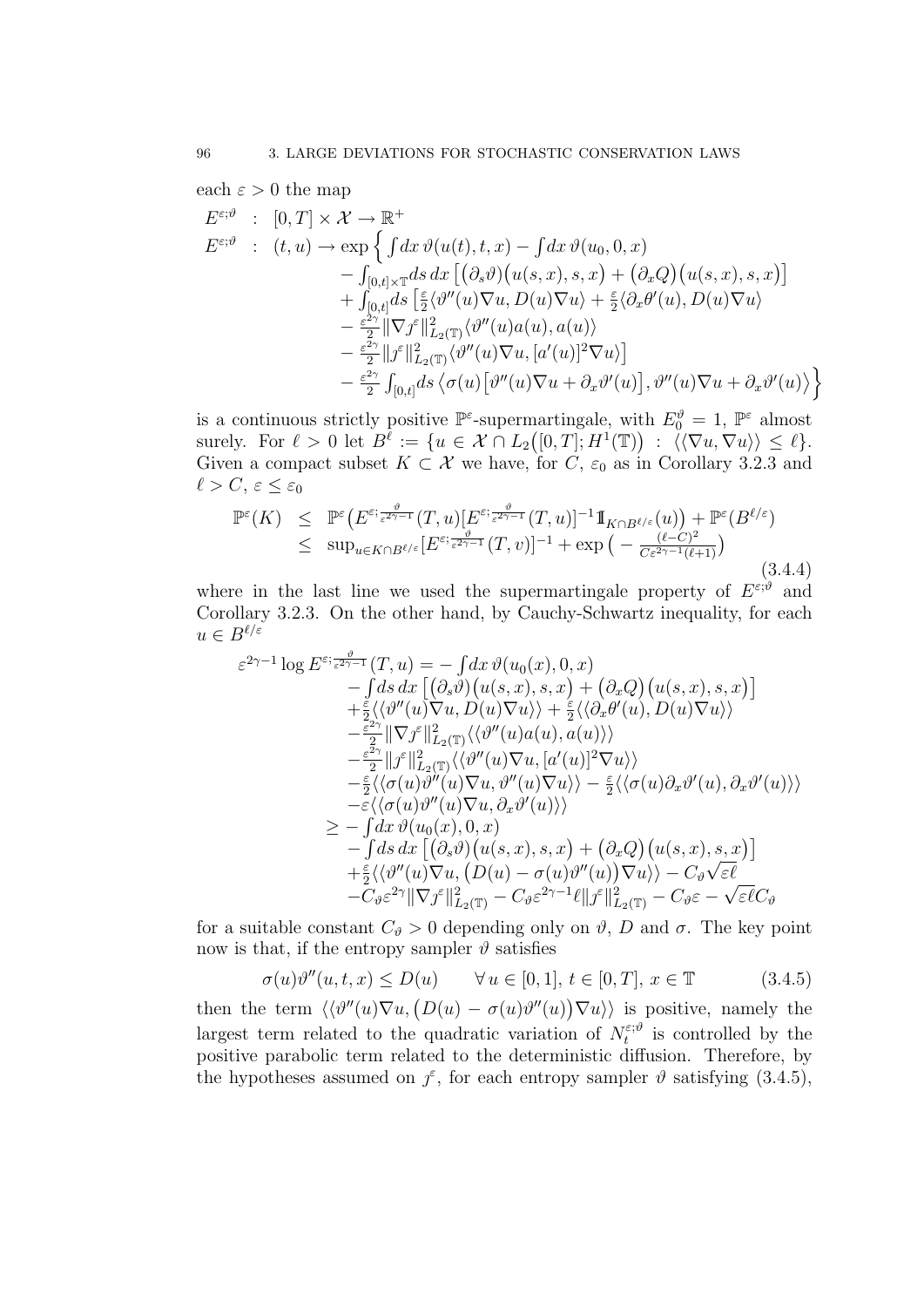each $\varepsilon > 0$ the map

$$
\begin{aligned}
E^{\varepsilon;\vartheta} \; &: \; [0,T] \times \mathcal{X} \to \mathbb{R}^+ \\
E^{\varepsilon;\vartheta} \; &: \; (t,u) \to \exp\Big\{ \int dx\, \vartheta(u(t),t,x) - \int dx\, \vartheta(u_0,0,x) \\
&\qquad - \int_{[0,t]\times\mathbb{T}} ds\, dx\, \big[ \big(\partial_s \vartheta\big)\big(u(s,x),s,x\big) + \big(\partial_x Q\big)\big(u(s,x),s,x\big) \big] \\
&\qquad + \int_{[0,t]} ds\, \big[ \tfrac{\varepsilon}{2} \langle \vartheta''(u)\nabla u, D(u)\nabla u\rangle + \tfrac{\varepsilon}{2}\langle \partial_x \theta'(u), D(u)\nabla u\rangle \\
&\qquad - \tfrac{\varepsilon^{2\gamma}}{2} \|\nabla \jmath^\varepsilon\|^2_{L_2(\mathbb{T})} \langle \vartheta''(u) a(u), a(u)\rangle \\
&\qquad - \tfrac{\varepsilon^{2\gamma}}{2} \|\jmath^\varepsilon\|^2_{L_2(\mathbb{T})} \langle \vartheta''(u)\nabla u, [a'(u)]^2 \nabla u\rangle \big] \\
&\qquad - \tfrac{\varepsilon^{2\gamma}}{2} \int_{[0,t]} ds\, \big\langle \sigma(u)\big[\vartheta''(u)\nabla u + \partial_x \vartheta'(u)\big], \vartheta''(u)\nabla u + \partial_x\vartheta'(u)\big\rangle \Big\}
\end{aligned}
$$

is a continuous strictly positive $\mathbb{P}^\varepsilon$-supermartingale, with $E_0^\vartheta = 1$, $\mathbb{P}^\varepsilon$ almost surely. For $\ell > 0$ let $B^\ell := \{u \in \mathcal{X} \cap L_2\big([0,T]; H^1(\mathbb{T})\big) \; : \; \langle\langle \nabla u, \nabla u\rangle\rangle \le \ell\}$. Given a compact subset $K \subset \mathcal{X}$ we have, for $C$, $\varepsilon_0$ as in Corollary 3.2.3 and $\ell > C$, $\varepsilon \le \varepsilon_0$

$$
\begin{aligned}
\mathbb{P}^\varepsilon(K) \;&\le\; \mathbb{P}^\varepsilon\big( E^{\varepsilon;\frac{\vartheta}{\varepsilon^{2\gamma-1}}}(T,u) [E^{\varepsilon;\frac{\vartheta}{\varepsilon^{2\gamma-1}}}(T,u)]^{-1} 1\!\!1_{K\cap B^{\ell/\varepsilon}}(u)\big) + \mathbb{P}^\varepsilon(B^{\ell/\varepsilon}) \\
&\le\; \sup_{u\in K\cap B^{\ell/\varepsilon}} [E^{\varepsilon;\frac{\vartheta}{\varepsilon^{2\gamma-1}}}(T,v)]^{-1} + \exp\big( -\tfrac{(\ell-C)^2}{C\varepsilon^{2\gamma-1}(\ell+1)}\big)
\end{aligned} \tag{3.4.4}
$$

where in the last line we used the supermartingale property of $E^{\varepsilon;\vartheta}$ and Corollary 3.2.3. On the other hand, by Cauchy-Schwartz inequality, for each $u \in B^{\ell/\varepsilon}$

$$
\begin{aligned}
\varepsilon^{2\gamma-1}\log E^{\varepsilon;\frac{\vartheta}{\varepsilon^{2\gamma-1}}}(T,u) &= -\int dx\, \vartheta(u_0(x),0,x) \\
&\quad - \int ds\, dx\, \big[ \big(\partial_s\vartheta\big)\big(u(s,x),s,x\big) + \big(\partial_x Q\big)\big(u(s,x),s,x\big)\big] \\
&\quad + \tfrac{\varepsilon}{2}\langle\langle \vartheta''(u)\nabla u, D(u)\nabla u\rangle\rangle + \tfrac{\varepsilon}{2}\langle\langle \partial_x\theta'(u), D(u)\nabla u\rangle\rangle \\
&\quad - \tfrac{\varepsilon^{2\gamma}}{2}\|\nabla \jmath^\varepsilon\|^2_{L_2(\mathbb{T})}\langle\langle \vartheta''(u)a(u), a(u)\rangle\rangle \\
&\quad - \tfrac{\varepsilon^{2\gamma}}{2}\|\jmath^\varepsilon\|^2_{L_2(\mathbb{T})}\langle\langle \vartheta''(u)\nabla u, [a'(u)]^2\nabla u\rangle\rangle \\
&\quad - \tfrac{\varepsilon}{2}\langle\langle \sigma(u)\vartheta''(u)\nabla u, \vartheta''(u)\nabla u\rangle\rangle - \tfrac{\varepsilon}{2}\langle\langle \sigma(u)\partial_x\vartheta'(u), \partial_x\vartheta'(u)\rangle\rangle \\
&\quad - \varepsilon\langle\langle \sigma(u)\vartheta''(u)\nabla u, \partial_x\vartheta'(u)\rangle\rangle \\
&\ge -\int dx\, \vartheta(u_0(x),0,x) \\
&\quad - \int ds\, dx\, \big[ \big(\partial_s\vartheta\big)\big(u(s,x),s,x\big) + \big(\partial_x Q\big)\big(u(s,x),s,x\big)\big] \\
&\quad + \tfrac{\varepsilon}{2}\langle\langle \vartheta''(u)\nabla u, \big(D(u) - \sigma(u)\vartheta''(u)\big)\nabla u\rangle\rangle - C_\vartheta\sqrt{\varepsilon\ell} \\
&\quad - C_\vartheta\varepsilon^{2\gamma}\|\nabla\jmath^\varepsilon\|^2_{L_2(\mathbb{T})} - C_\vartheta\varepsilon^{2\gamma-1}\ell\|\jmath^\varepsilon\|^2_{L_2(\mathbb{T})} - C_\vartheta\varepsilon - \sqrt{\varepsilon\ell}C_\vartheta
\end{aligned}
$$

for a suitable constant $C_\vartheta > 0$ depending only on $\vartheta$, $D$ and $\sigma$. The key point now is that, if the entropy sampler $\vartheta$ satisfies

$$
\sigma(u)\vartheta''(u,t,x) \le D(u) \qquad \forall\, u \in [0,1],\, t\in[0,T],\, x\in\mathbb{T} \tag{3.4.5}
$$

then the term $\langle\langle \vartheta''(u)\nabla u, \big(D(u) - \sigma(u)\vartheta''(u)\big)\nabla u\rangle\rangle$ is positive, namely the largest term related to the quadratic variation of $N_t^{\varepsilon;\vartheta}$ is controlled by the positive parabolic term related to the deterministic diffusion. Therefore, by the hypotheses assumed on $\jmath^\varepsilon$, for each entropy sampler $\vartheta$ satisfying (3.4.5),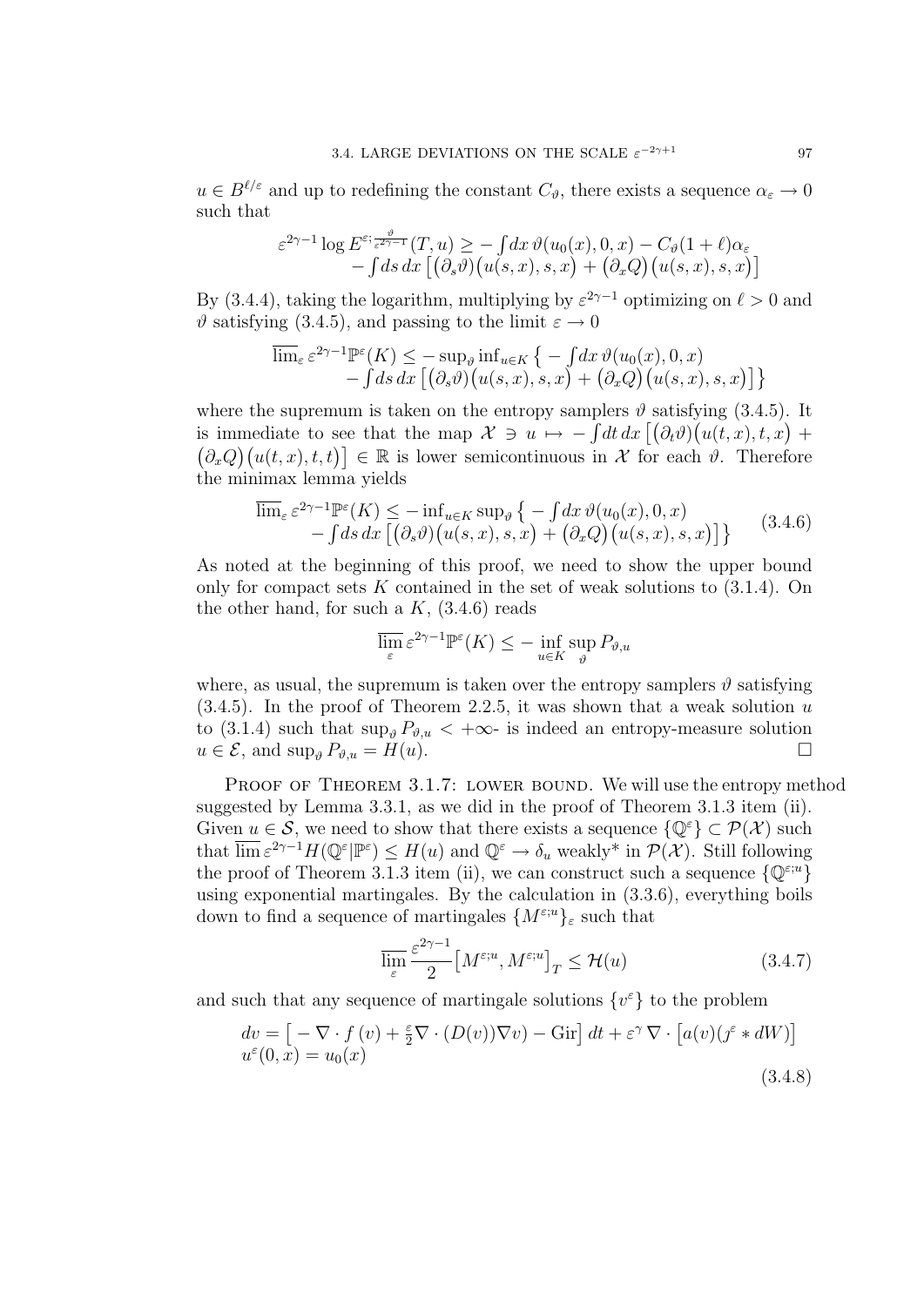$u \in B^{\ell/\varepsilon}$ and up to redefining the constant $C_\vartheta$, there exists a sequence $\alpha_\varepsilon \to 0$ such that

$$
\begin{aligned}
\varepsilon^{2\gamma-1} \log E^{\varepsilon; \frac{\vartheta}{\varepsilon^{2\gamma-1}}}(T,u) \geq & -\int dx\, \vartheta(u_0(x),0,x) - C_\vartheta(1+\ell)\alpha_\varepsilon \\
& - \int ds\, dx \left[ \big(\partial_s \vartheta\big)\big(u(s,x),s,x\big) + \big(\partial_x Q\big)\big(u(s,x),s,x\big) \right]
\end{aligned}
$$

By (3.4.4), taking the logarithm, multiplying by $\varepsilon^{2\gamma-1}$ optimizing on $\ell > 0$ and $\vartheta$ satisfying (3.4.5), and passing to the limit $\varepsilon \to 0$

$$
\begin{aligned}
\overline{\lim}_\varepsilon\, \varepsilon^{2\gamma-1} \mathbb{P}^\varepsilon(K) \leq & -\sup_\vartheta \inf_{u \in K} \Big\{ -\int dx\, \vartheta(u_0(x),0,x) \\
& - \int ds\, dx \left[ \big(\partial_s \vartheta\big)\big(u(s,x),s,x\big) + \big(\partial_x Q\big)\big(u(s,x),s,x\big) \right] \Big\}
\end{aligned}
$$

where the supremum is taken on the entropy samplers $\vartheta$ satisfying (3.4.5). It is immediate to see that the map $\mathcal{X} \ni u \mapsto -\int dt\, dx \left[ \big(\partial_t \vartheta\big)\big(u(t,x),t,x\big) + \big(\partial_x Q\big)\big(u(t,x),t,t\big) \right] \in \mathbb{R}$ is lower semicontinuous in $\mathcal{X}$ for each $\vartheta$. Therefore the minimax lemma yields

$$
\begin{aligned}
\overline{\lim}_\varepsilon\, \varepsilon^{2\gamma-1} \mathbb{P}^\varepsilon(K) \leq & -\inf_{u \in K} \sup_\vartheta \Big\{ -\int dx\, \vartheta(u_0(x),0,x) \\
& - \int ds\, dx \left[ \big(\partial_s \vartheta\big)\big(u(s,x),s,x\big) + \big(\partial_x Q\big)\big(u(s,x),s,x\big) \right] \Big\}
\end{aligned}
\tag{3.4.6}
$$

As noted at the beginning of this proof, we need to show the upper bound only for compact sets $K$ contained in the set of weak solutions to (3.1.4). On the other hand, for such a $K$, (3.4.6) reads

$$
\overline{\lim_\varepsilon}\, \varepsilon^{2\gamma-1} \mathbb{P}^\varepsilon(K) \leq -\inf_{u \in K} \sup_\vartheta P_{\vartheta,u}
$$

where, as usual, the supremum is taken over the entropy samplers $\vartheta$ satisfying (3.4.5). In the proof of Theorem 2.2.5, it was shown that a weak solution $u$ to (3.1.4) such that $\sup_\vartheta P_{\vartheta,u} < +\infty$- is indeed an entropy-measure solution $u \in \mathcal{E}$, and $\sup_\vartheta P_{\vartheta,u} = H(u)$. □

Proof of Theorem 3.1.7: lower bound. We will use the entropy method suggested by Lemma 3.3.1, as we did in the proof of Theorem 3.1.3 item (ii). Given $u \in \mathcal{S}$, we need to show that there exists a sequence $\{\mathbb{Q}^\varepsilon\} \subset \mathcal{P}(\mathcal{X})$ such that $\overline{\lim}\, \varepsilon^{2\gamma-1} H(\mathbb{Q}^\varepsilon|\mathbb{P}^\varepsilon) \leq H(u)$ and $\mathbb{Q}^\varepsilon \to \delta_u$ weakly* in $\mathcal{P}(\mathcal{X})$. Still following the proof of Theorem 3.1.3 item (ii), we can construct such a sequence $\{\mathbb{Q}^{\varepsilon;u}\}$ using exponential martingales. By the calculation in (3.3.6), everything boils down to find a sequence of martingales $\{M^{\varepsilon;u}\}_\varepsilon$ such that

$$
\overline{\lim_\varepsilon}\, \frac{\varepsilon^{2\gamma-1}}{2} \big[M^{\varepsilon;u}, M^{\varepsilon;u}\big]_T \leq \mathcal{H}(u)
\tag{3.4.7}
$$

and such that any sequence of martingale solutions $\{v^\varepsilon\}$ to the problem

$$
\begin{aligned}
& dv = \left[ -\nabla \cdot f\,(v) + \tfrac{\varepsilon}{2} \nabla \cdot (D(v)) \nabla v) - \mathrm{Gir} \right] dt + \varepsilon^\gamma\, \nabla \cdot \left[ a(v) (\jmath^\varepsilon * dW) \right] \\
& u^\varepsilon(0,x) = u_0(x)
\end{aligned}
\tag{3.4.8}
$$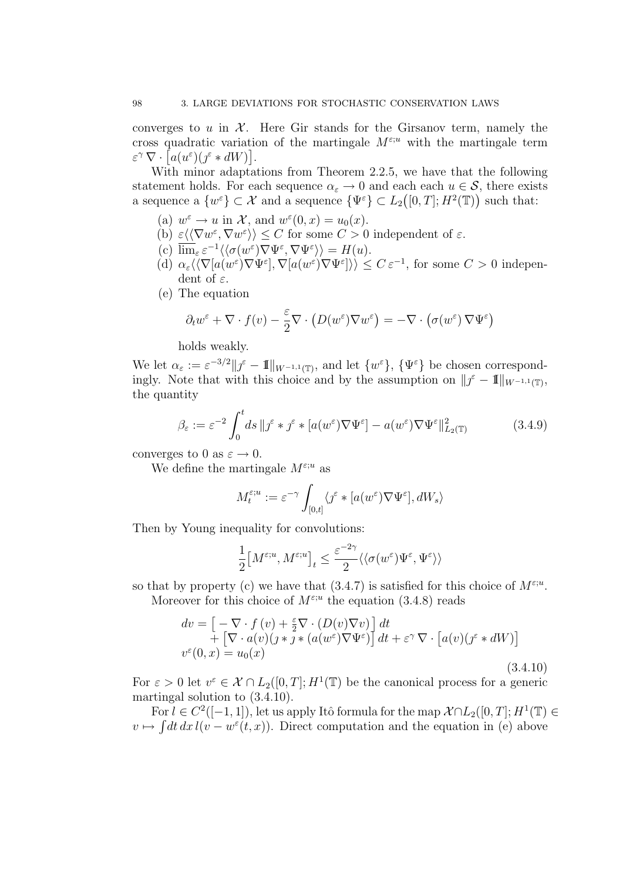converges to $u$ in $\mathcal{X}$. Here Gir stands for the Girsanov term, namely the cross quadratic variation of the martingale $M^{\varepsilon;u}$ with the martingale term $\varepsilon^\gamma \nabla \cdot \big[a(u^\varepsilon)(\jmath^\varepsilon * dW)\big]$.

With minor adaptations from Theorem 2.2.5, we have that the following statement holds. For each sequence $\alpha_\varepsilon \to 0$ and each each $u \in \mathcal{S}$, there exists a sequence a $\{w^\varepsilon\} \subset \mathcal{X}$ and a sequence $\{\Psi^\varepsilon\} \subset L_2\big([0,T]; H^2(\mathbb{T})\big)$ such that:

(a) $w^\varepsilon \to u$ in $\mathcal{X}$, and $w^\varepsilon(0,x) = u_0(x)$.
(b) $\varepsilon \langle\langle \nabla w^\varepsilon, \nabla w^\varepsilon \rangle\rangle \le C$ for some $C > 0$ independent of $\varepsilon$.
(c) $\overline{\lim}_\varepsilon \, \varepsilon^{-1} \langle\langle \sigma(w^\varepsilon) \nabla \Psi^\varepsilon, \nabla \Psi^\varepsilon \rangle\rangle = H(u)$.
(d) $\alpha_\varepsilon \langle\langle \nabla [a(w^\varepsilon)\nabla\Psi^\varepsilon], \nabla[a(w^\varepsilon)\nabla\Psi^\varepsilon]\rangle\rangle \le C\,\varepsilon^{-1}$, for some $C > 0$ independent of $\varepsilon$.
(e) The equation

$$\partial_t w^\varepsilon + \nabla \cdot f(v) - \frac{\varepsilon}{2} \nabla \cdot \big(D(w^\varepsilon) \nabla w^\varepsilon\big) = -\nabla \cdot \big(\sigma(w^\varepsilon)\, \nabla \Psi^\varepsilon\big)$$

holds weakly.

We let $\alpha_\varepsilon := \varepsilon^{-3/2} \|\jmath^\varepsilon - 1\!\!1\|_{W^{-1,1}(\mathbb{T})}$, and let $\{w^\varepsilon\}$, $\{\Psi^\varepsilon\}$ be chosen correspondingly. Note that with this choice and by the assumption on $\|\jmath^\varepsilon - 1\!\!1\|_{W^{-1,1}(\mathbb{T})}$, the quantity

$$\beta_\varepsilon := \varepsilon^{-2} \int_0^t ds\, \|\jmath^\varepsilon * \jmath^\varepsilon * [a(w^\varepsilon)\nabla\Psi^\varepsilon] - a(w^\varepsilon)\nabla\Psi^\varepsilon\|^2_{L_2(\mathbb{T})} \tag{3.4.9}$$

converges to 0 as $\varepsilon \to 0$.

We define the martingale $M^{\varepsilon;u}$ as

$$M_t^{\varepsilon;u} := \varepsilon^{-\gamma} \int_{[0,t]} \langle \jmath^\varepsilon * [a(w^\varepsilon)\nabla\Psi^\varepsilon], dW_s \rangle$$

Then by Young inequality for convolutions:

$$\frac{1}{2}\big[M^{\varepsilon;u}, M^{\varepsilon;u}\big]_t \le \frac{\varepsilon^{-2\gamma}}{2} \langle\langle \sigma(w^\varepsilon)\Psi^\varepsilon, \Psi^\varepsilon \rangle\rangle$$

so that by property (c) we have that (3.4.7) is satisfied for this choice of $M^{\varepsilon;u}$.

Moreover for this choice of $M^{\varepsilon;u}$ the equation (3.4.8) reads

$$\begin{aligned} dv &= \big[ -\nabla \cdot f(v) + \tfrac{\varepsilon}{2} \nabla \cdot (D(v)\nabla v) \big]\, dt \\ &\quad + \big[\nabla \cdot a(v)(\jmath * \jmath * (a(w^\varepsilon)\nabla\Psi^\varepsilon)\big]\, dt + \varepsilon^\gamma \,\nabla \cdot \big[a(v)(\jmath^\varepsilon * dW)\big] \\ v^\varepsilon(0,x) &= u_0(x) \end{aligned} \tag{3.4.10}$$

For $\varepsilon > 0$ let $v^\varepsilon \in \mathcal{X} \cap L_2([0,T]; H^1(\mathbb{T})$ be the canonical process for a generic martingal solution to (3.4.10).

For $l \in C^2([-1,1])$, let us apply Itô formula for the map $\mathcal{X} \cap L_2([0,T]; H^1(\mathbb{T}) \in v \mapsto \int dt\, dx\, l(v - w^\varepsilon(t,x))$. Direct computation and the equation in (e) above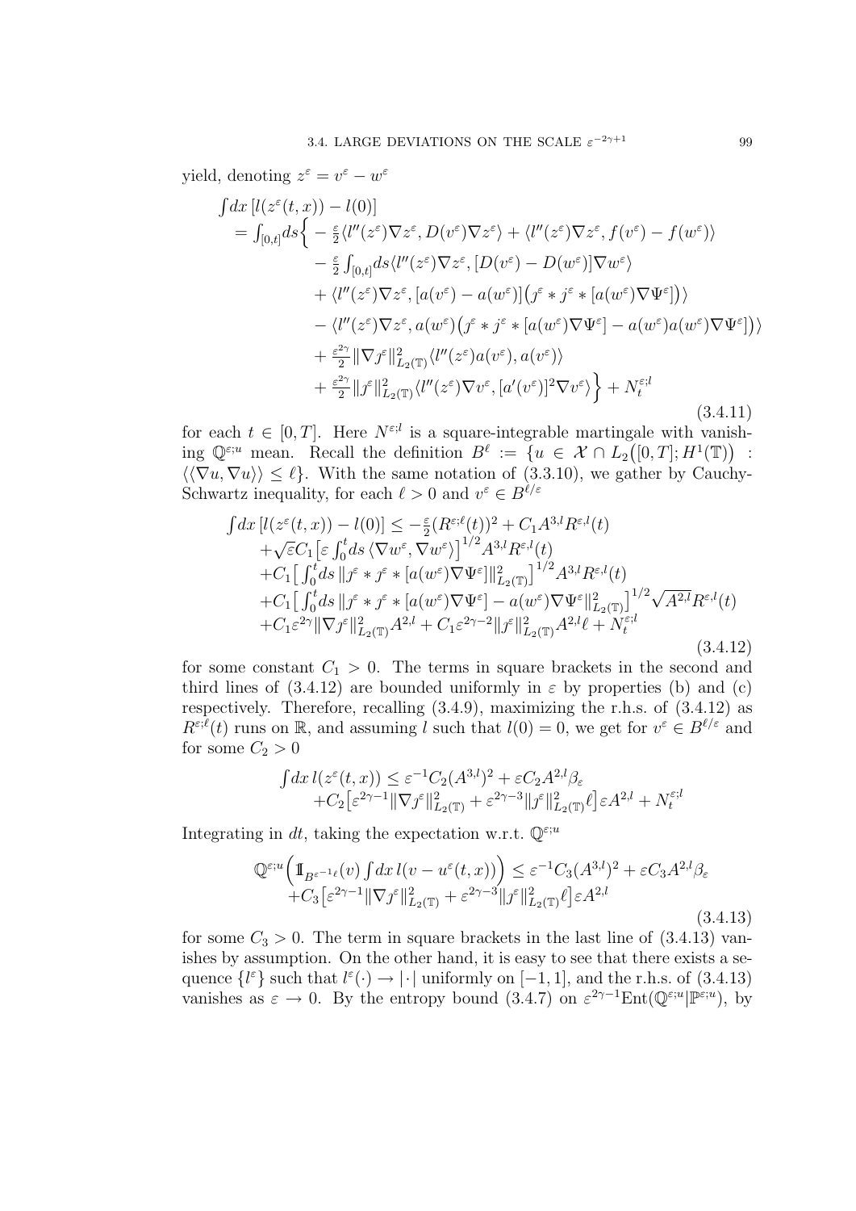yield, denoting $z^\varepsilon = v^\varepsilon - w^\varepsilon$

$$
\begin{aligned}
&\int dx\, [l(z^\varepsilon(t,x)) - l(0)] \\
&= \int_{[0,t]} ds \Big\{ -\tfrac{\varepsilon}{2} \langle l''(z^\varepsilon)\nabla z^\varepsilon, D(v^\varepsilon)\nabla z^\varepsilon\rangle + \langle l''(z^\varepsilon)\nabla z^\varepsilon, f(v^\varepsilon) - f(w^\varepsilon)\rangle \\
&\quad - \tfrac{\varepsilon}{2} \int_{[0,t]} ds \langle l''(z^\varepsilon)\nabla z^\varepsilon, [D(v^\varepsilon) - D(w^\varepsilon)]\nabla w^\varepsilon\rangle \\
&\quad + \langle l''(z^\varepsilon)\nabla z^\varepsilon, [a(v^\varepsilon) - a(w^\varepsilon)]\big(\jmath^\varepsilon * \jmath^\varepsilon * [a(w^\varepsilon)\nabla\Psi^\varepsilon]\big)\rangle \\
&\quad - \langle l''(z^\varepsilon)\nabla z^\varepsilon, a(w^\varepsilon)\big(\jmath^\varepsilon * \jmath^\varepsilon * [a(w^\varepsilon)\nabla\Psi^\varepsilon] - a(w^\varepsilon)a(w^\varepsilon)\nabla\Psi^\varepsilon]\big)\rangle \\
&\quad + \tfrac{\varepsilon^{2\gamma}}{2} \|\nabla \jmath^\varepsilon\|^2_{L_2(\mathbb{T})} \langle l''(z^\varepsilon)a(v^\varepsilon), a(v^\varepsilon)\rangle \\
&\quad + \tfrac{\varepsilon^{2\gamma}}{2} \|\jmath^\varepsilon\|^2_{L_2(\mathbb{T})} \langle l''(z^\varepsilon)\nabla v^\varepsilon, [a'(v^\varepsilon)]^2 \nabla v^\varepsilon\rangle \Big\} + N^{\varepsilon;l}_t
\end{aligned}
\tag{3.4.11}
$$

for each $t \in [0,T]$. Here $N^{\varepsilon;l}$ is a square-integrable martingale with vanishing $\mathbb{Q}^{\varepsilon;u}$ mean. Recall the definition $B^\ell := \{u \in \mathcal{X} \cap L_2([0,T]; H^1(\mathbb{T})) : \langle\langle \nabla u, \nabla u\rangle\rangle \le \ell\}$. With the same notation of (3.3.10), we gather by Cauchy-Schwartz inequality, for each $\ell > 0$ and $v^\varepsilon \in B^{\ell/\varepsilon}$

$$
\begin{aligned}
&\int dx\, [l(z^\varepsilon(t,x)) - l(0)] \le -\tfrac{\varepsilon}{2}(R^{\varepsilon;\ell}(t))^2 + C_1 A^{3,l} R^{\varepsilon,l}(t) \\
&\quad + \sqrt{\varepsilon} C_1 \big[\varepsilon \textstyle\int_0^t ds\, \langle \nabla w^\varepsilon, \nabla w^\varepsilon\rangle\big]^{1/2} A^{3,l} R^{\varepsilon,l}(t) \\
&\quad + C_1 \big[\textstyle\int_0^t ds\, \|\jmath^\varepsilon * \jmath^\varepsilon * [a(w^\varepsilon)\nabla\Psi^\varepsilon]\|^2_{L_2(\mathbb{T})}\big]^{1/2} A^{3,l} R^{\varepsilon,l}(t) \\
&\quad + C_1 \big[\textstyle\int_0^t ds\, \|\jmath^\varepsilon * \jmath^\varepsilon * [a(w^\varepsilon)\nabla\Psi^\varepsilon] - a(w^\varepsilon)\nabla\Psi^\varepsilon\|^2_{L_2(\mathbb{T})}\big]^{1/2} \sqrt{A^{2,l}} R^{\varepsilon,l}(t) \\
&\quad + C_1 \varepsilon^{2\gamma} \|\nabla \jmath^\varepsilon\|^2_{L_2(\mathbb{T})} A^{2,l} + C_1 \varepsilon^{2\gamma-2} \|\jmath^\varepsilon\|^2_{L_2(\mathbb{T})} A^{2,l}\ell + N^{\varepsilon;l}_t
\end{aligned}
\tag{3.4.12}
$$

for some constant $C_1 > 0$. The terms in square brackets in the second and third lines of (3.4.12) are bounded uniformly in $\varepsilon$ by properties (b) and (c) respectively. Therefore, recalling (3.4.9), maximizing the r.h.s. of (3.4.12) as $R^{\varepsilon;\ell}(t)$ runs on $\mathbb{R}$, and assuming $l$ such that $l(0) = 0$, we get for $v^\varepsilon \in B^{\ell/\varepsilon}$ and for some $C_2 > 0$

$$
\begin{aligned}
\int dx\, l(z^\varepsilon(t,x)) &\le \varepsilon^{-1} C_2 (A^{3,l})^2 + \varepsilon C_2 A^{2,l} \beta_\varepsilon \\
&\quad + C_2 \big[\varepsilon^{2\gamma-1} \|\nabla \jmath^\varepsilon\|^2_{L_2(\mathbb{T})} + \varepsilon^{2\gamma-3} \|\jmath^\varepsilon\|^2_{L_2(\mathbb{T})} \ell\big] \varepsilon A^{2,l} + N^{\varepsilon;l}_t
\end{aligned}
$$

Integrating in $dt$, taking the expectation w.r.t. $\mathbb{Q}^{\varepsilon;u}$

$$
\begin{aligned}
\mathbb{Q}^{\varepsilon;u}\Big(\mathbb{1}_{B^{\varepsilon^{-1}\ell}}(v) \int dx\, l(v - u^\varepsilon(t,x))\Big) &\le \varepsilon^{-1} C_3 (A^{3,l})^2 + \varepsilon C_3 A^{2,l} \beta_\varepsilon \\
&\quad + C_3 \big[\varepsilon^{2\gamma-1} \|\nabla \jmath^\varepsilon\|^2_{L_2(\mathbb{T})} + \varepsilon^{2\gamma-3} \|\jmath^\varepsilon\|^2_{L_2(\mathbb{T})} \ell\big] \varepsilon A^{2,l}
\end{aligned}
\tag{3.4.13}
$$

for some $C_3 > 0$. The term in square brackets in the last line of (3.4.13) vanishes by assumption. On the other hand, it is easy to see that there exists a sequence $\{l^\varepsilon\}$ such that $l^\varepsilon(\cdot) \to |\cdot|$ uniformly on $[-1,1]$, and the r.h.s. of (3.4.13) vanishes as $\varepsilon \to 0$. By the entropy bound (3.4.7) on $\varepsilon^{2\gamma-1}\mathrm{Ent}(\mathbb{Q}^{\varepsilon;u}|\mathbb{P}^{\varepsilon;u})$, by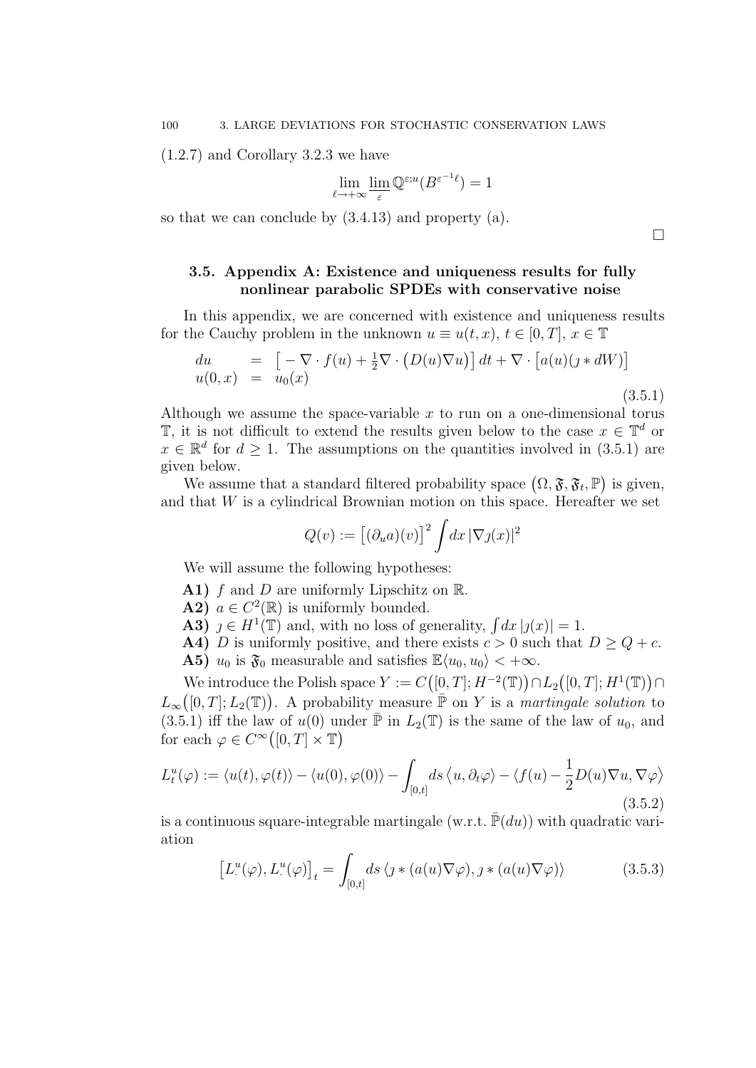(1.2.7) and Corollary 3.2.3 we have

$$\lim_{\ell \to +\infty} \varliminf_{\varepsilon} \mathbb{Q}^{\varepsilon;u}(B^{\varepsilon^{-1}\ell}) = 1$$

so that we can conclude by (3.4.13) and property (a).

$\square$

### 3.5. Appendix A: Existence and uniqueness results for fully nonlinear parabolic SPDEs with conservative noise

In this appendix, we are concerned with existence and uniqueness results for the Cauchy problem in the unknown $u \equiv u(t,x)$, $t \in [0,T]$, $x \in \mathbb{T}$

$$\begin{array}{lcl} du & = & \big[ -\nabla \cdot f(u) + \frac{1}{2}\nabla \cdot \big(D(u)\nabla u\big)\big]\, dt + \nabla \cdot \big[a(u)(\jmath * dW)\big] \\ u(0,x) & = & u_0(x) \end{array} \tag{3.5.1}$$

Although we assume the space-variable $x$ to run on a one-dimensional torus $\mathbb{T}$, it is not difficult to extend the results given below to the case $x \in \mathbb{T}^d$ or $x \in \mathbb{R}^d$ for $d \geq 1$. The assumptions on the quantities involved in (3.5.1) are given below.

We assume that a standard filtered probability space $\big(\Omega, \mathfrak{F}, \mathfrak{F}_t, \mathbb{P}\big)$ is given, and that $W$ is a cylindrical Brownian motion on this space. Hereafter we set

$$Q(v) := \big[(\partial_u a)(v)\big]^2 \int dx\, |\nabla \jmath(x)|^2$$

We will assume the following hypotheses:

**A1)** $f$ and $D$ are uniformly Lipschitz on $\mathbb{R}$.

**A2)** $a \in C^2(\mathbb{R})$ is uniformly bounded.

**A3)** $\jmath \in H^1(\mathbb{T})$ and, with no loss of generality, $\int dx\, |\jmath(x)| = 1$.

**A4)** $D$ is uniformly positive, and there exists $c > 0$ such that $D \geq Q + c$.

**A5)** $u_0$ is $\mathfrak{F}_0$ measurable and satisfies $\mathbb{E}\langle u_0, u_0 \rangle < +\infty$.

We introduce the Polish space $Y := C\big([0,T]; H^{-2}(\mathbb{T})\big) \cap L_2\big([0,T]; H^1(\mathbb{T})\big) \cap L_\infty\big([0,T]; L_2(\mathbb{T})\big)$. A probability measure $\bar{\mathbb{P}}$ on $Y$ is a *martingale solution* to (3.5.1) iff the law of $u(0)$ under $\bar{\mathbb{P}}$ in $L_2(\mathbb{T})$ is the same of the law of $u_0$, and for each $\varphi \in C^\infty\big([0,T] \times \mathbb{T}\big)$

$$L^u_t(\varphi) := \langle u(t), \varphi(t) \rangle - \langle u(0), \varphi(0) \rangle - \int_{[0,t]} ds\, \big\langle u, \partial_t \varphi \big\rangle - \big\langle f(u) - \frac{1}{2} D(u) \nabla u, \nabla \varphi \big\rangle \tag{3.5.2}$$

is a continuous square-integrable martingale (w.r.t. $\bar{\mathbb{P}}(du)$) with quadratic variation

$$\big[L^u_\cdot(\varphi), L^u_\cdot(\varphi)\big]_t = \int_{[0,t]} ds\, \langle \jmath * (a(u)\nabla \varphi), \jmath * (a(u)\nabla \varphi) \rangle \tag{3.5.3}$$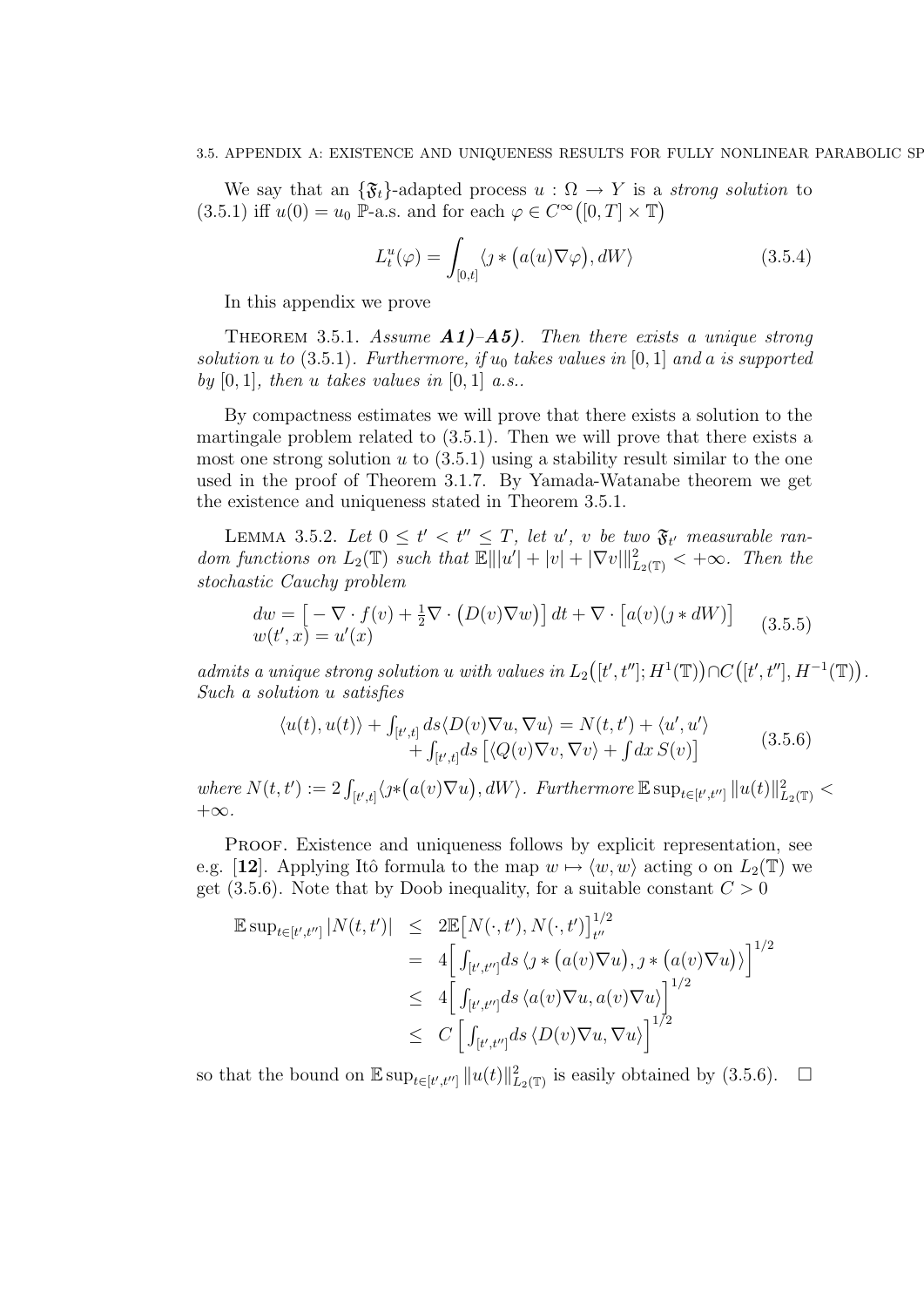We say that an $\{\mathfrak{F}_t\}$-adapted process $u : \Omega \to Y$ is a *strong solution* to (3.5.1) iff $u(0) = u_0$ $\mathbb{P}$-a.s. and for each $\varphi \in C^\infty\big([0,T] \times \mathbb{T}\big)$

$$L_t^u(\varphi) = \int_{[0,t]} \langle \jmath * \big(a(u)\nabla\varphi\big), dW\rangle \tag{3.5.4}$$

In this appendix we prove

Theorem 3.5.1. *Assume* ***A1)–A5)****. Then there exists a unique strong solution u to* (3.5.1)*. Furthermore, if* $u_0$ *takes values in* $[0,1]$ *and a is supported by* $[0,1]$*, then u takes values in* $[0,1]$ *a.s..*

By compactness estimates we will prove that there exists a solution to the martingale problem related to (3.5.1). Then we will prove that there exists a most one strong solution $u$ to (3.5.1) using a stability result similar to the one used in the proof of Theorem 3.1.7. By Yamada-Watanabe theorem we get the existence and uniqueness stated in Theorem 3.5.1.

Lemma 3.5.2. *Let* $0 \le t' < t'' \le T$*, let* $u'$*,* $v$ *be two* $\mathfrak{F}_{t'}$ *measurable random functions on* $L_2(\mathbb{T})$ *such that* $\mathbb{E}\||u'| + |v| + |\nabla v|\|^2_{L_2(\mathbb{T})} < +\infty$*. Then the stochastic Cauchy problem*

$$\begin{array}{l} dw = \big[ -\nabla\cdot f(v) + \frac{1}{2}\nabla\cdot\big(D(v)\nabla w\big)\big]\,dt + \nabla\cdot\big[a(v)(\jmath * dW)\big] \\ w(t',x) = u'(x) \end{array} \tag{3.5.5}$$

*admits a unique strong solution u with values in* $L_2\big([t',t'']; H^1(\mathbb{T})\big) \cap C\big([t',t''], H^{-1}(\mathbb{T})\big)$*. Such a solution u satisfies*

$$\begin{array}{rl} \langle u(t), u(t)\rangle + \int_{[t',t]} ds\langle D(v)\nabla u, \nabla u\rangle = & N(t,t') + \langle u', u'\rangle \\ & + \int_{[t',t]} ds\,\big[\langle Q(v)\nabla v, \nabla v\rangle + \int dx\, S(v)\big] \end{array} \tag{3.5.6}$$

*where* $N(t,t') := 2\int_{[t',t]}\langle \jmath * \big(a(v)\nabla u\big), dW\rangle$*. Furthermore* $\mathbb{E}\sup_{t\in[t',t'']}\|u(t)\|^2_{L_2(\mathbb{T})} < +\infty$*.*

Proof. Existence and uniqueness follows by explicit representation, see e.g. [**12**]. Applying Itô formula to the map $w \mapsto \langle w, w\rangle$ acting o on $L_2(\mathbb{T})$ we get (3.5.6). Note that by Doob inequality, for a suitable constant $C > 0$

$$\begin{aligned} \mathbb{E}\sup_{t\in[t',t'']}|N(t,t')| &\le 2\mathbb{E}\big[N(\cdot,t'), N(\cdot,t')\big]^{1/2}_{t''} \\ &= 4\Big[\int_{[t',t'']} ds\,\langle \jmath * \big(a(v)\nabla u\big), \jmath * \big(a(v)\nabla u\big)\rangle\Big]^{1/2} \\ &\le 4\Big[\int_{[t',t'']} ds\,\langle a(v)\nabla u, a(v)\nabla u\rangle\Big]^{1/2} \\ &\le C\,\Big[\int_{[t',t'']} ds\,\langle D(v)\nabla u, \nabla u\rangle\Big]^{1/2} \end{aligned}$$

so that the bound on $\mathbb{E}\sup_{t\in[t',t'']}\|u(t)\|^2_{L_2(\mathbb{T})}$ is easily obtained by (3.5.6). $\square$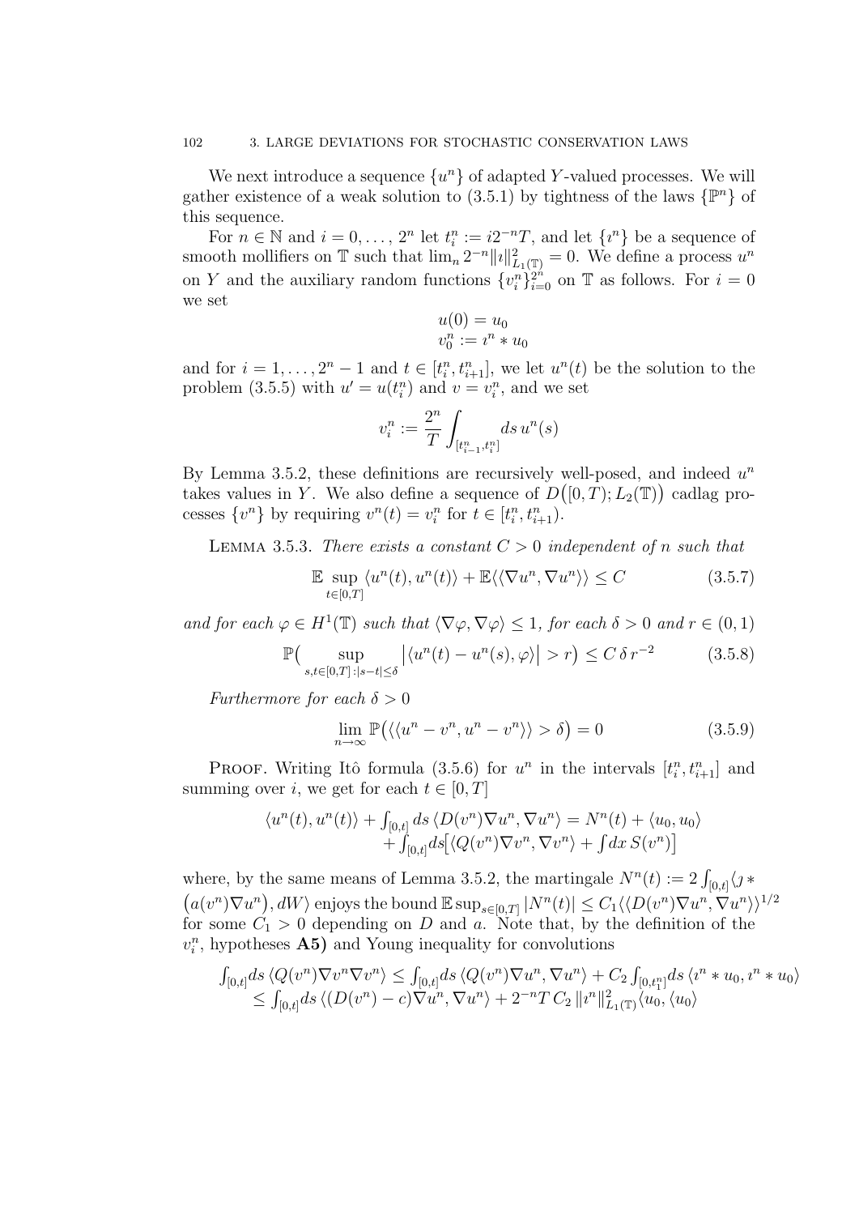We next introduce a sequence $\{u^n\}$ of adapted $Y$-valued processes. We will gather existence of a weak solution to (3.5.1) by tightness of the laws $\{\mathbb{P}^n\}$ of this sequence.

For $n \in \mathbb{N}$ and $i = 0, \dots, 2^n$ let $t_i^n := i 2^{-n} T$, and let $\{\imath^n\}$ be a sequence of smooth mollifiers on $\mathbb{T}$ such that $\lim_n 2^{-n} \|\imath\|^2_{L_1(\mathbb{T})} = 0$. We define a process $u^n$ on $Y$ and the auxiliary random functions $\{v_i^n\}_{i=0}^{2^n}$ on $\mathbb{T}$ as follows. For $i = 0$ we set

$$
\begin{aligned}
u(0) &= u_0 \\
v_0^n &:= \imath^n * u_0
\end{aligned}
$$

and for $i = 1, \dots, 2^n - 1$ and $t \in [t_i^n, t_{i+1}^n]$, we let $u^n(t)$ be the solution to the problem (3.5.5) with $u' = u(t_i^n)$ and $v = v_i^n$, and we set

$$
v_i^n := \frac{2^n}{T} \int_{[t_{i-1}^n, t_i^n]} ds\, u^n(s)
$$

By Lemma 3.5.2, these definitions are recursively well-posed, and indeed $u^n$ takes values in $Y$. We also define a sequence of $D\big([0,T]; L_2(\mathbb{T})\big)$ cadlag processes $\{v^n\}$ by requiring $v^n(t) = v_i^n$ for $t \in [t_i^n, t_{i+1}^n)$.

Lemma 3.5.3. *There exists a constant $C > 0$ independent of $n$ such that*

$$
\mathbb{E} \sup_{t \in [0,T]} \langle u^n(t), u^n(t) \rangle + \mathbb{E} \langle\langle \nabla u^n, \nabla u^n \rangle\rangle \le C \tag{3.5.7}
$$

*and for each $\varphi \in H^1(\mathbb{T})$ such that $\langle \nabla \varphi, \nabla \varphi \rangle \le 1$, for each $\delta > 0$ and $r \in (0,1)$*

$$
\mathbb{P}\big( \sup_{s,t \in [0,T]\,:\,|s-t| \le \delta} \big| \langle u^n(t) - u^n(s), \varphi \rangle \big| > r \big) \le C\, \delta\, r^{-2} \tag{3.5.8}
$$

*Furthermore for each $\delta > 0$*

$$
\lim_{n \to \infty} \mathbb{P}\big( \langle\langle u^n - v^n, u^n - v^n \rangle\rangle > \delta \big) = 0 \tag{3.5.9}
$$

Proof. Writing Itô formula (3.5.6) for $u^n$ in the intervals $[t_i^n, t_{i+1}^n]$ and summing over $i$, we get for each $t \in [0,T]$

$$
\begin{aligned}
\langle u^n(t), u^n(t) \rangle + \int_{[0,t]} ds\, \langle D(v^n) \nabla u^n, \nabla u^n \rangle &= N^n(t) + \langle u_0, u_0 \rangle \\
&\quad + \int_{[0,t]} ds \big[ \langle Q(v^n) \nabla v^n, \nabla v^n \rangle + \int dx\, S(v^n) \big]
\end{aligned}
$$

where, by the same means of Lemma 3.5.2, the martingale $N^n(t) := 2 \int_{[0,t]} \langle \jmath * \big(a(v^n) \nabla u^n\big), dW \rangle$ enjoys the bound $\mathbb{E} \sup_{s \in [0,T]} |N^n(t)| \le C_1 \langle\langle D(v^n) \nabla u^n, \nabla u^n \rangle\rangle^{1/2}$ for some $C_1 > 0$ depending on $D$ and $a$. Note that, by the definition of the $v_i^n$, hypotheses **A5)** and Young inequality for convolutions

$$
\begin{aligned}
\int_{[0,t]} ds\, \langle Q(v^n) \nabla v^n \nabla v^n \rangle &\le \int_{[0,t]} ds\, \langle Q(v^n) \nabla u^n, \nabla u^n \rangle + C_2 \int_{[0,t_1^n]} ds\, \langle \imath^n * u_0, \imath^n * u_0 \rangle \\
&\le \int_{[0,t]} ds\, \langle (D(v^n) - c) \nabla u^n, \nabla u^n \rangle + 2^{-n} T\, C_2\, \|\imath^n\|^2_{L_1(\mathbb{T})} \langle u_0, \langle u_0 \rangle
\end{aligned}
$$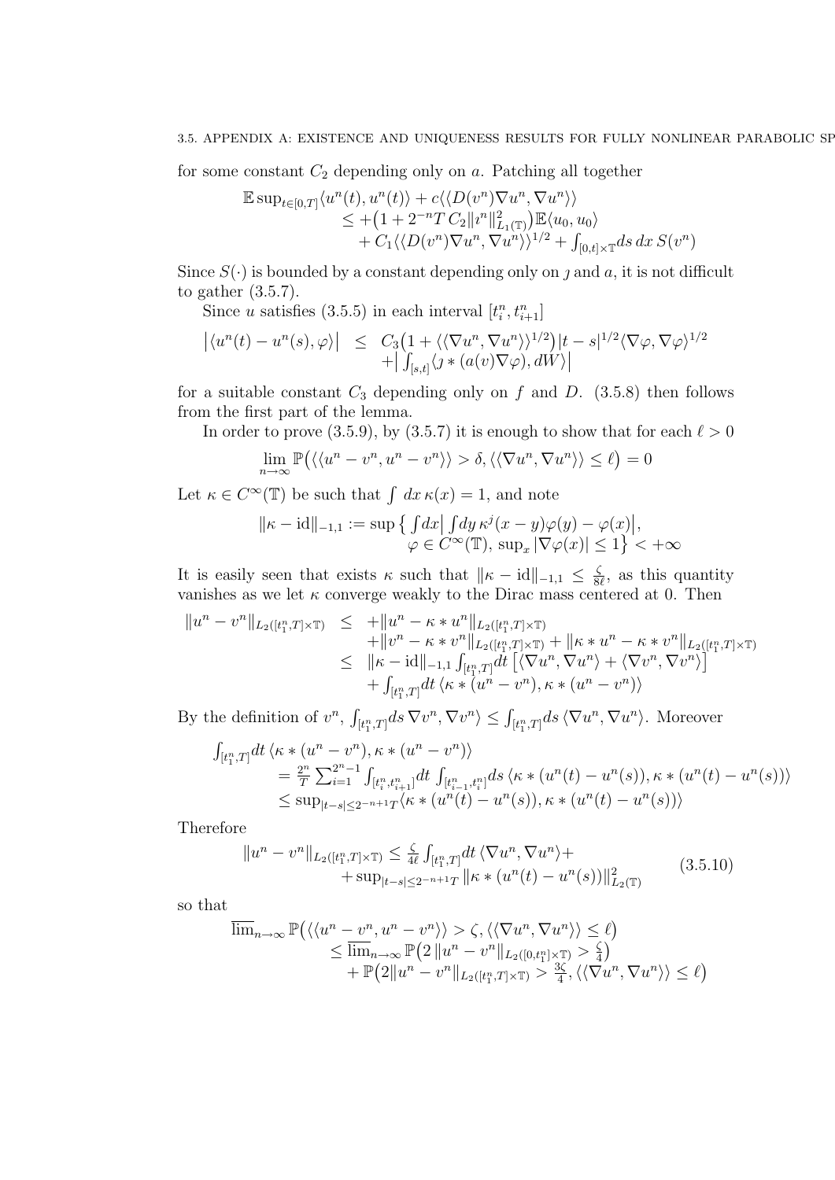for some constant $C_2$ depending only on $a$. Patching all together

$$
\begin{aligned}
\mathbb{E}\sup_{t\in[0,T]}\langle u^n(t),u^n(t)\rangle + c\langle\langle D(v^n)\nabla u^n,\nabla u^n\rangle\rangle \\
\leq +\big(1+2^{-n}T\,C_2\|\imath^n\|^2_{L_1(\mathbb{T})}\big)\mathbb{E}\langle u_0,u_0\rangle \\
+ C_1\langle\langle D(v^n)\nabla u^n,\nabla u^n\rangle\rangle^{1/2} + \int_{[0,t]\times\mathbb{T}} ds\,dx\,S(v^n)
\end{aligned}
$$

Since $S(\cdot)$ is bounded by a constant depending only on $\jmath$ and $a$, it is not difficult to gather (3.5.7).

Since $u$ satisfies (3.5.5) in each interval $[t^n_i,t^n_{i+1}]$

$$
\begin{aligned}
\big|\langle u^n(t)-u^n(s),\varphi\rangle\big| \;\leq\; & C_3\big(1+\langle\langle\nabla u^n,\nabla u^n\rangle\rangle^{1/2}\big)|t-s|^{1/2}\langle\nabla\varphi,\nabla\varphi\rangle^{1/2} \\
& +\Big|\int_{[s,t]}\langle\jmath*(a(v)\nabla\varphi),dW\rangle\Big|
\end{aligned}
$$

for a suitable constant $C_3$ depending only on $f$ and $D$. (3.5.8) then follows from the first part of the lemma.

In order to prove (3.5.9), by (3.5.7) it is enough to show that for each $\ell>0$

$$
\lim_{n\to\infty}\mathbb{P}\big(\langle\langle u^n-v^n,u^n-v^n\rangle\rangle>\delta,\langle\langle\nabla u^n,\nabla u^n\rangle\rangle\leq\ell\big)=0
$$

Let $\kappa\in C^\infty(\mathbb{T})$ be such that $\int dx\,\kappa(x)=1$, and note

$$
\begin{aligned}
\|\kappa-\mathrm{id}\|_{-1,1}:=\sup\Big\{\int dx\Big|\int dy\,\kappa^j(x-y)\varphi(y)-\varphi(x)\Big|, \\
\varphi\in C^\infty(\mathbb{T}),\ \sup_x|\nabla\varphi(x)|\leq 1\Big\}<+\infty
\end{aligned}
$$

It is easily seen that exists $\kappa$ such that $\|\kappa-\mathrm{id}\|_{-1,1}\leq\frac{\zeta}{8\ell}$, as this quantity vanishes as we let $\kappa$ converge weakly to the Dirac mass centered at 0. Then

$$
\begin{aligned}
\|u^n-v^n\|_{L_2([t^n_1,T]\times\mathbb{T})} \;\leq\; & +\|u^n-\kappa*u^n\|_{L_2([t^n_1,T]\times\mathbb{T})} \\
& +\|v^n-\kappa*v^n\|_{L_2([t^n_1,T]\times\mathbb{T})}+\|\kappa*u^n-\kappa*v^n\|_{L_2([t^n_1,T]\times\mathbb{T})} \\
\leq\; & \|\kappa-\mathrm{id}\|_{-1,1}\int_{[t^n_1,T]}dt\,\big[\langle\nabla u^n,\nabla u^n\rangle+\langle\nabla v^n,\nabla v^n\rangle\big] \\
& +\int_{[t^n_1,T]}dt\,\langle\kappa*(u^n-v^n),\kappa*(u^n-v^n)\rangle
\end{aligned}
$$

By the definition of $v^n$, $\int_{[t^n_1,T]}ds\,\nabla v^n,\nabla v^n\rangle\leq\int_{[t^n_1,T]}ds\,\langle\nabla u^n,\nabla u^n\rangle$. Moreover

$$
\begin{aligned}
&\int_{[t^n_1,T]}dt\,\langle\kappa*(u^n-v^n),\kappa*(u^n-v^n)\rangle \\
&\quad=\frac{2^n}{T}\sum_{i=1}^{2^n-1}\int_{[t^n_i,t^n_{i+1}]}dt\int_{[t^n_{i-1},t^n_i]}ds\,\langle\kappa*(u^n(t)-u^n(s)),\kappa*(u^n(t)-u^n(s))\rangle \\
&\quad\leq\sup_{|t-s|\leq 2^{-n+1}T}\langle\kappa*(u^n(t)-u^n(s)),\kappa*(u^n(t)-u^n(s))\rangle
\end{aligned}
$$

Therefore

$$
\begin{aligned}
\|u^n-v^n\|_{L_2([t^n_1,T]\times\mathbb{T})}\leq\frac{\zeta}{4\ell}\int_{[t^n_1,T]}dt\,\langle\nabla u^n,\nabla u^n\rangle+ \\
+\sup_{|t-s|\leq 2^{-n+1}T}\|\kappa*(u^n(t)-u^n(s))\|^2_{L_2(\mathbb{T})}
\end{aligned}
\tag{3.5.10}
$$

so that

$$
\begin{aligned}
\overline{\lim}_{n\to\infty}\mathbb{P}\big(\langle\langle u^n-v^n,u^n-v^n\rangle\rangle>\zeta,\langle\langle\nabla u^n,\nabla u^n\rangle\rangle\leq\ell\big) \\
\leq\overline{\lim}_{n\to\infty}\mathbb{P}\big(2\,\|u^n-v^n\|_{L_2([0,t^n_1]\times\mathbb{T})}>\tfrac{\zeta}{4}\big) \\
+\mathbb{P}\big(2\|u^n-v^n\|_{L_2([t^n_1,T]\times\mathbb{T})}>\tfrac{3\zeta}{4},\langle\langle\nabla u^n,\nabla u^n\rangle\rangle\leq\ell\big)
\end{aligned}
$$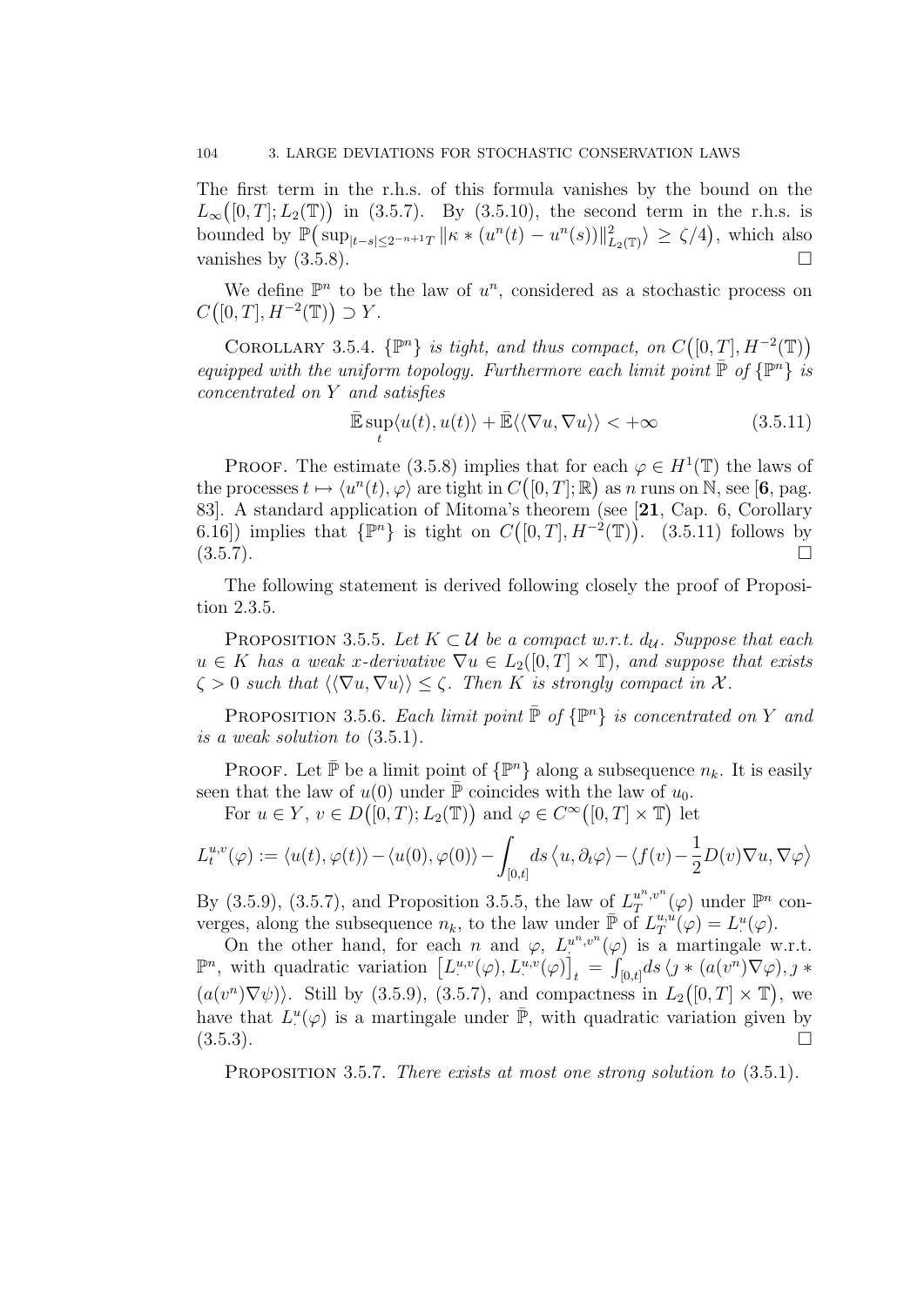The first term in the r.h.s. of this formula vanishes by the bound on the $L_\infty\big([0,T];L_2(\mathbb{T})\big)$ in (3.5.7). By (3.5.10), the second term in the r.h.s. is bounded by $\mathbb{P}\big(\sup_{|t-s|\le 2^{-n+1}T} \|\kappa * (u^n(t) - u^n(s))\|^2_{L_2(\mathbb{T})}\rangle \ge \zeta/4\big)$, which also vanishes by (3.5.8). □

We define $\mathbb{P}^n$ to be the law of $u^n$, considered as a stochastic process on $C\big([0,T], H^{-2}(\mathbb{T})\big) \supset Y$.

COROLLARY 3.5.4. *$\{\mathbb{P}^n\}$ is tight, and thus compact, on $C\big([0,T], H^{-2}(\mathbb{T})\big)$ equipped with the uniform topology. Furthermore each limit point $\bar{\mathbb{P}}$ of $\{\mathbb{P}^n\}$ is concentrated on $Y$ and satisfies*

$$\bar{\mathbb{E}} \sup_t \langle u(t), u(t)\rangle + \bar{\mathbb{E}}\langle\langle \nabla u, \nabla u\rangle\rangle < +\infty \tag{3.5.11}$$

PROOF. The estimate (3.5.8) implies that for each $\varphi \in H^1(\mathbb{T})$ the laws of the processes $t \mapsto \langle u^n(t), \varphi\rangle$ are tight in $C\big([0,T];\mathbb{R}\big)$ as $n$ runs on $\mathbb{N}$, see [**6**, pag. 83]. A standard application of Mitoma's theorem (see [**21**, Cap. 6, Corollary 6.16]) implies that $\{\mathbb{P}^n\}$ is tight on $C\big([0,T], H^{-2}(\mathbb{T})\big)$. (3.5.11) follows by (3.5.7). □

The following statement is derived following closely the proof of Proposition 2.3.5.

PROPOSITION 3.5.5. *Let $K \subset \mathcal{U}$ be a compact w.r.t. $d_{\mathcal{U}}$. Suppose that each $u \in K$ has a weak $x$-derivative $\nabla u \in L_2([0,T]\times\mathbb{T})$, and suppose that exists $\zeta > 0$ such that $\langle\langle \nabla u, \nabla u\rangle\rangle \le \zeta$. Then $K$ is strongly compact in $\mathcal{X}$.*

PROPOSITION 3.5.6. *Each limit point $\bar{\mathbb{P}}$ of $\{\mathbb{P}^n\}$ is concentrated on $Y$ and is a weak solution to* (3.5.1).

PROOF. Let $\bar{\mathbb{P}}$ be a limit point of $\{\mathbb{P}^n\}$ along a subsequence $n_k$. It is easily seen that the law of $u(0)$ under $\bar{\mathbb{P}}$ coincides with the law of $u_0$.

For $u \in Y$, $v \in D\big([0,T);L_2(\mathbb{T})\big)$ and $\varphi \in C^\infty\big([0,T]\times\mathbb{T}\big)$ let

$$L_t^{u,v}(\varphi) := \langle u(t), \varphi(t)\rangle - \langle u(0), \varphi(0)\rangle - \int_{[0,t]} ds \left\langle u, \partial_t \varphi\right\rangle - \left\langle f(v) - \frac{1}{2}D(v)\nabla u, \nabla\varphi\right\rangle$$

By (3.5.9), (3.5.7), and Proposition 3.5.5, the law of $L_T^{u^n,v^n}(\varphi)$ under $\mathbb{P}^n$ converges, along the subsequence $n_k$, to the law under $\bar{\mathbb{P}}$ of $L_T^{u,u}(\varphi) = L_\cdot^u(\varphi)$.

On the other hand, for each $n$ and $\varphi$, $L_\cdot^{u^n,v^n}(\varphi)$ is a martingale w.r.t. $\mathbb{P}^n$, with quadratic variation $\big[L_\cdot^{u,v}(\varphi), L_\cdot^{u,v}(\varphi)\big]_t = \int_{[0,t]} ds\, \langle \jmath * (a(v^n)\nabla\varphi), \jmath * (a(v^n)\nabla\psi)\rangle$. Still by (3.5.9), (3.5.7), and compactness in $L_2\big([0,T]\times\mathbb{T}\big)$, we have that $L_\cdot^u(\varphi)$ is a martingale under $\bar{\mathbb{P}}$, with quadratic variation given by (3.5.3). □

PROPOSITION 3.5.7. *There exists at most one strong solution to* (3.5.1).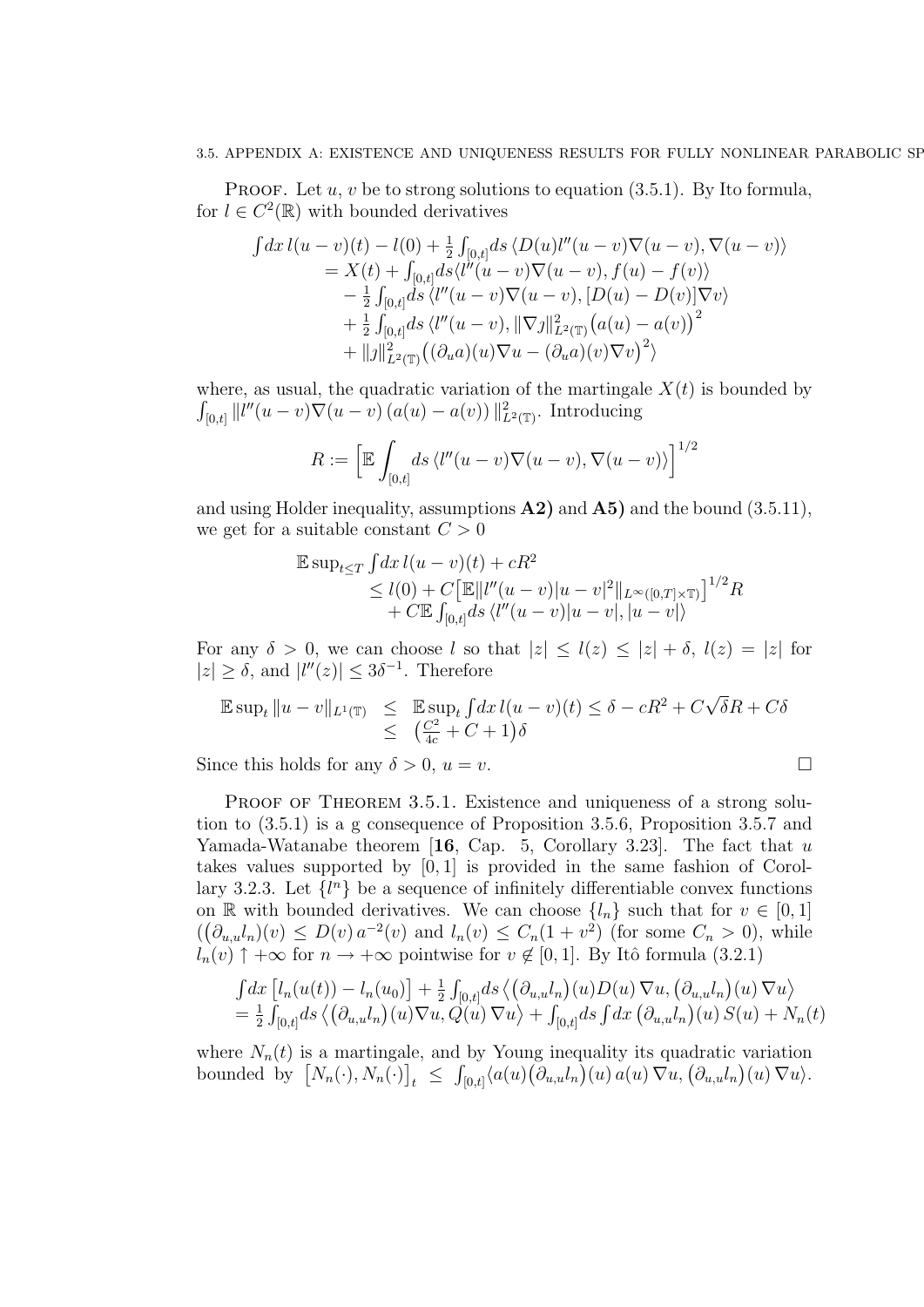**Proof.** Let $u$, $v$ be to strong solutions to equation (3.5.1). By Ito formula, for $l \in C^2(\mathbb{R})$ with bounded derivatives

$$
\begin{aligned}
\int dx\, l(u-v)(t) - l(0) + \tfrac{1}{2}\int_{[0,t]} ds\, \langle D(u) l''(u-v)\nabla(u-v), \nabla(u-v)\rangle \\
= X(t) + \int_{[0,t]} ds \langle l''(u-v)\nabla(u-v), f(u)-f(v)\rangle \\
- \tfrac{1}{2}\int_{[0,t]} ds\, \langle l''(u-v)\nabla(u-v), [D(u)-D(v)]\nabla v\rangle \\
+ \tfrac{1}{2}\int_{[0,t]} ds\, \langle l''(u-v), \|\nabla \jmath\|^2_{L^2(\mathbb{T})}\big(a(u)-a(v)\big)^2 \\
+ \|\jmath\|^2_{L^2(\mathbb{T})}\big((\partial_u a)(u)\nabla u - (\partial_u a)(v)\nabla v\big)^2\rangle
\end{aligned}
$$

where, as usual, the quadratic variation of the martingale $X(t)$ is bounded by $\int_{[0,t]} \|l''(u-v)\nabla(u-v)\,(a(u)-a(v))\,\|^2_{L^2(\mathbb{T})}$. Introducing

$$
R := \Big[\mathbb{E}\int_{[0,t]} ds\, \langle l''(u-v)\nabla(u-v), \nabla(u-v)\rangle\Big]^{1/2}
$$

and using Holder inequality, assumptions **A2)** and **A5)** and the bound (3.5.11), we get for a suitable constant $C>0$

$$
\begin{aligned}
\mathbb{E}\sup\nolimits_{t\le T}\int dx\, l(u-v)(t) + cR^2 \\
\le l(0) + C\big[\mathbb{E}\|l''(u-v)|u-v|^2\|_{L^\infty([0,T]\times\mathbb{T})}\big]^{1/2} R \\
+ C\mathbb{E}\int_{[0,t]} ds\, \langle l''(u-v)|u-v|, |u-v|\rangle
\end{aligned}
$$

For any $\delta>0$, we can choose $l$ so that $|z| \le l(z) \le |z| + \delta$, $l(z) = |z|$ for $|z| \ge \delta$, and $|l''(z)| \le 3\delta^{-1}$. Therefore

$$
\begin{aligned}
\mathbb{E}\sup\nolimits_t \|u-v\|_{L^1(\mathbb{T})} &\le \mathbb{E}\sup\nolimits_t \int dx\, l(u-v)(t) \le \delta - cR^2 + C\sqrt{\delta}R + C\delta \\
&\le \big(\tfrac{C^2}{4c} + C + 1\big)\delta
\end{aligned}
$$

Since this holds for any $\delta>0$, $u=v$. $\square$

**Proof of Theorem 3.5.1.** Existence and uniqueness of a strong solution to (3.5.1) is a g consequence of Proposition 3.5.6, Proposition 3.5.7 and Yamada-Watanabe theorem [**16**, Cap. 5, Corollary 3.23]. The fact that $u$ takes values supported by $[0,1]$ is provided in the same fashion of Corollary 3.2.3. Let $\{l^n\}$ be a sequence of infinitely differentiable convex functions on $\mathbb{R}$ with bounded derivatives. We can choose $\{l_n\}$ such that for $v \in [0,1]$ $\big((\partial_{u,u} l_n)(v) \le D(v)\,a^{-2}(v)$ and $l_n(v) \le C_n(1+v^2)$ (for some $C_n>0$), while $l_n(v) \uparrow +\infty$ for $n \to +\infty$ pointwise for $v \notin [0,1]$. By Itô formula (3.2.1)

$$
\begin{aligned}
\int dx\,\big[l_n(u(t)) - l_n(u_0)\big] + \tfrac{1}{2}\int_{[0,t]} ds \big\langle \big(\partial_{u,u} l_n\big)(u) D(u)\,\nabla u, \big(\partial_{u,u} l_n\big)(u)\,\nabla u\big\rangle \\
= \tfrac{1}{2}\int_{[0,t]} ds \big\langle \big(\partial_{u,u} l_n\big)(u)\nabla u, Q(u)\,\nabla u\big\rangle + \int_{[0,t]} ds \int dx\, \big(\partial_{u,u} l_n\big)(u)\, S(u) + N_n(t)
\end{aligned}
$$

where $N_n(t)$ is a martingale, and by Young inequality its quadratic variation bounded by $\big[N_n(\cdot), N_n(\cdot)\big]_t \le \int_{[0,t]} \langle a(u)\big(\partial_{u,u} l_n\big)(u)\, a(u)\,\nabla u, \big(\partial_{u,u} l_n\big)(u)\,\nabla u\rangle$.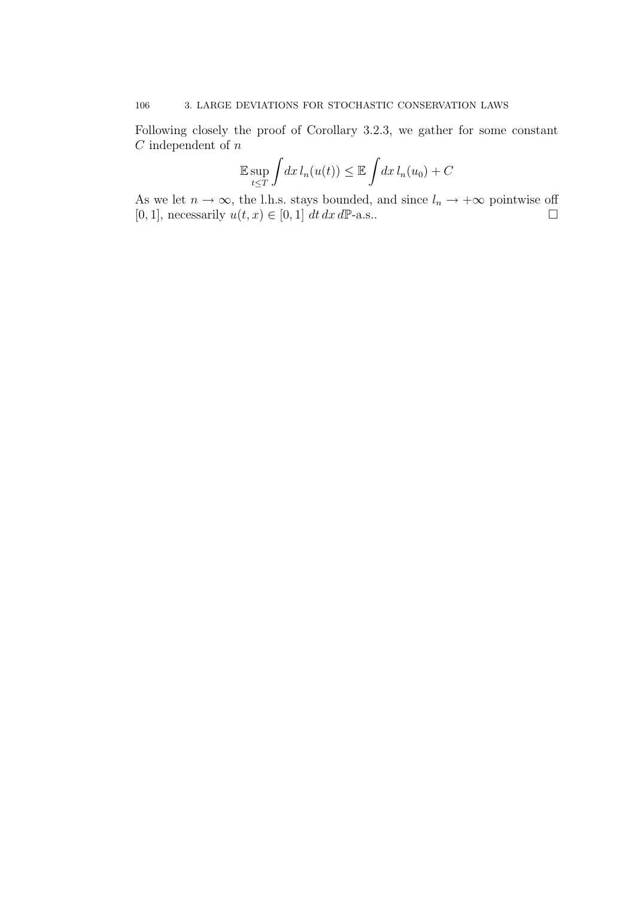Following closely the proof of Corollary 3.2.3, we gather for some constant $C$ independent of $n$

$$\mathbb{E} \sup_{t \leq T} \int dx \, l_n(u(t)) \leq \mathbb{E} \int dx \, l_n(u_0) + C$$

As we let $n \to \infty$, the l.h.s. stays bounded, and since $l_n \to +\infty$ pointwise off $[0, 1]$, necessarily $u(t, x) \in [0, 1]$ $dt \, dx \, d\mathbb{P}$-a.s.. $\square$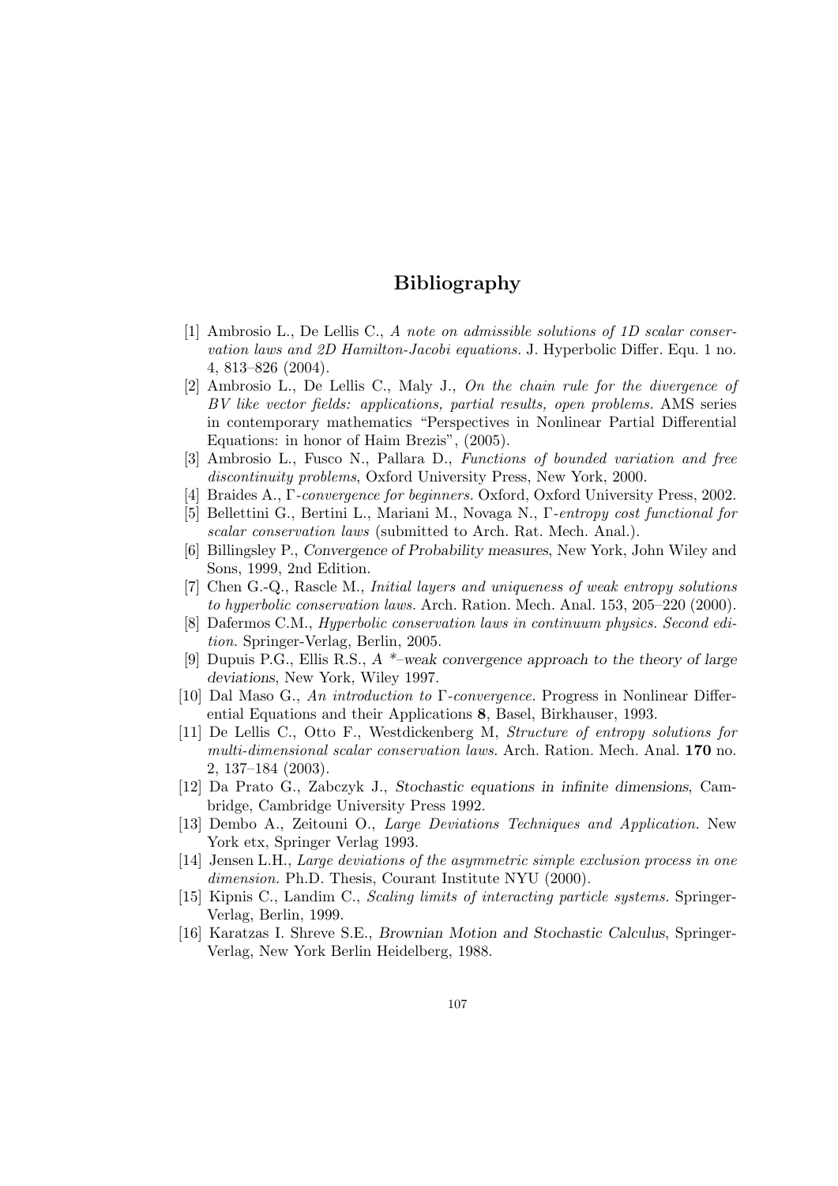# Bibliography

[1] Ambrosio L., De Lellis C., *A note on admissible solutions of 1D scalar conservation laws and 2D Hamilton-Jacobi equations.* J. Hyperbolic Differ. Equ. 1 no. 4, 813–826 (2004).

[2] Ambrosio L., De Lellis C., Maly J., *On the chain rule for the divergence of $BV$ like vector fields: applications, partial results, open problems.* AMS series in contemporary mathematics "Perspectives in Nonlinear Partial Differential Equations: in honor of Haim Brezis", (2005).

[3] Ambrosio L., Fusco N., Pallara D., *Functions of bounded variation and free discontinuity problems*, Oxford University Press, New York, 2000.

[4] Braides A., *$\Gamma$-convergence for beginners.* Oxford, Oxford University Press, 2002.

[5] Bellettini G., Bertini L., Mariani M., Novaga N., *$\Gamma$-entropy cost functional for scalar conservation laws* (submitted to Arch. Rat. Mech. Anal.).

[6] Billingsley P., *Convergence of Probability measures*, New York, John Wiley and Sons, 1999, 2nd Edition.

[7] Chen G.-Q., Rascle M., *Initial layers and uniqueness of weak entropy solutions to hyperbolic conservation laws.* Arch. Ration. Mech. Anal. 153, 205–220 (2000).

[8] Dafermos C.M., *Hyperbolic conservation laws in continuum physics. Second edition.* Springer-Verlag, Berlin, 2005.

[9] Dupuis P.G., Ellis R.S., *A \*–weak convergence approach to the theory of large deviations*, New York, Wiley 1997.

[10] Dal Maso G., *An introduction to $\Gamma$-convergence.* Progress in Nonlinear Differential Equations and their Applications **8**, Basel, Birkhauser, 1993.

[11] De Lellis C., Otto F., Westdickenberg M, *Structure of entropy solutions for multi-dimensional scalar conservation laws.* Arch. Ration. Mech. Anal. **170** no. 2, 137–184 (2003).

[12] Da Prato G., Zabczyk J., *Stochastic equations in infinite dimensions*, Cambridge, Cambridge University Press 1992.

[13] Dembo A., Zeitouni O., *Large Deviations Techniques and Application.* New York etx, Springer Verlag 1993.

[14] Jensen L.H., *Large deviations of the asymmetric simple exclusion process in one dimension.* Ph.D. Thesis, Courant Institute NYU (2000).

[15] Kipnis C., Landim C., *Scaling limits of interacting particle systems.* Springer-Verlag, Berlin, 1999.

[16] Karatzas I. Shreve S.E., *Brownian Motion and Stochastic Calculus*, Springer-Verlag, New York Berlin Heidelberg, 1988.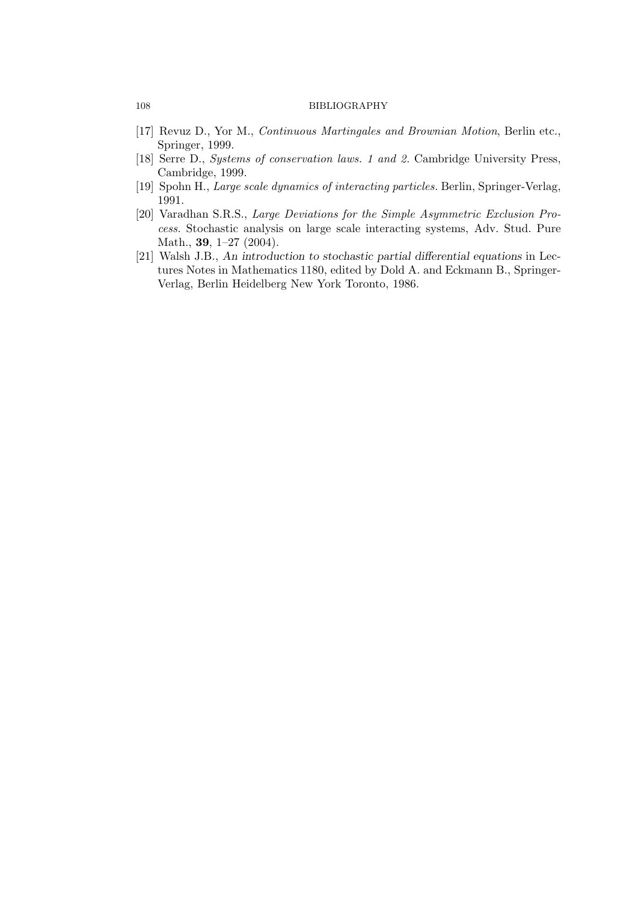[17] Revuz D., Yor M., *Continuous Martingales and Brownian Motion*, Berlin etc., Springer, 1999.

[18] Serre D., *Systems of conservation laws. 1 and 2.* Cambridge University Press, Cambridge, 1999.

[19] Spohn H., *Large scale dynamics of interacting particles.* Berlin, Springer-Verlag, 1991.

[20] Varadhan S.R.S., *Large Deviations for the Simple Asymmetric Exclusion Process.* Stochastic analysis on large scale interacting systems, Adv. Stud. Pure Math., **39**, 1–27 (2004).

[21] Walsh J.B., *An introduction to stochastic partial differential equations* in Lectures Notes in Mathematics 1180, edited by Dold A. and Eckmann B., Springer-Verlag, Berlin Heidelberg New York Toronto, 1986.